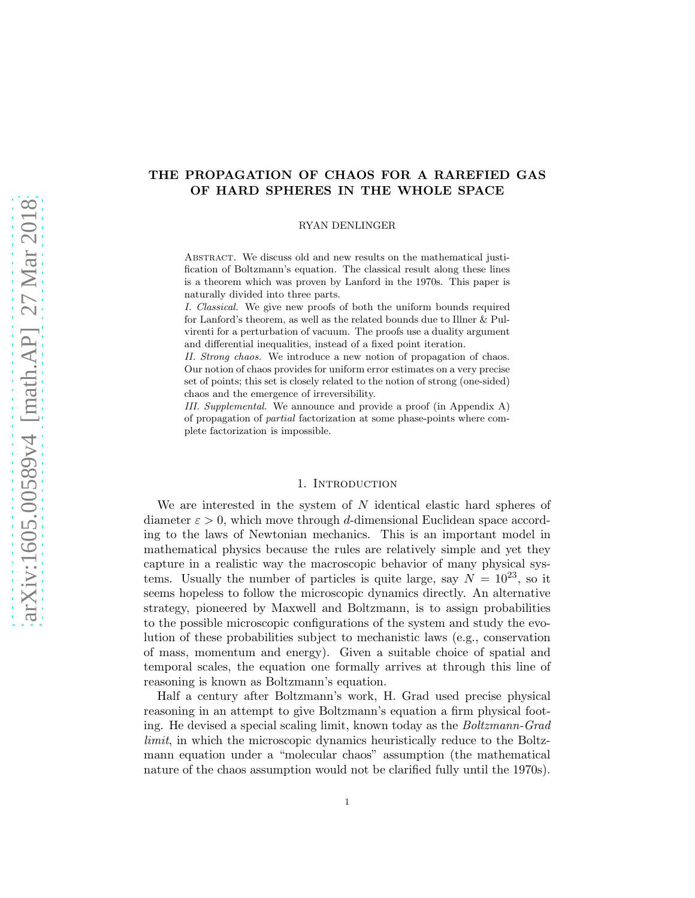# THE PROPAGATION OF CHAOS FOR A RAREFIED GAS OF HARD SPHERES IN THE WHOLE SPACE

RYAN DENLINGER

Abstract. We discuss old and new results on the mathematical justification of Boltzmann's equation. The classical result along these lines is a theorem which was proven by Lanford in the 1970s. This paper is naturally divided into three parts.

*I. Classical.* We give new proofs of both the uniform bounds required for Lanford's theorem, as well as the related bounds due to Illner & Pulvirenti for a perturbation of vacuum. The proofs use a duality argument and differential inequalities, instead of a fixed point iteration.

*II. Strong chaos.* We introduce a new notion of propagation of chaos. Our notion of chaos provides for uniform error estimates on a very precise set of points; this set is closely related to the notion of strong (one-sided) chaos and the emergence of irreversibility.

*III. Supplemental.* We announce and provide a proof (in Appendix A) of propagation of *partial* factorization at some phase-points where complete factorization is impossible.

## 1. Introduction

We are interested in the system of $N$ identical elastic hard spheres of diameter $\varepsilon > 0$, which move through $d$-dimensional Euclidean space according to the laws of Newtonian mechanics. This is an important model in mathematical physics because the rules are relatively simple and yet they capture in a realistic way the macroscopic behavior of many physical systems. Usually the number of particles is quite large, say $N = 10^{23}$, so it seems hopeless to follow the microscopic dynamics directly. An alternative strategy, pioneered by Maxwell and Boltzmann, is to assign probabilities to the possible microscopic configurations of the system and study the evolution of these probabilities subject to mechanistic laws (e.g., conservation of mass, momentum and energy). Given a suitable choice of spatial and temporal scales, the equation one formally arrives at through this line of reasoning is known as Boltzmann's equation.

Half a century after Boltzmann's work, H. Grad used precise physical reasoning in an attempt to give Boltzmann's equation a firm physical footing. He devised a special scaling limit, known today as the *Boltzmann-Grad limit*, in which the microscopic dynamics heuristically reduce to the Boltzmann equation under a "molecular chaos" assumption (the mathematical nature of the chaos assumption would not be clarified fully until the 1970s).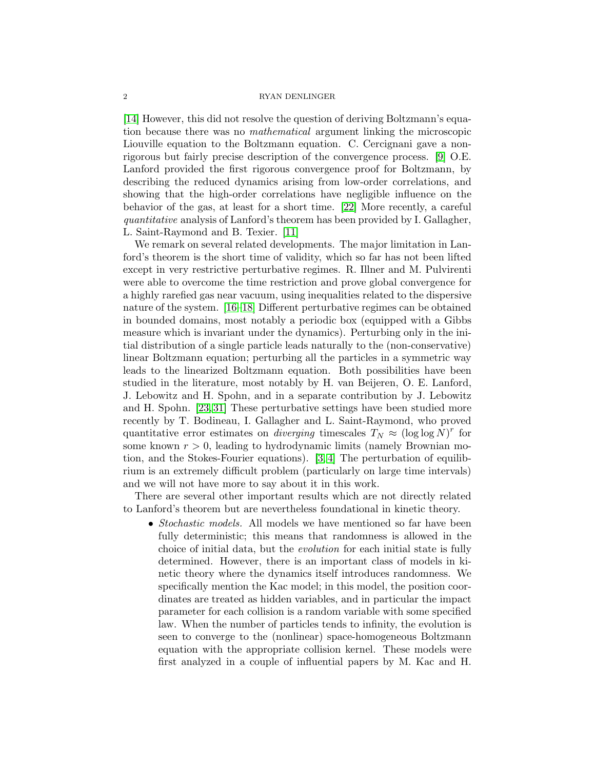[14] However, this did not resolve the question of deriving Boltzmann's equation because there was no *mathematical* argument linking the microscopic Liouville equation to the Boltzmann equation. C. Cercignani gave a non-rigorous but fairly precise description of the convergence process. [9] O.E. Lanford provided the first rigorous convergence proof for Boltzmann, by describing the reduced dynamics arising from low-order correlations, and showing that the high-order correlations have negligible influence on the behavior of the gas, at least for a short time. [22] More recently, a careful *quantitative* analysis of Lanford's theorem has been provided by I. Gallagher, L. Saint-Raymond and B. Texier. [11]

We remark on several related developments. The major limitation in Lanford's theorem is the short time of validity, which so far has not been lifted except in very restrictive perturbative regimes. R. Illner and M. Pulvirenti were able to overcome the time restriction and prove global convergence for a highly rarefied gas near vacuum, using inequalities related to the dispersive nature of the system. [16–18] Different perturbative regimes can be obtained in bounded domains, most notably a periodic box (equipped with a Gibbs measure which is invariant under the dynamics). Perturbing only in the initial distribution of a single particle leads naturally to the (non-conservative) linear Boltzmann equation; perturbing all the particles in a symmetric way leads to the linearized Boltzmann equation. Both possibilities have been studied in the literature, most notably by H. van Beijeren, O. E. Lanford, J. Lebowitz and H. Spohn, and in a separate contribution by J. Lebowitz and H. Spohn. [23,31] These perturbative settings have been studied more recently by T. Bodineau, I. Gallagher and L. Saint-Raymond, who proved quantitative error estimates on *diverging* timescales $T_N \approx (\log \log N)^r$ for some known $r > 0$, leading to hydrodynamic limits (namely Brownian motion, and the Stokes-Fourier equations). [3,4] The perturbation of equilibrium is an extremely difficult problem (particularly on large time intervals) and we will not have more to say about it in this work.

There are several other important results which are not directly related to Lanford's theorem but are nevertheless foundational in kinetic theory.

- *Stochastic models.* All models we have mentioned so far have been fully deterministic; this means that randomness is allowed in the choice of initial data, but the *evolution* for each initial state is fully determined. However, there is an important class of models in kinetic theory where the dynamics itself introduces randomness. We specifically mention the Kac model; in this model, the position coordinates are treated as hidden variables, and in particular the impact parameter for each collision is a random variable with some specified law. When the number of particles tends to infinity, the evolution is seen to converge to the (nonlinear) space-homogeneous Boltzmann equation with the appropriate collision kernel. These models were first analyzed in a couple of influential papers by M. Kac and H.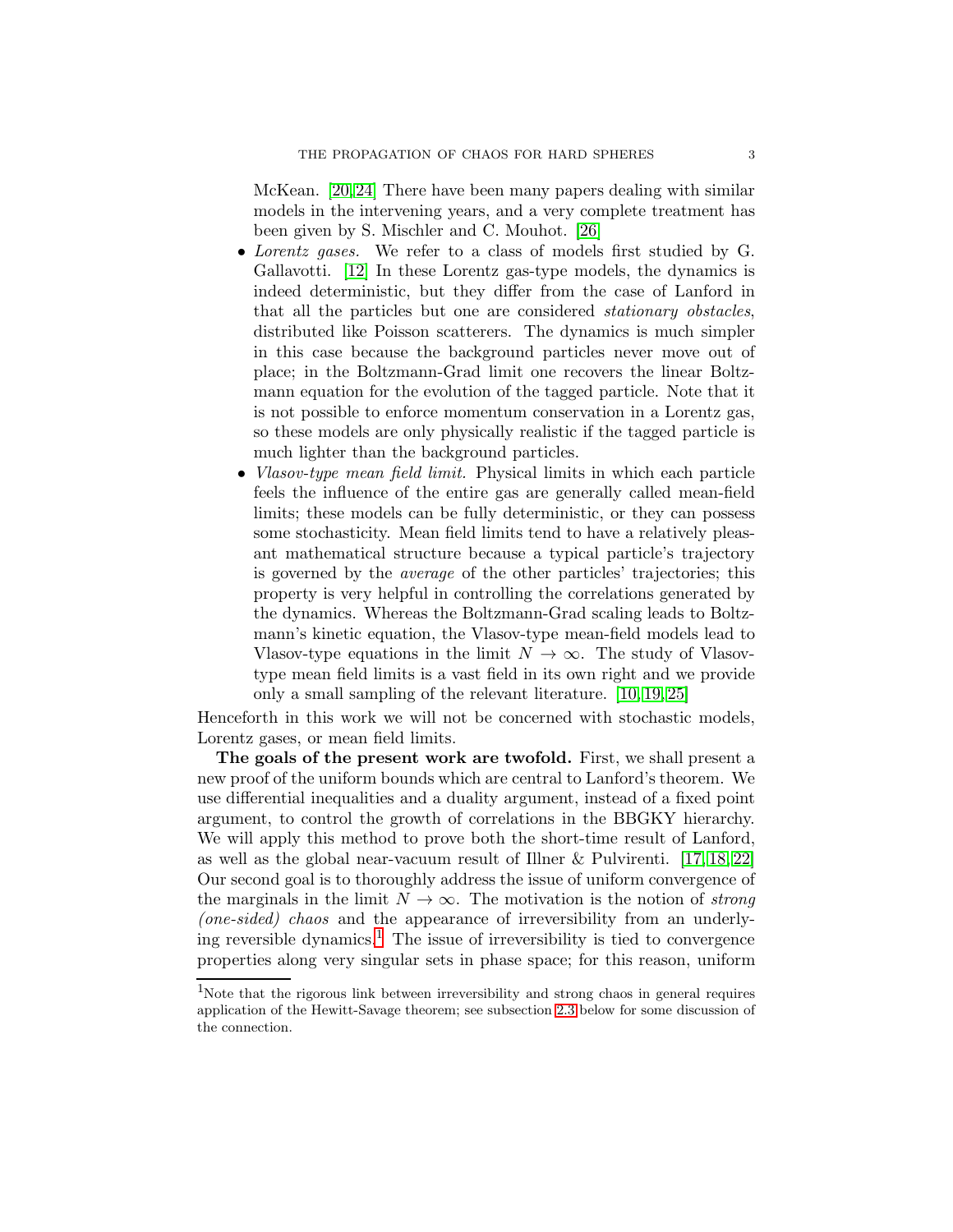McKean. [20, 24] There have been many papers dealing with similar models in the intervening years, and a very complete treatment has been given by S. Mischler and C. Mouhot. [26]

- *Lorentz gases.* We refer to a class of models first studied by G. Gallavotti. [12] In these Lorentz gas-type models, the dynamics is indeed deterministic, but they differ from the case of Lanford in that all the particles but one are considered *stationary obstacles*, distributed like Poisson scatterers. The dynamics is much simpler in this case because the background particles never move out of place; in the Boltzmann-Grad limit one recovers the linear Boltzmann equation for the evolution of the tagged particle. Note that it is not possible to enforce momentum conservation in a Lorentz gas, so these models are only physically realistic if the tagged particle is much lighter than the background particles.
- *Vlasov-type mean field limit.* Physical limits in which each particle feels the influence of the entire gas are generally called mean-field limits; these models can be fully deterministic, or they can possess some stochasticity. Mean field limits tend to have a relatively pleasant mathematical structure because a typical particle's trajectory is governed by the *average* of the other particles' trajectories; this property is very helpful in controlling the correlations generated by the dynamics. Whereas the Boltzmann-Grad scaling leads to Boltzmann's kinetic equation, the Vlasov-type mean-field models lead to Vlasov-type equations in the limit $N \to \infty$. The study of Vlasov-type mean field limits is a vast field in its own right and we provide only a small sampling of the relevant literature. [10, 19, 25]

Henceforth in this work we will not be concerned with stochastic models, Lorentz gases, or mean field limits.

**The goals of the present work are twofold.** First, we shall present a new proof of the uniform bounds which are central to Lanford's theorem. We use differential inequalities and a duality argument, instead of a fixed point argument, to control the growth of correlations in the BBGKY hierarchy. We will apply this method to prove both the short-time result of Lanford, as well as the global near-vacuum result of Illner & Pulvirenti. [17, 18, 22] Our second goal is to thoroughly address the issue of uniform convergence of the marginals in the limit $N \to \infty$. The motivation is the notion of *strong (one-sided) chaos* and the appearance of irreversibility from an underlying reversible dynamics.[1] The issue of irreversibility is tied to convergence properties along very singular sets in phase space; for this reason, uniform

[1] Note that the rigorous link between irreversibility and strong chaos in general requires application of the Hewitt-Savage theorem; see subsection 2.3 below for some discussion of the connection.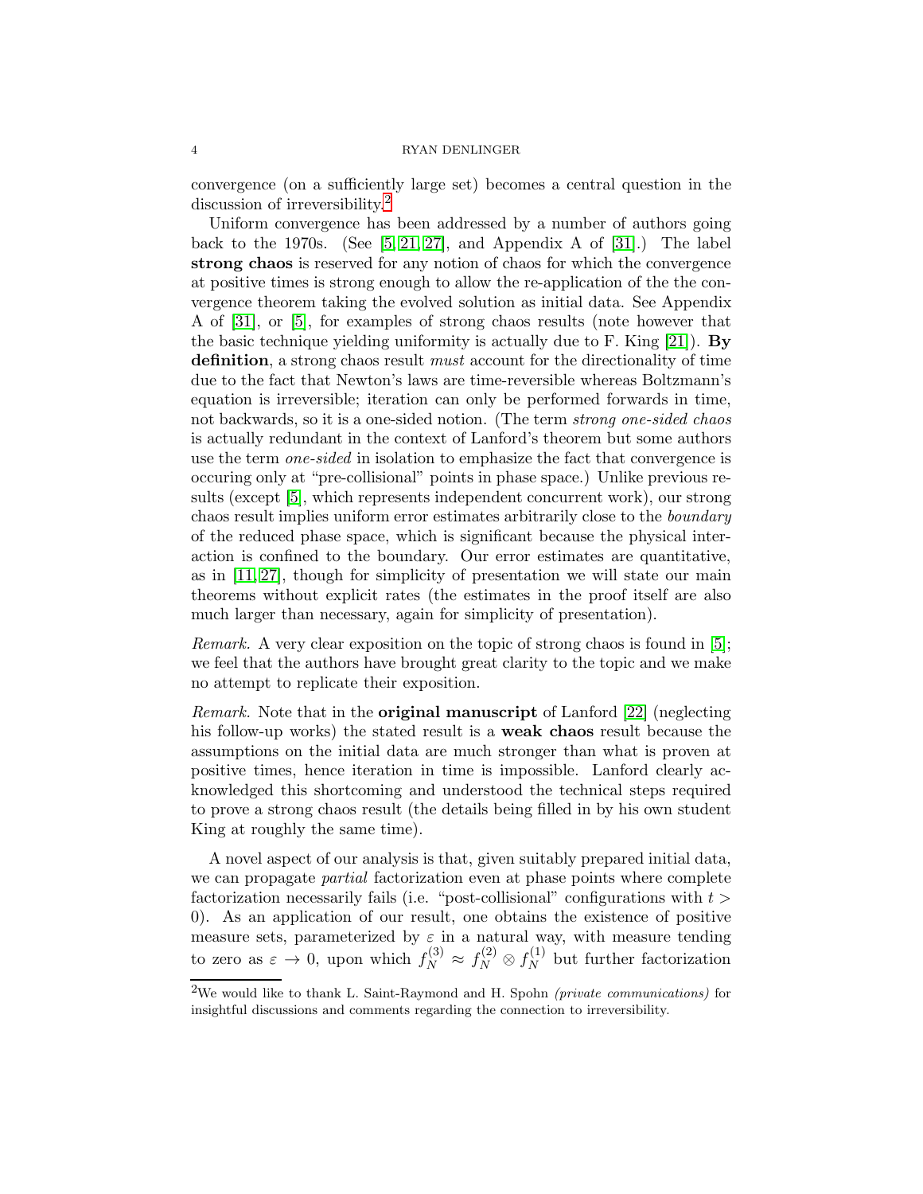convergence (on a sufficiently large set) becomes a central question in the discussion of irreversibility.[2]

Uniform convergence has been addressed by a number of authors going back to the 1970s. (See [5, 21, 27], and Appendix A of [31].) The label **strong chaos** is reserved for any notion of chaos for which the convergence at positive times is strong enough to allow the re-application of the the convergence theorem taking the evolved solution as initial data. See Appendix A of [31], or [5], for examples of strong chaos results (note however that the basic technique yielding uniformity is actually due to F. King [21]). **By definition**, a strong chaos result *must* account for the directionality of time due to the fact that Newton's laws are time-reversible whereas Boltzmann's equation is irreversible; iteration can only be performed forwards in time, not backwards, so it is a one-sided notion. (The term *strong one-sided chaos* is actually redundant in the context of Lanford's theorem but some authors use the term *one-sided* in isolation to emphasize the fact that convergence is occuring only at "pre-collisional" points in phase space.) Unlike previous results (except [5], which represents independent concurrent work), our strong chaos result implies uniform error estimates arbitrarily close to the *boundary* of the reduced phase space, which is significant because the physical interaction is confined to the boundary. Our error estimates are quantitative, as in [11, 27], though for simplicity of presentation we will state our main theorems without explicit rates (the estimates in the proof itself are also much larger than necessary, again for simplicity of presentation).

*Remark.* A very clear exposition on the topic of strong chaos is found in [5]; we feel that the authors have brought great clarity to the topic and we make no attempt to replicate their exposition.

*Remark.* Note that in the **original manuscript** of Lanford [22] (neglecting his follow-up works) the stated result is a **weak chaos** result because the assumptions on the initial data are much stronger than what is proven at positive times, hence iteration in time is impossible. Lanford clearly acknowledged this shortcoming and understood the technical steps required to prove a strong chaos result (the details being filled in by his own student King at roughly the same time).

A novel aspect of our analysis is that, given suitably prepared initial data, we can propagate *partial* factorization even at phase points where complete factorization necessarily fails (i.e. "post-collisional" configurations with $t > 0$). As an application of our result, one obtains the existence of positive measure sets, parameterized by $\varepsilon$ in a natural way, with measure tending to zero as $\varepsilon \to 0$, upon which $f_N^{(3)} \approx f_N^{(2)} \otimes f_N^{(1)}$ but further factorization

[2]We would like to thank L. Saint-Raymond and H. Spohn *(private communications)* for insightful discussions and comments regarding the connection to irreversibility.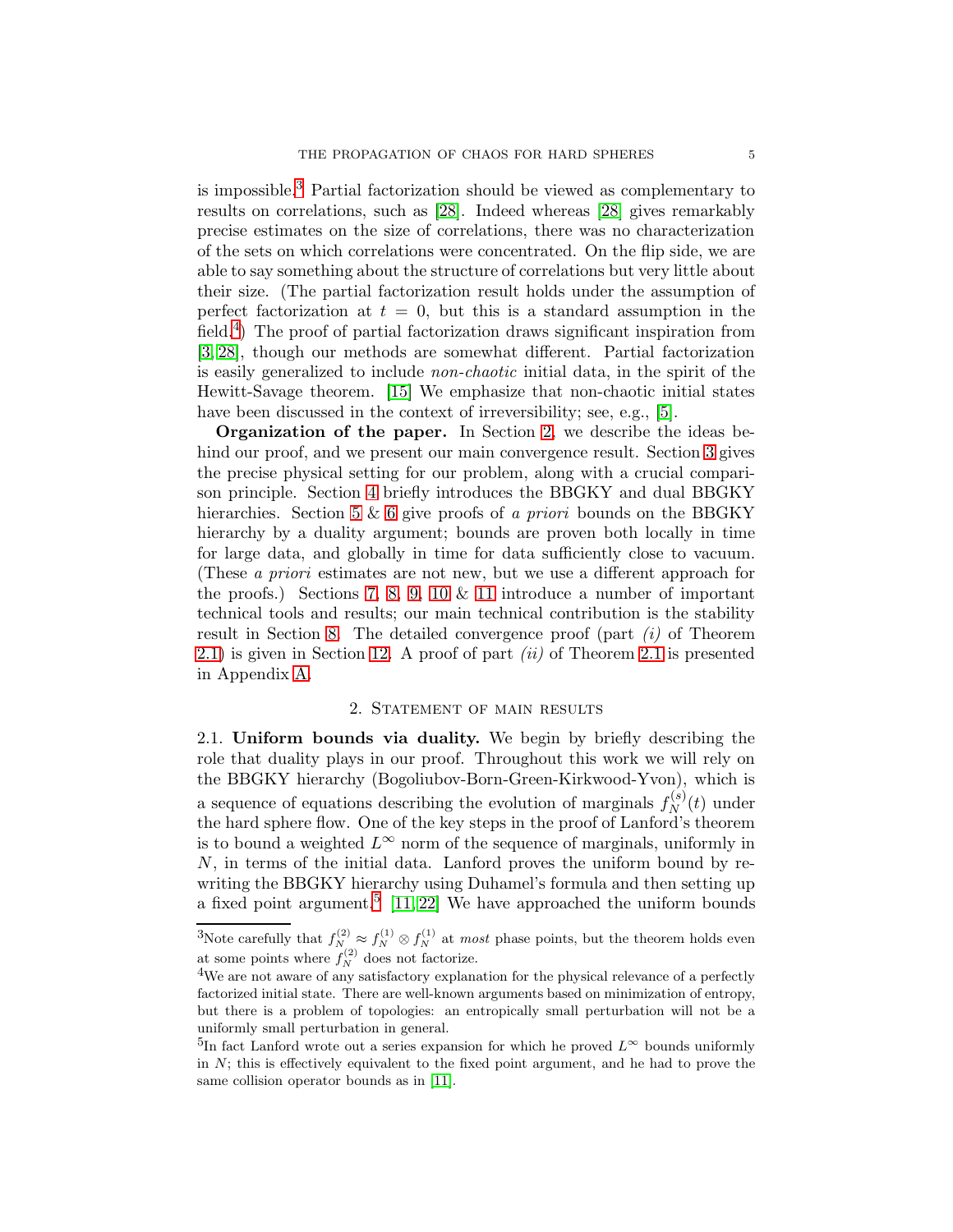is impossible.[3] Partial factorization should be viewed as complementary to results on correlations, such as [28]. Indeed whereas [28] gives remarkably precise estimates on the size of correlations, there was no characterization of the sets on which correlations were concentrated. On the flip side, we are able to say something about the structure of correlations but very little about their size. (The partial factorization result holds under the assumption of perfect factorization at $t = 0$, but this is a standard assumption in the field.[4]) The proof of partial factorization draws significant inspiration from [3, 28], though our methods are somewhat different. Partial factorization is easily generalized to include *non-chaotic* initial data, in the spirit of the Hewitt-Savage theorem. [15] We emphasize that non-chaotic initial states have been discussed in the context of irreversibility; see, e.g., [5].

**Organization of the paper.** In Section 2, we describe the ideas behind our proof, and we present our main convergence result. Section 3 gives the precise physical setting for our problem, along with a crucial comparison principle. Section 4 briefly introduces the BBGKY and dual BBGKY hierarchies. Section 5 & 6 give proofs of *a priori* bounds on the BBGKY hierarchy by a duality argument; bounds are proven both locally in time for large data, and globally in time for data sufficiently close to vacuum. (These *a priori* estimates are not new, but we use a different approach for the proofs.) Sections 7, 8, 9, 10 & 11 introduce a number of important technical tools and results; our main technical contribution is the stability result in Section 8. The detailed convergence proof (part *(i)* of Theorem 2.1) is given in Section 12. A proof of part *(ii)* of Theorem 2.1 is presented in Appendix A.

## 2. Statement of main results

2.1. **Uniform bounds via duality.** We begin by briefly describing the role that duality plays in our proof. Throughout this work we will rely on the BBGKY hierarchy (Bogoliubov-Born-Green-Kirkwood-Yvon), which is a sequence of equations describing the evolution of marginals $f_N^{(s)}(t)$ under the hard sphere flow. One of the key steps in the proof of Lanford's theorem is to bound a weighted $L^\infty$ norm of the sequence of marginals, uniformly in $N$, in terms of the initial data. Lanford proves the uniform bound by rewriting the BBGKY hierarchy using Duhamel's formula and then setting up a fixed point argument.[5] [11, 22] We have approached the uniform bounds

---

[3] Note carefully that $f_N^{(2)} \approx f_N^{(1)} \otimes f_N^{(1)}$ at *most* phase points, but the theorem holds even at some points where $f_N^{(2)}$ does not factorize.

[4] We are not aware of any satisfactory explanation for the physical relevance of a perfectly factorized initial state. There are well-known arguments based on minimization of entropy, but there is a problem of topologies: an entropically small perturbation will not be a uniformly small perturbation in general.

[5] In fact Lanford wrote out a series expansion for which he proved $L^\infty$ bounds uniformly in $N$; this is effectively equivalent to the fixed point argument, and he had to prove the same collision operator bounds as in [11].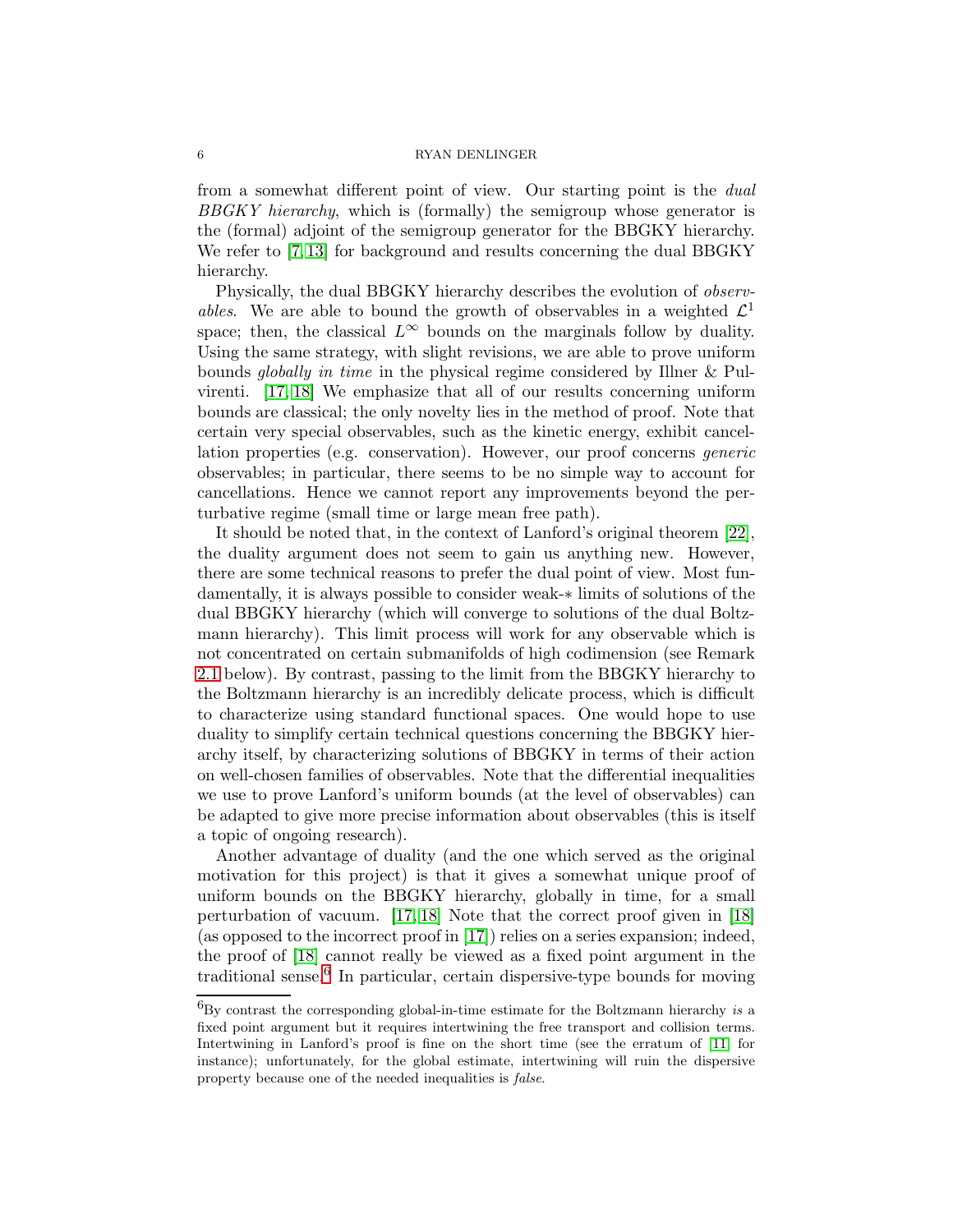from a somewhat different point of view. Our starting point is the *dual BBGKY hierarchy*, which is (formally) the semigroup whose generator is the (formal) adjoint of the semigroup generator for the BBGKY hierarchy. We refer to [7, 13] for background and results concerning the dual BBGKY hierarchy.

Physically, the dual BBGKY hierarchy describes the evolution of *observables*. We are able to bound the growth of observables in a weighted $\mathcal{L}^1$ space; then, the classical $L^\infty$ bounds on the marginals follow by duality. Using the same strategy, with slight revisions, we are able to prove uniform bounds *globally in time* in the physical regime considered by Illner & Pulvirenti. [17, 18] We emphasize that all of our results concerning uniform bounds are classical; the only novelty lies in the method of proof. Note that certain very special observables, such as the kinetic energy, exhibit cancellation properties (e.g. conservation). However, our proof concerns *generic* observables; in particular, there seems to be no simple way to account for cancellations. Hence we cannot report any improvements beyond the perturbative regime (small time or large mean free path).

It should be noted that, in the context of Lanford's original theorem [22], the duality argument does not seem to gain us anything new. However, there are some technical reasons to prefer the dual point of view. Most fundamentally, it is always possible to consider weak-$*$ limits of solutions of the dual BBGKY hierarchy (which will converge to solutions of the dual Boltzmann hierarchy). This limit process will work for any observable which is not concentrated on certain submanifolds of high codimension (see Remark 2.1 below). By contrast, passing to the limit from the BBGKY hierarchy to the Boltzmann hierarchy is an incredibly delicate process, which is difficult to characterize using standard functional spaces. One would hope to use duality to simplify certain technical questions concerning the BBGKY hierarchy itself, by characterizing solutions of BBGKY in terms of their action on well-chosen families of observables. Note that the differential inequalities we use to prove Lanford's uniform bounds (at the level of observables) can be adapted to give more precise information about observables (this is itself a topic of ongoing research).

Another advantage of duality (and the one which served as the original motivation for this project) is that it gives a somewhat unique proof of uniform bounds on the BBGKY hierarchy, globally in time, for a small perturbation of vacuum. [17, 18] Note that the correct proof given in [18] (as opposed to the incorrect proof in [17]) relies on a series expansion; indeed, the proof of [18] cannot really be viewed as a fixed point argument in the traditional sense.[6] In particular, certain dispersive-type bounds for moving

[6] By contrast the corresponding global-in-time estimate for the Boltzmann hierarchy *is* a fixed point argument but it requires intertwining the free transport and collision terms. Intertwining in Lanford's proof is fine on the short time (see the erratum of [11] for instance); unfortunately, for the global estimate, intertwining will ruin the dispersive property because one of the needed inequalities is *false*.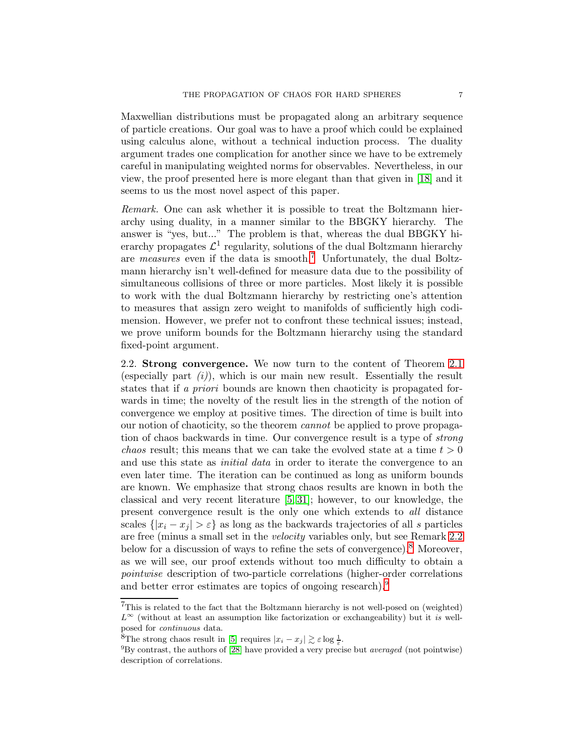Maxwellian distributions must be propagated along an arbitrary sequence of particle creations. Our goal was to have a proof which could be explained using calculus alone, without a technical induction process. The duality argument trades one complication for another since we have to be extremely careful in manipulating weighted norms for observables. Nevertheless, in our view, the proof presented here is more elegant than that given in [18] and it seems to us the most novel aspect of this paper.

*Remark.* One can ask whether it is possible to treat the Boltzmann hierarchy using duality, in a manner similar to the BBGKY hierarchy. The answer is "yes, but..." The problem is that, whereas the dual BBGKY hierarchy propagates $\mathcal{L}^1$ regularity, solutions of the dual Boltzmann hierarchy are *measures* even if the data is smooth.[7] Unfortunately, the dual Boltzmann hierarchy isn't well-defined for measure data due to the possibility of simultaneous collisions of three or more particles. Most likely it is possible to work with the dual Boltzmann hierarchy by restricting one's attention to measures that assign zero weight to manifolds of sufficiently high codimension. However, we prefer not to confront these technical issues; instead, we prove uniform bounds for the Boltzmann hierarchy using the standard fixed-point argument.

2.2. **Strong convergence.** We now turn to the content of Theorem 2.1 (especially part *(i)*), which is our main new result. Essentially the result states that if *a priori* bounds are known then chaoticity is propagated forwards in time; the novelty of the result lies in the strength of the notion of convergence we employ at positive times. The direction of time is built into our notion of chaoticity, so the theorem *cannot* be applied to prove propagation of chaos backwards in time. Our convergence result is a type of *strong chaos* result; this means that we can take the evolved state at a time $t > 0$ and use this state as *initial data* in order to iterate the convergence to an even later time. The iteration can be continued as long as uniform bounds are known. We emphasize that strong chaos results are known in both the classical and very recent literature [5, 31]; however, to our knowledge, the present convergence result is the only one which extends to *all* distance scales $\{|x_i - x_j| > \varepsilon\}$ as long as the backwards trajectories of all $s$ particles are free (minus a small set in the *velocity* variables only, but see Remark 2.2 below for a discussion of ways to refine the sets of convergence).[8] Moreover, as we will see, our proof extends without too much difficulty to obtain a *pointwise* description of two-particle correlations (higher-order correlations and better error estimates are topics of ongoing research).[9]

[7] This is related to the fact that the Boltzmann hierarchy is not well-posed on (weighted) $L^\infty$ (without at least an assumption like factorization or exchangeability) but it *is* well-posed for *continuous* data.

[8] The strong chaos result in [5] requires $|x_i - x_j| \gtrsim \varepsilon \log \frac{1}{\varepsilon}$.

[9] By contrast, the authors of [28] have provided a very precise but *averaged* (not pointwise) description of correlations.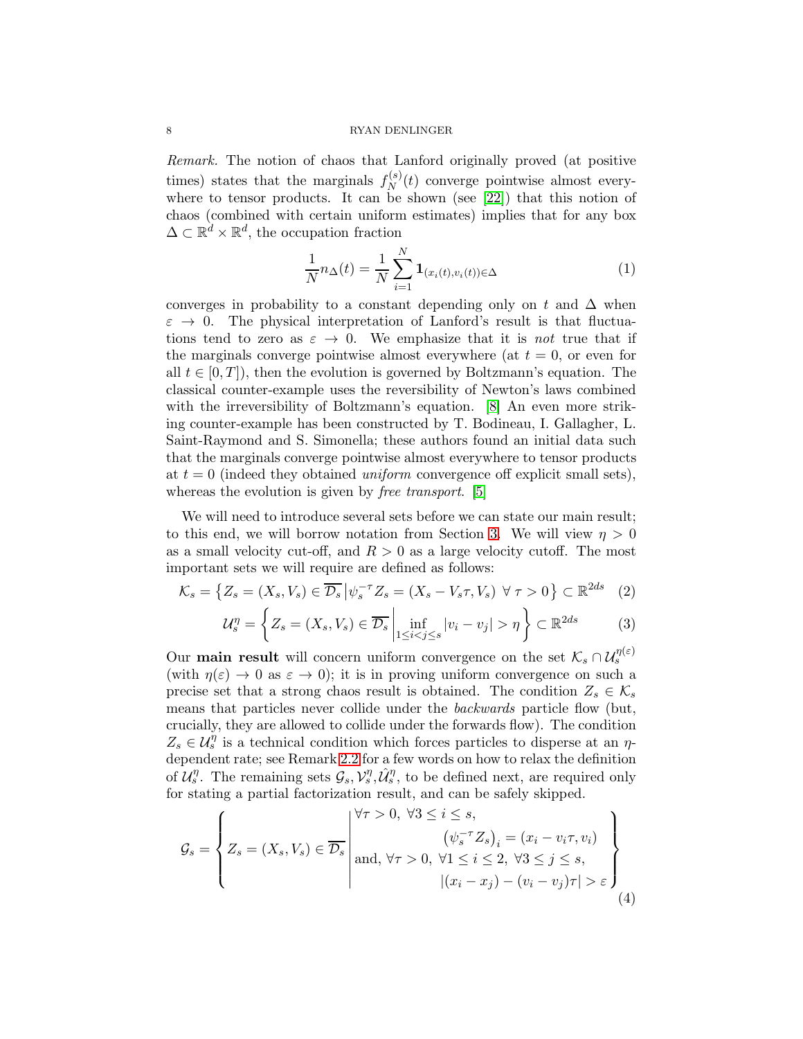*Remark.* The notion of chaos that Lanford originally proved (at positive times) states that the marginals $f_N^{(s)}(t)$ converge pointwise almost everywhere to tensor products. It can be shown (see [22]) that this notion of chaos (combined with certain uniform estimates) implies that for any box $\Delta \subset \mathbb{R}^d \times \mathbb{R}^d$, the occupation fraction

$$\frac{1}{N} n_\Delta(t) = \frac{1}{N} \sum_{i=1}^{N} \mathbf{1}_{(x_i(t), v_i(t)) \in \Delta} \tag{1}$$

converges in probability to a constant depending only on $t$ and $\Delta$ when $\varepsilon \to 0$. The physical interpretation of Lanford's result is that fluctuations tend to zero as $\varepsilon \to 0$. We emphasize that it is *not* true that if the marginals converge pointwise almost everywhere (at $t = 0$, or even for all $t \in [0, T]$), then the evolution is governed by Boltzmann's equation. The classical counter-example uses the reversibility of Newton's laws combined with the irreversibility of Boltzmann's equation. [8] An even more striking counter-example has been constructed by T. Bodineau, I. Gallagher, L. Saint-Raymond and S. Simonella; these authors found an initial data such that the marginals converge pointwise almost everywhere to tensor products at $t = 0$ (indeed they obtained *uniform* convergence off explicit small sets), whereas the evolution is given by *free transport*. [5]

We will need to introduce several sets before we can state our main result; to this end, we will borrow notation from Section 3. We will view $\eta > 0$ as a small velocity cut-off, and $R > 0$ as a large velocity cutoff. The most important sets we will require are defined as follows:

$$\mathcal{K}_s = \left\{ Z_s = (X_s, V_s) \in \overline{\mathcal{D}_s} \,\middle|\, \psi_s^{-\tau} Z_s = (X_s - V_s \tau, V_s) \ \forall\, \tau > 0 \right\} \subset \mathbb{R}^{2ds} \tag{2}$$

$$\mathcal{U}_s^\eta = \left\{ Z_s = (X_s, V_s) \in \overline{\mathcal{D}_s} \,\middle|\, \inf_{1 \leq i < j \leq s} |v_i - v_j| > \eta \right\} \subset \mathbb{R}^{2ds} \tag{3}$$

Our **main result** will concern uniform convergence on the set $\mathcal{K}_s \cap \mathcal{U}_s^{\eta(\varepsilon)}$ (with $\eta(\varepsilon) \to 0$ as $\varepsilon \to 0$); it is in proving uniform convergence on such a precise set that a strong chaos result is obtained. The condition $Z_s \in \mathcal{K}_s$ means that particles never collide under the *backwards* particle flow (but, crucially, they are allowed to collide under the forwards flow). The condition $Z_s \in \mathcal{U}_s^\eta$ is a technical condition which forces particles to disperse at an $\eta$-dependent rate; see Remark 2.2 for a few words on how to relax the definition of $\mathcal{U}_s^\eta$. The remaining sets $\mathcal{G}_s, \mathcal{V}_s^\eta, \hat{\mathcal{U}}_s^\eta$, to be defined next, are required only for stating a partial factorization result, and can be safely skipped.

$$\mathcal{G}_s = \left\{ Z_s = (X_s, V_s) \in \overline{\mathcal{D}_s} \,\middle|\, \begin{array}{l} \forall \tau > 0,\ \forall 3 \leq i \leq s, \\ \qquad\qquad \left(\psi_s^{-\tau} Z_s\right)_i = (x_i - v_i \tau, v_i) \\ \text{and, } \forall \tau > 0,\ \forall 1 \leq i \leq 2,\ \forall 3 \leq j \leq s, \\ \qquad\qquad |(x_i - x_j) - (v_i - v_j)\tau| > \varepsilon \end{array} \right\} \tag{4}$$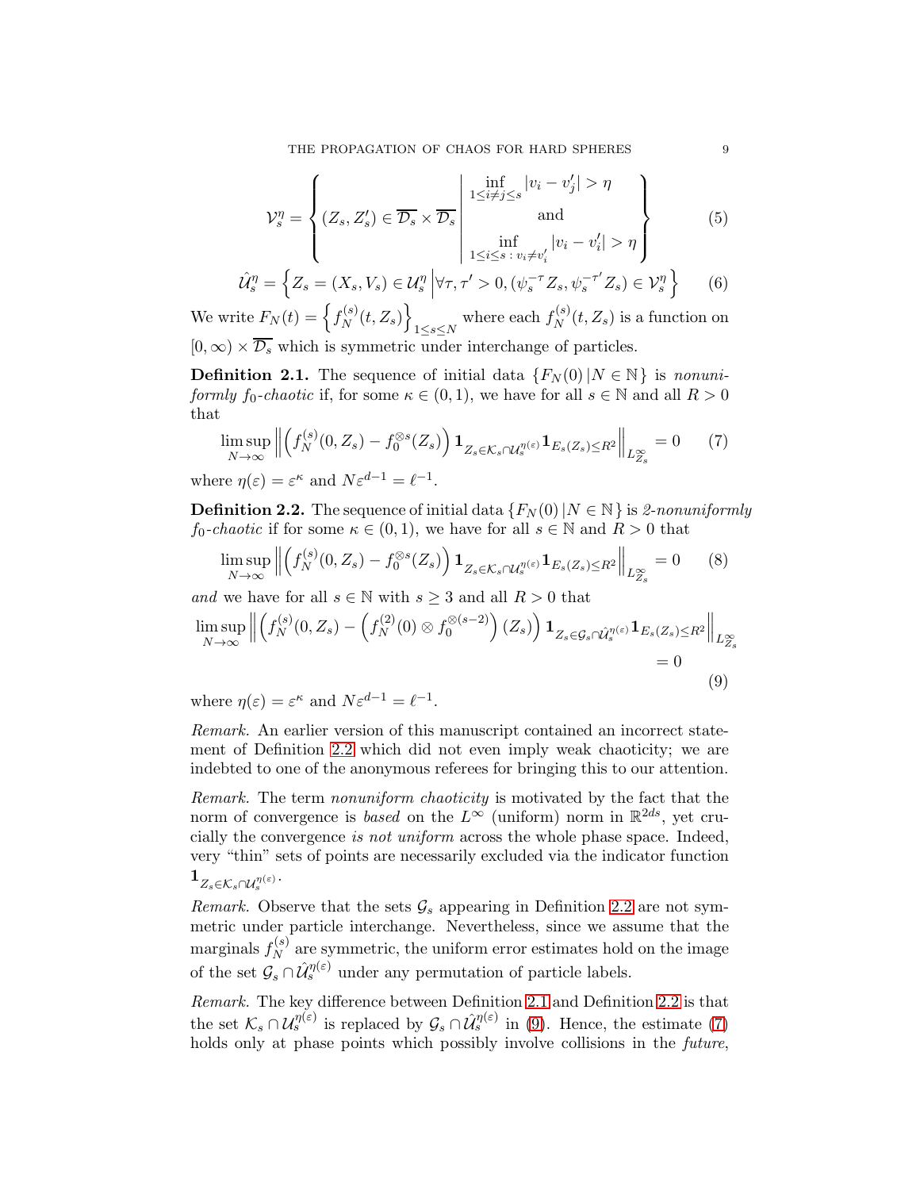$$\mathcal{V}_s^\eta = \left\{ (Z_s, Z_s') \in \overline{\mathcal{D}_s} \times \overline{\mathcal{D}_s} \;\middle|\; \begin{array}{c} \inf\limits_{1 \leq i \neq j \leq s} |v_i - v_j'| > \eta \\ \text{and} \\ \inf\limits_{1 \leq i \leq s \,:\, v_i \neq v_i'} |v_i - v_i'| > \eta \end{array} \right\} \tag{5}$$

$$\hat{\mathcal{U}}_s^\eta = \left\{ Z_s = (X_s, V_s) \in \mathcal{U}_s^\eta \;\middle|\; \forall \tau, \tau' > 0, (\psi_s^{-\tau} Z_s, \psi_s^{-\tau'} Z_s) \in \mathcal{V}_s^\eta \right\} \tag{6}$$

We write $F_N(t) = \left\{ f_N^{(s)}(t, Z_s) \right\}_{1 \leq s \leq N}$ where each $f_N^{(s)}(t, Z_s)$ is a function on $[0, \infty) \times \overline{\mathcal{D}_s}$ which is symmetric under interchange of particles.

**Definition 2.1.** The sequence of initial data $\{F_N(0) \,|\, N \in \mathbb{N}\}$ is *nonuniformly $f_0$-chaotic* if, for some $\kappa \in (0,1)$, we have for all $s \in \mathbb{N}$ and all $R > 0$ that

$$\limsup_{N \to \infty} \left\| \left( f_N^{(s)}(0, Z_s) - f_0^{\otimes s}(Z_s) \right) \mathbf{1}_{Z_s \in \mathcal{K}_s \cap \mathcal{U}_s^{\eta(\varepsilon)}} \mathbf{1}_{E_s(Z_s) \leq R^2} \right\|_{L^\infty_{Z_s}} = 0 \tag{7}$$

where $\eta(\varepsilon) = \varepsilon^\kappa$ and $N \varepsilon^{d-1} = \ell^{-1}$.

**Definition 2.2.** The sequence of initial data $\{F_N(0) \,|\, N \in \mathbb{N}\}$ is *2-nonuniformly $f_0$-chaotic* if for some $\kappa \in (0,1)$, we have for all $s \in \mathbb{N}$ and $R > 0$ that

$$\limsup_{N \to \infty} \left\| \left( f_N^{(s)}(0, Z_s) - f_0^{\otimes s}(Z_s) \right) \mathbf{1}_{Z_s \in \mathcal{K}_s \cap \mathcal{U}_s^{\eta(\varepsilon)}} \mathbf{1}_{E_s(Z_s) \leq R^2} \right\|_{L^\infty_{Z_s}} = 0 \tag{8}$$

*and* we have for all $s \in \mathbb{N}$ with $s \geq 3$ and all $R > 0$ that

$$\limsup_{N \to \infty} \left\| \left( f_N^{(s)}(0, Z_s) - \left( f_N^{(2)}(0) \otimes f_0^{\otimes (s-2)} \right)(Z_s) \right) \mathbf{1}_{Z_s \in \mathcal{G}_s \cap \hat{\mathcal{U}}_s^{\eta(\varepsilon)}} \mathbf{1}_{E_s(Z_s) \leq R^2} \right\|_{L^\infty_{Z_s}} = 0 \tag{9}$$

where $\eta(\varepsilon) = \varepsilon^\kappa$ and $N \varepsilon^{d-1} = \ell^{-1}$.

*Remark.* An earlier version of this manuscript contained an incorrect statement of Definition 2.2 which did not even imply weak chaoticity; we are indebted to one of the anonymous referees for bringing this to our attention.

*Remark.* The term *nonuniform chaoticity* is motivated by the fact that the norm of convergence is *based* on the $L^\infty$ (uniform) norm in $\mathbb{R}^{2ds}$, yet crucially the convergence *is not uniform* across the whole phase space. Indeed, very "thin" sets of points are necessarily excluded via the indicator function $\mathbf{1}_{Z_s \in \mathcal{K}_s \cap \mathcal{U}_s^{\eta(\varepsilon)}}$.

*Remark.* Observe that the sets $\mathcal{G}_s$ appearing in Definition 2.2 are not symmetric under particle interchange. Nevertheless, since we assume that the marginals $f_N^{(s)}$ are symmetric, the uniform error estimates hold on the image of the set $\mathcal{G}_s \cap \hat{\mathcal{U}}_s^{\eta(\varepsilon)}$ under any permutation of particle labels.

*Remark.* The key difference between Definition 2.1 and Definition 2.2 is that the set $\mathcal{K}_s \cap \mathcal{U}_s^{\eta(\varepsilon)}$ is replaced by $\mathcal{G}_s \cap \hat{\mathcal{U}}_s^{\eta(\varepsilon)}$ in (9). Hence, the estimate (7) holds only at phase points which possibly involve collisions in the *future*,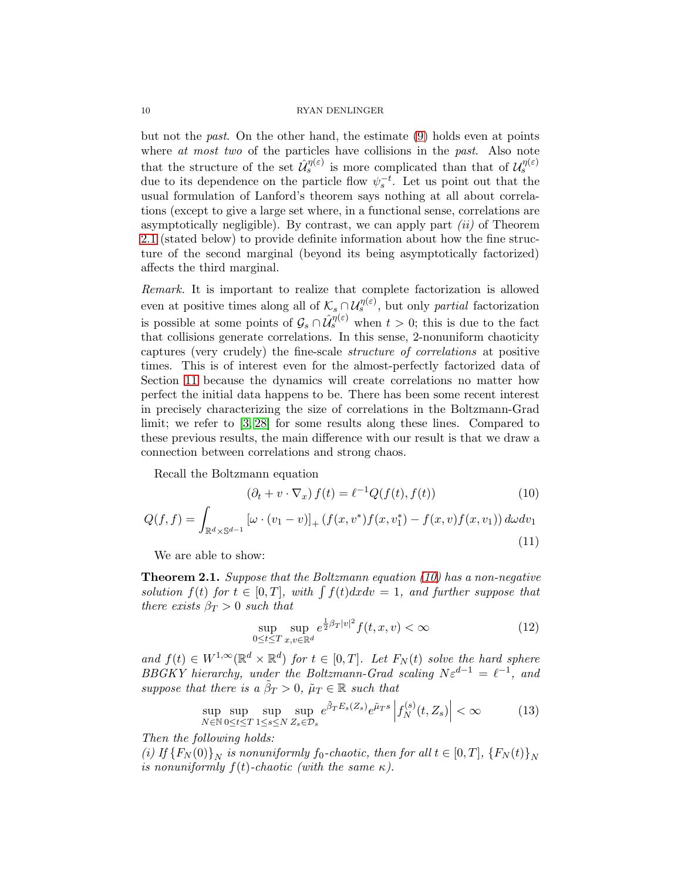but not the *past*. On the other hand, the estimate (9) holds even at points where *at most two* of the particles have collisions in the *past*. Also note that the structure of the set $\hat{\mathcal{U}}_s^{\eta(\varepsilon)}$ is more complicated than that of $\mathcal{U}_s^{\eta(\varepsilon)}$ due to its dependence on the particle flow $\psi_s^{-t}$. Let us point out that the usual formulation of Lanford's theorem says nothing at all about correlations (except to give a large set where, in a functional sense, correlations are asymptotically negligible). By contrast, we can apply part *(ii)* of Theorem 2.1 (stated below) to provide definite information about how the fine structure of the second marginal (beyond its being asymptotically factorized) affects the third marginal.

*Remark.* It is important to realize that complete factorization is allowed even at positive times along all of $\mathcal{K}_s \cap \mathcal{U}_s^{\eta(\varepsilon)}$, but only *partial* factorization is possible at some points of $\mathcal{G}_s \cap \hat{\mathcal{U}}_s^{\eta(\varepsilon)}$ when $t > 0$; this is due to the fact that collisions generate correlations. In this sense, 2-nonuniform chaoticity captures (very crudely) the fine-scale *structure of correlations* at positive times. This is of interest even for the almost-perfectly factorized data of Section 11 because the dynamics will create correlations no matter how perfect the initial data happens to be. There has been some recent interest in precisely characterizing the size of correlations in the Boltzmann-Grad limit; we refer to [3, 28] for some results along these lines. Compared to these previous results, the main difference with our result is that we draw a connection between correlations and strong chaos.

Recall the Boltzmann equation

$$(\partial_t + v \cdot \nabla_x) f(t) = \ell^{-1} Q(f(t), f(t)) \tag{10}$$

$$Q(f,f) = \int_{\mathbb{R}^d \times \mathbb{S}^{d-1}} [\omega \cdot (v_1 - v)]_+ \left( f(x, v^*) f(x, v_1^*) - f(x, v) f(x, v_1) \right) d\omega dv_1 \tag{11}$$

We are able to show:

**Theorem 2.1.** *Suppose that the Boltzmann equation (10) has a non-negative solution $f(t)$ for $t \in [0,T]$, with $\int f(t) dx dv = 1$, and further suppose that there exists $\beta_T > 0$ such that*

$$\sup_{0 \leq t \leq T} \sup_{x,v \in \mathbb{R}^d} e^{\frac{1}{2}\beta_T |v|^2} f(t,x,v) < \infty \tag{12}$$

*and $f(t) \in W^{1,\infty}(\mathbb{R}^d \times \mathbb{R}^d)$ for $t \in [0,T]$. Let $F_N(t)$ solve the hard sphere BBGKY hierarchy, under the Boltzmann-Grad scaling $N\varepsilon^{d-1} = \ell^{-1}$, and suppose that there is a $\tilde{\beta}_T > 0$, $\tilde{\mu}_T \in \mathbb{R}$ such that*

$$\sup_{N \in \mathbb{N}} \sup_{0 \leq t \leq T} \sup_{1 \leq s \leq N} \sup_{Z_s \in \mathcal{D}_s} e^{\tilde{\beta}_T E_s(Z_s)} e^{\tilde{\mu}_T s} \left| f_N^{(s)}(t, Z_s) \right| < \infty \tag{13}$$

*Then the following holds:*
*(i) If $\{F_N(0)\}_N$ is nonuniformly $f_0$-chaotic, then for all $t \in [0,T]$, $\{F_N(t)\}_N$ is nonuniformly $f(t)$-chaotic (with the same $\kappa$).*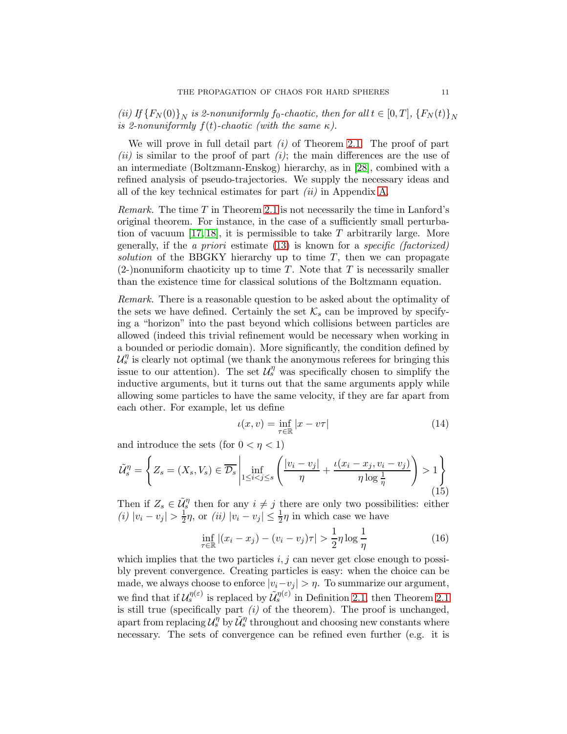*(ii) If $\{F_N(0)\}_N$ is 2-nonuniformly $f_0$-chaotic, then for all $t \in [0,T]$, $\{F_N(t)\}_N$ is 2-nonuniformly $f(t)$-chaotic (with the same $\kappa$).*

We will prove in full detail part *(i)* of Theorem 2.1. The proof of part *(ii)* is similar to the proof of part *(i)*; the main differences are the use of an intermediate (Boltzmann-Enskog) hierarchy, as in [28], combined with a refined analysis of pseudo-trajectories. We supply the necessary ideas and all of the key technical estimates for part *(ii)* in Appendix A.

*Remark.* The time $T$ in Theorem 2.1 is not necessarily the time in Lanford's original theorem. For instance, in the case of a sufficiently small perturbation of vacuum [17, 18], it is permissible to take $T$ arbitrarily large. More generally, if the *a priori* estimate (13) is known for a *specific (factorized) solution* of the BBGKY hierarchy up to time $T$, then we can propagate (2-)nonuniform chaoticity up to time $T$. Note that $T$ is necessarily smaller than the existence time for classical solutions of the Boltzmann equation.

*Remark.* There is a reasonable question to be asked about the optimality of the sets we have defined. Certainly the set $\mathcal{K}_s$ can be improved by specifying a "horizon" into the past beyond which collisions between particles are allowed (indeed this trivial refinement would be necessary when working in a bounded or periodic domain). More significantly, the condition defined by $\mathcal{U}_s^\eta$ is clearly not optimal (we thank the anonymous referees for bringing this issue to our attention). The set $\mathcal{U}_s^\eta$ was specifically chosen to simplify the inductive arguments, but it turns out that the same arguments apply while allowing some particles to have the same velocity, if they are far apart from each other. For example, let us define

$$\iota(x,v) = \inf_{\tau \in \mathbb{R}} |x - v\tau| \tag{14}$$

and introduce the sets (for $0 < \eta < 1$)

$$\tilde{\mathcal{U}}_s^\eta = \left\{ Z_s = (X_s, V_s) \in \overline{\mathcal{D}_s} \,\middle|\, \inf_{1 \le i < j \le s} \left( \frac{|v_i - v_j|}{\eta} + \frac{\iota(x_i - x_j, v_i - v_j)}{\eta \log \frac{1}{\eta}} \right) > 1 \right\} \tag{15}$$

Then if $Z_s \in \tilde{\mathcal{U}}_s^\eta$ then for any $i \neq j$ there are only two possibilities: either *(i)* $|v_i - v_j| > \frac{1}{2}\eta$, or *(ii)* $|v_i - v_j| \le \frac{1}{2}\eta$ in which case we have

$$\inf_{\tau \in \mathbb{R}} |(x_i - x_j) - (v_i - v_j)\tau| > \frac{1}{2}\eta \log \frac{1}{\eta} \tag{16}$$

which implies that the two particles $i, j$ can never get close enough to possibly prevent convergence. Creating particles is easy: when the choice can be made, we always choose to enforce $|v_i - v_j| > \eta$. To summarize our argument, we find that if $\mathcal{U}_s^{\eta(\varepsilon)}$ is replaced by $\tilde{\mathcal{U}}_s^{\eta(\varepsilon)}$ in Definition 2.1, then Theorem 2.1 is still true (specifically part *(i)* of the theorem). The proof is unchanged, apart from replacing $\mathcal{U}_s^\eta$ by $\tilde{\mathcal{U}}_s^\eta$ throughout and choosing new constants where necessary. The sets of convergence can be refined even further (e.g. it is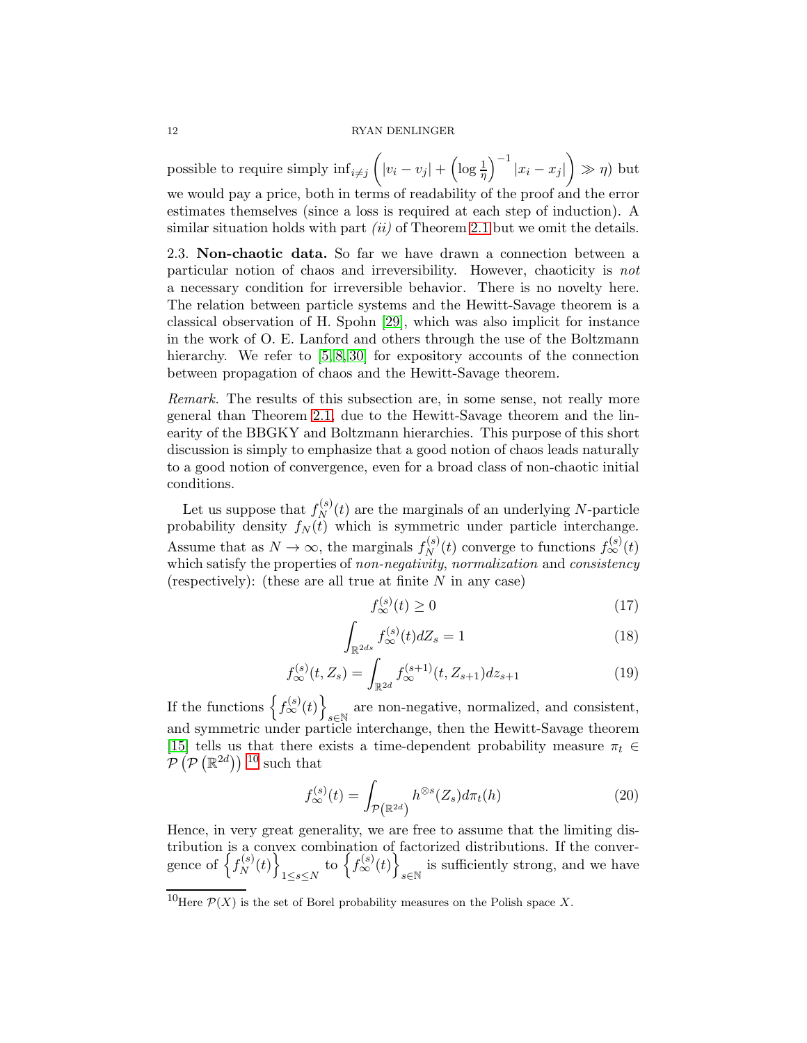possible to require simply $\inf_{i \neq j} \left( |v_i - v_j| + \left( \log \frac{1}{\eta} \right)^{-1} |x_i - x_j| \right) \gg \eta$) but we would pay a price, both in terms of readability of the proof and the error estimates themselves (since a loss is required at each step of induction). A similar situation holds with part *(ii)* of Theorem 2.1 but we omit the details.

### 2.3. Non-chaotic data.

So far we have drawn a connection between a particular notion of chaos and irreversibility. However, chaoticity is *not* a necessary condition for irreversible behavior. There is no novelty here. The relation between particle systems and the Hewitt-Savage theorem is a classical observation of H. Spohn [29], which was also implicit for instance in the work of O. E. Lanford and others through the use of the Boltzmann hierarchy. We refer to [5, 8, 30] for expository accounts of the connection between propagation of chaos and the Hewitt-Savage theorem.

*Remark.* The results of this subsection are, in some sense, not really more general than Theorem 2.1, due to the Hewitt-Savage theorem and the linearity of the BBGKY and Boltzmann hierarchies. This purpose of this short discussion is simply to emphasize that a good notion of chaos leads naturally to a good notion of convergence, even for a broad class of non-chaotic initial conditions.

Let us suppose that $f_N^{(s)}(t)$ are the marginals of an underlying $N$-particle probability density $f_N(t)$ which is symmetric under particle interchange. Assume that as $N \to \infty$, the marginals $f_N^{(s)}(t)$ converge to functions $f_\infty^{(s)}(t)$ which satisfy the properties of *non-negativity*, *normalization* and *consistency* (respectively): (these are all true at finite $N$ in any case)

$$f_\infty^{(s)}(t) \geq 0 \tag{17}$$

$$\int_{\mathbb{R}^{2ds}} f_\infty^{(s)}(t) dZ_s = 1 \tag{18}$$

$$f_\infty^{(s)}(t, Z_s) = \int_{\mathbb{R}^{2d}} f_\infty^{(s+1)}(t, Z_{s+1}) dz_{s+1} \tag{19}$$

If the functions $\left\{ f_\infty^{(s)}(t) \right\}_{s \in \mathbb{N}}$ are non-negative, normalized, and consistent, and symmetric under particle interchange, then the Hewitt-Savage theorem [15] tells us that there exists a time-dependent probability measure $\pi_t \in \mathcal{P}\left(\mathcal{P}\left(\mathbb{R}^{2d}\right)\right)$ [10] such that

$$f_\infty^{(s)}(t) = \int_{\mathcal{P}\left(\mathbb{R}^{2d}\right)} h^{\otimes s}(Z_s) d\pi_t(h) \tag{20}$$

Hence, in very great generality, we are free to assume that the limiting distribution is a convex combination of factorized distributions. If the convergence of $\left\{ f_N^{(s)}(t) \right\}_{1 \leq s \leq N}$ to $\left\{ f_\infty^{(s)}(t) \right\}_{s \in \mathbb{N}}$ is sufficiently strong, and we have

[10] Here $\mathcal{P}(X)$ is the set of Borel probability measures on the Polish space $X$.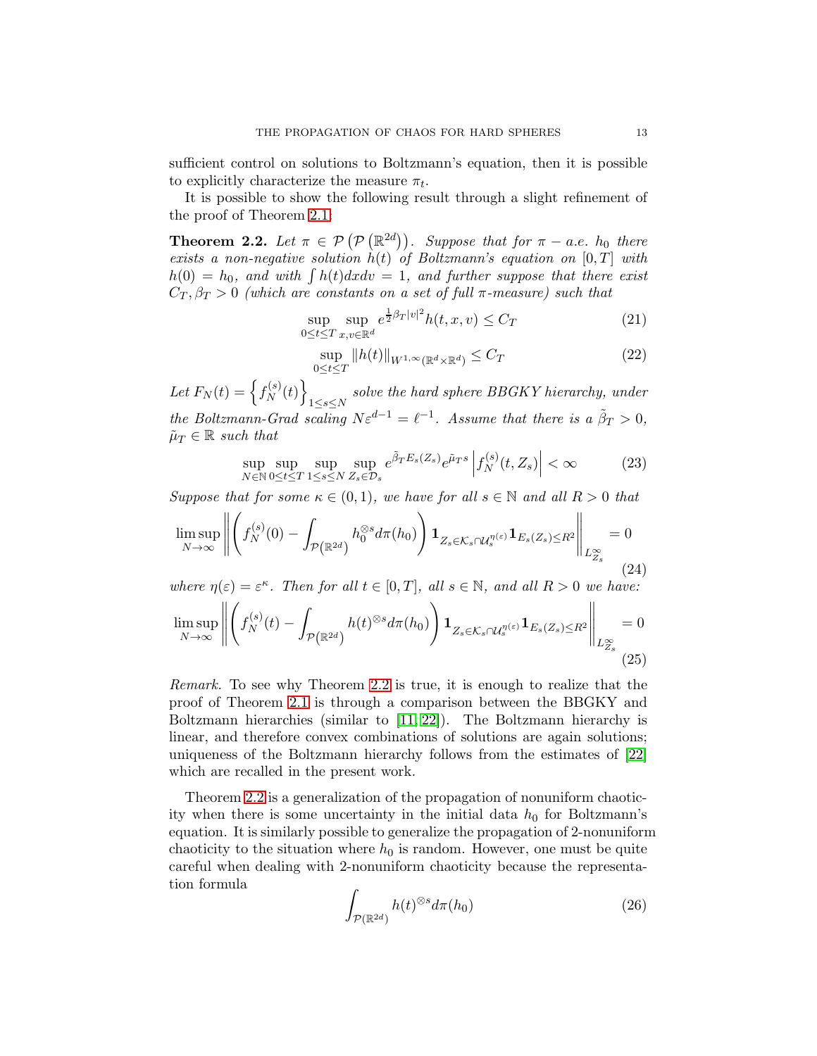sufficient control on solutions to Boltzmann's equation, then it is possible to explicitly characterize the measure $\pi_t$.

It is possible to show the following result through a slight refinement of the proof of Theorem 2.1:

**Theorem 2.2.** *Let $\pi \in \mathcal{P}\left(\mathcal{P}\left(\mathbb{R}^{2d}\right)\right)$. Suppose that for $\pi - a.e.$ $h_0$ there exists a non-negative solution $h(t)$ of Boltzmann's equation on $[0,T]$ with $h(0) = h_0$, and with $\int h(t) dx dv = 1$, and further suppose that there exist $C_T, \beta_T > 0$ (which are constants on a set of full $\pi$-measure) such that*

$$\sup_{0 \leq t \leq T} \sup_{x,v \in \mathbb{R}^d} e^{\frac{1}{2}\beta_T |v|^2} h(t,x,v) \leq C_T \tag{21}$$

$$\sup_{0 \leq t \leq T} \|h(t)\|_{W^{1,\infty}(\mathbb{R}^d \times \mathbb{R}^d)} \leq C_T \tag{22}$$

*Let $F_N(t) = \left\{ f_N^{(s)}(t) \right\}_{1 \leq s \leq N}$ solve the hard sphere BBGKY hierarchy, under the Boltzmann-Grad scaling $N\varepsilon^{d-1} = \ell^{-1}$. Assume that there is a $\tilde{\beta}_T > 0$, $\tilde{\mu}_T \in \mathbb{R}$ such that*

$$\sup_{N \in \mathbb{N}} \sup_{0 \leq t \leq T} \sup_{1 \leq s \leq N} \sup_{Z_s \in \mathcal{D}_s} e^{\tilde{\beta}_T E_s(Z_s)} e^{\tilde{\mu}_T s} \left| f_N^{(s)}(t, Z_s) \right| < \infty \tag{23}$$

*Suppose that for some $\kappa \in (0,1)$, we have for all $s \in \mathbb{N}$ and all $R > 0$ that*

$$\limsup_{N \to \infty} \left\| \left( f_N^{(s)}(0) - \int_{\mathcal{P}\left(\mathbb{R}^{2d}\right)} h_0^{\otimes s} d\pi(h_0) \right) \mathbf{1}_{Z_s \in \mathcal{K}_s \cap \mathcal{U}_s^{\eta(\varepsilon)}} \mathbf{1}_{E_s(Z_s) \leq R^2} \right\|_{L^\infty_{Z_s}} = 0 \tag{24}$$

*where $\eta(\varepsilon) = \varepsilon^\kappa$. Then for all $t \in [0,T]$, all $s \in \mathbb{N}$, and all $R > 0$ we have:*

$$\limsup_{N \to \infty} \left\| \left( f_N^{(s)}(t) - \int_{\mathcal{P}\left(\mathbb{R}^{2d}\right)} h(t)^{\otimes s} d\pi(h_0) \right) \mathbf{1}_{Z_s \in \mathcal{K}_s \cap \mathcal{U}_s^{\eta(\varepsilon)}} \mathbf{1}_{E_s(Z_s) \leq R^2} \right\|_{L^\infty_{Z_s}} = 0 \tag{25}$$

*Remark.* To see why Theorem 2.2 is true, it is enough to realize that the proof of Theorem 2.1 is through a comparison between the BBGKY and Boltzmann hierarchies (similar to [11, 22]). The Boltzmann hierarchy is linear, and therefore convex combinations of solutions are again solutions; uniqueness of the Boltzmann hierarchy follows from the estimates of [22] which are recalled in the present work.

Theorem 2.2 is a generalization of the propagation of nonuniform chaoticity when there is some uncertainty in the initial data $h_0$ for Boltzmann's equation. It is similarly possible to generalize the propagation of 2-nonuniform chaoticity to the situation where $h_0$ is random. However, one must be quite careful when dealing with 2-nonuniform chaoticity because the representation formula

$$\int_{\mathcal{P}(\mathbb{R}^{2d})} h(t)^{\otimes s} d\pi(h_0) \tag{26}$$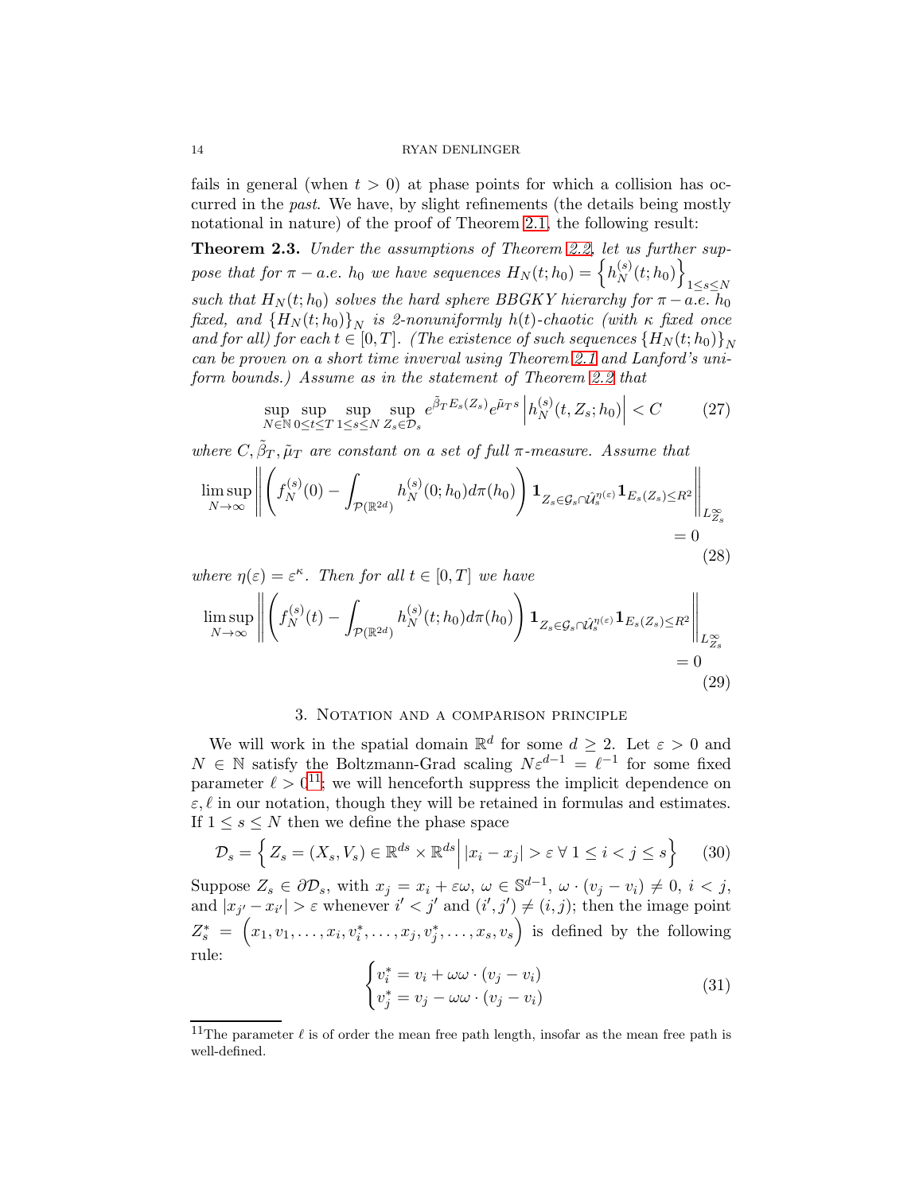fails in general (when $t > 0$) at phase points for which a collision has occurred in the *past*. We have, by slight refinements (the details being mostly notational in nature) of the proof of Theorem 2.1, the following result:

**Theorem 2.3.** *Under the assumptions of Theorem 2.2, let us further suppose that for $\pi - a.e.$ $h_0$ we have sequences $H_N(t;h_0) = \left\{ h_N^{(s)}(t;h_0) \right\}_{1 \leq s \leq N}$ such that $H_N(t;h_0)$ solves the hard sphere BBGKY hierarchy for $\pi - a.e.$ $h_0$ fixed, and $\{H_N(t;h_0)\}_N$ is 2-nonuniformly $h(t)$-chaotic (with $\kappa$ fixed once and for all) for each $t \in [0,T]$. (The existence of such sequences $\{H_N(t;h_0)\}_N$ can be proven on a short time inverval using Theorem 2.1 and Lanford's uniform bounds.) Assume as in the statement of Theorem 2.2 that*

$$\sup_{N \in \mathbb{N}} \sup_{0 \leq t \leq T} \sup_{1 \leq s \leq N} \sup_{Z_s \in \mathcal{D}_s} e^{\tilde{\beta}_T E_s(Z_s)} e^{\tilde{\mu}_T s} \left| h_N^{(s)}(t, Z_s; h_0) \right| < C \tag{27}$$

*where $C, \tilde{\beta}_T, \tilde{\mu}_T$ are constant on a set of full $\pi$-measure. Assume that*

$$\limsup_{N \to \infty} \left\| \left( f_N^{(s)}(0) - \int_{\mathcal{P}(\mathbb{R}^{2d})} h_N^{(s)}(0;h_0) d\pi(h_0) \right) \mathbf{1}_{Z_s \in \mathcal{G}_s \cap \hat{\mathcal{U}}_s^{\eta(\varepsilon)}} \mathbf{1}_{E_s(Z_s) \leq R^2} \right\|_{L^\infty_{Z_s}} = 0 \tag{28}$$

*where $\eta(\varepsilon) = \varepsilon^\kappa$. Then for all $t \in [0,T]$ we have*

$$\limsup_{N \to \infty} \left\| \left( f_N^{(s)}(t) - \int_{\mathcal{P}(\mathbb{R}^{2d})} h_N^{(s)}(t;h_0) d\pi(h_0) \right) \mathbf{1}_{Z_s \in \mathcal{G}_s \cap \hat{\mathcal{U}}_s^{\eta(\varepsilon)}} \mathbf{1}_{E_s(Z_s) \leq R^2} \right\|_{L^\infty_{Z_s}} = 0 \tag{29}$$

## 3. Notation and a comparison principle

We will work in the spatial domain $\mathbb{R}^d$ for some $d \geq 2$. Let $\varepsilon > 0$ and $N \in \mathbb{N}$ satisfy the Boltzmann-Grad scaling $N\varepsilon^{d-1} = \ell^{-1}$ for some fixed parameter $\ell > 0$[11]; we will henceforth suppress the implicit dependence on $\varepsilon, \ell$ in our notation, though they will be retained in formulas and estimates. If $1 \leq s \leq N$ then we define the phase space

$$\mathcal{D}_s = \left\{ Z_s = (X_s, V_s) \in \mathbb{R}^{ds} \times \mathbb{R}^{ds} \middle| |x_i - x_j| > \varepsilon \ \forall \ 1 \leq i < j \leq s \right\} \tag{30}$$

Suppose $Z_s \in \partial \mathcal{D}_s$, with $x_j = x_i + \varepsilon \omega$, $\omega \in \mathbb{S}^{d-1}$, $\omega \cdot (v_j - v_i) \neq 0$, $i < j$, and $|x_{j'} - x_{i'}| > \varepsilon$ whenever $i' < j'$ and $(i', j') \neq (i,j)$; then the image point $Z_s^* = \left( x_1, v_1, \ldots, x_i, v_i^*, \ldots, x_j, v_j^*, \ldots, x_s, v_s \right)$ is defined by the following rule:

$$\begin{cases} v_i^* = v_i + \omega \omega \cdot (v_j - v_i) \\ v_j^* = v_j - \omega \omega \cdot (v_j - v_i) \end{cases} \tag{31}$$

[11] The parameter $\ell$ is of order the mean free path length, insofar as the mean free path is well-defined.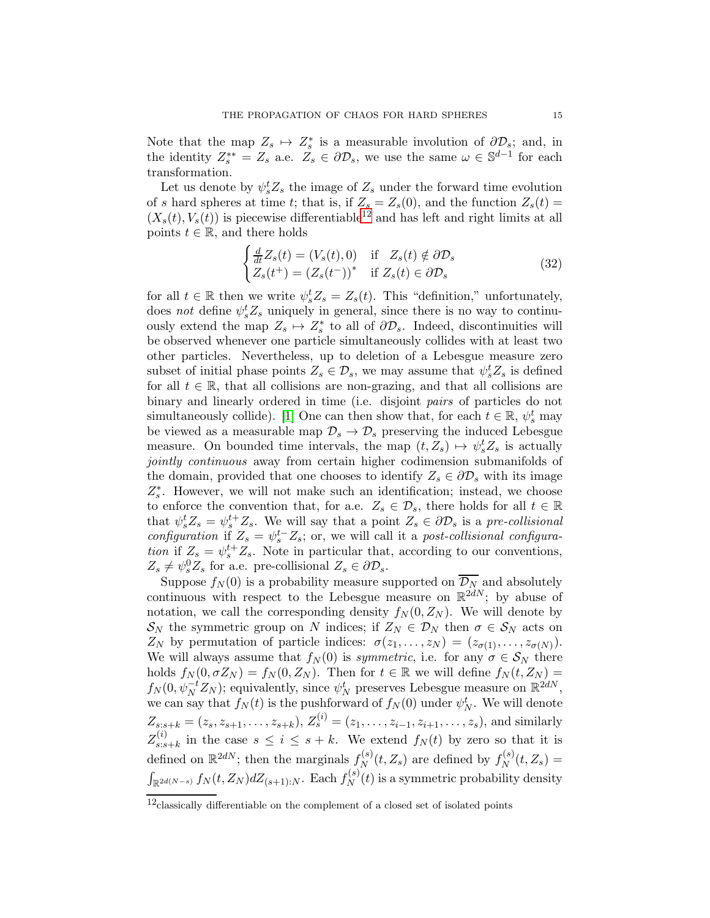Note that the map $Z_s \mapsto Z_s^*$ is a measurable involution of $\partial\mathcal{D}_s$; and, in the identity $Z_s^{**} = Z_s$ a.e. $Z_s \in \partial\mathcal{D}_s$, we use the same $\omega \in \mathbb{S}^{d-1}$ for each transformation.

Let us denote by $\psi_s^t Z_s$ the image of $Z_s$ under the forward time evolution of $s$ hard spheres at time $t$; that is, if $Z_s = Z_s(0)$, and the function $Z_s(t) = (X_s(t), V_s(t))$ is piecewise differentiable[12] and has left and right limits at all points $t \in \mathbb{R}$, and there holds

$$\begin{cases} \frac{d}{dt} Z_s(t) = (V_s(t), 0) & \text{if} \quad Z_s(t) \notin \partial\mathcal{D}_s \\ Z_s(t^+) = (Z_s(t^-))^* & \text{if } Z_s(t) \in \partial\mathcal{D}_s \end{cases} \tag{32}$$

for all $t \in \mathbb{R}$ then we write $\psi_s^t Z_s = Z_s(t)$. This "definition," unfortunately, does *not* define $\psi_s^t Z_s$ uniquely in general, since there is no way to continuously extend the map $Z_s \mapsto Z_s^*$ to all of $\partial\mathcal{D}_s$. Indeed, discontinuities will be observed whenever one particle simultaneously collides with at least two other particles. Nevertheless, up to deletion of a Lebesgue measure zero subset of initial phase points $Z_s \in \mathcal{D}_s$, we may assume that $\psi_s^t Z_s$ is defined for all $t \in \mathbb{R}$, that all collisions are non-grazing, and that all collisions are binary and linearly ordered in time (i.e. disjoint *pairs* of particles do not simultaneously collide). [1] One can then show that, for each $t \in \mathbb{R}$, $\psi_s^t$ may be viewed as a measurable map $\mathcal{D}_s \to \mathcal{D}_s$ preserving the induced Lebesgue measure. On bounded time intervals, the map $(t, Z_s) \mapsto \psi_s^t Z_s$ is actually *jointly continuous* away from certain higher codimension submanifolds of the domain, provided that one chooses to identify $Z_s \in \partial\mathcal{D}_s$ with its image $Z_s^*$. However, we will not make such an identification; instead, we choose to enforce the convention that, for a.e. $Z_s \in \mathcal{D}_s$, there holds for all $t \in \mathbb{R}$ that $\psi_s^t Z_s = \psi_s^{t+} Z_s$. We will say that a point $Z_s \in \partial\mathcal{D}_s$ is a *pre-collisional configuration* if $Z_s = \psi_s^{t-} Z_s$; or, we will call it a *post-collisional configuration* if $Z_s = \psi_s^{t+} Z_s$. Note in particular that, according to our conventions, $Z_s \neq \psi_s^0 Z_s$ for a.e. pre-collisional $Z_s \in \partial\mathcal{D}_s$.

Suppose $f_N(0)$ is a probability measure supported on $\overline{\mathcal{D}_N}$ and absolutely continuous with respect to the Lebesgue measure on $\mathbb{R}^{2dN}$; by abuse of notation, we call the corresponding density $f_N(0, Z_N)$. We will denote by $\mathcal{S}_N$ the symmetric group on $N$ indices; if $Z_N \in \mathcal{D}_N$ then $\sigma \in \mathcal{S}_N$ acts on $Z_N$ by permutation of particle indices: $\sigma(z_1, \ldots, z_N) = (z_{\sigma(1)}, \ldots, z_{\sigma(N)})$. We will always assume that $f_N(0)$ is *symmetric*, i.e. for any $\sigma \in \mathcal{S}_N$ there holds $f_N(0, \sigma Z_N) = f_N(0, Z_N)$. Then for $t \in \mathbb{R}$ we will define $f_N(t, Z_N) = f_N(0, \psi_N^{-t} Z_N)$; equivalently, since $\psi_N^t$ preserves Lebesgue measure on $\mathbb{R}^{2dN}$, we can say that $f_N(t)$ is the pushforward of $f_N(0)$ under $\psi_N^t$. We will denote $Z_{s:s+k} = (z_s, z_{s+1}, \ldots, z_{s+k})$, $Z_s^{(i)} = (z_1, \ldots, z_{i-1}, z_{i+1}, \ldots, z_s)$, and similarly $Z_{s:s+k}^{(i)}$ in the case $s \leq i \leq s+k$. We extend $f_N(t)$ by zero so that it is defined on $\mathbb{R}^{2dN}$; then the marginals $f_N^{(s)}(t, Z_s)$ are defined by $f_N^{(s)}(t, Z_s) = \int_{\mathbb{R}^{2d(N-s)}} f_N(t, Z_N) dZ_{(s+1):N}$. Each $f_N^{(s)}(t)$ is a symmetric probability density

[12] classically differentiable on the complement of a closed set of isolated points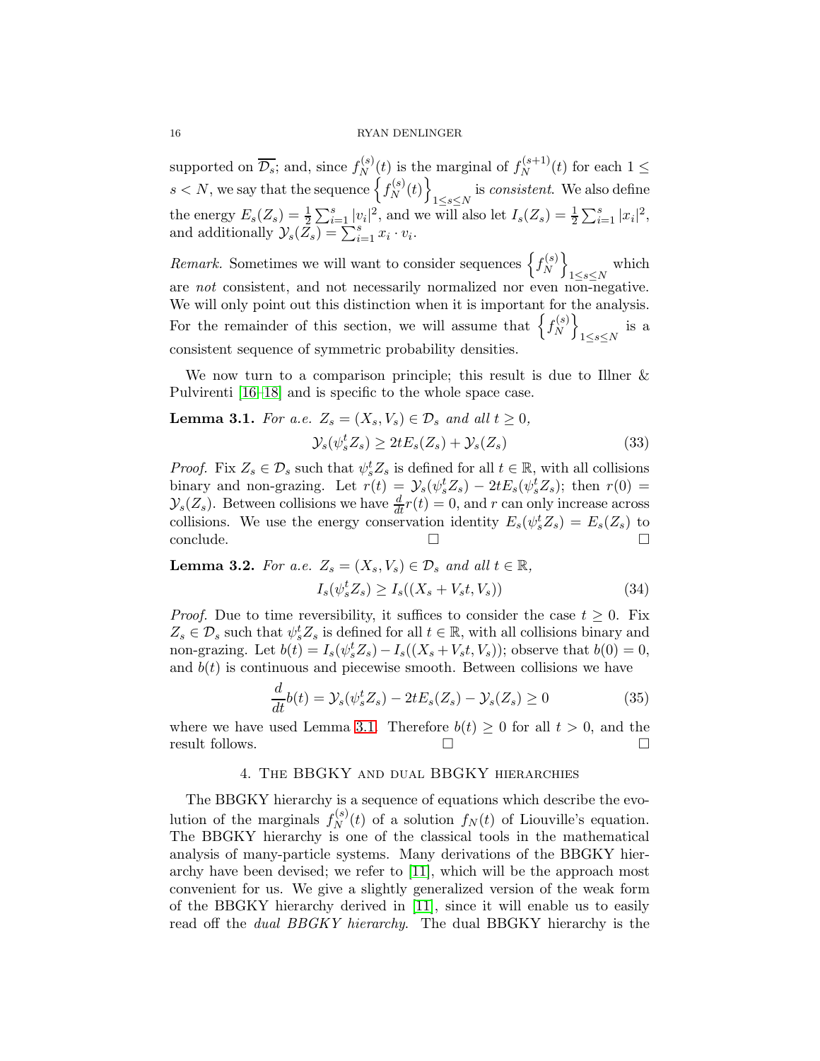supported on $\overline{\mathcal{D}_s}$; and, since $f_N^{(s)}(t)$ is the marginal of $f_N^{(s+1)}(t)$ for each $1 \leq s < N$, we say that the sequence $\left\{ f_N^{(s)}(t) \right\}_{1 \leq s \leq N}$ is *consistent*. We also define the energy $E_s(Z_s) = \frac{1}{2} \sum_{i=1}^s |v_i|^2$, and we will also let $I_s(Z_s) = \frac{1}{2} \sum_{i=1}^s |x_i|^2$, and additionally $\mathcal{Y}_s(Z_s) = \sum_{i=1}^s x_i \cdot v_i$.

*Remark.* Sometimes we will want to consider sequences $\left\{ f_N^{(s)} \right\}_{1 \leq s \leq N}$ which are *not* consistent, and not necessarily normalized nor even non-negative. We will only point out this distinction when it is important for the analysis. For the remainder of this section, we will assume that $\left\{ f_N^{(s)} \right\}_{1 \leq s \leq N}$ is a consistent sequence of symmetric probability densities.

We now turn to a comparison principle; this result is due to Illner & Pulvirenti [16–18] and is specific to the whole space case.

**Lemma 3.1.** *For a.e. $Z_s = (X_s, V_s) \in \mathcal{D}_s$ and all $t \geq 0$,*

$$\mathcal{Y}_s(\psi_s^t Z_s) \geq 2t E_s(Z_s) + \mathcal{Y}_s(Z_s) \tag{33}$$

*Proof.* Fix $Z_s \in \mathcal{D}_s$ such that $\psi_s^t Z_s$ is defined for all $t \in \mathbb{R}$, with all collisions binary and non-grazing. Let $r(t) = \mathcal{Y}_s(\psi_s^t Z_s) - 2t E_s(\psi_s^t Z_s)$; then $r(0) = \mathcal{Y}_s(Z_s)$. Between collisions we have $\frac{d}{dt} r(t) = 0$, and $r$ can only increase across collisions. We use the energy conservation identity $E_s(\psi_s^t Z_s) = E_s(Z_s)$ to conclude. □ □

**Lemma 3.2.** *For a.e. $Z_s = (X_s, V_s) \in \mathcal{D}_s$ and all $t \in \mathbb{R}$,*

$$I_s(\psi_s^t Z_s) \geq I_s((X_s + V_s t, V_s)) \tag{34}$$

*Proof.* Due to time reversibility, it suffices to consider the case $t \geq 0$. Fix $Z_s \in \mathcal{D}_s$ such that $\psi_s^t Z_s$ is defined for all $t \in \mathbb{R}$, with all collisions binary and non-grazing. Let $b(t) = I_s(\psi_s^t Z_s) - I_s((X_s + V_s t, V_s))$; observe that $b(0) = 0$, and $b(t)$ is continuous and piecewise smooth. Between collisions we have

$$\frac{d}{dt} b(t) = \mathcal{Y}_s(\psi_s^t Z_s) - 2t E_s(Z_s) - \mathcal{Y}_s(Z_s) \geq 0 \tag{35}$$

where we have used Lemma 3.1. Therefore $b(t) \geq 0$ for all $t > 0$, and the result follows. □ □

## 4. The BBGKY and dual BBGKY hierarchies

The BBGKY hierarchy is a sequence of equations which describe the evolution of the marginals $f_N^{(s)}(t)$ of a solution $f_N(t)$ of Liouville's equation. The BBGKY hierarchy is one of the classical tools in the mathematical analysis of many-particle systems. Many derivations of the BBGKY hierarchy have been devised; we refer to [11], which will be the approach most convenient for us. We give a slightly generalized version of the weak form of the BBGKY hierarchy derived in [11], since it will enable us to easily read off the *dual BBGKY hierarchy*. The dual BBGKY hierarchy is the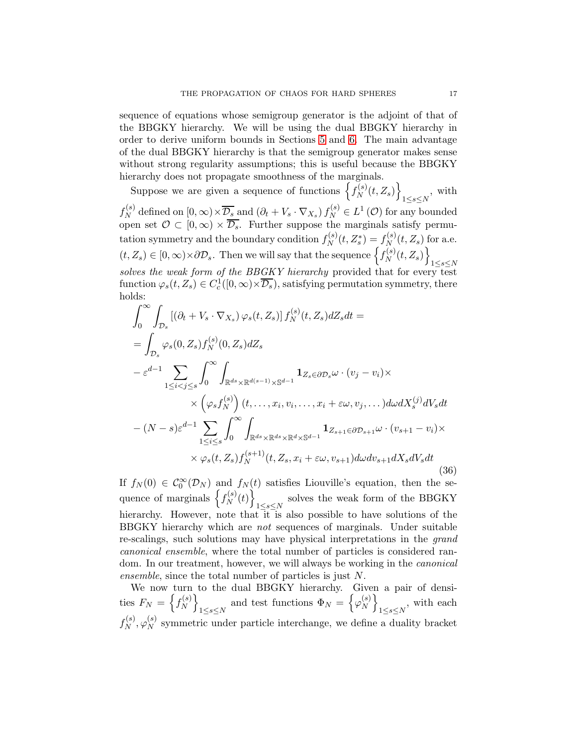sequence of equations whose semigroup generator is the adjoint of that of the BBGKY hierarchy. We will be using the dual BBGKY hierarchy in order to derive uniform bounds in Sections 5 and 6. The main advantage of the dual BBGKY hierarchy is that the semigroup generator makes sense without strong regularity assumptions; this is useful because the BBGKY hierarchy does not propagate smoothness of the marginals.

Suppose we are given a sequence of functions $\left\{ f_N^{(s)}(t, Z_s) \right\}_{1 \leq s \leq N}$, with $f_N^{(s)}$ defined on $[0,\infty) \times \overline{\mathcal{D}_s}$ and $\left( \partial_t + V_s \cdot \nabla_{X_s} \right) f_N^{(s)} \in L^1(\mathcal{O})$ for any bounded open set $\mathcal{O} \subset [0,\infty) \times \overline{\mathcal{D}_s}$. Further suppose the marginals satisfy permutation symmetry and the boundary condition $f_N^{(s)}(t, Z_s^*) = f_N^{(s)}(t, Z_s)$ for a.e. $(t, Z_s) \in [0,\infty) \times \partial \mathcal{D}_s$. Then we will say that the sequence $\left\{ f_N^{(s)}(t, Z_s) \right\}_{1 \leq s \leq N}$ *solves the weak form of the BBGKY hierarchy* provided that for every test function $\varphi_s(t, Z_s) \in C_c^1([0,\infty) \times \overline{\mathcal{D}_s})$, satisfying permutation symmetry, there holds:

$$
\begin{aligned}
&\int_0^\infty \int_{\mathcal{D}_s} \left[ \left( \partial_t + V_s \cdot \nabla_{X_s} \right) \varphi_s(t, Z_s) \right] f_N^{(s)}(t, Z_s) dZ_s dt = \\
&= \int_{\mathcal{D}_s} \varphi_s(0, Z_s) f_N^{(s)}(0, Z_s) dZ_s \\
&- \varepsilon^{d-1} \sum_{1 \leq i < j \leq s} \int_0^\infty \int_{\mathbb{R}^{ds} \times \mathbb{R}^{d(s-1)} \times \mathbb{S}^{d-1}} \mathbf{1}_{Z_s \in \partial \mathcal{D}_s} \omega \cdot (v_j - v_i) \times \\
&\qquad \times \left( \varphi_s f_N^{(s)} \right) (t, \dots, x_i, v_i, \dots, x_i + \varepsilon \omega, v_j, \dots) d\omega dX_s^{(j)} dV_s dt \\
&- (N-s) \varepsilon^{d-1} \sum_{1 \leq i \leq s} \int_0^\infty \int_{\mathbb{R}^{ds} \times \mathbb{R}^{ds} \times \mathbb{R}^d \times \mathbb{S}^{d-1}} \mathbf{1}_{Z_{s+1} \in \partial \mathcal{D}_{s+1}} \omega \cdot (v_{s+1} - v_i) \times \\
&\qquad \times \varphi_s(t, Z_s) f_N^{(s+1)}(t, Z_s, x_i + \varepsilon \omega, v_{s+1}) d\omega dv_{s+1} dX_s dV_s dt
\end{aligned}
\tag{36}
$$

If $f_N(0) \in \mathcal{C}_0^\infty(\mathcal{D}_N)$ and $f_N(t)$ satisfies Liouville's equation, then the sequence of marginals $\left\{ f_N^{(s)}(t) \right\}_{1 \leq s \leq N}$ solves the weak form of the BBGKY hierarchy. However, note that it is also possible to have solutions of the BBGKY hierarchy which are *not* sequences of marginals. Under suitable re-scalings, such solutions may have physical interpretations in the *grand canonical ensemble*, where the total number of particles is considered random. In our treatment, however, we will always be working in the *canonical ensemble*, since the total number of particles is just $N$.

We now turn to the dual BBGKY hierarchy. Given a pair of densities $F_N = \left\{ f_N^{(s)} \right\}_{1 \leq s \leq N}$ and test functions $\Phi_N = \left\{ \varphi_N^{(s)} \right\}_{1 \leq s \leq N}$, with each $f_N^{(s)}, \varphi_N^{(s)}$ symmetric under particle interchange, we define a duality bracket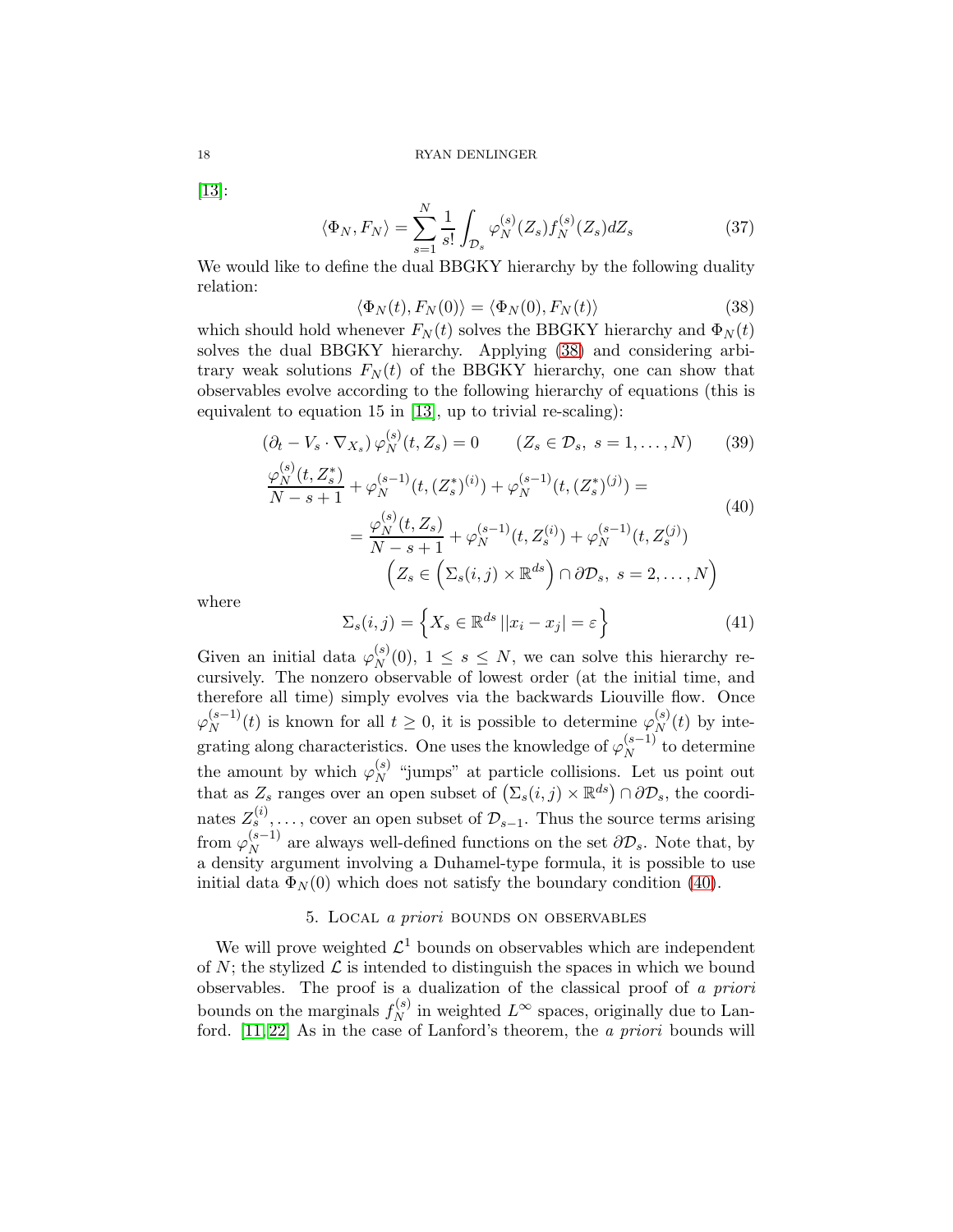[13]:

$$\langle \Phi_N, F_N \rangle = \sum_{s=1}^{N} \frac{1}{s!} \int_{\mathcal{D}_s} \varphi_N^{(s)}(Z_s) f_N^{(s)}(Z_s) dZ_s \tag{37}$$

We would like to define the dual BBGKY hierarchy by the following duality relation:

$$\langle \Phi_N(t), F_N(0) \rangle = \langle \Phi_N(0), F_N(t) \rangle \tag{38}$$

which should hold whenever $F_N(t)$ solves the BBGKY hierarchy and $\Phi_N(t)$ solves the dual BBGKY hierarchy. Applying (38) and considering arbitrary weak solutions $F_N(t)$ of the BBGKY hierarchy, one can show that observables evolve according to the following hierarchy of equations (this is equivalent to equation 15 in [13], up to trivial re-scaling):

$$(\partial_t - V_s \cdot \nabla_{X_s}) \varphi_N^{(s)}(t, Z_s) = 0 \qquad (Z_s \in \mathcal{D}_s,\ s = 1, \ldots, N) \tag{39}$$

$$\begin{aligned} &\frac{\varphi_N^{(s)}(t, Z_s^*)}{N-s+1} + \varphi_N^{(s-1)}(t, (Z_s^*)^{(i)}) + \varphi_N^{(s-1)}(t, (Z_s^*)^{(j)}) = \\ &\qquad = \frac{\varphi_N^{(s)}(t, Z_s)}{N-s+1} + \varphi_N^{(s-1)}(t, Z_s^{(i)}) + \varphi_N^{(s-1)}(t, Z_s^{(j)}) \\ &\qquad\qquad \left( Z_s \in \left( \Sigma_s(i,j) \times \mathbb{R}^{ds} \right) \cap \partial \mathcal{D}_s,\ s = 2, \ldots, N \right) \end{aligned} \tag{40}$$

where

$$\Sigma_s(i,j) = \left\{ X_s \in \mathbb{R}^{ds} \,\middle|\, |x_i - x_j| = \varepsilon \right\} \tag{41}$$

Given an initial data $\varphi_N^{(s)}(0)$, $1 \leq s \leq N$, we can solve this hierarchy recursively. The nonzero observable of lowest order (at the initial time, and therefore all time) simply evolves via the backwards Liouville flow. Once $\varphi_N^{(s-1)}(t)$ is known for all $t \geq 0$, it is possible to determine $\varphi_N^{(s)}(t)$ by integrating along characteristics. One uses the knowledge of $\varphi_N^{(s-1)}$ to determine the amount by which $\varphi_N^{(s)}$ "jumps" at particle collisions. Let us point out that as $Z_s$ ranges over an open subset of $\left( \Sigma_s(i,j) \times \mathbb{R}^{ds} \right) \cap \partial \mathcal{D}_s$, the coordinates $Z_s^{(i)}, \ldots$, cover an open subset of $\mathcal{D}_{s-1}$. Thus the source terms arising from $\varphi_N^{(s-1)}$ are always well-defined functions on the set $\partial \mathcal{D}_s$. Note that, by a density argument involving a Duhamel-type formula, it is possible to use initial data $\Phi_N(0)$ which does not satisfy the boundary condition (40).

## 5. Local *a priori* bounds on observables

We will prove weighted $\mathcal{L}^1$ bounds on observables which are independent of $N$; the stylized $\mathcal{L}$ is intended to distinguish the spaces in which we bound observables. The proof is a dualization of the classical proof of *a priori* bounds on the marginals $f_N^{(s)}$ in weighted $L^\infty$ spaces, originally due to Lanford. [11,22] As in the case of Lanford's theorem, the *a priori* bounds will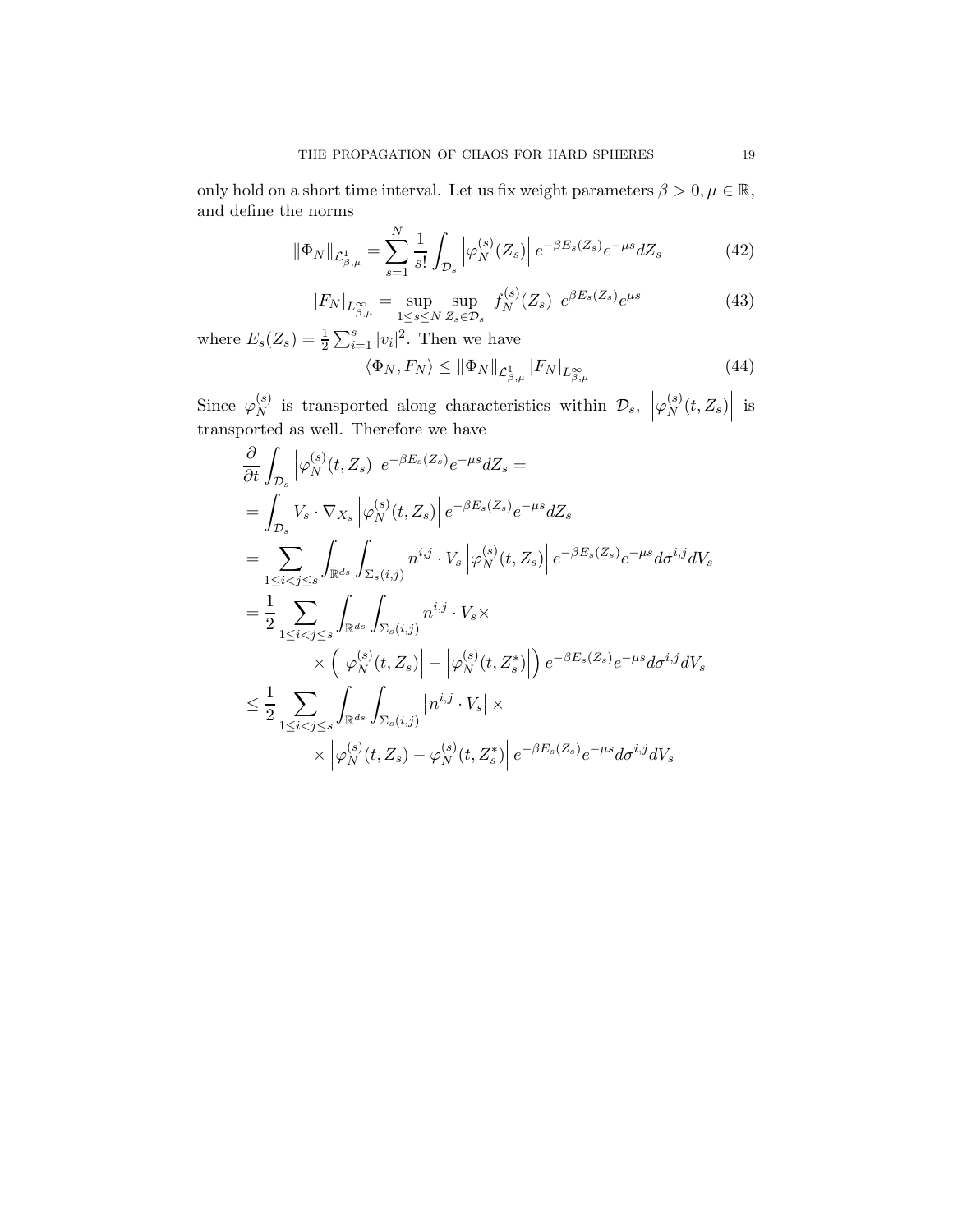only hold on a short time interval. Let us fix weight parameters $\beta > 0, \mu \in \mathbb{R}$, and define the norms

$$\|\Phi_N\|_{\mathcal{L}^1_{\beta,\mu}} = \sum_{s=1}^{N} \frac{1}{s!} \int_{\mathcal{D}_s} \left|\varphi_N^{(s)}(Z_s)\right| e^{-\beta E_s(Z_s)} e^{-\mu s} dZ_s \tag{42}$$

$$|F_N|_{L^\infty_{\beta,\mu}} = \sup_{1 \leq s \leq N} \sup_{Z_s \in \mathcal{D}_s} \left|f_N^{(s)}(Z_s)\right| e^{\beta E_s(Z_s)} e^{\mu s} \tag{43}$$

where $E_s(Z_s) = \frac{1}{2}\sum_{i=1}^{s} |v_i|^2$. Then we have

$$\langle \Phi_N, F_N \rangle \leq \|\Phi_N\|_{\mathcal{L}^1_{\beta,\mu}} |F_N|_{L^\infty_{\beta,\mu}} \tag{44}$$

Since $\varphi_N^{(s)}$ is transported along characteristics within $\mathcal{D}_s$, $\left|\varphi_N^{(s)}(t, Z_s)\right|$ is transported as well. Therefore we have

$$\begin{aligned}
&\frac{\partial}{\partial t} \int_{\mathcal{D}_s} \left|\varphi_N^{(s)}(t, Z_s)\right| e^{-\beta E_s(Z_s)} e^{-\mu s} dZ_s = \\
&= \int_{\mathcal{D}_s} V_s \cdot \nabla_{X_s} \left|\varphi_N^{(s)}(t, Z_s)\right| e^{-\beta E_s(Z_s)} e^{-\mu s} dZ_s \\
&= \sum_{1 \leq i < j \leq s} \int_{\mathbb{R}^{ds}} \int_{\Sigma_s(i,j)} n^{i,j} \cdot V_s \left|\varphi_N^{(s)}(t, Z_s)\right| e^{-\beta E_s(Z_s)} e^{-\mu s} d\sigma^{i,j} dV_s \\
&= \frac{1}{2} \sum_{1 \leq i < j \leq s} \int_{\mathbb{R}^{ds}} \int_{\Sigma_s(i,j)} n^{i,j} \cdot V_s \times \\
&\qquad \times \left( \left|\varphi_N^{(s)}(t, Z_s)\right| - \left|\varphi_N^{(s)}(t, Z_s^*)\right| \right) e^{-\beta E_s(Z_s)} e^{-\mu s} d\sigma^{i,j} dV_s \\
&\leq \frac{1}{2} \sum_{1 \leq i < j \leq s} \int_{\mathbb{R}^{ds}} \int_{\Sigma_s(i,j)} \left|n^{i,j} \cdot V_s\right| \times \\
&\qquad \times \left|\varphi_N^{(s)}(t, Z_s) - \varphi_N^{(s)}(t, Z_s^*)\right| e^{-\beta E_s(Z_s)} e^{-\mu s} d\sigma^{i,j} dV_s
\end{aligned}$$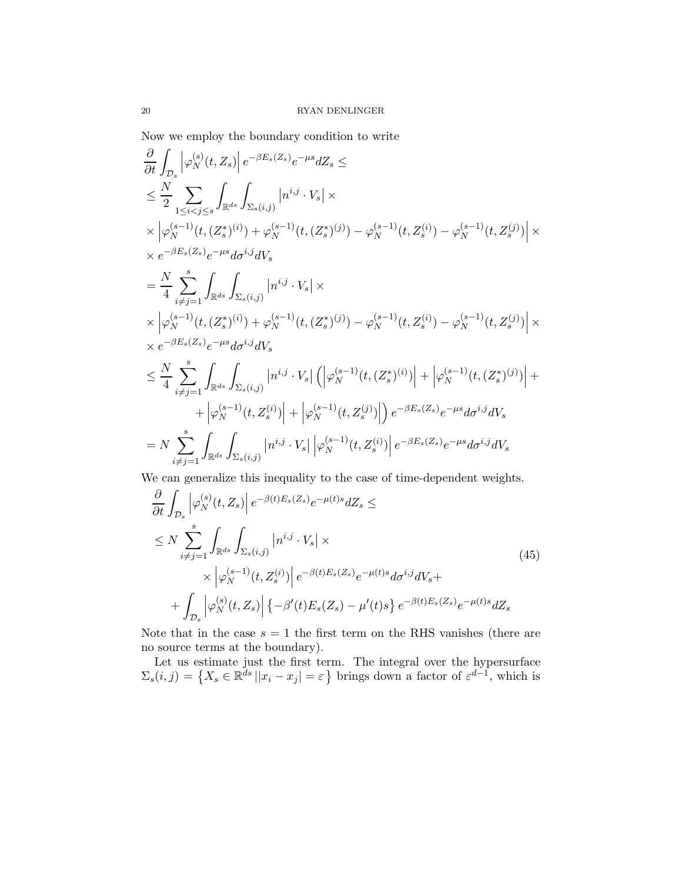Now we employ the boundary condition to write

$$
\begin{aligned}
&\frac{\partial}{\partial t}\int_{\mathcal{D}_s}\left|\varphi_N^{(s)}(t,Z_s)\right| e^{-\beta E_s(Z_s)}e^{-\mu s}dZ_s \leq \\
&\leq \frac{N}{2}\sum_{1\leq i<j\leq s}\int_{\mathbb{R}^{ds}}\int_{\Sigma_s(i,j)}\left|n^{i,j}\cdot V_s\right| \times \\
&\times\left|\varphi_N^{(s-1)}(t,(Z_s^*)^{(i)})+\varphi_N^{(s-1)}(t,(Z_s^*)^{(j)})-\varphi_N^{(s-1)}(t,Z_s^{(i)})-\varphi_N^{(s-1)}(t,Z_s^{(j)})\right| \times \\
&\times e^{-\beta E_s(Z_s)}e^{-\mu s}d\sigma^{i,j}dV_s \\
&= \frac{N}{4}\sum_{i\neq j=1}^{s}\int_{\mathbb{R}^{ds}}\int_{\Sigma_s(i,j)}\left|n^{i,j}\cdot V_s\right| \times \\
&\times\left|\varphi_N^{(s-1)}(t,(Z_s^*)^{(i)})+\varphi_N^{(s-1)}(t,(Z_s^*)^{(j)})-\varphi_N^{(s-1)}(t,Z_s^{(i)})-\varphi_N^{(s-1)}(t,Z_s^{(j)})\right| \times \\
&\times e^{-\beta E_s(Z_s)}e^{-\mu s}d\sigma^{i,j}dV_s \\
&\leq \frac{N}{4}\sum_{i\neq j=1}^{s}\int_{\mathbb{R}^{ds}}\int_{\Sigma_s(i,j)}\left|n^{i,j}\cdot V_s\right|\left(\left|\varphi_N^{(s-1)}(t,(Z_s^*)^{(i)})\right|+\left|\varphi_N^{(s-1)}(t,(Z_s^*)^{(j)})\right|+\right. \\
&\qquad\left.+\left|\varphi_N^{(s-1)}(t,Z_s^{(i)})\right|+\left|\varphi_N^{(s-1)}(t,Z_s^{(j)})\right|\right)e^{-\beta E_s(Z_s)}e^{-\mu s}d\sigma^{i,j}dV_s \\
&= N\sum_{i\neq j=1}^{s}\int_{\mathbb{R}^{ds}}\int_{\Sigma_s(i,j)}\left|n^{i,j}\cdot V_s\right|\left|\varphi_N^{(s-1)}(t,Z_s^{(i)})\right|e^{-\beta E_s(Z_s)}e^{-\mu s}d\sigma^{i,j}dV_s
\end{aligned}
$$

We can generalize this inequality to the case of time-dependent weights.

$$
\begin{aligned}
&\frac{\partial}{\partial t}\int_{\mathcal{D}_s}\left|\varphi_N^{(s)}(t,Z_s)\right| e^{-\beta(t)E_s(Z_s)}e^{-\mu(t)s}dZ_s \leq \\
&\leq N\sum_{i\neq j=1}^{s}\int_{\mathbb{R}^{ds}}\int_{\Sigma_s(i,j)}\left|n^{i,j}\cdot V_s\right| \times \\
&\qquad\times\left|\varphi_N^{(s-1)}(t,Z_s^{(i)})\right|e^{-\beta(t)E_s(Z_s)}e^{-\mu(t)s}d\sigma^{i,j}dV_s+ \\
&\quad+\int_{\mathcal{D}_s}\left|\varphi_N^{(s)}(t,Z_s)\right|\left\{-\beta'(t)E_s(Z_s)-\mu'(t)s\right\}e^{-\beta(t)E_s(Z_s)}e^{-\mu(t)s}dZ_s
\end{aligned}
\tag{45}
$$

Note that in the case $s=1$ the first term on the RHS vanishes (there are no source terms at the boundary).

Let us estimate just the first term. The integral over the hypersurface $\Sigma_s(i,j)=\left\{X_s\in\mathbb{R}^{ds}\,||x_i-x_j|=\varepsilon\right\}$ brings down a factor of $\varepsilon^{d-1}$, which is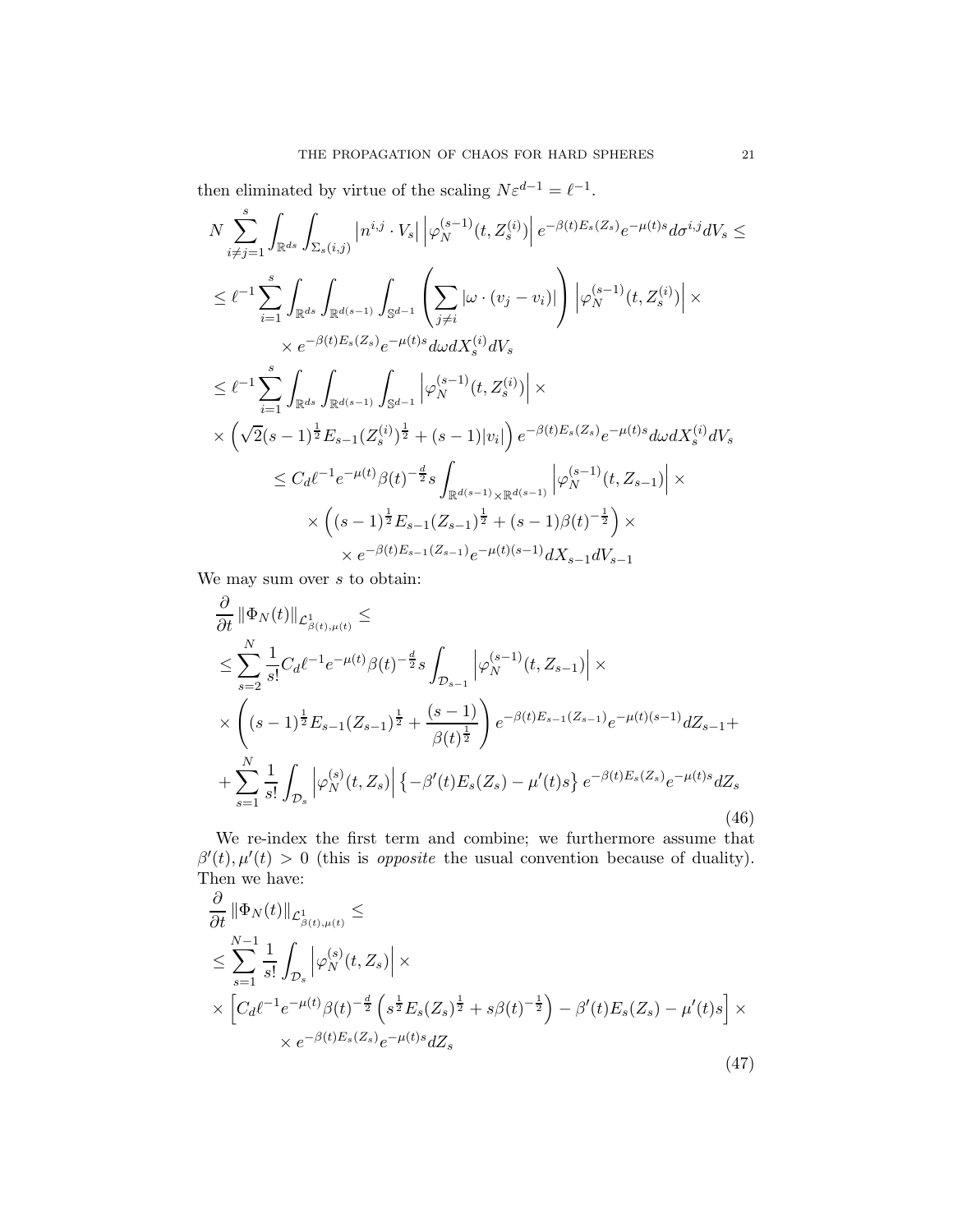then eliminated by virtue of the scaling $N\varepsilon^{d-1} = \ell^{-1}$.

$$
\begin{aligned}
&N \sum_{i \neq j = 1}^{s} \int_{\mathbb{R}^{ds}} \int_{\Sigma_s(i,j)} \left| n^{i,j} \cdot V_s \right| \left| \varphi_N^{(s-1)}(t, Z_s^{(i)}) \right| e^{-\beta(t) E_s(Z_s)} e^{-\mu(t) s} d\sigma^{i,j} dV_s \leq \\
&\leq \ell^{-1} \sum_{i=1}^{s} \int_{\mathbb{R}^{ds}} \int_{\mathbb{R}^{d(s-1)}} \int_{\mathbb{S}^{d-1}} \left( \sum_{j \neq i} |\omega \cdot (v_j - v_i)| \right) \left| \varphi_N^{(s-1)}(t, Z_s^{(i)}) \right| \times \\
&\qquad \times e^{-\beta(t) E_s(Z_s)} e^{-\mu(t) s} d\omega dX_s^{(i)} dV_s \\
&\leq \ell^{-1} \sum_{i=1}^{s} \int_{\mathbb{R}^{ds}} \int_{\mathbb{R}^{d(s-1)}} \int_{\mathbb{S}^{d-1}} \left| \varphi_N^{(s-1)}(t, Z_s^{(i)}) \right| \times \\
&\times \left( \sqrt{2} (s-1)^{\frac{1}{2}} E_{s-1}(Z_s^{(i)})^{\frac{1}{2}} + (s-1)|v_i| \right) e^{-\beta(t) E_s(Z_s)} e^{-\mu(t) s} d\omega dX_s^{(i)} dV_s \\
&\qquad \leq C_d \ell^{-1} e^{-\mu(t)} \beta(t)^{-\frac{d}{2}} s \int_{\mathbb{R}^{d(s-1)} \times \mathbb{R}^{d(s-1)}} \left| \varphi_N^{(s-1)}(t, Z_{s-1}) \right| \times \\
&\qquad \times \left( (s-1)^{\frac{1}{2}} E_{s-1}(Z_{s-1})^{\frac{1}{2}} + (s-1)\beta(t)^{-\frac{1}{2}} \right) \times \\
&\qquad \times e^{-\beta(t) E_{s-1}(Z_{s-1})} e^{-\mu(t)(s-1)} dX_{s-1} dV_{s-1}
\end{aligned}
$$

We may sum over $s$ to obtain:

$$
\begin{aligned}
&\frac{\partial}{\partial t} \left\| \Phi_N(t) \right\|_{\mathcal{L}^1_{\beta(t),\mu(t)}} \leq \\
&\leq \sum_{s=2}^{N} \frac{1}{s!} C_d \ell^{-1} e^{-\mu(t)} \beta(t)^{-\frac{d}{2}} s \int_{\mathcal{D}_{s-1}} \left| \varphi_N^{(s-1)}(t, Z_{s-1}) \right| \times \\
&\times \left( (s-1)^{\frac{1}{2}} E_{s-1}(Z_{s-1})^{\frac{1}{2}} + \frac{(s-1)}{\beta(t)^{\frac{1}{2}}} \right) e^{-\beta(t) E_{s-1}(Z_{s-1})} e^{-\mu(t)(s-1)} dZ_{s-1} + \\
&+ \sum_{s=1}^{N} \frac{1}{s!} \int_{\mathcal{D}_s} \left| \varphi_N^{(s)}(t, Z_s) \right| \left\{ -\beta'(t) E_s(Z_s) - \mu'(t) s \right\} e^{-\beta(t) E_s(Z_s)} e^{-\mu(t) s} dZ_s
\end{aligned} \tag{46}
$$

We re-index the first term and combine; we furthermore assume that $\beta'(t), \mu'(t) > 0$ (this is *opposite* the usual convention because of duality). Then we have:

$$
\begin{aligned}
&\frac{\partial}{\partial t} \left\| \Phi_N(t) \right\|_{\mathcal{L}^1_{\beta(t),\mu(t)}} \leq \\
&\leq \sum_{s=1}^{N-1} \frac{1}{s!} \int_{\mathcal{D}_s} \left| \varphi_N^{(s)}(t, Z_s) \right| \times \\
&\times \left[ C_d \ell^{-1} e^{-\mu(t)} \beta(t)^{-\frac{d}{2}} \left( s^{\frac{1}{2}} E_s(Z_s)^{\frac{1}{2}} + s \beta(t)^{-\frac{1}{2}} \right) - \beta'(t) E_s(Z_s) - \mu'(t) s \right] \times \\
&\qquad \times e^{-\beta(t) E_s(Z_s)} e^{-\mu(t) s} dZ_s
\end{aligned} \tag{47}
$$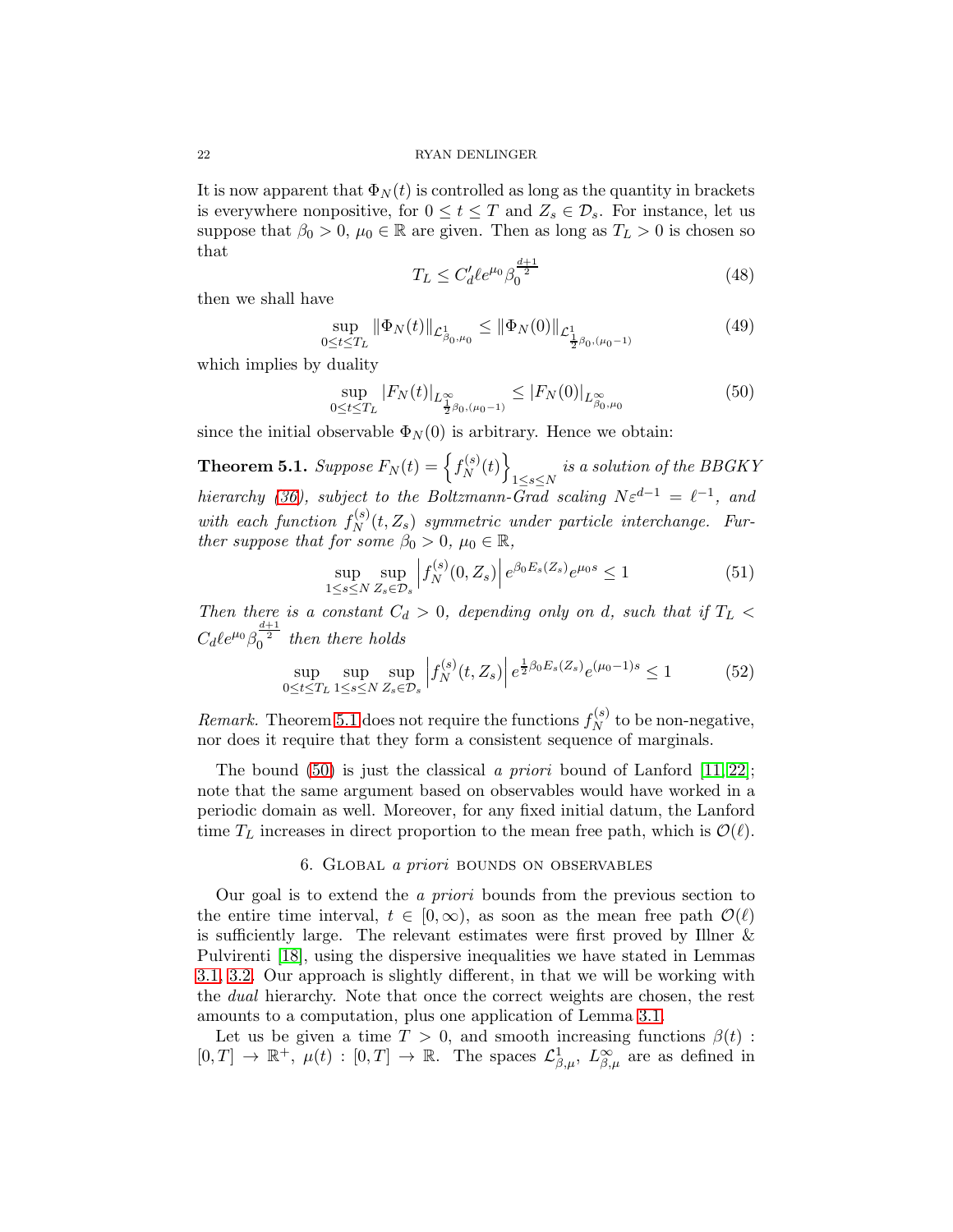It is now apparent that $\Phi_N(t)$ is controlled as long as the quantity in brackets is everywhere nonpositive, for $0 \leq t \leq T$ and $Z_s \in \mathcal{D}_s$. For instance, let us suppose that $\beta_0 > 0$, $\mu_0 \in \mathbb{R}$ are given. Then as long as $T_L > 0$ is chosen so that

$$T_L \leq C_d' \ell e^{\mu_0} \beta_0^{\frac{d+1}{2}} \tag{48}$$

then we shall have

$$\sup_{0 \leq t \leq T_L} \|\Phi_N(t)\|_{\mathcal{L}^1_{\beta_0,\mu_0}} \leq \|\Phi_N(0)\|_{\mathcal{L}^1_{\frac{1}{2}\beta_0,(\mu_0-1)}} \tag{49}$$

which implies by duality

$$\sup_{0 \leq t \leq T_L} |F_N(t)|_{L^\infty_{\frac{1}{2}\beta_0,(\mu_0-1)}} \leq |F_N(0)|_{L^\infty_{\beta_0,\mu_0}} \tag{50}$$

since the initial observable $\Phi_N(0)$ is arbitrary. Hence we obtain:

**Theorem 5.1.** *Suppose $F_N(t) = \left\{ f_N^{(s)}(t) \right\}_{1 \leq s \leq N}$ is a solution of the BBGKY hierarchy (36), subject to the Boltzmann-Grad scaling $N\varepsilon^{d-1} = \ell^{-1}$, and with each function $f_N^{(s)}(t, Z_s)$ symmetric under particle interchange. Further suppose that for some $\beta_0 > 0$, $\mu_0 \in \mathbb{R}$,*

$$\sup_{1 \leq s \leq N} \sup_{Z_s \in \mathcal{D}_s} \left| f_N^{(s)}(0, Z_s) \right| e^{\beta_0 E_s(Z_s)} e^{\mu_0 s} \leq 1 \tag{51}$$

*Then there is a constant $C_d > 0$, depending only on $d$, such that if $T_L < C_d \ell e^{\mu_0} \beta_0^{\frac{d+1}{2}}$ then there holds*

$$\sup_{0 \leq t \leq T_L} \sup_{1 \leq s \leq N} \sup_{Z_s \in \mathcal{D}_s} \left| f_N^{(s)}(t, Z_s) \right| e^{\frac{1}{2}\beta_0 E_s(Z_s)} e^{(\mu_0 - 1)s} \leq 1 \tag{52}$$

*Remark.* Theorem 5.1 does not require the functions $f_N^{(s)}$ to be non-negative, nor does it require that they form a consistent sequence of marginals.

The bound (50) is just the classical *a priori* bound of Lanford [11, 22]; note that the same argument based on observables would have worked in a periodic domain as well. Moreover, for any fixed initial datum, the Lanford time $T_L$ increases in direct proportion to the mean free path, which is $\mathcal{O}(\ell)$.

## 6. Global *a priori* bounds on observables

Our goal is to extend the *a priori* bounds from the previous section to the entire time interval, $t \in [0, \infty)$, as soon as the mean free path $\mathcal{O}(\ell)$ is sufficiently large. The relevant estimates were first proved by Illner & Pulvirenti [18], using the dispersive inequalities we have stated in Lemmas 3.1, 3.2. Our approach is slightly different, in that we will be working with the *dual* hierarchy. Note that once the correct weights are chosen, the rest amounts to a computation, plus one application of Lemma 3.1.

Let us be given a time $T > 0$, and smooth increasing functions $\beta(t) : [0, T] \to \mathbb{R}^+$, $\mu(t) : [0, T] \to \mathbb{R}$. The spaces $\mathcal{L}^1_{\beta,\mu}$, $L^\infty_{\beta,\mu}$ are as defined in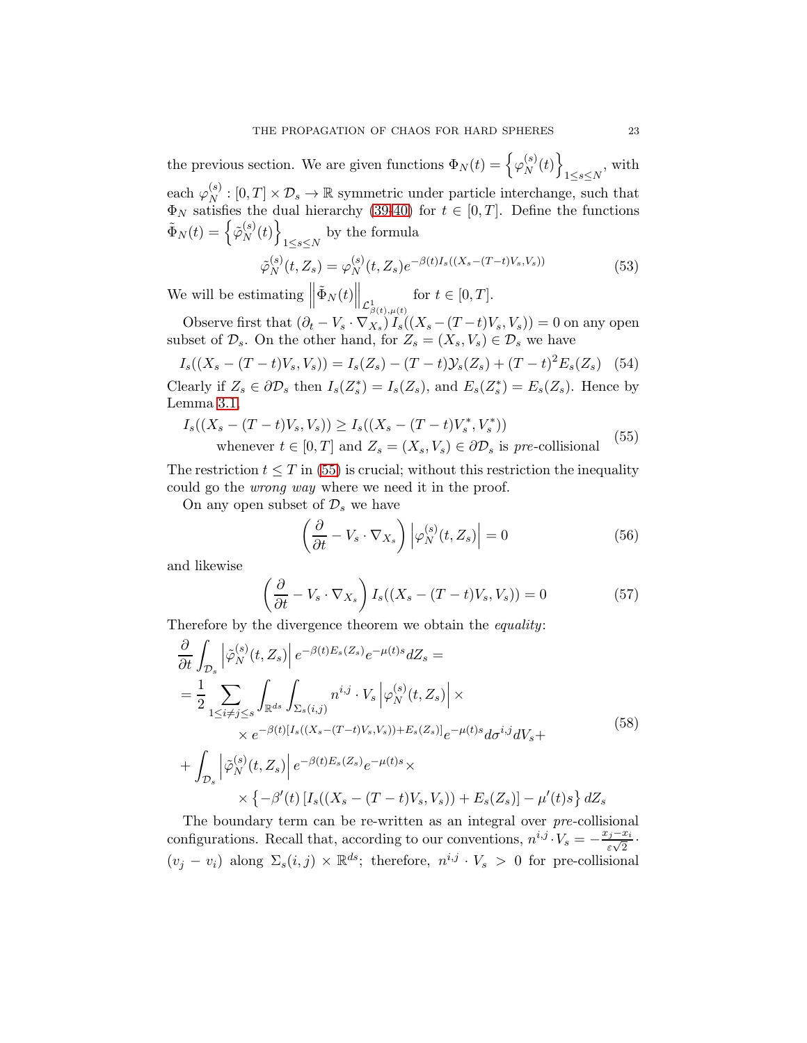the previous section. We are given functions $\Phi_N(t) = \left\{\varphi_N^{(s)}(t)\right\}_{1\leq s\leq N}$, with each $\varphi_N^{(s)} : [0,T]\times\mathcal{D}_s \to \mathbb{R}$ symmetric under particle interchange, such that $\Phi_N$ satisfies the dual hierarchy (39-40) for $t\in[0,T]$. Define the functions $\tilde{\Phi}_N(t) = \left\{\tilde{\varphi}_N^{(s)}(t)\right\}_{1\leq s\leq N}$ by the formula

$$\tilde{\varphi}_N^{(s)}(t,Z_s) = \varphi_N^{(s)}(t,Z_s)e^{-\beta(t)I_s((X_s-(T-t)V_s,V_s))} \tag{53}$$

We will be estimating $\left\|\tilde{\Phi}_N(t)\right\|_{\mathcal{L}^1_{\beta(t),\mu(t)}}$ for $t\in[0,T]$.

Observe first that $(\partial_t - V_s\cdot\nabla_{X_s})I_s((X_s-(T-t)V_s,V_s)) = 0$ on any open subset of $\mathcal{D}_s$. On the other hand, for $Z_s = (X_s,V_s)\in\mathcal{D}_s$ we have

$$I_s((X_s-(T-t)V_s,V_s)) = I_s(Z_s) - (T-t)\mathcal{Y}_s(Z_s) + (T-t)^2E_s(Z_s) \tag{54}$$

Clearly if $Z_s\in\partial\mathcal{D}_s$ then $I_s(Z_s^*) = I_s(Z_s)$, and $E_s(Z_s^*) = E_s(Z_s)$. Hence by Lemma 3.1,

$$\begin{aligned}&I_s((X_s-(T-t)V_s,V_s)) \geq I_s((X_s-(T-t)V_s^*,V_s^*))\\&\qquad\text{whenever } t\in[0,T] \text{ and } Z_s=(X_s,V_s)\in\partial\mathcal{D}_s \text{ is } \textit{pre}\text{-collisional}\end{aligned} \tag{55}$$

The restriction $t\leq T$ in (55) is crucial; without this restriction the inequality could go the *wrong way* where we need it in the proof.

On any open subset of $\mathcal{D}_s$ we have

$$\left(\frac{\partial}{\partial t} - V_s\cdot\nabla_{X_s}\right)\left|\varphi_N^{(s)}(t,Z_s)\right| = 0 \tag{56}$$

and likewise

$$\left(\frac{\partial}{\partial t} - V_s\cdot\nabla_{X_s}\right)I_s((X_s-(T-t)V_s,V_s)) = 0 \tag{57}$$

Therefore by the divergence theorem we obtain the *equality*:

$$\begin{aligned}&\frac{\partial}{\partial t}\int_{\mathcal{D}_s}\left|\tilde{\varphi}_N^{(s)}(t,Z_s)\right|e^{-\beta(t)E_s(Z_s)}e^{-\mu(t)s}dZ_s =\\
&= \frac{1}{2}\sum_{1\leq i\neq j\leq s}\int_{\mathbb{R}^{ds}}\int_{\Sigma_s(i,j)} n^{i,j}\cdot V_s\left|\varphi_N^{(s)}(t,Z_s)\right|\times\\
&\qquad\qquad\times e^{-\beta(t)[I_s((X_s-(T-t)V_s,V_s))+E_s(Z_s)]}e^{-\mu(t)s}d\sigma^{i,j}dV_s+\\
&+\int_{\mathcal{D}_s}\left|\tilde{\varphi}_N^{(s)}(t,Z_s)\right|e^{-\beta(t)E_s(Z_s)}e^{-\mu(t)s}\times\\
&\qquad\qquad\times\left\{-\beta'(t)\left[I_s((X_s-(T-t)V_s,V_s))+E_s(Z_s)\right]-\mu'(t)s\right\}dZ_s\end{aligned} \tag{58}$$

The boundary term can be re-written as an integral over *pre*-collisional configurations. Recall that, according to our conventions, $n^{i,j}\cdot V_s = -\frac{x_j-x_i}{\varepsilon\sqrt{2}}\cdot(v_j-v_i)$ along $\Sigma_s(i,j)\times\mathbb{R}^{ds}$; therefore, $n^{i,j}\cdot V_s > 0$ for pre-collisional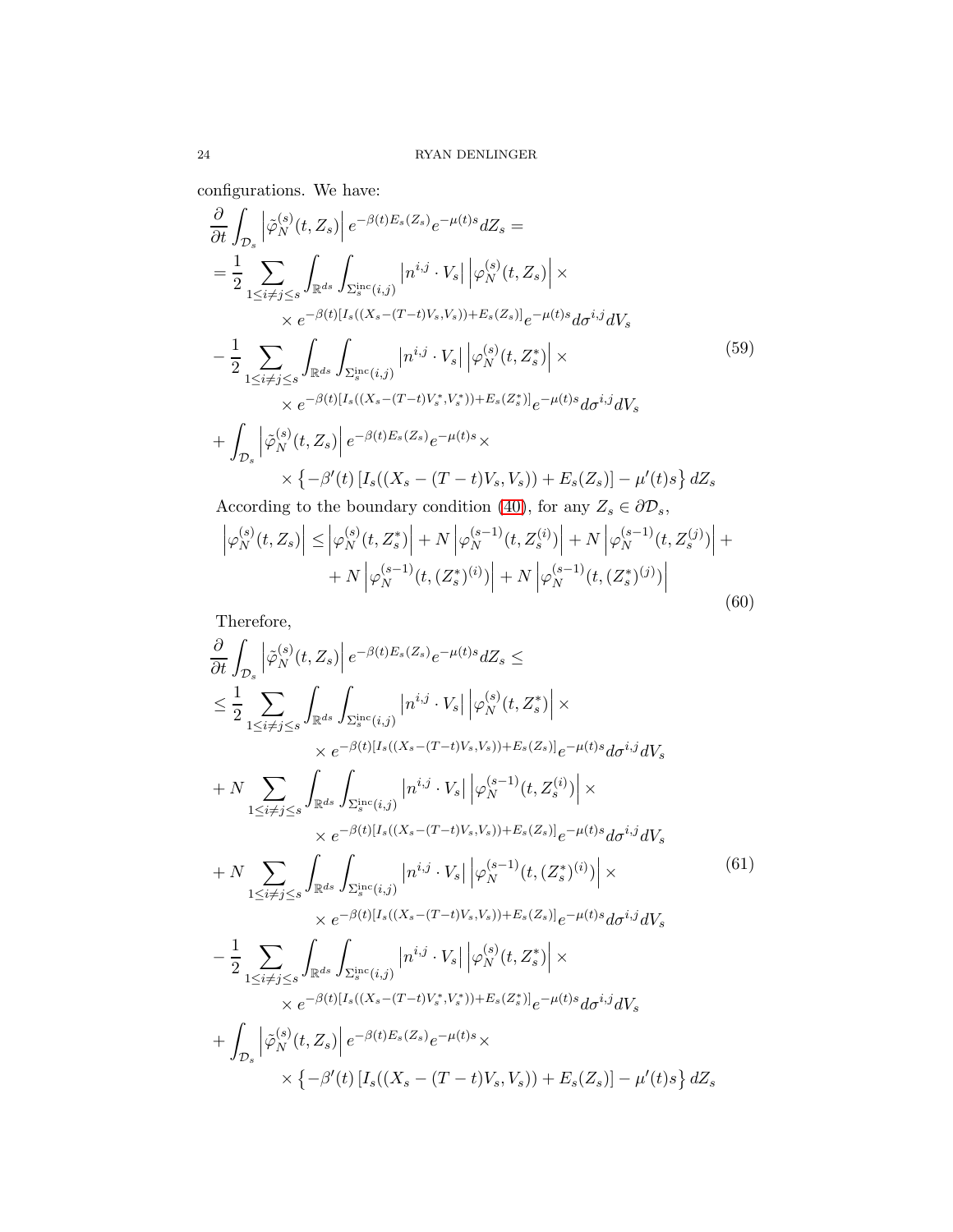configurations. We have:

$$
\begin{aligned}
&\frac{\partial}{\partial t}\int_{\mathcal{D}_s}\left|\tilde{\varphi}_N^{(s)}(t,Z_s)\right| e^{-\beta(t)E_s(Z_s)}e^{-\mu(t)s}dZ_s = \\
&= \frac{1}{2}\sum_{1\leq i\neq j\leq s}\int_{\mathbb{R}^{ds}}\int_{\Sigma_s^{\text{inc}}(i,j)}\left|n^{i,j}\cdot V_s\right|\left|\varphi_N^{(s)}(t,Z_s)\right| \times \\
&\qquad\qquad \times e^{-\beta(t)[I_s((X_s-(T-t)V_s,V_s))+E_s(Z_s)]}e^{-\mu(t)s}d\sigma^{i,j}dV_s \\
&- \frac{1}{2}\sum_{1\leq i\neq j\leq s}\int_{\mathbb{R}^{ds}}\int_{\Sigma_s^{\text{inc}}(i,j)}\left|n^{i,j}\cdot V_s\right|\left|\varphi_N^{(s)}(t,Z_s^*)\right| \times \\
&\qquad\qquad \times e^{-\beta(t)[I_s((X_s-(T-t)V_s^*,V_s^*))+E_s(Z_s^*)]}e^{-\mu(t)s}d\sigma^{i,j}dV_s \\
&+ \int_{\mathcal{D}_s}\left|\tilde{\varphi}_N^{(s)}(t,Z_s)\right| e^{-\beta(t)E_s(Z_s)}e^{-\mu(t)s}\times \\
&\qquad\qquad \times \left\{-\beta'(t)\left[I_s((X_s-(T-t)V_s,V_s))+E_s(Z_s)\right]-\mu'(t)s\right\}dZ_s
\end{aligned}
\tag{59}
$$

According to the boundary condition (40), for any $Z_s \in \partial\mathcal{D}_s$,

$$
\begin{aligned}
\left|\varphi_N^{(s)}(t,Z_s)\right| \leq \left|\varphi_N^{(s)}(t,Z_s^*)\right| + N\left|\varphi_N^{(s-1)}(t,Z_s^{(i)})\right| + N\left|\varphi_N^{(s-1)}(t,Z_s^{(j)})\right| + \\
+ N\left|\varphi_N^{(s-1)}(t,(Z_s^*)^{(i)})\right| + N\left|\varphi_N^{(s-1)}(t,(Z_s^*)^{(j)})\right|
\end{aligned}
\tag{60}
$$

Therefore,

$$
\begin{aligned}
&\frac{\partial}{\partial t}\int_{\mathcal{D}_s}\left|\tilde{\varphi}_N^{(s)}(t,Z_s)\right| e^{-\beta(t)E_s(Z_s)}e^{-\mu(t)s}dZ_s \leq \\
&\leq \frac{1}{2}\sum_{1\leq i\neq j\leq s}\int_{\mathbb{R}^{ds}}\int_{\Sigma_s^{\text{inc}}(i,j)}\left|n^{i,j}\cdot V_s\right|\left|\varphi_N^{(s)}(t,Z_s^*)\right| \times \\
&\qquad\qquad \times e^{-\beta(t)[I_s((X_s-(T-t)V_s,V_s))+E_s(Z_s)]}e^{-\mu(t)s}d\sigma^{i,j}dV_s \\
&+ N\sum_{1\leq i\neq j\leq s}\int_{\mathbb{R}^{ds}}\int_{\Sigma_s^{\text{inc}}(i,j)}\left|n^{i,j}\cdot V_s\right|\left|\varphi_N^{(s-1)}(t,Z_s^{(i)})\right| \times \\
&\qquad\qquad \times e^{-\beta(t)[I_s((X_s-(T-t)V_s,V_s))+E_s(Z_s)]}e^{-\mu(t)s}d\sigma^{i,j}dV_s \\
&+ N\sum_{1\leq i\neq j\leq s}\int_{\mathbb{R}^{ds}}\int_{\Sigma_s^{\text{inc}}(i,j)}\left|n^{i,j}\cdot V_s\right|\left|\varphi_N^{(s-1)}(t,(Z_s^*)^{(i)})\right| \times \\
&\qquad\qquad \times e^{-\beta(t)[I_s((X_s-(T-t)V_s,V_s))+E_s(Z_s)]}e^{-\mu(t)s}d\sigma^{i,j}dV_s \\
&- \frac{1}{2}\sum_{1\leq i\neq j\leq s}\int_{\mathbb{R}^{ds}}\int_{\Sigma_s^{\text{inc}}(i,j)}\left|n^{i,j}\cdot V_s\right|\left|\varphi_N^{(s)}(t,Z_s^*)\right| \times \\
&\qquad\qquad \times e^{-\beta(t)[I_s((X_s-(T-t)V_s^*,V_s^*))+E_s(Z_s^*)]}e^{-\mu(t)s}d\sigma^{i,j}dV_s \\
&+ \int_{\mathcal{D}_s}\left|\tilde{\varphi}_N^{(s)}(t,Z_s)\right| e^{-\beta(t)E_s(Z_s)}e^{-\mu(t)s}\times \\
&\qquad\qquad \times \left\{-\beta'(t)\left[I_s((X_s-(T-t)V_s,V_s))+E_s(Z_s)\right]-\mu'(t)s\right\}dZ_s
\end{aligned}
\tag{61}
$$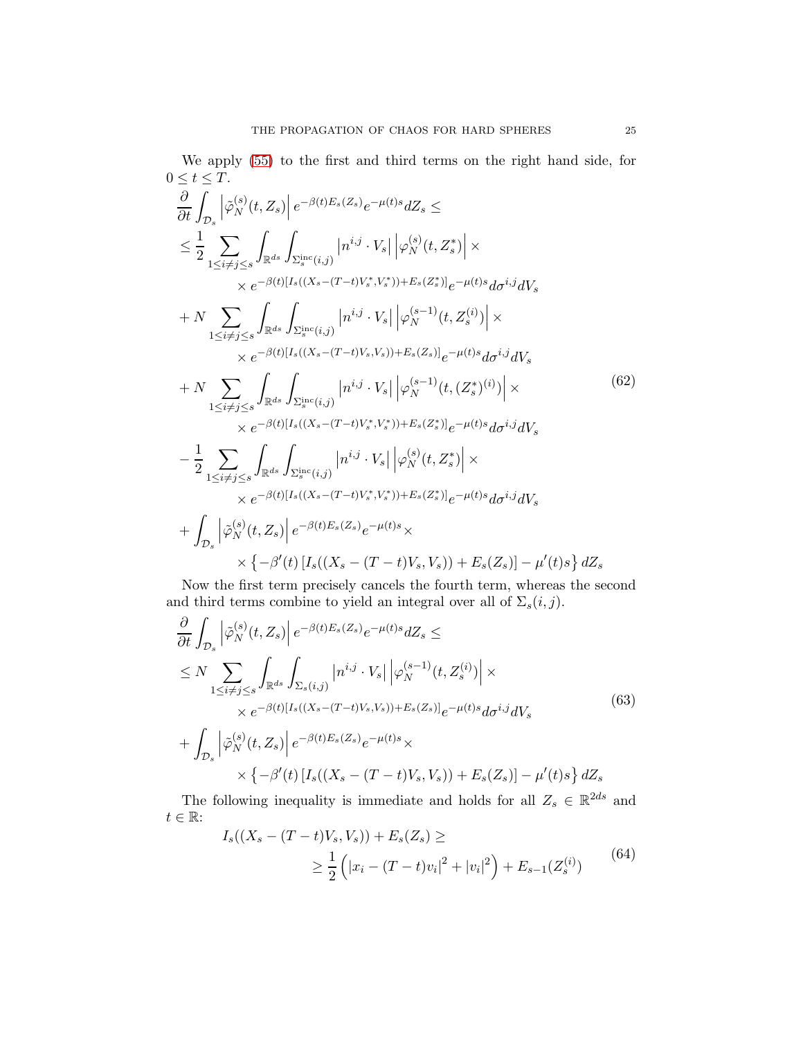We apply (55) to the first and third terms on the right hand side, for $0 \leq t \leq T$.

$$
\begin{aligned}
&\frac{\partial}{\partial t} \int_{\mathcal{D}_s} \left| \tilde{\varphi}_N^{(s)}(t, Z_s) \right| e^{-\beta(t) E_s(Z_s)} e^{-\mu(t) s} dZ_s \leq \\
&\leq \frac{1}{2} \sum_{1 \leq i \neq j \leq s} \int_{\mathbb{R}^{ds}} \int_{\Sigma_s^{\mathrm{inc}}(i,j)} \left| n^{i,j} \cdot V_s \right| \left| \varphi_N^{(s)}(t, Z_s^*) \right| \times \\
&\qquad \times e^{-\beta(t)[I_s((X_s - (T-t)V_s^*, V_s^*)) + E_s(Z_s^*)]} e^{-\mu(t)s} d\sigma^{i,j} dV_s \\
&+ N \sum_{1 \leq i \neq j \leq s} \int_{\mathbb{R}^{ds}} \int_{\Sigma_s^{\mathrm{inc}}(i,j)} \left| n^{i,j} \cdot V_s \right| \left| \varphi_N^{(s-1)}(t, Z_s^{(i)}) \right| \times \\
&\qquad \times e^{-\beta(t)[I_s((X_s - (T-t)V_s, V_s)) + E_s(Z_s)]} e^{-\mu(t)s} d\sigma^{i,j} dV_s \\
&+ N \sum_{1 \leq i \neq j \leq s} \int_{\mathbb{R}^{ds}} \int_{\Sigma_s^{\mathrm{inc}}(i,j)} \left| n^{i,j} \cdot V_s \right| \left| \varphi_N^{(s-1)}(t, (Z_s^*)^{(i)}) \right| \times \\
&\qquad \times e^{-\beta(t)[I_s((X_s - (T-t)V_s^*, V_s^*)) + E_s(Z_s^*)]} e^{-\mu(t)s} d\sigma^{i,j} dV_s \\
&- \frac{1}{2} \sum_{1 \leq i \neq j \leq s} \int_{\mathbb{R}^{ds}} \int_{\Sigma_s^{\mathrm{inc}}(i,j)} \left| n^{i,j} \cdot V_s \right| \left| \varphi_N^{(s)}(t, Z_s^*) \right| \times \\
&\qquad \times e^{-\beta(t)[I_s((X_s - (T-t)V_s^*, V_s^*)) + E_s(Z_s^*)]} e^{-\mu(t)s} d\sigma^{i,j} dV_s \\
&+ \int_{\mathcal{D}_s} \left| \tilde{\varphi}_N^{(s)}(t, Z_s) \right| e^{-\beta(t) E_s(Z_s)} e^{-\mu(t) s} \times \\
&\qquad \times \left\{ -\beta'(t) \left[ I_s((X_s - (T-t)V_s, V_s)) + E_s(Z_s) \right] - \mu'(t) s \right\} dZ_s
\end{aligned} \tag{62}
$$

Now the first term precisely cancels the fourth term, whereas the second and third terms combine to yield an integral over all of $\Sigma_s(i,j)$.

$$
\begin{aligned}
&\frac{\partial}{\partial t} \int_{\mathcal{D}_s} \left| \tilde{\varphi}_N^{(s)}(t, Z_s) \right| e^{-\beta(t) E_s(Z_s)} e^{-\mu(t) s} dZ_s \leq \\
&\leq N \sum_{1 \leq i \neq j \leq s} \int_{\mathbb{R}^{ds}} \int_{\Sigma_s(i,j)} \left| n^{i,j} \cdot V_s \right| \left| \varphi_N^{(s-1)}(t, Z_s^{(i)}) \right| \times \\
&\qquad \times e^{-\beta(t)[I_s((X_s - (T-t)V_s, V_s)) + E_s(Z_s)]} e^{-\mu(t)s} d\sigma^{i,j} dV_s \\
&+ \int_{\mathcal{D}_s} \left| \tilde{\varphi}_N^{(s)}(t, Z_s) \right| e^{-\beta(t) E_s(Z_s)} e^{-\mu(t) s} \times \\
&\qquad \times \left\{ -\beta'(t) \left[ I_s((X_s - (T-t)V_s, V_s)) + E_s(Z_s) \right] - \mu'(t) s \right\} dZ_s
\end{aligned} \tag{63}
$$

The following inequality is immediate and holds for all $Z_s \in \mathbb{R}^{2ds}$ and $t \in \mathbb{R}$:

$$
\begin{aligned}
I_s((X_s - (T-t)V_s, V_s)) + E_s(Z_s) &\geq \\
&\geq \frac{1}{2} \left( |x_i - (T-t)v_i|^2 + |v_i|^2 \right) + E_{s-1}(Z_s^{(i)})
\end{aligned} \tag{64}
$$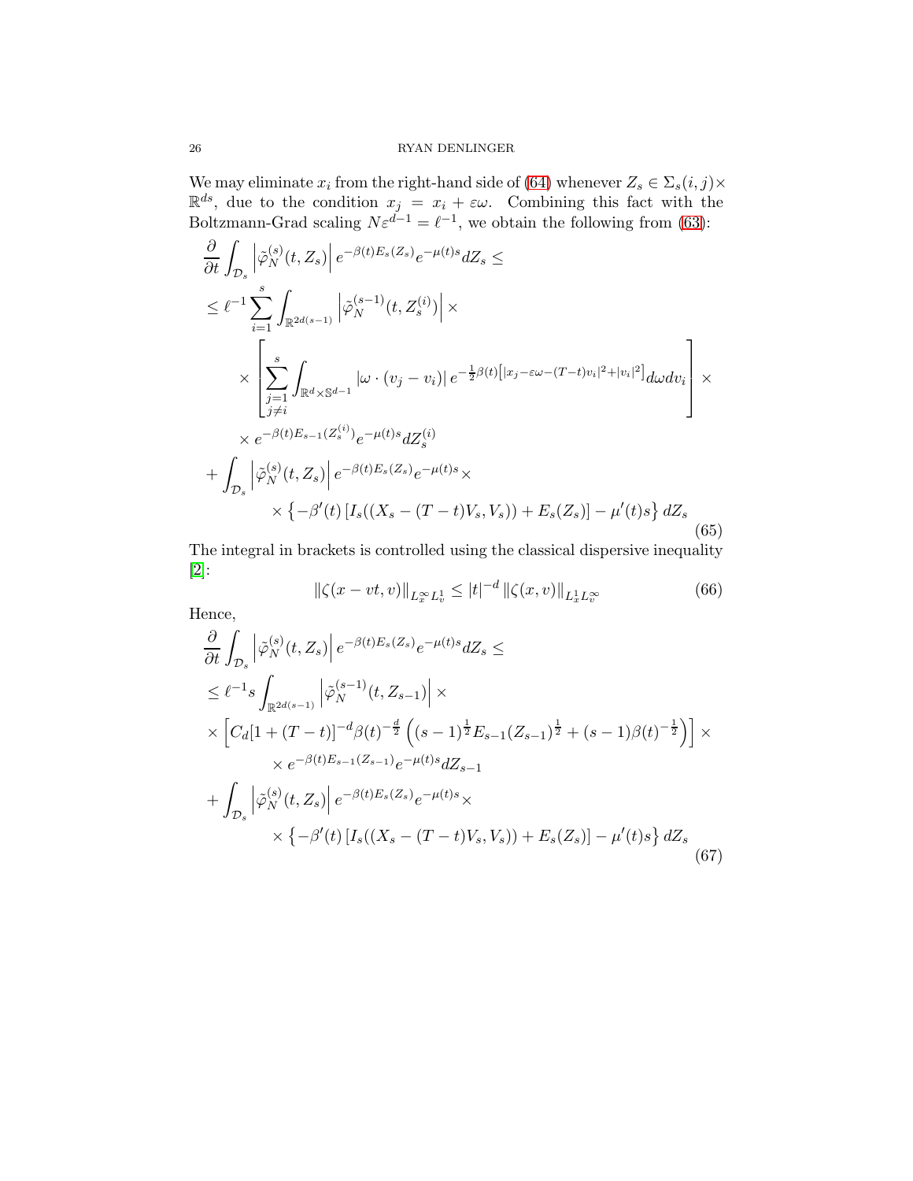We may eliminate $x_i$ from the right-hand side of (64) whenever $Z_s \in \Sigma_s(i,j) \times \mathbb{R}^{ds}$, due to the condition $x_j = x_i + \varepsilon\omega$. Combining this fact with the Boltzmann-Grad scaling $N\varepsilon^{d-1} = \ell^{-1}$, we obtain the following from (63):

$$
\begin{aligned}
&\frac{\partial}{\partial t} \int_{\mathcal{D}_s} \left| \tilde{\varphi}_N^{(s)}(t, Z_s) \right| e^{-\beta(t) E_s(Z_s)} e^{-\mu(t)s} dZ_s \leq \\
&\leq \ell^{-1} \sum_{i=1}^{s} \int_{\mathbb{R}^{2d(s-1)}} \left| \tilde{\varphi}_N^{(s-1)}(t, Z_s^{(i)}) \right| \times \\
&\quad \times \left[ \sum_{\substack{j=1 \\ j \neq i}}^{s} \int_{\mathbb{R}^d \times \mathbb{S}^{d-1}} |\omega \cdot (v_j - v_i)| \, e^{-\frac{1}{2}\beta(t)\left[|x_j - \varepsilon\omega - (T-t)v_i|^2 + |v_i|^2\right]} d\omega dv_i \right] \times \\
&\quad \times e^{-\beta(t) E_{s-1}(Z_s^{(i)})} e^{-\mu(t)s} dZ_s^{(i)} \\
&+ \int_{\mathcal{D}_s} \left| \tilde{\varphi}_N^{(s)}(t, Z_s) \right| e^{-\beta(t) E_s(Z_s)} e^{-\mu(t)s} \times \\
&\quad \times \left\{ -\beta'(t) \left[ I_s((X_s - (T-t)V_s, V_s)) + E_s(Z_s) \right] - \mu'(t)s \right\} dZ_s
\end{aligned} \tag{65}
$$

The integral in brackets is controlled using the classical dispersive inequality [2]:

$$
\|\zeta(x - vt, v)\|_{L_x^\infty L_v^1} \leq |t|^{-d} \|\zeta(x,v)\|_{L_x^1 L_v^\infty} \tag{66}
$$

Hence,

$$
\begin{aligned}
&\frac{\partial}{\partial t} \int_{\mathcal{D}_s} \left| \tilde{\varphi}_N^{(s)}(t, Z_s) \right| e^{-\beta(t) E_s(Z_s)} e^{-\mu(t)s} dZ_s \leq \\
&\leq \ell^{-1} s \int_{\mathbb{R}^{2d(s-1)}} \left| \tilde{\varphi}_N^{(s-1)}(t, Z_{s-1}) \right| \times \\
&\times \left[ C_d [1 + (T-t)]^{-d} \beta(t)^{-\frac{d}{2}} \left( (s-1)^{\frac{1}{2}} E_{s-1}(Z_{s-1})^{\frac{1}{2}} + (s-1)\beta(t)^{-\frac{1}{2}} \right) \right] \times \\
&\quad \times e^{-\beta(t) E_{s-1}(Z_{s-1})} e^{-\mu(t)s} dZ_{s-1} \\
&+ \int_{\mathcal{D}_s} \left| \tilde{\varphi}_N^{(s)}(t, Z_s) \right| e^{-\beta(t) E_s(Z_s)} e^{-\mu(t)s} \times \\
&\quad \times \left\{ -\beta'(t) \left[ I_s((X_s - (T-t)V_s, V_s)) + E_s(Z_s) \right] - \mu'(t)s \right\} dZ_s
\end{aligned} \tag{67}
$$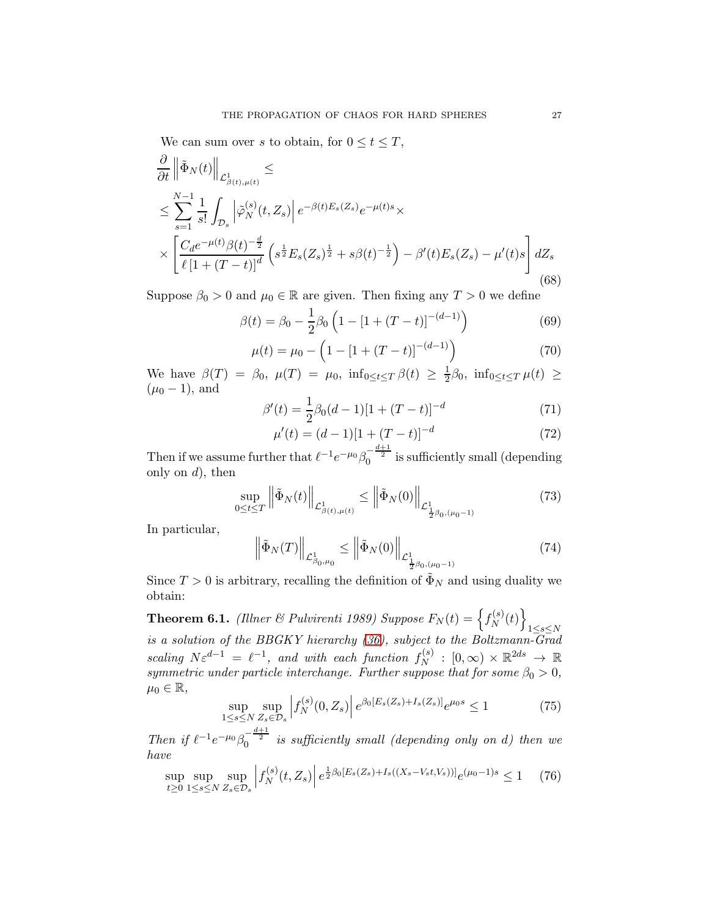We can sum over $s$ to obtain, for $0 \leq t \leq T$,

$$
\begin{aligned}
&\frac{\partial}{\partial t} \left\| \tilde{\Phi}_N(t) \right\|_{\mathcal{L}^1_{\beta(t),\mu(t)}} \leq \\
&\leq \sum_{s=1}^{N-1} \frac{1}{s!} \int_{\mathcal{D}_s} \left| \tilde{\varphi}_N^{(s)}(t, Z_s) \right| e^{-\beta(t) E_s(Z_s)} e^{-\mu(t) s} \times \\
&\times \left[ \frac{C_d e^{-\mu(t)} \beta(t)^{-\frac{d}{2}}}{\ell \left[1 + (T-t)\right]^d} \left( s^{\frac{1}{2}} E_s(Z_s)^{\frac{1}{2}} + s \beta(t)^{-\frac{1}{2}} \right) - \beta'(t) E_s(Z_s) - \mu'(t) s \right] dZ_s
\end{aligned} \tag{68}
$$

Suppose $\beta_0 > 0$ and $\mu_0 \in \mathbb{R}$ are given. Then fixing any $T > 0$ we define

$$
\beta(t) = \beta_0 - \frac{1}{2}\beta_0 \left( 1 - [1 + (T-t)]^{-(d-1)} \right) \tag{69}
$$

$$
\mu(t) = \mu_0 - \left( 1 - [1 + (T-t)]^{-(d-1)} \right) \tag{70}
$$

We have $\beta(T) = \beta_0$, $\mu(T) = \mu_0$, $\inf_{0 \leq t \leq T} \beta(t) \geq \frac{1}{2}\beta_0$, $\inf_{0 \leq t \leq T} \mu(t) \geq (\mu_0 - 1)$, and

$$
\beta'(t) = \frac{1}{2}\beta_0 (d-1)[1 + (T-t)]^{-d} \tag{71}
$$

$$
\mu'(t) = (d-1)[1 + (T-t)]^{-d} \tag{72}
$$

Then if we assume further that $\ell^{-1} e^{-\mu_0} \beta_0^{-\frac{d+1}{2}}$ is sufficiently small (depending only on $d$), then

$$
\sup_{0 \leq t \leq T} \left\| \tilde{\Phi}_N(t) \right\|_{\mathcal{L}^1_{\beta(t),\mu(t)}} \leq \left\| \tilde{\Phi}_N(0) \right\|_{\mathcal{L}^1_{\frac{1}{2}\beta_0,(\mu_0 - 1)}} \tag{73}
$$

In particular,

$$
\left\| \tilde{\Phi}_N(T) \right\|_{\mathcal{L}^1_{\beta_0,\mu_0}} \leq \left\| \tilde{\Phi}_N(0) \right\|_{\mathcal{L}^1_{\frac{1}{2}\beta_0,(\mu_0 - 1)}} \tag{74}
$$

Since $T > 0$ is arbitrary, recalling the definition of $\tilde{\Phi}_N$ and using duality we obtain:

**Theorem 6.1.** *(Illner & Pulvirenti 1989) Suppose $F_N(t) = \left\{ f_N^{(s)}(t) \right\}_{1 \leq s \leq N}$ is a solution of the BBGKY hierarchy (36), subject to the Boltzmann-Grad scaling $N\varepsilon^{d-1} = \ell^{-1}$, and with each function $f_N^{(s)} : [0, \infty) \times \mathbb{R}^{2ds} \to \mathbb{R}$ symmetric under particle interchange. Further suppose that for some $\beta_0 > 0$, $\mu_0 \in \mathbb{R}$,*

$$
\sup_{1 \leq s \leq N} \sup_{Z_s \in \mathcal{D}_s} \left| f_N^{(s)}(0, Z_s) \right| e^{\beta_0 [E_s(Z_s) + I_s(Z_s)]} e^{\mu_0 s} \leq 1 \tag{75}
$$

*Then if $\ell^{-1} e^{-\mu_0} \beta_0^{-\frac{d+1}{2}}$ is sufficiently small (depending only on $d$) then we have*

$$
\sup_{t \geq 0} \sup_{1 \leq s \leq N} \sup_{Z_s \in \mathcal{D}_s} \left| f_N^{(s)}(t, Z_s) \right| e^{\frac{1}{2}\beta_0 [E_s(Z_s) + I_s((X_s - V_s t, V_s))]} e^{(\mu_0 - 1)s} \leq 1 \tag{76}
$$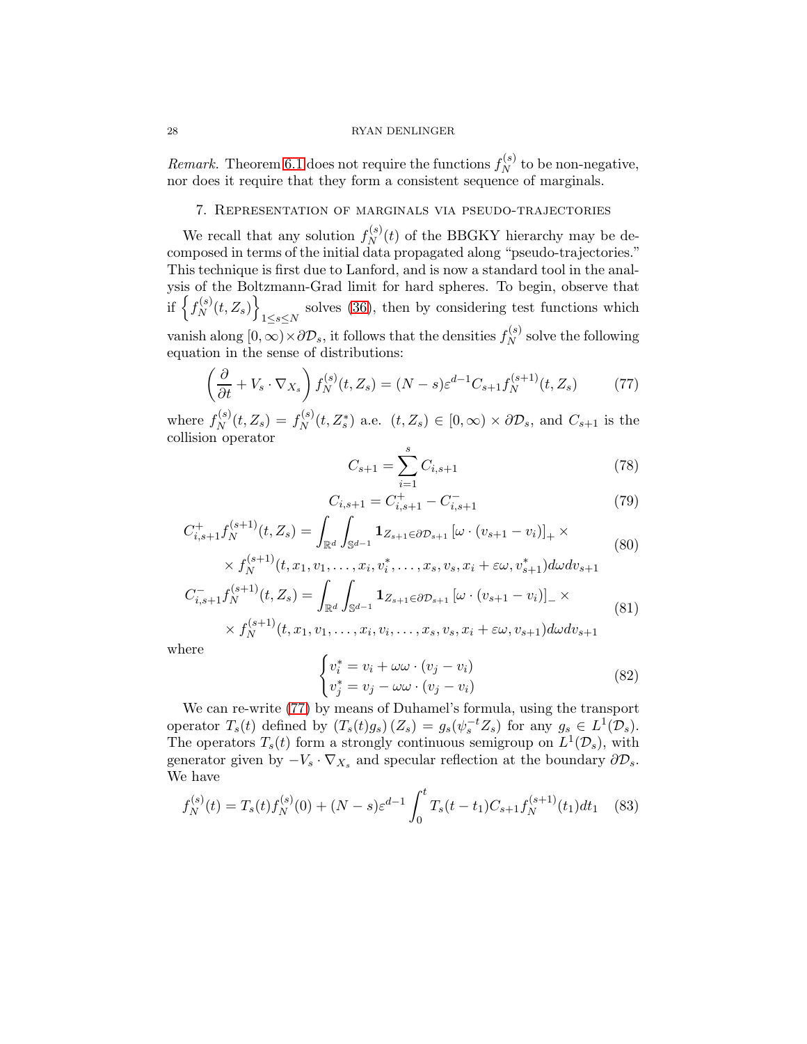*Remark.* Theorem 6.1 does not require the functions $f_N^{(s)}$ to be non-negative, nor does it require that they form a consistent sequence of marginals.

## 7. Representation of marginals via pseudo-trajectories

We recall that any solution $f_N^{(s)}(t)$ of the BBGKY hierarchy may be decomposed in terms of the initial data propagated along "pseudo-trajectories." This technique is first due to Lanford, and is now a standard tool in the analysis of the Boltzmann-Grad limit for hard spheres. To begin, observe that if $\left\{ f_N^{(s)}(t, Z_s) \right\}_{1 \leq s \leq N}$ solves (36), then by considering test functions which vanish along $[0,\infty) \times \partial \mathcal{D}_s$, it follows that the densities $f_N^{(s)}$ solve the following equation in the sense of distributions:

$$\left( \frac{\partial}{\partial t} + V_s \cdot \nabla_{X_s} \right) f_N^{(s)}(t, Z_s) = (N-s)\varepsilon^{d-1} C_{s+1} f_N^{(s+1)}(t, Z_s) \tag{77}$$

where $f_N^{(s)}(t, Z_s) = f_N^{(s)}(t, Z_s^*)$ a.e. $(t, Z_s) \in [0,\infty) \times \partial \mathcal{D}_s$, and $C_{s+1}$ is the collision operator

$$C_{s+1} = \sum_{i=1}^{s} C_{i,s+1} \tag{78}$$

$$C_{i,s+1} = C_{i,s+1}^+ - C_{i,s+1}^- \tag{79}$$

$$\begin{aligned} C_{i,s+1}^+ f_N^{(s+1)}(t, Z_s) = \int_{\mathbb{R}^d} \int_{\mathbb{S}^{d-1}} \mathbf{1}_{Z_{s+1} \in \partial \mathcal{D}_{s+1}} \left[ \omega \cdot (v_{s+1} - v_i) \right]_+ \times \\ \times f_N^{(s+1)}(t, x_1, v_1, \ldots, x_i, v_i^*, \ldots, x_s, v_s, x_i + \varepsilon\omega, v_{s+1}^*) d\omega dv_{s+1} \end{aligned} \tag{80}$$

$$\begin{aligned} C_{i,s+1}^- f_N^{(s+1)}(t, Z_s) = \int_{\mathbb{R}^d} \int_{\mathbb{S}^{d-1}} \mathbf{1}_{Z_{s+1} \in \partial \mathcal{D}_{s+1}} \left[ \omega \cdot (v_{s+1} - v_i) \right]_- \times \\ \times f_N^{(s+1)}(t, x_1, v_1, \ldots, x_i, v_i, \ldots, x_s, v_s, x_i + \varepsilon\omega, v_{s+1}) d\omega dv_{s+1} \end{aligned} \tag{81}$$

where

$$\begin{cases} v_i^* = v_i + \omega\omega \cdot (v_j - v_i) \\ v_j^* = v_j - \omega\omega \cdot (v_j - v_i) \end{cases} \tag{82}$$

We can re-write (77) by means of Duhamel's formula, using the transport operator $T_s(t)$ defined by $(T_s(t) g_s)(Z_s) = g_s(\psi_s^{-t} Z_s)$ for any $g_s \in L^1(\mathcal{D}_s)$. The operators $T_s(t)$ form a strongly continuous semigroup on $L^1(\mathcal{D}_s)$, with generator given by $-V_s \cdot \nabla_{X_s}$ and specular reflection at the boundary $\partial \mathcal{D}_s$. We have

$$f_N^{(s)}(t) = T_s(t) f_N^{(s)}(0) + (N-s)\varepsilon^{d-1} \int_0^t T_s(t-t_1) C_{s+1} f_N^{(s+1)}(t_1) dt_1 \tag{83}$$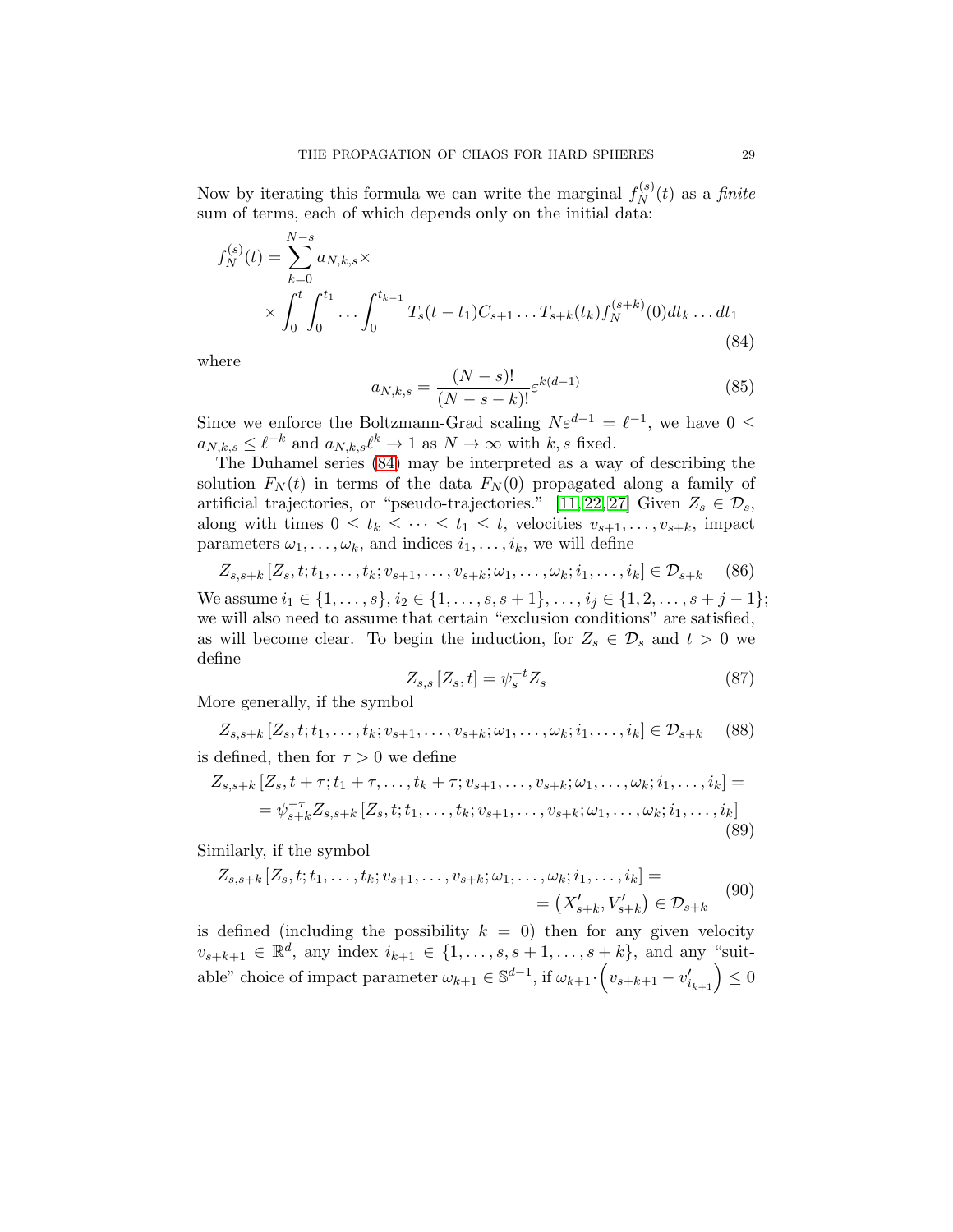Now by iterating this formula we can write the marginal $f_N^{(s)}(t)$ as a *finite* sum of terms, each of which depends only on the initial data:

$$
\begin{aligned}
f_N^{(s)}(t) = \sum_{k=0}^{N-s} a_{N,k,s} \times \\
\times \int_0^t \int_0^{t_1} \dots \int_0^{t_{k-1}} T_s(t-t_1) C_{s+1} \dots T_{s+k}(t_k) f_N^{(s+k)}(0) dt_k \dots dt_1
\end{aligned}
\tag{84}
$$

where

$$
a_{N,k,s} = \frac{(N-s)!}{(N-s-k)!} \varepsilon^{k(d-1)} \tag{85}
$$

Since we enforce the Boltzmann-Grad scaling $N\varepsilon^{d-1} = \ell^{-1}$, we have $0 \leq a_{N,k,s} \leq \ell^{-k}$ and $a_{N,k,s}\ell^k \to 1$ as $N \to \infty$ with $k, s$ fixed.

The Duhamel series (84) may be interpreted as a way of describing the solution $F_N(t)$ in terms of the data $F_N(0)$ propagated along a family of artificial trajectories, or "pseudo-trajectories." [11, 22, 27] Given $Z_s \in \mathcal{D}_s$, along with times $0 \leq t_k \leq \dots \leq t_1 \leq t$, velocities $v_{s+1}, \dots, v_{s+k}$, impact parameters $\omega_1, \dots, \omega_k$, and indices $i_1, \dots, i_k$, we will define

$$
Z_{s,s+k}\left[Z_s, t; t_1, \dots, t_k; v_{s+1}, \dots, v_{s+k}; \omega_1, \dots, \omega_k; i_1, \dots, i_k\right] \in \mathcal{D}_{s+k} \tag{86}
$$

We assume $i_1 \in \{1, \dots, s\}$, $i_2 \in \{1, \dots, s, s+1\}, \dots, i_j \in \{1, 2, \dots, s+j-1\}$; we will also need to assume that certain "exclusion conditions" are satisfied, as will become clear. To begin the induction, for $Z_s \in \mathcal{D}_s$ and $t > 0$ we define

$$
Z_{s,s}\left[Z_s, t\right] = \psi_s^{-t} Z_s \tag{87}
$$

More generally, if the symbol

$$
Z_{s,s+k}\left[Z_s, t; t_1, \dots, t_k; v_{s+1}, \dots, v_{s+k}; \omega_1, \dots, \omega_k; i_1, \dots, i_k\right] \in \mathcal{D}_{s+k} \tag{88}
$$

is defined, then for $\tau > 0$ we define

$$
\begin{aligned}
Z_{s,s+k}\left[Z_s, t+\tau; t_1+\tau, \dots, t_k+\tau; v_{s+1}, \dots, v_{s+k}; \omega_1, \dots, \omega_k; i_1, \dots, i_k\right] = \\
= \psi_{s+k}^{-\tau} Z_{s,s+k}\left[Z_s, t; t_1, \dots, t_k; v_{s+1}, \dots, v_{s+k}; \omega_1, \dots, \omega_k; i_1, \dots, i_k\right]
\end{aligned}
\tag{89}
$$

Similarly, if the symbol

$$
\begin{aligned}
Z_{s,s+k}\left[Z_s, t; t_1, \dots, t_k; v_{s+1}, \dots, v_{s+k}; \omega_1, \dots, \omega_k; i_1, \dots, i_k\right] = \\
= \left(X'_{s+k}, V'_{s+k}\right) \in \mathcal{D}_{s+k}
\end{aligned}
\tag{90}
$$

is defined (including the possibility $k = 0$) then for any given velocity $v_{s+k+1} \in \mathbb{R}^d$, any index $i_{k+1} \in \{1, \dots, s, s+1, \dots, s+k\}$, and any "suitable" choice of impact parameter $\omega_{k+1} \in \mathbb{S}^{d-1}$, if $\omega_{k+1} \cdot \left(v_{s+k+1} - v'_{i_{k+1}}\right) \leq 0$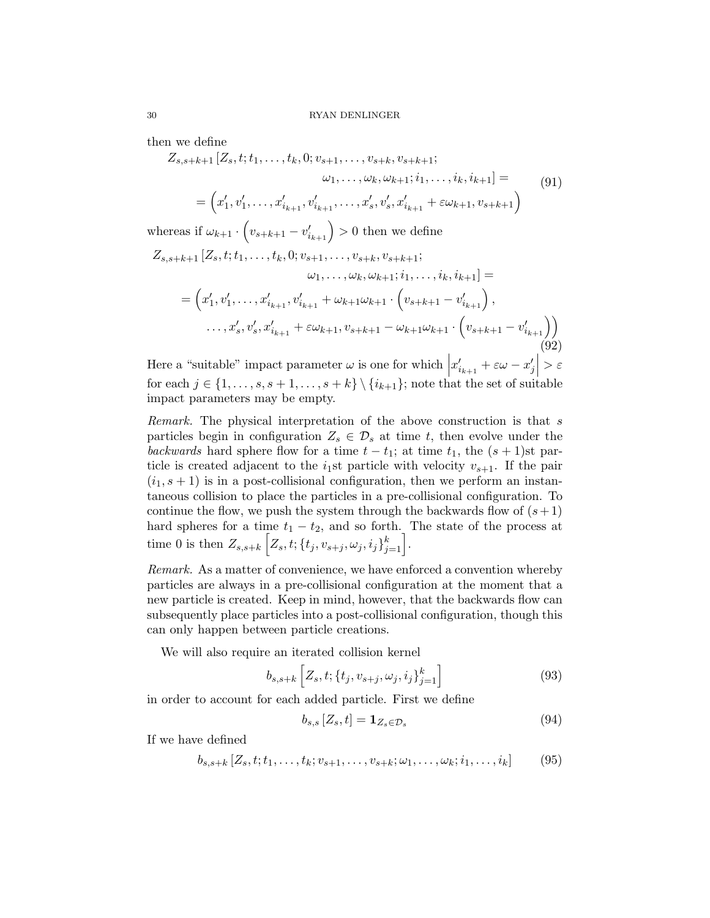then we define

$$
\begin{aligned}
Z_{s,s+k+1}\left[Z_s,t;t_1,\ldots,t_k,0;v_{s+1},\ldots,v_{s+k},v_{s+k+1};\right.\\
\left.\omega_1,\ldots,\omega_k,\omega_{k+1};i_1,\ldots,i_k,i_{k+1}\right] =\\
= \left(x_1',v_1',\ldots,x_{i_{k+1}}',v_{i_{k+1}}',\ldots,x_s',v_s',x_{i_{k+1}}'+\varepsilon\omega_{k+1},v_{s+k+1}\right)
\end{aligned}
\tag{91}
$$

whereas if $\omega_{k+1}\cdot\left(v_{s+k+1}-v_{i_{k+1}}'\right)>0$ then we define

$$
\begin{aligned}
Z_{s,s+k+1}\left[Z_s,t;t_1,\ldots,t_k,0;v_{s+1},\ldots,v_{s+k},v_{s+k+1};\right.\\
\left.\omega_1,\ldots,\omega_k,\omega_{k+1};i_1,\ldots,i_k,i_{k+1}\right] =\\
= \Big(x_1',v_1',\ldots,x_{i_{k+1}}',v_{i_{k+1}}'+\omega_{k+1}\omega_{k+1}\cdot\left(v_{s+k+1}-v_{i_{k+1}}'\right),\\
\ldots,x_s',v_s',x_{i_{k+1}}'+\varepsilon\omega_{k+1},v_{s+k+1}-\omega_{k+1}\omega_{k+1}\cdot\left(v_{s+k+1}-v_{i_{k+1}}'\right)\Big)
\end{aligned}
\tag{92}
$$

Here a "suitable" impact parameter $\omega$ is one for which $\left|x_{i_{k+1}}'+\varepsilon\omega-x_j'\right|>\varepsilon$ for each $j\in\{1,\ldots,s,s+1,\ldots,s+k\}\setminus\{i_{k+1}\}$; note that the set of suitable impact parameters may be empty.

*Remark.* The physical interpretation of the above construction is that $s$ particles begin in configuration $Z_s\in\mathcal{D}_s$ at time $t$, then evolve under the *backwards* hard sphere flow for a time $t-t_1$; at time $t_1$, the $(s+1)$st particle is created adjacent to the $i_1$st particle with velocity $v_{s+1}$. If the pair $(i_1,s+1)$ is in a post-collisional configuration, then we perform an instantaneous collision to place the particles in a pre-collisional configuration. To continue the flow, we push the system through the backwards flow of $(s+1)$ hard spheres for a time $t_1-t_2$, and so forth. The state of the process at time 0 is then $Z_{s,s+k}\left[Z_s,t;\{t_j,v_{s+j},\omega_j,i_j\}_{j=1}^k\right]$.

*Remark.* As a matter of convenience, we have enforced a convention whereby particles are always in a pre-collisional configuration at the moment that a new particle is created. Keep in mind, however, that the backwards flow can subsequently place particles into a post-collisional configuration, though this can only happen between particle creations.

We will also require an iterated collision kernel

$$
b_{s,s+k}\left[Z_s,t;\{t_j,v_{s+j},\omega_j,i_j\}_{j=1}^k\right]
\tag{93}
$$

in order to account for each added particle. First we define

$$
b_{s,s}\left[Z_s,t\right]=\mathbf{1}_{Z_s\in\mathcal{D}_s}
\tag{94}
$$

If we have defined

$$
b_{s,s+k}\left[Z_s,t;t_1,\ldots,t_k;v_{s+1},\ldots,v_{s+k};\omega_1,\ldots,\omega_k;i_1,\ldots,i_k\right]
\tag{95}
$$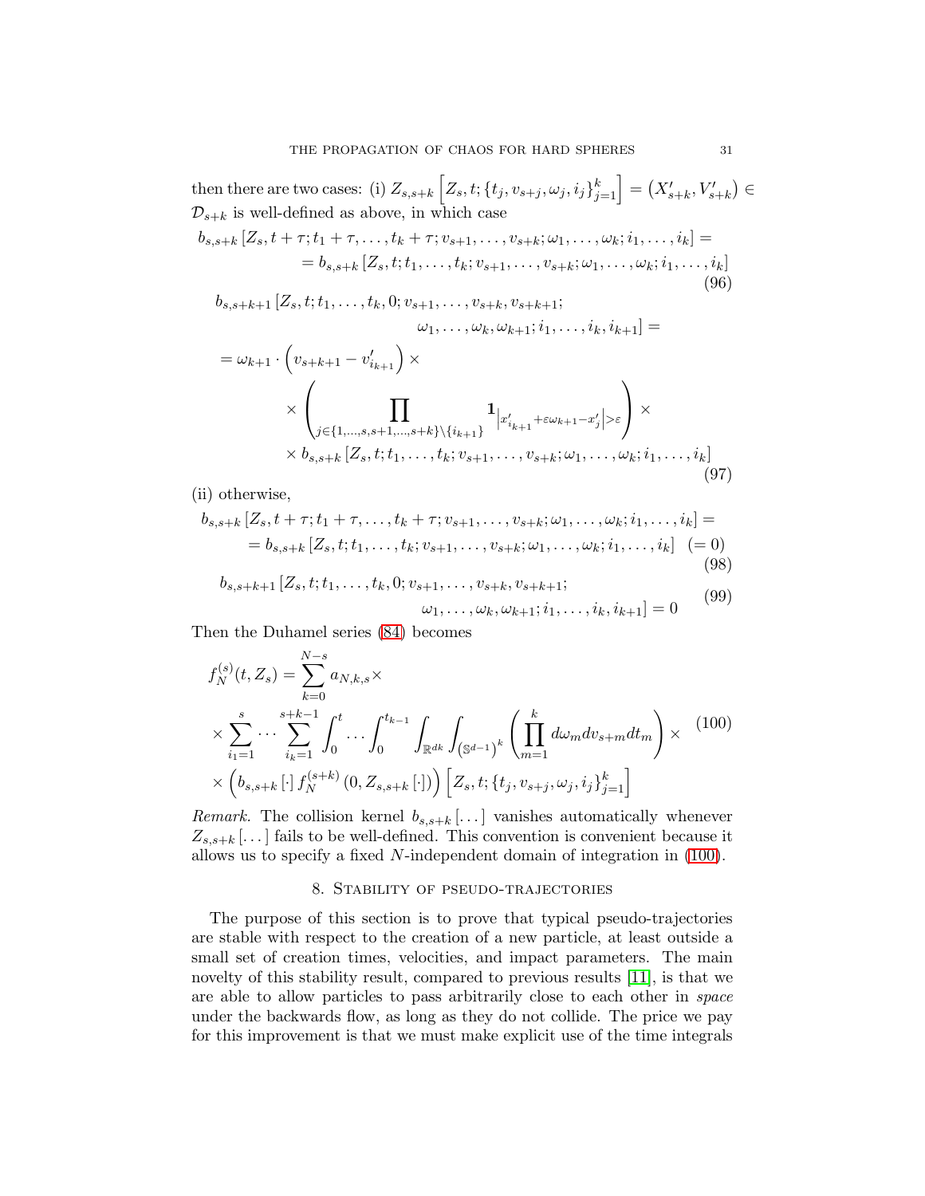then there are two cases: (i) $Z_{s,s+k}\left[Z_s,t;\{t_j,v_{s+j},\omega_j,i_j\}_{j=1}^k\right] = \left(X'_{s+k},V'_{s+k}\right) \in \mathcal{D}_{s+k}$ is well-defined as above, in which case

$$
\begin{aligned}
b_{s,s+k}\left[Z_s,t+\tau;t_1+\tau,\ldots,t_k+\tau;v_{s+1},\ldots,v_{s+k};\omega_1,\ldots,\omega_k;i_1,\ldots,i_k\right] = \\
= b_{s,s+k}\left[Z_s,t;t_1,\ldots,t_k;v_{s+1},\ldots,v_{s+k};\omega_1,\ldots,\omega_k;i_1,\ldots,i_k\right]
\end{aligned} \tag{96}
$$

$$
\begin{aligned}
& b_{s,s+k+1}\left[Z_s,t;t_1,\ldots,t_k,0;v_{s+1},\ldots,v_{s+k},v_{s+k+1};\right.\\
&\qquad\qquad \left.\omega_1,\ldots,\omega_k,\omega_{k+1};i_1,\ldots,i_k,i_{k+1}\right] = \\
&= \omega_{k+1}\cdot\left(v_{s+k+1}-v'_{i_{k+1}}\right)\times \\
&\quad\times\left(\prod_{j\in\{1,\ldots,s,s+1,\ldots,s+k\}\setminus\{i_{k+1}\}} \mathbf{1}_{\left|x'_{i_{k+1}}+\varepsilon\omega_{k+1}-x'_j\right|>\varepsilon}\right)\times \\
&\quad\times b_{s,s+k}\left[Z_s,t;t_1,\ldots,t_k;v_{s+1},\ldots,v_{s+k};\omega_1,\ldots,\omega_k;i_1,\ldots,i_k\right]
\end{aligned} \tag{97}
$$

(ii) otherwise,

$$
\begin{aligned}
b_{s,s+k}\left[Z_s,t+\tau;t_1+\tau,\ldots,t_k+\tau;v_{s+1},\ldots,v_{s+k};\omega_1,\ldots,\omega_k;i_1,\ldots,i_k\right] = \\
= b_{s,s+k}\left[Z_s,t;t_1,\ldots,t_k;v_{s+1},\ldots,v_{s+k};\omega_1,\ldots,\omega_k;i_1,\ldots,i_k\right] \quad (=0)
\end{aligned} \tag{98}
$$

$$
\begin{aligned}
b_{s,s+k+1}\left[Z_s,t;t_1,\ldots,t_k,0;v_{s+1},\ldots,v_{s+k},v_{s+k+1};\right.\\
\left.\omega_1,\ldots,\omega_k,\omega_{k+1};i_1,\ldots,i_k,i_{k+1}\right] = 0
\end{aligned} \tag{99}
$$

Then the Duhamel series (84) becomes

$$
\begin{aligned}
& f_N^{(s)}(t,Z_s) = \sum_{k=0}^{N-s} a_{N,k,s}\times \\
&\times \sum_{i_1=1}^{s}\cdots\sum_{i_k=1}^{s+k-1}\int_0^t\cdots\int_0^{t_{k-1}}\int_{\mathbb{R}^{dk}}\int_{\left(\mathbb{S}^{d-1}\right)^k}\left(\prod_{m=1}^k d\omega_m dv_{s+m}dt_m\right)\times \\
&\times\left(b_{s,s+k}\left[\cdot\right]f_N^{(s+k)}\left(0,Z_{s,s+k}\left[\cdot\right]\right)\right)\left[Z_s,t;\{t_j,v_{s+j},\omega_j,i_j\}_{j=1}^k\right]
\end{aligned} \tag{100}
$$

*Remark.* The collision kernel $b_{s,s+k}[\ldots]$ vanishes automatically whenever $Z_{s,s+k}[\ldots]$ fails to be well-defined. This convention is convenient because it allows us to specify a fixed $N$-independent domain of integration in (100).

## 8. Stability of pseudo-trajectories

The purpose of this section is to prove that typical pseudo-trajectories are stable with respect to the creation of a new particle, at least outside a small set of creation times, velocities, and impact parameters. The main novelty of this stability result, compared to previous results [11], is that we are able to allow particles to pass arbitrarily close to each other in *space* under the backwards flow, as long as they do not collide. The price we pay for this improvement is that we must make explicit use of the time integrals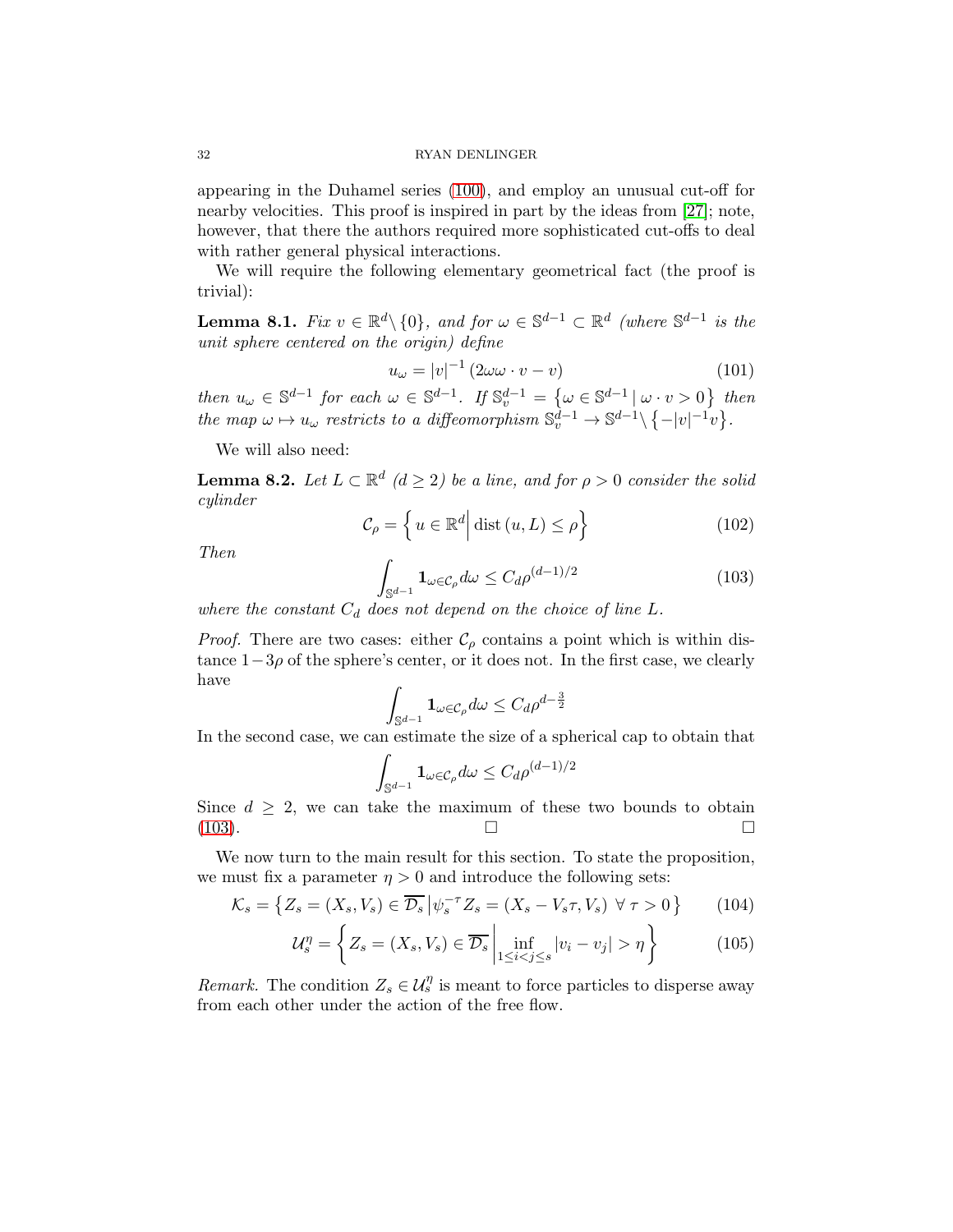appearing in the Duhamel series (100), and employ an unusual cut-off for nearby velocities. This proof is inspired in part by the ideas from [27]; note, however, that there the authors required more sophisticated cut-offs to deal with rather general physical interactions.

We will require the following elementary geometrical fact (the proof is trivial):

**Lemma 8.1.** *Fix $v \in \mathbb{R}^d \backslash \{0\}$, and for $\omega \in \mathbb{S}^{d-1} \subset \mathbb{R}^d$ (where $\mathbb{S}^{d-1}$ is the unit sphere centered on the origin) define*

$$u_\omega = |v|^{-1} \left( 2\omega\omega \cdot v - v \right) \tag{101}$$

*then $u_\omega \in \mathbb{S}^{d-1}$ for each $\omega \in \mathbb{S}^{d-1}$. If $\mathbb{S}^{d-1}_v = \left\{ \omega \in \mathbb{S}^{d-1} \,|\, \omega \cdot v > 0 \right\}$ then the map $\omega \mapsto u_\omega$ restricts to a diffeomorphism $\mathbb{S}^{d-1}_v \to \mathbb{S}^{d-1} \backslash \left\{ -|v|^{-1} v \right\}$.*

We will also need:

**Lemma 8.2.** *Let $L \subset \mathbb{R}^d$ ($d \geq 2$) be a line, and for $\rho > 0$ consider the solid cylinder*

$$\mathcal{C}_\rho = \left\{ u \in \mathbb{R}^d \middle| \operatorname{dist}(u, L) \leq \rho \right\} \tag{102}$$

*Then*

$$\int_{\mathbb{S}^{d-1}} \mathbf{1}_{\omega \in \mathcal{C}_\rho} d\omega \leq C_d \rho^{(d-1)/2} \tag{103}$$

*where the constant $C_d$ does not depend on the choice of line $L$.*

*Proof.* There are two cases: either $\mathcal{C}_\rho$ contains a point which is within distance $1 - 3\rho$ of the sphere's center, or it does not. In the first case, we clearly have

$$\int_{\mathbb{S}^{d-1}} \mathbf{1}_{\omega \in \mathcal{C}_\rho} d\omega \leq C_d \rho^{d - \frac{3}{2}}$$

In the second case, we can estimate the size of a spherical cap to obtain that

$$\int_{\mathbb{S}^{d-1}} \mathbf{1}_{\omega \in \mathcal{C}_\rho} d\omega \leq C_d \rho^{(d-1)/2}$$

Since $d \geq 2$, we can take the maximum of these two bounds to obtain (103). □ □

We now turn to the main result for this section. To state the proposition, we must fix a parameter $\eta > 0$ and introduce the following sets:

$$\mathcal{K}_s = \left\{ Z_s = (X_s, V_s) \in \overline{\mathcal{D}_s} \,|\, \psi_s^{-\tau} Z_s = (X_s - V_s \tau, V_s) \;\; \forall \, \tau > 0 \right\} \tag{104}$$

$$\mathcal{U}_s^\eta = \left\{ Z_s = (X_s, V_s) \in \overline{\mathcal{D}_s} \middle| \inf_{1 \leq i < j \leq s} |v_i - v_j| > \eta \right\} \tag{105}$$

*Remark.* The condition $Z_s \in \mathcal{U}_s^\eta$ is meant to force particles to disperse away from each other under the action of the free flow.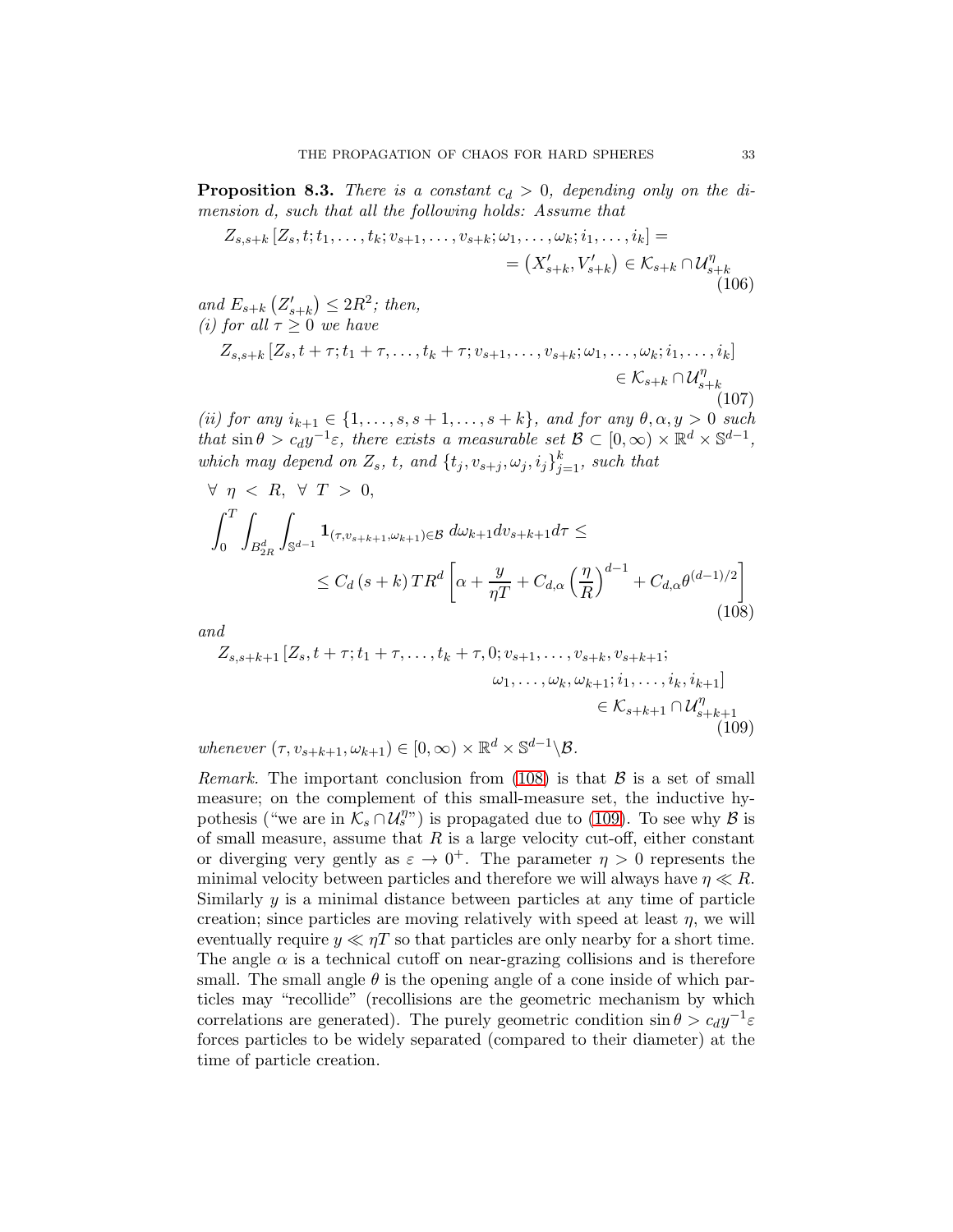**Proposition 8.3.** *There is a constant $c_d > 0$, depending only on the dimension $d$, such that all the following holds: Assume that*

$$Z_{s,s+k}\left[Z_s, t; t_1, \ldots, t_k; v_{s+1}, \ldots, v_{s+k}; \omega_1, \ldots, \omega_k; i_1, \ldots, i_k\right] = \\ = \left(X'_{s+k}, V'_{s+k}\right) \in \mathcal{K}_{s+k} \cap \mathcal{U}^{\eta}_{s+k} \tag{106}$$

*and $E_{s+k}\left(Z'_{s+k}\right) \leq 2R^2$; then,*
*(i) for all $\tau \geq 0$ we have*

$$Z_{s,s+k}\left[Z_s, t+\tau; t_1+\tau, \ldots, t_k+\tau; v_{s+1}, \ldots, v_{s+k}; \omega_1, \ldots, \omega_k; i_1, \ldots, i_k\right] \\ \in \mathcal{K}_{s+k} \cap \mathcal{U}^{\eta}_{s+k} \tag{107}$$

*(ii) for any $i_{k+1} \in \{1, \ldots, s, s+1, \ldots, s+k\}$, and for any $\theta, \alpha, y > 0$ such that $\sin\theta > c_d y^{-1}\varepsilon$, there exists a measurable set $\mathcal{B} \subset [0,\infty) \times \mathbb{R}^d \times \mathbb{S}^{d-1}$, which may depend on $Z_s$, $t$, and $\{t_j, v_{s+j}, \omega_j, i_j\}_{j=1}^k$, such that*

$$\forall\ \eta < R,\ \forall\ T > 0,$$

$$\int_0^T \int_{B^d_{2R}} \int_{\mathbb{S}^{d-1}} \mathbf{1}_{(\tau, v_{s+k+1}, \omega_{k+1}) \in \mathcal{B}}\ d\omega_{k+1} dv_{s+k+1} d\tau \leq \\ \leq C_d\,(s+k)\,T R^d \left[\alpha + \frac{y}{\eta T} + C_{d,\alpha}\left(\frac{\eta}{R}\right)^{d-1} + C_{d,\alpha}\theta^{(d-1)/2}\right] \tag{108}$$

*and*

$$Z_{s,s+k+1}\left[Z_s, t+\tau; t_1+\tau, \ldots, t_k+\tau, 0; v_{s+1}, \ldots, v_{s+k}, v_{s+k+1};\right. \\ \left.\omega_1, \ldots, \omega_k, \omega_{k+1}; i_1, \ldots, i_k, i_{k+1}\right] \\ \in \mathcal{K}_{s+k+1} \cap \mathcal{U}^{\eta}_{s+k+1} \tag{109}$$

*whenever $(\tau, v_{s+k+1}, \omega_{k+1}) \in [0,\infty) \times \mathbb{R}^d \times \mathbb{S}^{d-1} \backslash \mathcal{B}$.*

*Remark.* The important conclusion from (108) is that $\mathcal{B}$ is a set of small measure; on the complement of this small-measure set, the inductive hypothesis ("we are in $\mathcal{K}_s \cap \mathcal{U}^{\eta}_s$") is propagated due to (109). To see why $\mathcal{B}$ is of small measure, assume that $R$ is a large velocity cut-off, either constant or diverging very gently as $\varepsilon \to 0^+$. The parameter $\eta > 0$ represents the minimal velocity between particles and therefore we will always have $\eta \ll R$. Similarly $y$ is a minimal distance between particles at any time of particle creation; since particles are moving relatively with speed at least $\eta$, we will eventually require $y \ll \eta T$ so that particles are only nearby for a short time. The angle $\alpha$ is a technical cutoff on near-grazing collisions and is therefore small. The small angle $\theta$ is the opening angle of a cone inside of which particles may "recollide" (recollisions are the geometric mechanism by which correlations are generated). The purely geometric condition $\sin\theta > c_d y^{-1}\varepsilon$ forces particles to be widely separated (compared to their diameter) at the time of particle creation.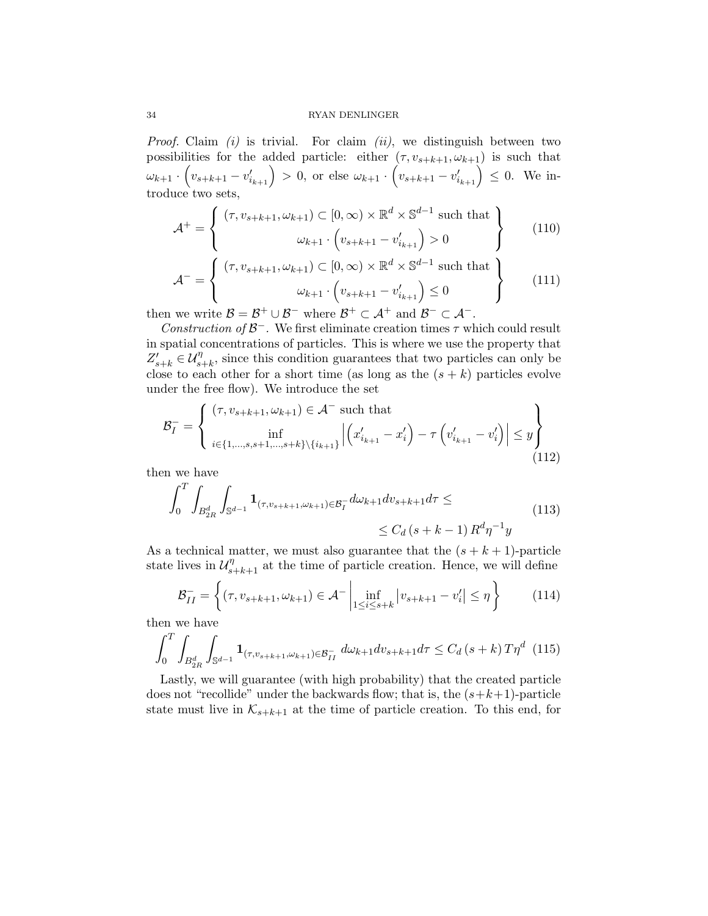*Proof.* Claim *(i)* is trivial. For claim *(ii)*, we distinguish between two possibilities for the added particle: either $(\tau, v_{s+k+1}, \omega_{k+1})$ is such that $\omega_{k+1} \cdot \left(v_{s+k+1} - v'_{i_{k+1}}\right) > 0$, or else $\omega_{k+1} \cdot \left(v_{s+k+1} - v'_{i_{k+1}}\right) \leq 0$. We introduce two sets,

$$
\mathcal{A}^+ = \left\{ \begin{array}{c} (\tau, v_{s+k+1}, \omega_{k+1}) \subset [0,\infty) \times \mathbb{R}^d \times \mathbb{S}^{d-1} \text{ such that} \\ \omega_{k+1} \cdot \left(v_{s+k+1} - v'_{i_{k+1}}\right) > 0 \end{array} \right\} \tag{110}
$$

$$
\mathcal{A}^- = \left\{ \begin{array}{c} (\tau, v_{s+k+1}, \omega_{k+1}) \subset [0,\infty) \times \mathbb{R}^d \times \mathbb{S}^{d-1} \text{ such that} \\ \omega_{k+1} \cdot \left(v_{s+k+1} - v'_{i_{k+1}}\right) \leq 0 \end{array} \right\} \tag{111}
$$

then we write $\mathcal{B} = \mathcal{B}^+ \cup \mathcal{B}^-$ where $\mathcal{B}^+ \subset \mathcal{A}^+$ and $\mathcal{B}^- \subset \mathcal{A}^-$.

*Construction of* $\mathcal{B}^-$. We first eliminate creation times $\tau$ which could result in spatial concentrations of particles. This is where we use the property that $Z'_{s+k} \in \mathcal{U}^\eta_{s+k}$, since this condition guarantees that two particles can only be close to each other for a short time (as long as the $(s+k)$ particles evolve under the free flow). We introduce the set

$$
\mathcal{B}^-_I = \left\{ \begin{array}{l} (\tau, v_{s+k+1}, \omega_{k+1}) \in \mathcal{A}^- \text{ such that} \\ \inf\limits_{i \in \{1,\dots,s,s+1,\dots,s+k\} \setminus \{i_{k+1}\}} \left| \left(x'_{i_{k+1}} - x'_i\right) - \tau \left(v'_{i_{k+1}} - v'_i\right) \right| \leq y \end{array} \right\} \tag{112}
$$

then we have

$$
\begin{aligned}
\int_0^T \int_{B^d_{2R}} \int_{\mathbb{S}^{d-1}} \mathbf{1}_{(\tau, v_{s+k+1}, \omega_{k+1}) \in \mathcal{B}^-_I} d\omega_{k+1} dv_{s+k+1} d\tau \leq \\
\leq C_d \left(s+k-1\right) R^d \eta^{-1} y
\end{aligned} \tag{113}
$$

As a technical matter, we must also guarantee that the $(s+k+1)$-particle state lives in $\mathcal{U}^\eta_{s+k+1}$ at the time of particle creation. Hence, we will define

$$
\mathcal{B}^-_{II} = \left\{ (\tau, v_{s+k+1}, \omega_{k+1}) \in \mathcal{A}^- \left| \inf_{1 \leq i \leq s+k} \left| v_{s+k+1} - v'_i \right| \leq \eta \right. \right\} \tag{114}
$$

then we have

$$
\int_0^T \int_{B^d_{2R}} \int_{\mathbb{S}^{d-1}} \mathbf{1}_{(\tau, v_{s+k+1}, \omega_{k+1}) \in \mathcal{B}^-_{II}} \, d\omega_{k+1} dv_{s+k+1} d\tau \leq C_d \left(s+k\right) T \eta^d \tag{115}
$$

Lastly, we will guarantee (with high probability) that the created particle does not "recollide" under the backwards flow; that is, the $(s+k+1)$-particle state must live in $\mathcal{K}_{s+k+1}$ at the time of particle creation. To this end, for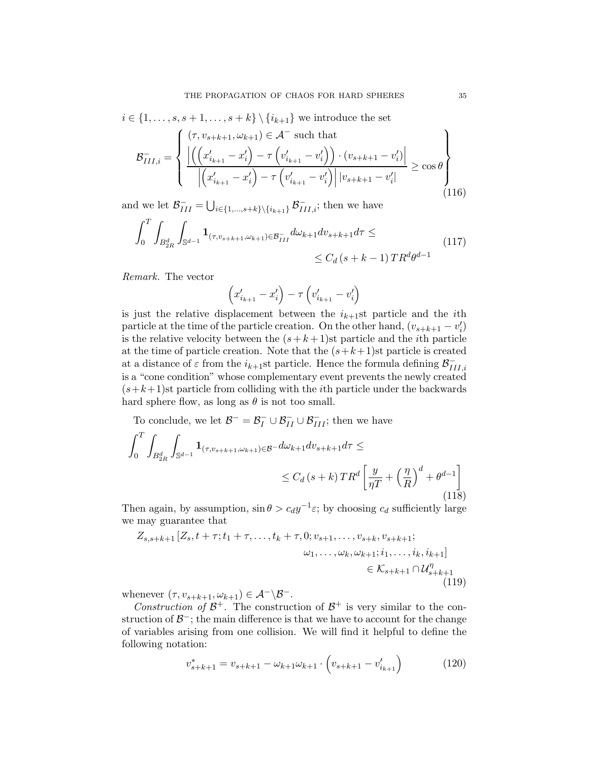$i \in \{1, \ldots, s, s+1, \ldots, s+k\} \setminus \{i_{k+1}\}$ we introduce the set

$$
\mathcal{B}^{-}_{III,i} = \left\{ \begin{array}{l} (\tau, v_{s+k+1}, \omega_{k+1}) \in \mathcal{A}^{-} \text{ such that} \\ \dfrac{\left| \left( \left( x'_{i_{k+1}} - x'_i \right) - \tau \left( v'_{i_{k+1}} - v'_i \right) \right) \cdot \left( v_{s+k+1} - v'_i \right) \right|}{\left| \left( x'_{i_{k+1}} - x'_i \right) - \tau \left( v'_{i_{k+1}} - v'_i \right) \right| \left| v_{s+k+1} - v'_i \right|} \geq \cos\theta \end{array} \right\} \tag{116}
$$

and we let $\mathcal{B}^{-}_{III} = \bigcup_{i \in \{1,\ldots,s+k\} \setminus \{i_{k+1}\}} \mathcal{B}^{-}_{III,i}$; then we have

$$
\int_0^T \int_{B^d_{2R}} \int_{\mathbb{S}^{d-1}} \mathbf{1}_{(\tau, v_{s+k+1}, \omega_{k+1}) \in \mathcal{B}^{-}_{III}} d\omega_{k+1} dv_{s+k+1} d\tau \leq \leq C_d \left( s+k-1 \right) T R^d \theta^{d-1} \tag{117}
$$

*Remark.* The vector

$$
\left( x'_{i_{k+1}} - x'_i \right) - \tau \left( v'_{i_{k+1}} - v'_i \right)
$$

is just the relative displacement between the $i_{k+1}$st particle and the $i$th particle at the time of the particle creation. On the other hand, $(v_{s+k+1} - v'_i)$ is the relative velocity between the $(s+k+1)$st particle and the $i$th particle at the time of particle creation. Note that the $(s+k+1)$st particle is created at a distance of $\varepsilon$ from the $i_{k+1}$st particle. Hence the formula defining $\mathcal{B}^{-}_{III,i}$ is a "cone condition" whose complementary event prevents the newly created $(s+k+1)$st particle from colliding with the $i$th particle under the backwards hard sphere flow, as long as $\theta$ is not too small.

To conclude, we let $\mathcal{B}^{-} = \mathcal{B}^{-}_{I} \cup \mathcal{B}^{-}_{II} \cup \mathcal{B}^{-}_{III}$; then we have

$$
\int_0^T \int_{B^d_{2R}} \int_{\mathbb{S}^{d-1}} \mathbf{1}_{(\tau, v_{s+k+1}, \omega_{k+1}) \in \mathcal{B}^{-}} d\omega_{k+1} dv_{s+k+1} d\tau \leq \leq C_d \left( s+k \right) T R^d \left[ \frac{y}{\eta T} + \left( \frac{\eta}{R} \right)^d + \theta^{d-1} \right] \tag{118}
$$

Then again, by assumption, $\sin\theta > c_d y^{-1} \varepsilon$; by choosing $c_d$ sufficiently large we may guarantee that

$$
\begin{aligned}
Z_{s,s+k+1} [ Z_s, t+\tau; t_1 + \tau, \ldots, t_k + \tau, 0; v_{s+1}, \ldots, v_{s+k}, v_{s+k+1}; \\
\omega_1, \ldots, \omega_k, \omega_{k+1}; i_1, \ldots, i_k, i_{k+1} ] \\
\in \mathcal{K}_{s+k+1} \cap \mathcal{U}^{\eta}_{s+k+1}
\end{aligned} \tag{119}
$$

whenever $(\tau, v_{s+k+1}, \omega_{k+1}) \in \mathcal{A}^{-} \backslash \mathcal{B}^{-}$.

*Construction of* $\mathcal{B}^{+}$. The construction of $\mathcal{B}^{+}$ is very similar to the construction of $\mathcal{B}^{-}$; the main difference is that we have to account for the change of variables arising from one collision. We will find it helpful to define the following notation:

$$
v^{*}_{s+k+1} = v_{s+k+1} - \omega_{k+1} \omega_{k+1} \cdot \left( v_{s+k+1} - v'_{i_{k+1}} \right) \tag{120}
$$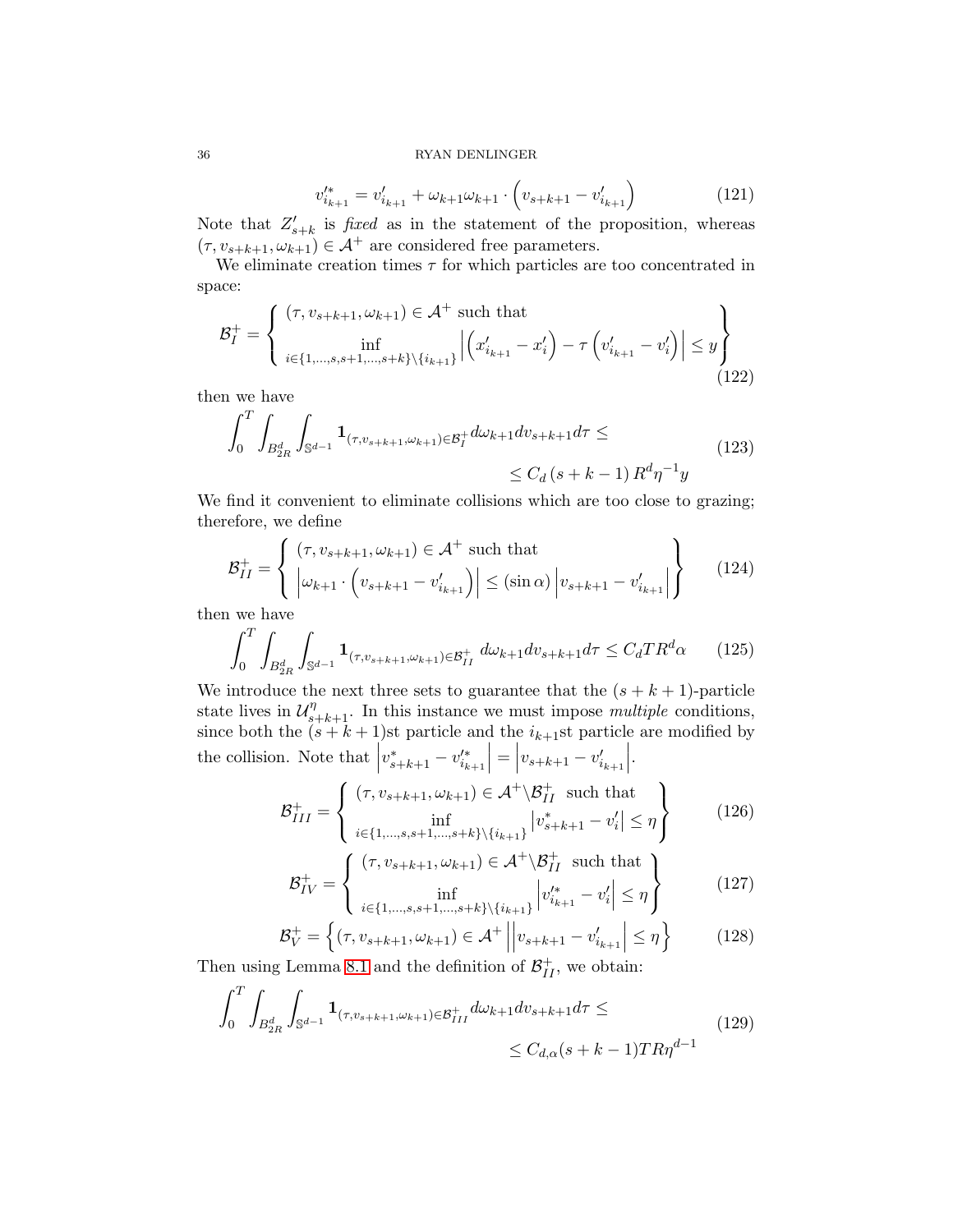$$v_{i_{k+1}}'^{*} = v_{i_{k+1}}' + \omega_{k+1}\omega_{k+1} \cdot \left( v_{s+k+1} - v_{i_{k+1}}' \right) \tag{121}$$

Note that $Z_{s+k}'$ is *fixed* as in the statement of the proposition, whereas $(\tau, v_{s+k+1}, \omega_{k+1}) \in \mathcal{A}^+$ are considered free parameters.

We eliminate creation times $\tau$ for which particles are too concentrated in space:

$$\mathcal{B}_I^+ = \left\{ \begin{array}{l} (\tau, v_{s+k+1}, \omega_{k+1}) \in \mathcal{A}^+ \text{ such that} \\ \inf\limits_{i \in \{1,\dots,s,s+1,\dots,s+k\} \setminus \{i_{k+1}\}} \left| \left( x_{i_{k+1}}' - x_i' \right) - \tau \left( v_{i_{k+1}}' - v_i' \right) \right| \leq y \end{array} \right\} \tag{122}$$

then we have

$$\begin{aligned} \int_0^T \int_{B_{2R}^d} \int_{\mathbb{S}^{d-1}} \mathbf{1}_{(\tau, v_{s+k+1}, \omega_{k+1}) \in \mathcal{B}_I^+} d\omega_{k+1} dv_{s+k+1} d\tau \leq \\ \leq C_d \left( s+k-1 \right) R^d \eta^{-1} y \end{aligned} \tag{123}$$

We find it convenient to eliminate collisions which are too close to grazing; therefore, we define

$$\mathcal{B}_{II}^+ = \left\{ \begin{array}{l} (\tau, v_{s+k+1}, \omega_{k+1}) \in \mathcal{A}^+ \text{ such that} \\ \left| \omega_{k+1} \cdot \left( v_{s+k+1} - v_{i_{k+1}}' \right) \right| \leq (\sin \alpha) \left| v_{s+k+1} - v_{i_{k+1}}' \right| \end{array} \right\} \tag{124}$$

then we have

$$\int_0^T \int_{B_{2R}^d} \int_{\mathbb{S}^{d-1}} \mathbf{1}_{(\tau, v_{s+k+1}, \omega_{k+1}) \in \mathcal{B}_{II}^+} \, d\omega_{k+1} dv_{s+k+1} d\tau \leq C_d T R^d \alpha \tag{125}$$

We introduce the next three sets to guarantee that the $(s+k+1)$-particle state lives in $\mathcal{U}_{s+k+1}^\eta$. In this instance we must impose *multiple* conditions, since both the $(s+k+1)$st particle and the $i_{k+1}$st particle are modified by the collision. Note that $\left| v_{s+k+1}^* - v_{i_{k+1}}'^{*} \right| = \left| v_{s+k+1} - v_{i_{k+1}}' \right|$.

$$\mathcal{B}_{III}^+ = \left\{ \begin{array}{l} (\tau, v_{s+k+1}, \omega_{k+1}) \in \mathcal{A}^+ \backslash \mathcal{B}_{II}^+ \text{ such that} \\ \inf\limits_{i \in \{1,\dots,s,s+1,\dots,s+k\} \setminus \{i_{k+1}\}} \left| v_{s+k+1}^* - v_i' \right| \leq \eta \end{array} \right\} \tag{126}$$

$$\mathcal{B}_{IV}^+ = \left\{ \begin{array}{l} (\tau, v_{s+k+1}, \omega_{k+1}) \in \mathcal{A}^+ \backslash \mathcal{B}_{II}^+ \text{ such that} \\ \inf\limits_{i \in \{1,\dots,s,s+1,\dots,s+k\} \setminus \{i_{k+1}\}} \left| v_{i_{k+1}}'^{*} - v_i' \right| \leq \eta \end{array} \right\} \tag{127}$$

$$\mathcal{B}_V^+ = \left\{ (\tau, v_{s+k+1}, \omega_{k+1}) \in \mathcal{A}^+ \middle| \left| v_{s+k+1} - v_{i_{k+1}}' \right| \leq \eta \right\} \tag{128}$$

Then using Lemma 8.1 and the definition of $\mathcal{B}_{II}^+$, we obtain:

$$\begin{aligned} \int_0^T \int_{B_{2R}^d} \int_{\mathbb{S}^{d-1}} \mathbf{1}_{(\tau, v_{s+k+1}, \omega_{k+1}) \in \mathcal{B}_{III}^+} d\omega_{k+1} dv_{s+k+1} d\tau \leq \\ \leq C_{d,\alpha} (s+k-1) T R \eta^{d-1} \end{aligned} \tag{129}$$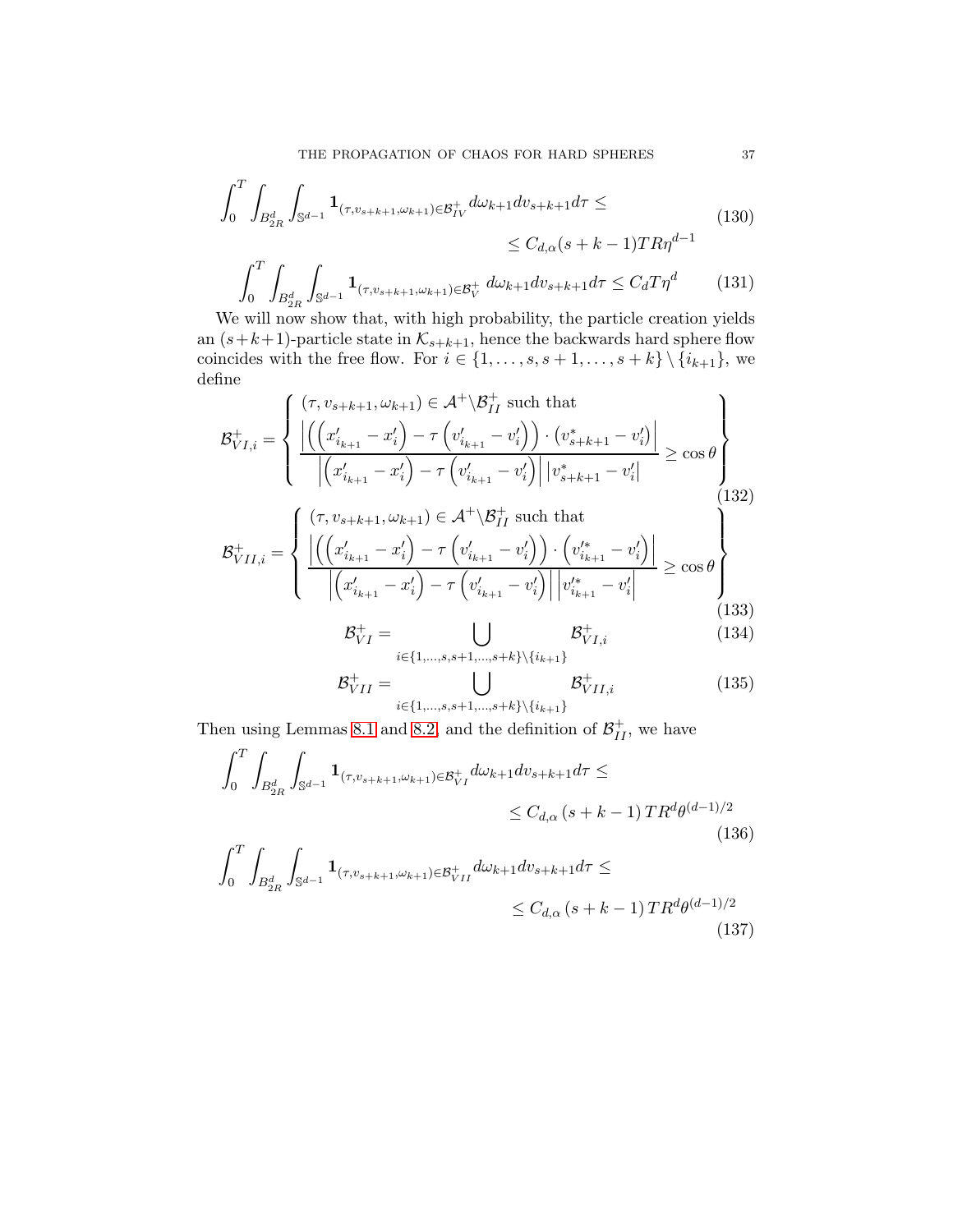$$\int_0^T \int_{B_{2R}^d} \int_{\mathbb{S}^{d-1}} \mathbf{1}_{(\tau, v_{s+k+1}, \omega_{k+1}) \in \mathcal{B}_{IV}^+} d\omega_{k+1} dv_{s+k+1} d\tau \leq \\ \leq C_{d,\alpha} (s+k-1) T R \eta^{d-1} \tag{130}$$

$$\int_0^T \int_{B_{2R}^d} \int_{\mathbb{S}^{d-1}} \mathbf{1}_{(\tau, v_{s+k+1}, \omega_{k+1}) \in \mathcal{B}_{V}^+} \, d\omega_{k+1} dv_{s+k+1} d\tau \leq C_d T \eta^d \tag{131}$$

We will now show that, with high probability, the particle creation yields an $(s+k+1)$-particle state in $\mathcal{K}_{s+k+1}$, hence the backwards hard sphere flow coincides with the free flow. For $i \in \{1, \ldots, s, s+1, \ldots, s+k\} \setminus \{i_{k+1}\}$, we define

$$\mathcal{B}_{VI,i}^+ = \left\{ \begin{array}{l} (\tau, v_{s+k+1}, \omega_{k+1}) \in \mathcal{A}^+ \backslash \mathcal{B}_{II}^+ \text{ such that} \\ \dfrac{\left| \left( \left( x'_{i_{k+1}} - x'_i \right) - \tau \left( v'_{i_{k+1}} - v'_i \right) \right) \cdot \left( v^*_{s+k+1} - v'_i \right) \right|}{\left| \left( x'_{i_{k+1}} - x'_i \right) - \tau \left( v'_{i_{k+1}} - v'_i \right) \right| \left| v^*_{s+k+1} - v'_i \right|} \geq \cos \theta \end{array} \right\} \tag{132}$$

$$\mathcal{B}_{VII,i}^+ = \left\{ \begin{array}{l} (\tau, v_{s+k+1}, \omega_{k+1}) \in \mathcal{A}^+ \backslash \mathcal{B}_{II}^+ \text{ such that} \\ \dfrac{\left| \left( \left( x'_{i_{k+1}} - x'_i \right) - \tau \left( v'_{i_{k+1}} - v'_i \right) \right) \cdot \left( v'^*_{i_{k+1}} - v'_i \right) \right|}{\left| \left( x'_{i_{k+1}} - x'_i \right) - \tau \left( v'_{i_{k+1}} - v'_i \right) \right| \left| v'^*_{i_{k+1}} - v'_i \right|} \geq \cos \theta \end{array} \right\} \tag{133}$$

$$\mathcal{B}_{VI}^+ = \bigcup_{i \in \{1, \ldots, s, s+1, \ldots, s+k\} \setminus \{i_{k+1}\}} \mathcal{B}_{VI,i}^+ \tag{134}$$

$$\mathcal{B}_{VII}^+ = \bigcup_{i \in \{1, \ldots, s, s+1, \ldots, s+k\} \setminus \{i_{k+1}\}} \mathcal{B}_{VII,i}^+ \tag{135}$$

Then using Lemmas 8.1 and 8.2, and the definition of $\mathcal{B}_{II}^+$, we have

$$\int_0^T \int_{B_{2R}^d} \int_{\mathbb{S}^{d-1}} \mathbf{1}_{(\tau, v_{s+k+1}, \omega_{k+1}) \in \mathcal{B}_{VI}^+} d\omega_{k+1} dv_{s+k+1} d\tau \leq \\ \leq C_{d,\alpha} \left( s+k-1 \right) T R^d \theta^{(d-1)/2} \tag{136}$$

$$\int_0^T \int_{B_{2R}^d} \int_{\mathbb{S}^{d-1}} \mathbf{1}_{(\tau, v_{s+k+1}, \omega_{k+1}) \in \mathcal{B}_{VII}^+} d\omega_{k+1} dv_{s+k+1} d\tau \leq \\ \leq C_{d,\alpha} \left( s+k-1 \right) T R^d \theta^{(d-1)/2} \tag{137}$$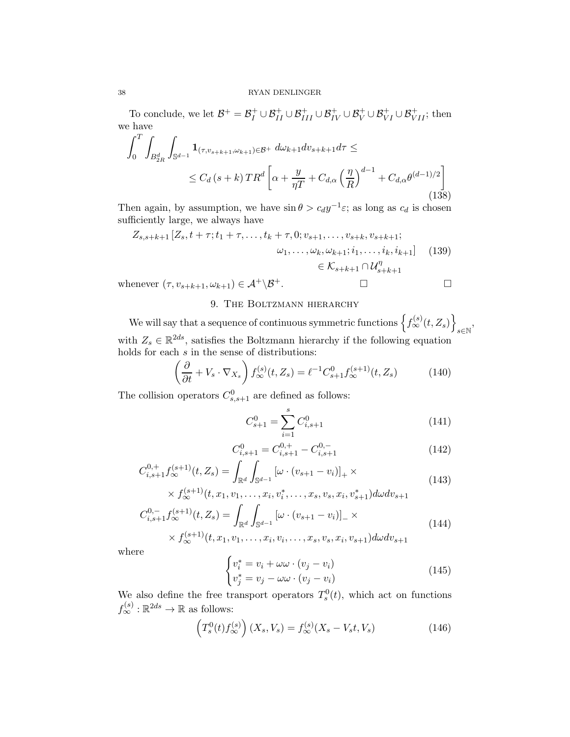To conclude, we let $\mathcal{B}^+ = \mathcal{B}_I^+ \cup \mathcal{B}_{II}^+ \cup \mathcal{B}_{III}^+ \cup \mathcal{B}_{IV}^+ \cup \mathcal{B}_V^+ \cup \mathcal{B}_{VI}^+ \cup \mathcal{B}_{VII}^+$; then we have

$$\int_0^T \int_{B_{2R}^d} \int_{\mathbb{S}^{d-1}} \mathbf{1}_{(\tau, v_{s+k+1}, \omega_{k+1}) \in \mathcal{B}^+} \, d\omega_{k+1} dv_{s+k+1} d\tau \leq$$
$$\leq C_d \, (s+k) \, T R^d \left[ \alpha + \frac{y}{\eta T} + C_{d,\alpha} \left( \frac{\eta}{R} \right)^{d-1} + C_{d,\alpha} \theta^{(d-1)/2} \right] \tag{138}$$

Then again, by assumption, we have $\sin \theta > c_d y^{-1} \varepsilon$; as long as $c_d$ is chosen sufficiently large, we always have

$$Z_{s,s+k+1} \left[ Z_s, t+\tau; t_1 + \tau, \ldots, t_k + \tau, 0; v_{s+1}, \ldots, v_{s+k}, v_{s+k+1}; \right.$$
$$\left. \omega_1, \ldots, \omega_k, \omega_{k+1}; i_1, \ldots, i_k, i_{k+1} \right] \tag{139}$$
$$\in \mathcal{K}_{s+k+1} \cap \mathcal{U}_{s+k+1}^{\eta}$$

whenever $(\tau, v_{s+k+1}, \omega_{k+1}) \in \mathcal{A}^+ \backslash \mathcal{B}^+$. □ □

## 9. The Boltzmann hierarchy

We will say that a sequence of continuous symmetric functions $\left\{ f_\infty^{(s)}(t, Z_s) \right\}_{s \in \mathbb{N}}$, with $Z_s \in \mathbb{R}^{2ds}$, satisfies the Boltzmann hierarchy if the following equation holds for each $s$ in the sense of distributions:

$$\left( \frac{\partial}{\partial t} + V_s \cdot \nabla_{X_s} \right) f_\infty^{(s)}(t, Z_s) = \ell^{-1} C_{s+1}^0 f_\infty^{(s+1)}(t, Z_s) \tag{140}$$

The collision operators $C_{s,s+1}^0$ are defined as follows:

$$C_{s+1}^0 = \sum_{i=1}^s C_{i,s+1}^0 \tag{141}$$

$$C_{i,s+1}^0 = C_{i,s+1}^{0,+} - C_{i,s+1}^{0,-} \tag{142}$$

$$C_{i,s+1}^{0,+} f_\infty^{(s+1)}(t, Z_s) = \int_{\mathbb{R}^d} \int_{\mathbb{S}^{d-1}} \left[ \omega \cdot (v_{s+1} - v_i) \right]_+ \times$$
$$\times f_\infty^{(s+1)}(t, x_1, v_1, \ldots, x_i, v_i^*, \ldots, x_s, v_s, x_i, v_{s+1}^*) d\omega dv_{s+1} \tag{143}$$

$$C_{i,s+1}^{0,-} f_\infty^{(s+1)}(t, Z_s) = \int_{\mathbb{R}^d} \int_{\mathbb{S}^{d-1}} \left[ \omega \cdot (v_{s+1} - v_i) \right]_- \times$$
$$\times f_\infty^{(s+1)}(t, x_1, v_1, \ldots, x_i, v_i, \ldots, x_s, v_s, x_i, v_{s+1}) d\omega dv_{s+1} \tag{144}$$

where

$$\begin{cases} v_i^* = v_i + \omega \omega \cdot (v_j - v_i) \\ v_j^* = v_j - \omega \omega \cdot (v_j - v_i) \end{cases} \tag{145}$$

We also define the free transport operators $T_s^0(t)$, which act on functions $f_\infty^{(s)} : \mathbb{R}^{2ds} \to \mathbb{R}$ as follows:

$$\left( T_s^0(t) f_\infty^{(s)} \right) (X_s, V_s) = f_\infty^{(s)}(X_s - V_s t, V_s) \tag{146}$$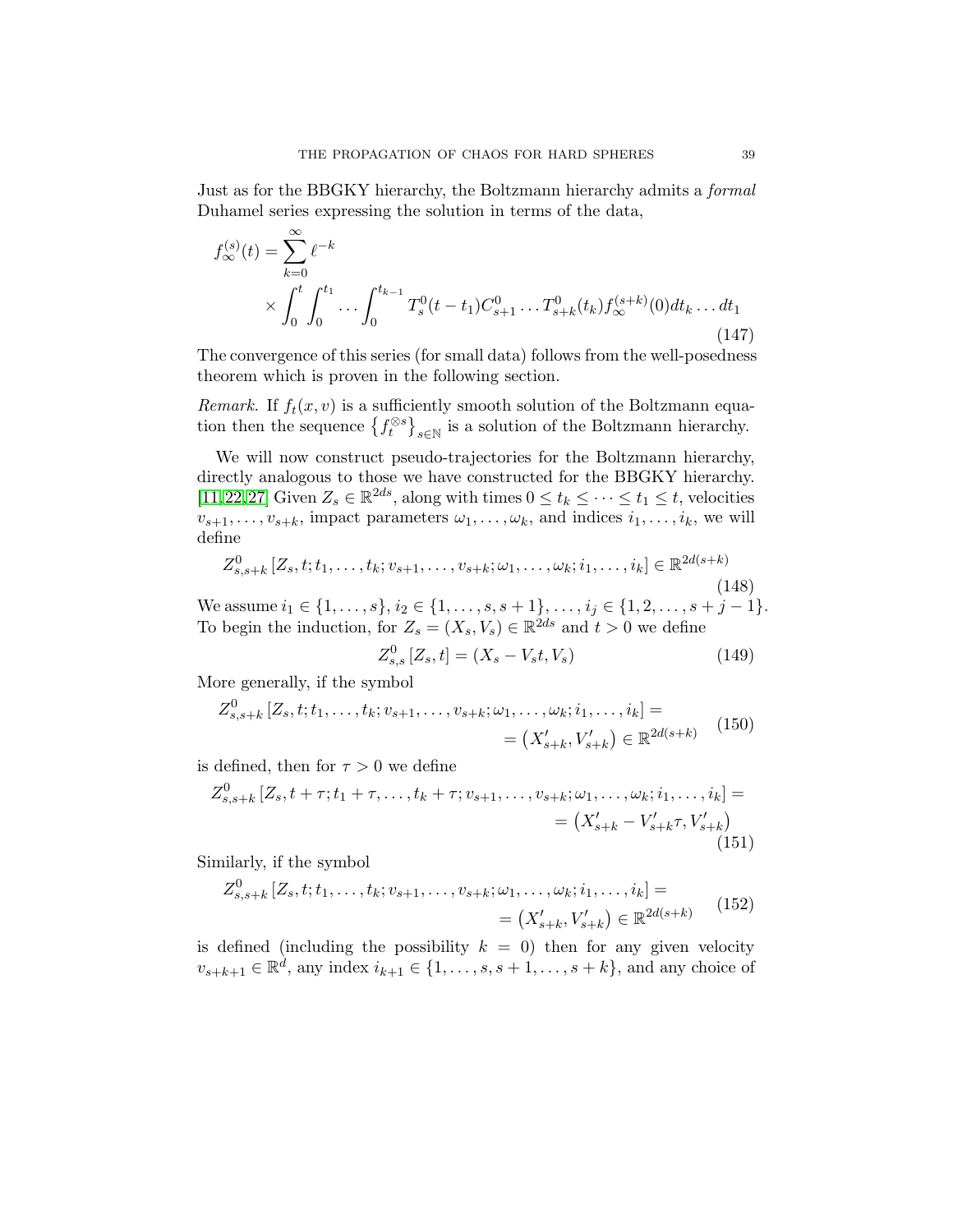Just as for the BBGKY hierarchy, the Boltzmann hierarchy admits a *formal* Duhamel series expressing the solution in terms of the data,

$$
f_{\infty}^{(s)}(t) = \sum_{k=0}^{\infty} \ell^{-k} \times \int_0^t \int_0^{t_1} \cdots \int_0^{t_{k-1}} T_s^0(t-t_1) C_{s+1}^0 \dots T_{s+k}^0(t_k) f_{\infty}^{(s+k)}(0) dt_k \dots dt_1 \tag{147}
$$

The convergence of this series (for small data) follows from the well-posedness theorem which is proven in the following section.

*Remark.* If $f_t(x,v)$ is a sufficiently smooth solution of the Boltzmann equation then the sequence $\left\{ f_t^{\otimes s} \right\}_{s\in\mathbb{N}}$ is a solution of the Boltzmann hierarchy.

We will now construct pseudo-trajectories for the Boltzmann hierarchy, directly analogous to those we have constructed for the BBGKY hierarchy. [11,22,27] Given $Z_s \in \mathbb{R}^{2ds}$, along with times $0 \leq t_k \leq \dots \leq t_1 \leq t$, velocities $v_{s+1},\dots,v_{s+k}$, impact parameters $\omega_1,\dots,\omega_k$, and indices $i_1,\dots,i_k$, we will define

$$
Z_{s,s+k}^0 \left[ Z_s, t; t_1, \dots, t_k; v_{s+1}, \dots, v_{s+k}; \omega_1, \dots, \omega_k; i_1, \dots, i_k \right] \in \mathbb{R}^{2d(s+k)} \tag{148}
$$

We assume $i_1 \in \{1,\dots,s\}$, $i_2 \in \{1,\dots,s,s+1\}$, $\dots$, $i_j \in \{1,2,\dots,s+j-1\}$. To begin the induction, for $Z_s = (X_s,V_s) \in \mathbb{R}^{2ds}$ and $t>0$ we define

$$
Z_{s,s}^0 \left[ Z_s, t \right] = \left( X_s - V_s t, V_s \right) \tag{149}
$$

More generally, if the symbol

$$
Z_{s,s+k}^0 \left[ Z_s, t; t_1, \dots, t_k; v_{s+1}, \dots, v_{s+k}; \omega_1, \dots, \omega_k; i_1, \dots, i_k \right] = \left( X_{s+k}', V_{s+k}' \right) \in \mathbb{R}^{2d(s+k)} \tag{150}
$$

is defined, then for $\tau > 0$ we define

$$
Z_{s,s+k}^0 \left[ Z_s, t+\tau; t_1+\tau, \dots, t_k+\tau; v_{s+1}, \dots, v_{s+k}; \omega_1, \dots, \omega_k; i_1, \dots, i_k \right] = \left( X_{s+k}' - V_{s+k}' \tau, V_{s+k}' \right) \tag{151}
$$

Similarly, if the symbol

$$
Z_{s,s+k}^0 \left[ Z_s, t; t_1, \dots, t_k; v_{s+1}, \dots, v_{s+k}; \omega_1, \dots, \omega_k; i_1, \dots, i_k \right] = \left( X_{s+k}', V_{s+k}' \right) \in \mathbb{R}^{2d(s+k)} \tag{152}
$$

is defined (including the possibility $k=0$) then for any given velocity $v_{s+k+1} \in \mathbb{R}^d$, any index $i_{k+1} \in \{1,\dots,s,s+1,\dots,s+k\}$, and any choice of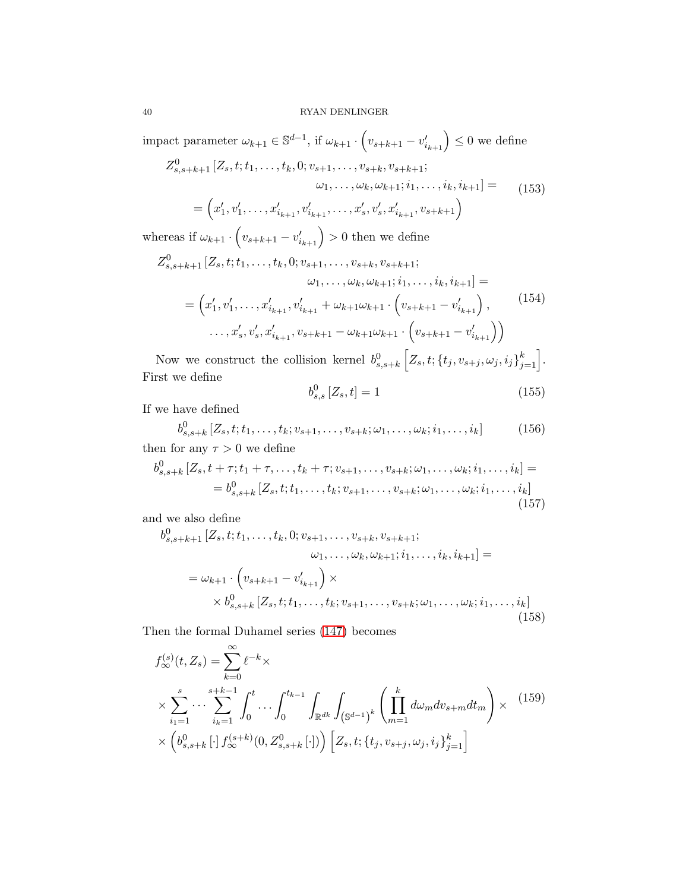impact parameter $\omega_{k+1} \in \mathbb{S}^{d-1}$, if $\omega_{k+1} \cdot \left(v_{s+k+1} - v'_{i_{k+1}}\right) \leq 0$ we define

$$
\begin{aligned}
Z^0_{s,s+k+1}&\left[Z_s, t; t_1, \ldots, t_k, 0; v_{s+1}, \ldots, v_{s+k}, v_{s+k+1};\right.\\
&\qquad\qquad\qquad\qquad \left.\omega_1, \ldots, \omega_k, \omega_{k+1}; i_1, \ldots, i_k, i_{k+1}\right] = \\
&= \left(x'_1, v'_1, \ldots, x'_{i_{k+1}}, v'_{i_{k+1}}, \ldots, x'_s, v'_s, x'_{i_{k+1}}, v_{s+k+1}\right)
\end{aligned}
\tag{153}
$$

whereas if $\omega_{k+1} \cdot \left(v_{s+k+1} - v'_{i_{k+1}}\right) > 0$ then we define

$$
\begin{aligned}
Z^0_{s,s+k+1}&\left[Z_s, t; t_1, \ldots, t_k, 0; v_{s+1}, \ldots, v_{s+k}, v_{s+k+1};\right.\\
&\qquad\qquad\qquad\qquad \left.\omega_1, \ldots, \omega_k, \omega_{k+1}; i_1, \ldots, i_k, i_{k+1}\right] = \\
&= \left(x'_1, v'_1, \ldots, x'_{i_{k+1}}, v'_{i_{k+1}} + \omega_{k+1}\omega_{k+1} \cdot \left(v_{s+k+1} - v'_{i_{k+1}}\right),\right.\\
&\qquad \left.\ldots, x'_s, v'_s, x'_{i_{k+1}}, v_{s+k+1} - \omega_{k+1}\omega_{k+1} \cdot \left(v_{s+k+1} - v'_{i_{k+1}}\right)\right)
\end{aligned}
\tag{154}
$$

Now we construct the collision kernel $b^0_{s,s+k}\left[Z_s, t; \{t_j, v_{s+j}, \omega_j, i_j\}_{j=1}^k\right]$. First we define

$$
b^0_{s,s}\left[Z_s, t\right] = 1 \tag{155}
$$

If we have defined

$$
b^0_{s,s+k}\left[Z_s, t; t_1, \ldots, t_k; v_{s+1}, \ldots, v_{s+k}; \omega_1, \ldots, \omega_k; i_1, \ldots, i_k\right] \tag{156}
$$

then for any $\tau > 0$ we define

$$
\begin{aligned}
b^0_{s,s+k}&\left[Z_s, t+\tau; t_1+\tau, \ldots, t_k+\tau; v_{s+1}, \ldots, v_{s+k}; \omega_1, \ldots, \omega_k; i_1, \ldots, i_k\right] = \\
&= b^0_{s,s+k}\left[Z_s, t; t_1, \ldots, t_k; v_{s+1}, \ldots, v_{s+k}; \omega_1, \ldots, \omega_k; i_1, \ldots, i_k\right]
\end{aligned}
\tag{157}
$$

and we also define

$$
\begin{aligned}
b^0_{s,s+k+1}&\left[Z_s, t; t_1, \ldots, t_k, 0; v_{s+1}, \ldots, v_{s+k}, v_{s+k+1};\right.\\
&\qquad\qquad\qquad\qquad \left.\omega_1, \ldots, \omega_k, \omega_{k+1}; i_1, \ldots, i_k, i_{k+1}\right] = \\
&= \omega_{k+1} \cdot \left(v_{s+k+1} - v'_{i_{k+1}}\right) \times \\
&\qquad \times b^0_{s,s+k}\left[Z_s, t; t_1, \ldots, t_k; v_{s+1}, \ldots, v_{s+k}; \omega_1, \ldots, \omega_k; i_1, \ldots, i_k\right]
\end{aligned}
\tag{158}
$$

Then the formal Duhamel series (147) becomes

$$
\begin{aligned}
f^{(s)}_\infty(t, Z_s) &= \sum_{k=0}^\infty \ell^{-k} \times \\
&\times \sum_{i_1=1}^{s} \cdots \sum_{i_k=1}^{s+k-1} \int_0^t \cdots \int_0^{t_{k-1}} \int_{\mathbb{R}^{dk}} \int_{\left(\mathbb{S}^{d-1}\right)^k} \left(\prod_{m=1}^k d\omega_m dv_{s+m} dt_m\right) \times \\
&\times \left(b^0_{s,s+k}\left[\cdot\right] f^{(s+k)}_\infty(0, Z^0_{s,s+k}\left[\cdot\right])\right)\left[Z_s, t; \{t_j, v_{s+j}, \omega_j, i_j\}_{j=1}^k\right]
\end{aligned}
\tag{159}
$$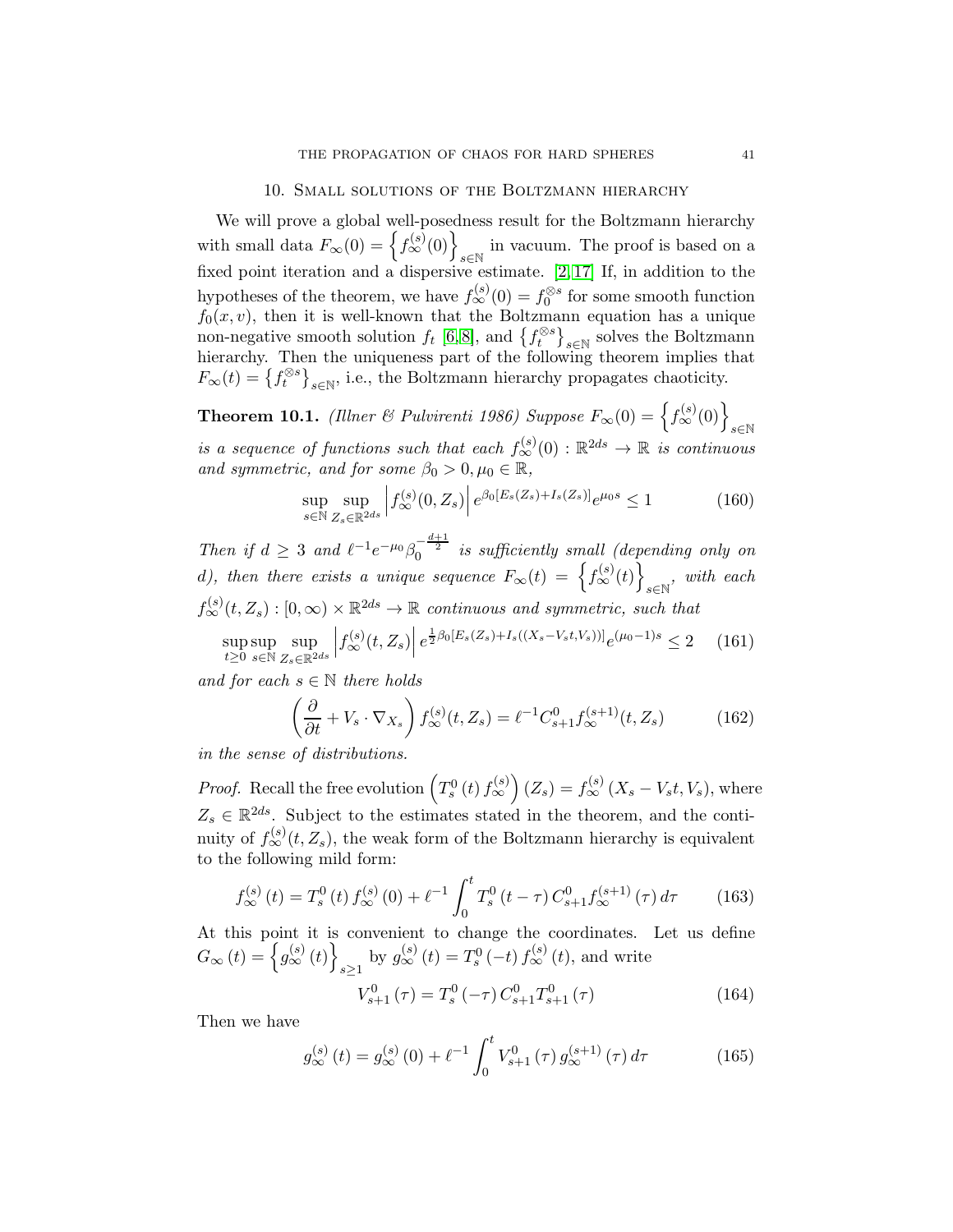## 10. Small solutions of the Boltzmann hierarchy

We will prove a global well-posedness result for the Boltzmann hierarchy with small data $F_\infty(0) = \left\{ f_\infty^{(s)}(0) \right\}_{s\in\mathbb{N}}$ in vacuum. The proof is based on a fixed point iteration and a dispersive estimate. [2, 17] If, in addition to the hypotheses of the theorem, we have $f_\infty^{(s)}(0) = f_0^{\otimes s}$ for some smooth function $f_0(x,v)$, then it is well-known that the Boltzmann equation has a unique non-negative smooth solution $f_t$ [6, 8], and $\left\{ f_t^{\otimes s} \right\}_{s\in\mathbb{N}}$ solves the Boltzmann hierarchy. Then the uniqueness part of the following theorem implies that $F_\infty(t) = \left\{ f_t^{\otimes s} \right\}_{s\in\mathbb{N}}$, i.e., the Boltzmann hierarchy propagates chaoticity.

**Theorem 10.1.** *(Illner & Pulvirenti 1986) Suppose $F_\infty(0) = \left\{ f_\infty^{(s)}(0) \right\}_{s\in\mathbb{N}}$ is a sequence of functions such that each $f_\infty^{(s)}(0) : \mathbb{R}^{2ds} \to \mathbb{R}$ is continuous and symmetric, and for some $\beta_0 > 0, \mu_0 \in \mathbb{R}$,*

$$\sup_{s\in\mathbb{N}} \sup_{Z_s\in\mathbb{R}^{2ds}} \left| f_\infty^{(s)}(0, Z_s) \right| e^{\beta_0 [E_s(Z_s) + I_s(Z_s)]} e^{\mu_0 s} \leq 1 \tag{160}$$

*Then if $d \geq 3$ and $\ell^{-1} e^{-\mu_0} \beta_0^{-\frac{d+1}{2}}$ is sufficiently small (depending only on $d$), then there exists a unique sequence $F_\infty(t) = \left\{ f_\infty^{(s)}(t) \right\}_{s\in\mathbb{N}}$, with each $f_\infty^{(s)}(t, Z_s) : [0,\infty) \times \mathbb{R}^{2ds} \to \mathbb{R}$ continuous and symmetric, such that*

$$\sup_{t\geq 0} \sup_{s\in\mathbb{N}} \sup_{Z_s\in\mathbb{R}^{2ds}} \left| f_\infty^{(s)}(t, Z_s) \right| e^{\frac{1}{2}\beta_0 [E_s(Z_s) + I_s((X_s - V_s t, V_s))]} e^{(\mu_0 - 1)s} \leq 2 \tag{161}$$

*and for each $s \in \mathbb{N}$ there holds*

$$\left( \frac{\partial}{\partial t} + V_s \cdot \nabla_{X_s} \right) f_\infty^{(s)}(t, Z_s) = \ell^{-1} C_{s+1}^0 f_\infty^{(s+1)}(t, Z_s) \tag{162}$$

*in the sense of distributions.*

*Proof.* Recall the free evolution $\left( T_s^0(t) f_\infty^{(s)} \right)(Z_s) = f_\infty^{(s)}(X_s - V_s t, V_s)$, where $Z_s \in \mathbb{R}^{2ds}$. Subject to the estimates stated in the theorem, and the continuity of $f_\infty^{(s)}(t, Z_s)$, the weak form of the Boltzmann hierarchy is equivalent to the following mild form:

$$f_\infty^{(s)}(t) = T_s^0(t) f_\infty^{(s)}(0) + \ell^{-1} \int_0^t T_s^0(t-\tau) C_{s+1}^0 f_\infty^{(s+1)}(\tau)\, d\tau \tag{163}$$

At this point it is convenient to change the coordinates. Let us define $G_\infty(t) = \left\{ g_\infty^{(s)}(t) \right\}_{s\geq 1}$ by $g_\infty^{(s)}(t) = T_s^0(-t) f_\infty^{(s)}(t)$, and write

$$V_{s+1}^0(\tau) = T_s^0(-\tau) C_{s+1}^0 T_{s+1}^0(\tau) \tag{164}$$

Then we have

$$g_\infty^{(s)}(t) = g_\infty^{(s)}(0) + \ell^{-1} \int_0^t V_{s+1}^0(\tau)\, g_\infty^{(s+1)}(\tau)\, d\tau \tag{165}$$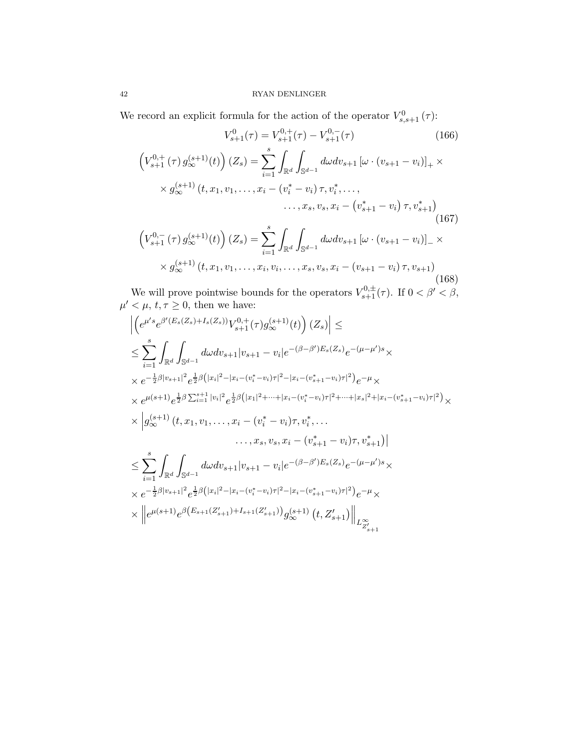We record an explicit formula for the action of the operator $V_{s,s+1}^{0}(\tau)$:

$$
V_{s+1}^{0}(\tau) = V_{s+1}^{0,+}(\tau) - V_{s+1}^{0,-}(\tau) \tag{166}
$$

$$
\begin{aligned}
\left(V_{s+1}^{0,+}(\tau)\, g_{\infty}^{(s+1)}(t)\right)(Z_s) = \sum_{i=1}^{s} \int_{\mathbb{R}^d} \int_{\mathbb{S}^{d-1}} d\omega dv_{s+1} \left[\omega \cdot (v_{s+1} - v_i)\right]_{+} \times \\
\times\, g_{\infty}^{(s+1)}\left(t, x_1, v_1, \dots, x_i - (v_i^* - v_i)\tau, v_i^*, \dots,\right. \\
\left. \dots, x_s, v_s, x_i - \left(v_{s+1}^* - v_i\right)\tau, v_{s+1}^*\right)
\end{aligned} \tag{167}
$$

$$
\begin{aligned}
\left(V_{s+1}^{0,-}(\tau)\, g_{\infty}^{(s+1)}(t)\right)(Z_s) = \sum_{i=1}^{s} \int_{\mathbb{R}^d} \int_{\mathbb{S}^{d-1}} d\omega dv_{s+1} \left[\omega \cdot (v_{s+1} - v_i)\right]_{-} \times \\
\times\, g_{\infty}^{(s+1)}\left(t, x_1, v_1, \dots, x_i, v_i, \dots, x_s, v_s, x_i - (v_{s+1} - v_i)\tau, v_{s+1}\right)
\end{aligned} \tag{168}
$$

We will prove pointwise bounds for the operators $V_{s+1}^{0,\pm}(\tau)$. If $0 < \beta' < \beta$, $\mu' < \mu$, $t, \tau \geq 0$, then we have:

$$
\begin{aligned}
&\left| \left( e^{\mu' s} e^{\beta' (E_s(Z_s) + I_s(Z_s))} V_{s+1}^{0,+}(\tau) g_{\infty}^{(s+1)}(t) \right)(Z_s) \right| \leq \\
&\leq \sum_{i=1}^{s} \int_{\mathbb{R}^d} \int_{\mathbb{S}^{d-1}} d\omega dv_{s+1} |v_{s+1} - v_i| e^{-(\beta - \beta') E_s(Z_s)} e^{-(\mu - \mu') s} \times \\
&\times e^{-\frac{1}{2}\beta |v_{s+1}|^2} e^{\frac{1}{2}\beta\left(|x_i|^2 - |x_i - (v_i^* - v_i)\tau|^2 - |x_i - (v_{s+1}^* - v_i)\tau|^2\right)} e^{-\mu} \times \\
&\times e^{\mu(s+1)} e^{\frac{1}{2}\beta \sum_{i=1}^{s+1} |v_i|^2} e^{\frac{1}{2}\beta\left(|x_1|^2 + \dots + |x_i - (v_i^* - v_i)\tau|^2 + \dots + |x_s|^2 + |x_i - (v_{s+1}^* - v_i)\tau|^2\right)} \times \\
&\times \Big| g_{\infty}^{(s+1)}\left(t, x_1, v_1, \dots, x_i - (v_i^* - v_i)\tau, v_i^*, \dots \right. \\
&\qquad\qquad\qquad\qquad \left. \dots, x_s, v_s, x_i - (v_{s+1}^* - v_i)\tau, v_{s+1}^*\right) \Big| \\
&\leq \sum_{i=1}^{s} \int_{\mathbb{R}^d} \int_{\mathbb{S}^{d-1}} d\omega dv_{s+1} |v_{s+1} - v_i| e^{-(\beta - \beta') E_s(Z_s)} e^{-(\mu - \mu') s} \times \\
&\times e^{-\frac{1}{2}\beta |v_{s+1}|^2} e^{\frac{1}{2}\beta\left(|x_i|^2 - |x_i - (v_i^* - v_i)\tau|^2 - |x_i - (v_{s+1}^* - v_i)\tau|^2\right)} e^{-\mu} \times \\
&\times \left\| e^{\mu(s+1)} e^{\beta\left(E_{s+1}(Z'_{s+1}) + I_{s+1}(Z'_{s+1})\right)} g_{\infty}^{(s+1)}\left(t, Z'_{s+1}\right) \right\|_{L^{\infty}_{Z'_{s+1}}}
\end{aligned}
$$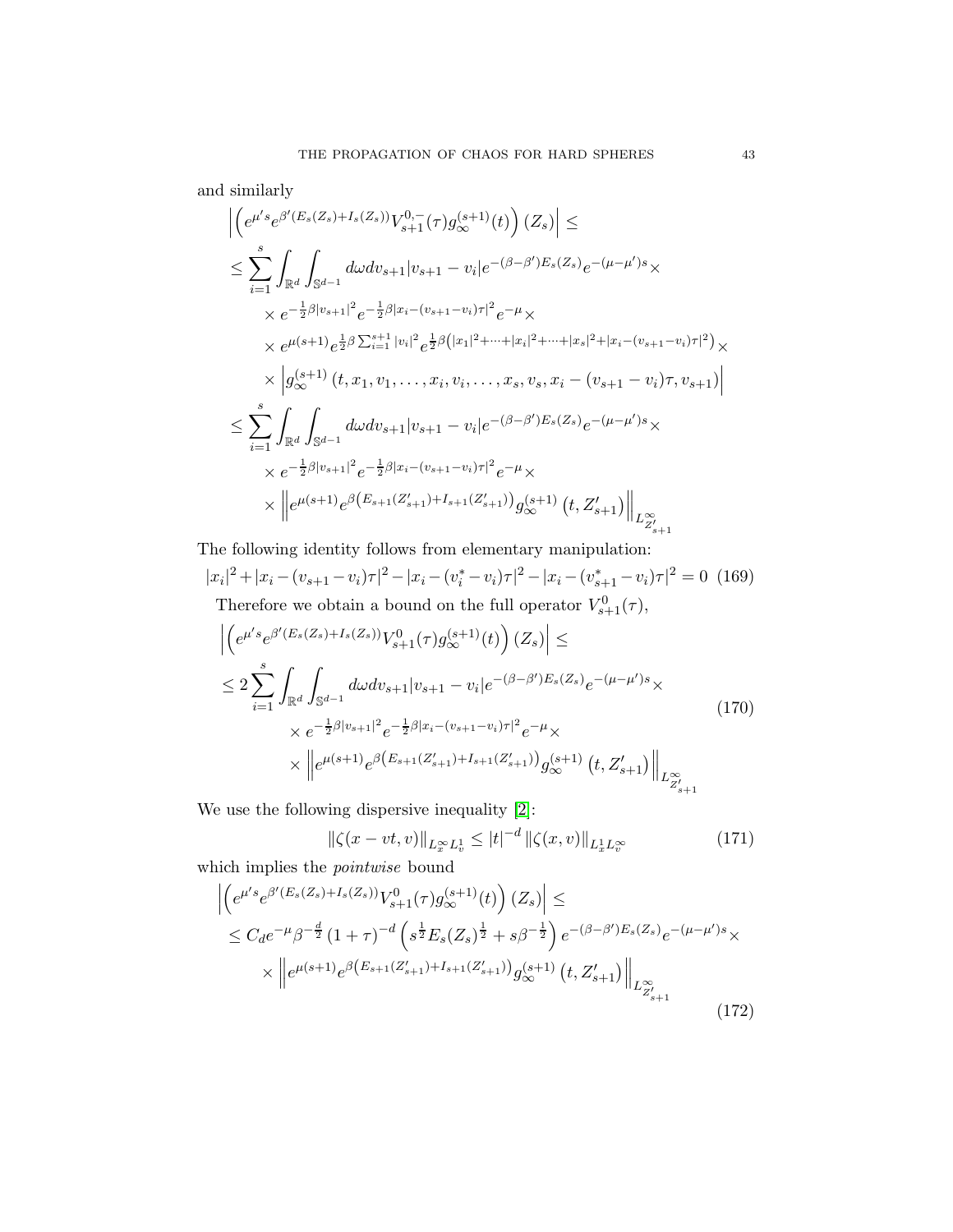and similarly

$$
\begin{aligned}
&\left| \left( e^{\mu' s} e^{\beta'(E_s(Z_s)+I_s(Z_s))} V^{0,-}_{s+1}(\tau) g^{(s+1)}_\infty(t) \right)(Z_s) \right| \leq \\
&\leq \sum_{i=1}^s \int_{\mathbb{R}^d} \int_{\mathbb{S}^{d-1}} d\omega dv_{s+1} |v_{s+1} - v_i| e^{-(\beta-\beta')E_s(Z_s)} e^{-(\mu-\mu')s} \times \\
&\quad \times e^{-\frac{1}{2}\beta |v_{s+1}|^2} e^{-\frac{1}{2}\beta |x_i - (v_{s+1}-v_i)\tau|^2} e^{-\mu} \times \\
&\quad \times e^{\mu(s+1)} e^{\frac{1}{2}\beta \sum_{i=1}^{s+1} |v_i|^2} e^{\frac{1}{2}\beta\left(|x_1|^2 + \cdots + |x_i|^2 + \cdots + |x_s|^2 + |x_i - (v_{s+1}-v_i)\tau|^2\right)} \times \\
&\quad \times \left| g^{(s+1)}_\infty \left(t, x_1, v_1, \ldots, x_i, v_i, \ldots, x_s, v_s, x_i - (v_{s+1}-v_i)\tau, v_{s+1}\right) \right| \\
&\leq \sum_{i=1}^s \int_{\mathbb{R}^d} \int_{\mathbb{S}^{d-1}} d\omega dv_{s+1} |v_{s+1} - v_i| e^{-(\beta-\beta')E_s(Z_s)} e^{-(\mu-\mu')s} \times \\
&\quad \times e^{-\frac{1}{2}\beta |v_{s+1}|^2} e^{-\frac{1}{2}\beta |x_i - (v_{s+1}-v_i)\tau|^2} e^{-\mu} \times \\
&\quad \times \left\| e^{\mu(s+1)} e^{\beta\left(E_{s+1}(Z'_{s+1}) + I_{s+1}(Z'_{s+1})\right)} g^{(s+1)}_\infty \left(t, Z'_{s+1}\right) \right\|_{L^\infty_{Z'_{s+1}}}
\end{aligned}
$$

The following identity follows from elementary manipulation:

$$
|x_i|^2 + |x_i - (v_{s+1}-v_i)\tau|^2 - |x_i - (v_i^* - v_i)\tau|^2 - |x_i - (v^*_{s+1} - v_i)\tau|^2 = 0 \quad (169)
$$

Therefore we obtain a bound on the full operator $V^0_{s+1}(\tau)$,

$$
\begin{aligned}
&\left| \left( e^{\mu' s} e^{\beta'(E_s(Z_s)+I_s(Z_s))} V^{0}_{s+1}(\tau) g^{(s+1)}_\infty(t) \right)(Z_s) \right| \leq \\
&\leq 2\sum_{i=1}^s \int_{\mathbb{R}^d} \int_{\mathbb{S}^{d-1}} d\omega dv_{s+1} |v_{s+1} - v_i| e^{-(\beta-\beta')E_s(Z_s)} e^{-(\mu-\mu')s} \times \\
&\quad \times e^{-\frac{1}{2}\beta |v_{s+1}|^2} e^{-\frac{1}{2}\beta |x_i - (v_{s+1}-v_i)\tau|^2} e^{-\mu} \times \\
&\quad \times \left\| e^{\mu(s+1)} e^{\beta\left(E_{s+1}(Z'_{s+1}) + I_{s+1}(Z'_{s+1})\right)} g^{(s+1)}_\infty \left(t, Z'_{s+1}\right) \right\|_{L^\infty_{Z'_{s+1}}}
\end{aligned}
\quad (170)
$$

We use the following dispersive inequality [2]:

$$
\|\zeta(x - vt, v)\|_{L^\infty_x L^1_v} \leq |t|^{-d} \|\zeta(x,v)\|_{L^1_x L^\infty_v} \quad (171)
$$

which implies the *pointwise* bound

$$
\begin{aligned}
&\left| \left( e^{\mu' s} e^{\beta'(E_s(Z_s)+I_s(Z_s))} V^{0}_{s+1}(\tau) g^{(s+1)}_\infty(t) \right)(Z_s) \right| \leq \\
&\leq C_d e^{-\mu} \beta^{-\frac{d}{2}} (1+\tau)^{-d} \left( s^{\frac{1}{2}} E_s(Z_s)^{\frac{1}{2}} + s\beta^{-\frac{1}{2}} \right) e^{-(\beta-\beta')E_s(Z_s)} e^{-(\mu-\mu')s} \times \\
&\quad \times \left\| e^{\mu(s+1)} e^{\beta\left(E_{s+1}(Z'_{s+1}) + I_{s+1}(Z'_{s+1})\right)} g^{(s+1)}_\infty \left(t, Z'_{s+1}\right) \right\|_{L^\infty_{Z'_{s+1}}}
\end{aligned}
\quad (172)
$$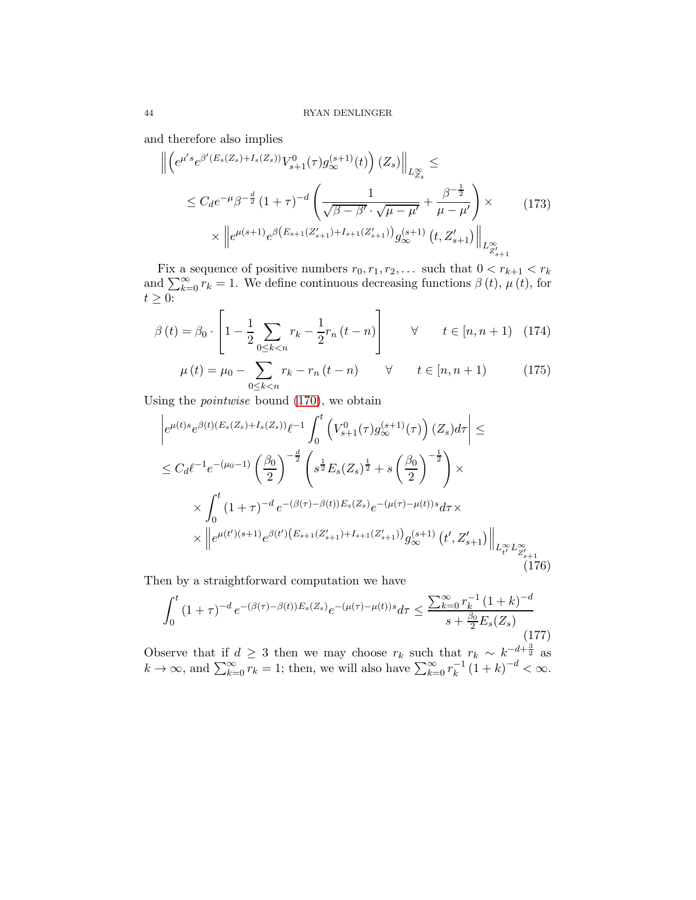and therefore also implies

$$
\begin{aligned}
&\left\| \left( e^{\mu' s} e^{\beta' (E_s(Z_s) + I_s(Z_s))} V_{s+1}^0(\tau) g_\infty^{(s+1)}(t) \right)(Z_s) \right\|_{L^\infty_{Z_s}} \leq \\
&\qquad \leq C_d e^{-\mu} \beta^{-\frac{d}{2}} (1+\tau)^{-d} \left( \frac{1}{\sqrt{\beta - \beta'} \cdot \sqrt{\mu - \mu'}} + \frac{\beta^{-\frac{1}{2}}}{\mu - \mu'} \right) \times \\
&\qquad\qquad \times \left\| e^{\mu(s+1)} e^{\beta \left( E_{s+1}(Z'_{s+1}) + I_{s+1}(Z'_{s+1}) \right)} g_\infty^{(s+1)} \left( t, Z'_{s+1} \right) \right\|_{L^\infty_{Z'_{s+1}}}
\end{aligned}
\tag{173}
$$

Fix a sequence of positive numbers $r_0, r_1, r_2, \ldots$ such that $0 < r_{k+1} < r_k$ and $\sum_{k=0}^{\infty} r_k = 1$. We define continuous decreasing functions $\beta(t)$, $\mu(t)$, for $t \geq 0$:

$$
\beta(t) = \beta_0 \cdot \left[ 1 - \frac{1}{2} \sum_{0 \leq k < n} r_k - \frac{1}{2} r_n (t - n) \right] \qquad \forall \qquad t \in [n, n+1) \tag{174}
$$

$$
\mu(t) = \mu_0 - \sum_{0 \leq k < n} r_k - r_n (t - n) \qquad \forall \qquad t \in [n, n+1) \tag{175}
$$

Using the *pointwise* bound (170), we obtain

$$
\begin{aligned}
&\left| e^{\mu(t) s} e^{\beta(t) (E_s(Z_s) + I_s(Z_s))} \ell^{-1} \int_0^t \left( V_{s+1}^0(\tau) g_\infty^{(s+1)}(\tau) \right)(Z_s) d\tau \right| \leq \\
&\leq C_d \ell^{-1} e^{-(\mu_0 - 1)} \left( \frac{\beta_0}{2} \right)^{-\frac{d}{2}} \left( s^{\frac{1}{2}} E_s(Z_s)^{\frac{1}{2}} + s \left( \frac{\beta_0}{2} \right)^{-\frac{1}{2}} \right) \times \\
&\qquad \times \int_0^t (1+\tau)^{-d} e^{-(\beta(\tau) - \beta(t)) E_s(Z_s)} e^{-(\mu(\tau) - \mu(t)) s} d\tau \times \\
&\qquad \times \left\| e^{\mu(t')(s+1)} e^{\beta(t') \left( E_{s+1}(Z'_{s+1}) + I_{s+1}(Z'_{s+1}) \right)} g_\infty^{(s+1)} \left( t', Z'_{s+1} \right) \right\|_{L^\infty_{t'} L^\infty_{Z'_{s+1}}}
\end{aligned}
\tag{176}
$$

Then by a straightforward computation we have

$$
\int_0^t (1+\tau)^{-d} e^{-(\beta(\tau) - \beta(t)) E_s(Z_s)} e^{-(\mu(\tau) - \mu(t)) s} d\tau \leq \frac{\sum_{k=0}^{\infty} r_k^{-1} (1+k)^{-d}}{s + \frac{\beta_0}{2} E_s(Z_s)} \tag{177}
$$

Observe that if $d \geq 3$ then we may choose $r_k$ such that $r_k \sim k^{-d + \frac{3}{2}}$ as $k \to \infty$, and $\sum_{k=0}^{\infty} r_k = 1$; then, we will also have $\sum_{k=0}^{\infty} r_k^{-1} (1+k)^{-d} < \infty$.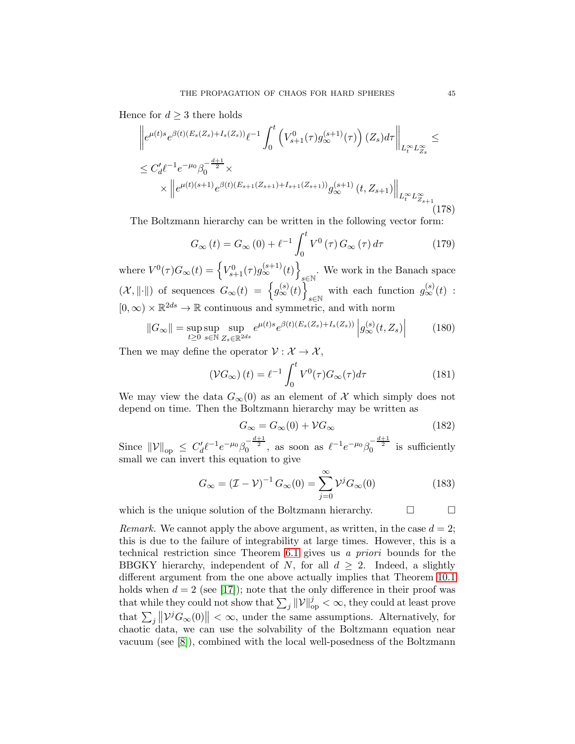Hence for $d \geq 3$ there holds

$$
\begin{aligned}
&\left\| e^{\mu(t)s} e^{\beta(t)(E_s(Z_s)+I_s(Z_s))} \ell^{-1} \int_0^t \left( V_{s+1}^0(\tau) g_\infty^{(s+1)}(\tau) \right)(Z_s) d\tau \right\|_{L_t^\infty L_{Z_s}^\infty} \leq \\
&\leq C_d' \ell^{-1} e^{-\mu_0} \beta_0^{-\frac{d+1}{2}} \times \\
&\qquad \times \left\| e^{\mu(t)(s+1)} e^{\beta(t)(E_{s+1}(Z_{s+1})+I_{s+1}(Z_{s+1}))} g_\infty^{(s+1)}(t, Z_{s+1}) \right\|_{L_t^\infty L_{Z_{s+1}}^\infty}
\end{aligned} \tag{178}
$$

The Boltzmann hierarchy can be written in the following vector form:

$$
G_\infty(t) = G_\infty(0) + \ell^{-1} \int_0^t V^0(\tau) G_\infty(\tau) d\tau \tag{179}
$$

where $V^0(\tau)G_\infty(t) = \left\{ V_{s+1}^0(\tau) g_\infty^{(s+1)}(t) \right\}_{s\in\mathbb{N}}$. We work in the Banach space $(\mathcal{X}, \|\cdot\|)$ of sequences $G_\infty(t) = \left\{ g_\infty^{(s)}(t) \right\}_{s\in\mathbb{N}}$ with each function $g_\infty^{(s)}(t) : [0,\infty) \times \mathbb{R}^{2ds} \to \mathbb{R}$ continuous and symmetric, and with norm

$$
\|G_\infty\| = \sup_{t\geq 0} \sup_{s\in\mathbb{N}} \sup_{Z_s \in \mathbb{R}^{2ds}} e^{\mu(t)s} e^{\beta(t)(E_s(Z_s)+I_s(Z_s))} \left| g_\infty^{(s)}(t, Z_s) \right| \tag{180}
$$

Then we may define the operator $\mathcal{V} : \mathcal{X} \to \mathcal{X}$,

$$
(\mathcal{V} G_\infty)(t) = \ell^{-1} \int_0^t V^0(\tau) G_\infty(\tau) d\tau \tag{181}
$$

We may view the data $G_\infty(0)$ as an element of $\mathcal{X}$ which simply does not depend on time. Then the Boltzmann hierarchy may be written as

$$
G_\infty = G_\infty(0) + \mathcal{V} G_\infty \tag{182}
$$

Since $\|\mathcal{V}\|_{\text{op}} \leq C_d' \ell^{-1} e^{-\mu_0} \beta_0^{-\frac{d+1}{2}}$, as soon as $\ell^{-1} e^{-\mu_0} \beta_0^{-\frac{d+1}{2}}$ is sufficiently small we can invert this equation to give

$$
G_\infty = (\mathcal{I} - \mathcal{V})^{-1} G_\infty(0) = \sum_{j=0}^\infty \mathcal{V}^j G_\infty(0) \tag{183}
$$

which is the unique solution of the Boltzmann hierarchy. □ □

*Remark.* We cannot apply the above argument, as written, in the case $d = 2$; this is due to the failure of integrability at large times. However, this is a technical restriction since Theorem 6.1 gives us *a priori* bounds for the BBGKY hierarchy, independent of $N$, for all $d \geq 2$. Indeed, a slightly different argument from the one above actually implies that Theorem 10.1 holds when $d = 2$ (see [17]); note that the only difference in their proof was that while they could not show that $\sum_j \|\mathcal{V}\|_{\text{op}}^j < \infty$, they could at least prove that $\sum_j \left\| \mathcal{V}^j G_\infty(0) \right\| < \infty$, under the same assumptions. Alternatively, for chaotic data, we can use the solvability of the Boltzmann equation near vacuum (see [8]), combined with the local well-posedness of the Boltzmann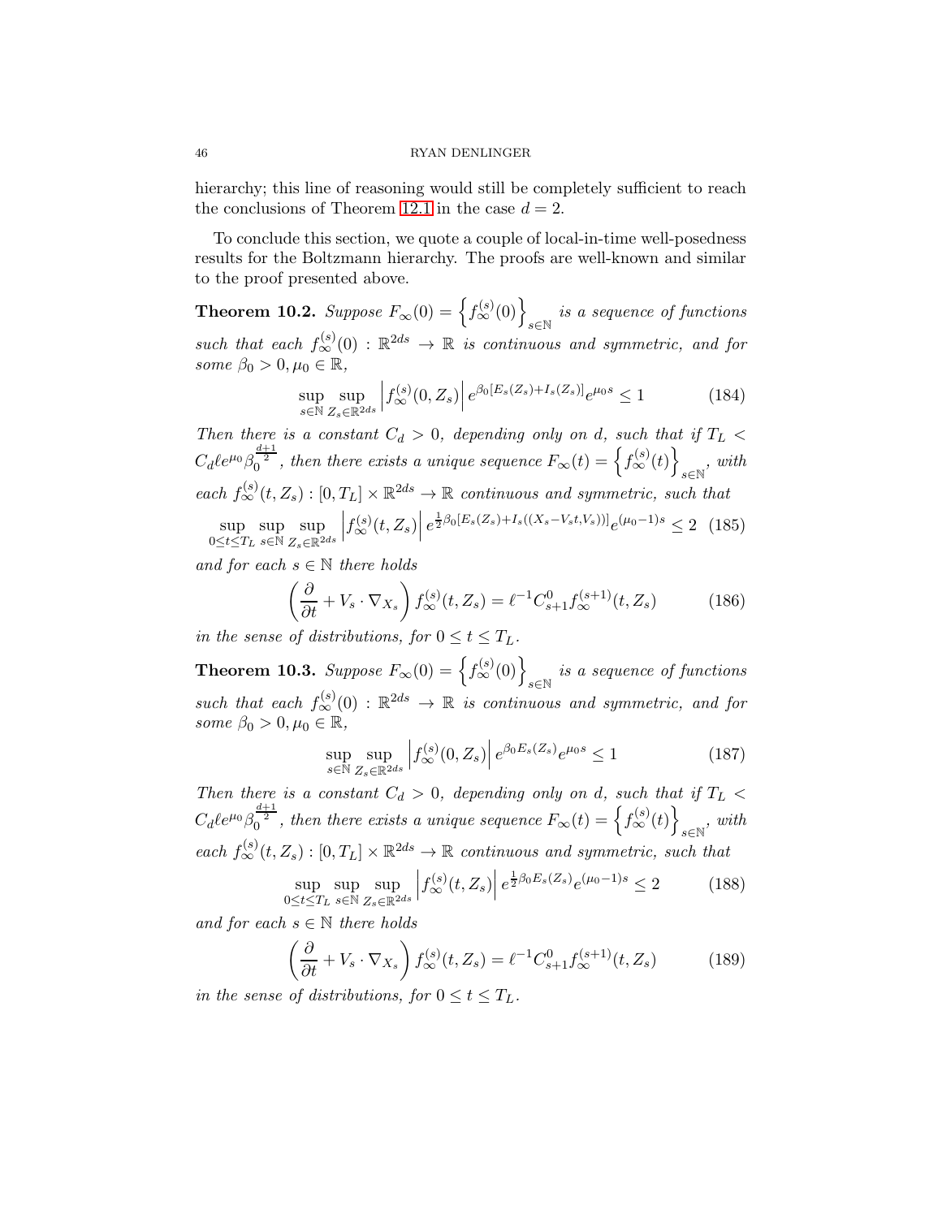hierarchy; this line of reasoning would still be completely sufficient to reach the conclusions of Theorem 12.1 in the case $d = 2$.

To conclude this section, we quote a couple of local-in-time well-posedness results for the Boltzmann hierarchy. The proofs are well-known and similar to the proof presented above.

**Theorem 10.2.** *Suppose $F_\infty(0) = \left\{ f_\infty^{(s)}(0) \right\}_{s\in\mathbb{N}}$ is a sequence of functions such that each $f_\infty^{(s)}(0) : \mathbb{R}^{2ds} \to \mathbb{R}$ is continuous and symmetric, and for some $\beta_0 > 0, \mu_0 \in \mathbb{R}$,*

$$\sup_{s\in\mathbb{N}} \sup_{Z_s \in \mathbb{R}^{2ds}} \left| f_\infty^{(s)}(0, Z_s) \right| e^{\beta_0 [E_s(Z_s) + I_s(Z_s)]} e^{\mu_0 s} \leq 1 \tag{184}$$

*Then there is a constant $C_d > 0$, depending only on d, such that if $T_L < C_d \ell e^{\mu_0} \beta_0^{\frac{d+1}{2}}$, then there exists a unique sequence $F_\infty(t) = \left\{ f_\infty^{(s)}(t) \right\}_{s\in\mathbb{N}}$, with each $f_\infty^{(s)}(t, Z_s) : [0, T_L] \times \mathbb{R}^{2ds} \to \mathbb{R}$ continuous and symmetric, such that*

$$\sup_{0\leq t\leq T_L} \sup_{s\in\mathbb{N}} \sup_{Z_s\in\mathbb{R}^{2ds}} \left| f_\infty^{(s)}(t, Z_s) \right| e^{\frac{1}{2}\beta_0 [E_s(Z_s) + I_s((X_s - V_s t, V_s))]} e^{(\mu_0 - 1)s} \leq 2 \tag{185}$$

*and for each $s \in \mathbb{N}$ there holds*

$$\left( \frac{\partial}{\partial t} + V_s \cdot \nabla_{X_s} \right) f_\infty^{(s)}(t, Z_s) = \ell^{-1} C_{s+1}^0 f_\infty^{(s+1)}(t, Z_s) \tag{186}$$

*in the sense of distributions, for $0 \leq t \leq T_L$.*

**Theorem 10.3.** *Suppose $F_\infty(0) = \left\{ f_\infty^{(s)}(0) \right\}_{s\in\mathbb{N}}$ is a sequence of functions such that each $f_\infty^{(s)}(0) : \mathbb{R}^{2ds} \to \mathbb{R}$ is continuous and symmetric, and for some $\beta_0 > 0, \mu_0 \in \mathbb{R}$,*

$$\sup_{s\in\mathbb{N}} \sup_{Z_s \in \mathbb{R}^{2ds}} \left| f_\infty^{(s)}(0, Z_s) \right| e^{\beta_0 E_s(Z_s)} e^{\mu_0 s} \leq 1 \tag{187}$$

*Then there is a constant $C_d > 0$, depending only on d, such that if $T_L < C_d \ell e^{\mu_0} \beta_0^{\frac{d+1}{2}}$, then there exists a unique sequence $F_\infty(t) = \left\{ f_\infty^{(s)}(t) \right\}_{s\in\mathbb{N}}$, with each $f_\infty^{(s)}(t, Z_s) : [0, T_L] \times \mathbb{R}^{2ds} \to \mathbb{R}$ continuous and symmetric, such that*

$$\sup_{0\leq t\leq T_L} \sup_{s\in\mathbb{N}} \sup_{Z_s\in\mathbb{R}^{2ds}} \left| f_\infty^{(s)}(t, Z_s) \right| e^{\frac{1}{2}\beta_0 E_s(Z_s)} e^{(\mu_0 - 1)s} \leq 2 \tag{188}$$

*and for each $s \in \mathbb{N}$ there holds*

$$\left( \frac{\partial}{\partial t} + V_s \cdot \nabla_{X_s} \right) f_\infty^{(s)}(t, Z_s) = \ell^{-1} C_{s+1}^0 f_\infty^{(s+1)}(t, Z_s) \tag{189}$$

*in the sense of distributions, for $0 \leq t \leq T_L$.*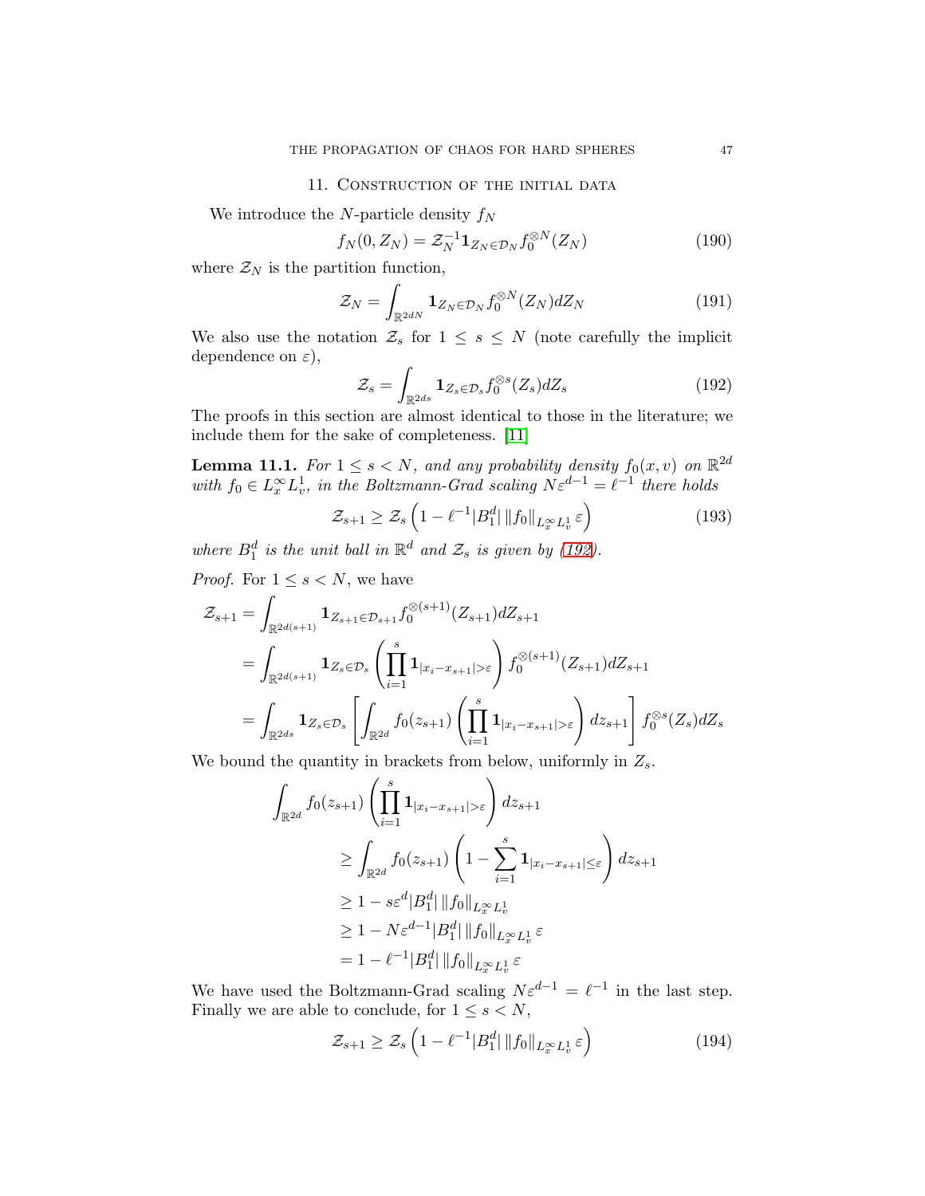## 11. Construction of the initial data

We introduce the $N$-particle density $f_N$

$$f_N(0, Z_N) = \mathcal{Z}_N^{-1} \mathbf{1}_{Z_N \in \mathcal{D}_N} f_0^{\otimes N}(Z_N) \tag{190}$$

where $\mathcal{Z}_N$ is the partition function,

$$\mathcal{Z}_N = \int_{\mathbb{R}^{2dN}} \mathbf{1}_{Z_N \in \mathcal{D}_N} f_0^{\otimes N}(Z_N) dZ_N \tag{191}$$

We also use the notation $\mathcal{Z}_s$ for $1 \leq s \leq N$ (note carefully the implicit dependence on $\varepsilon$),

$$\mathcal{Z}_s = \int_{\mathbb{R}^{2ds}} \mathbf{1}_{Z_s \in \mathcal{D}_s} f_0^{\otimes s}(Z_s) dZ_s \tag{192}$$

The proofs in this section are almost identical to those in the literature; we include them for the sake of completeness. [11]

**Lemma 11.1.** *For $1 \leq s < N$, and any probability density $f_0(x,v)$ on $\mathbb{R}^{2d}$ with $f_0 \in L_x^\infty L_v^1$, in the Boltzmann-Grad scaling $N\varepsilon^{d-1} = \ell^{-1}$ there holds*

$$\mathcal{Z}_{s+1} \geq \mathcal{Z}_s \left( 1 - \ell^{-1} |B_1^d| \, \|f_0\|_{L_x^\infty L_v^1} \, \varepsilon \right) \tag{193}$$

*where $B_1^d$ is the unit ball in $\mathbb{R}^d$ and $\mathcal{Z}_s$ is given by (192).*

*Proof.* For $1 \leq s < N$, we have

$$\begin{aligned}
\mathcal{Z}_{s+1} &= \int_{\mathbb{R}^{2d(s+1)}} \mathbf{1}_{Z_{s+1} \in \mathcal{D}_{s+1}} f_0^{\otimes (s+1)}(Z_{s+1}) dZ_{s+1} \\
&= \int_{\mathbb{R}^{2d(s+1)}} \mathbf{1}_{Z_s \in \mathcal{D}_s} \left( \prod_{i=1}^s \mathbf{1}_{|x_i - x_{s+1}| > \varepsilon} \right) f_0^{\otimes (s+1)}(Z_{s+1}) dZ_{s+1} \\
&= \int_{\mathbb{R}^{2ds}} \mathbf{1}_{Z_s \in \mathcal{D}_s} \left[ \int_{\mathbb{R}^{2d}} f_0(z_{s+1}) \left( \prod_{i=1}^s \mathbf{1}_{|x_i - x_{s+1}| > \varepsilon} \right) dz_{s+1} \right] f_0^{\otimes s}(Z_s) dZ_s
\end{aligned}$$

We bound the quantity in brackets from below, uniformly in $Z_s$.

$$\begin{aligned}
&\int_{\mathbb{R}^{2d}} f_0(z_{s+1}) \left( \prod_{i=1}^s \mathbf{1}_{|x_i - x_{s+1}| > \varepsilon} \right) dz_{s+1} \\
&\qquad \geq \int_{\mathbb{R}^{2d}} f_0(z_{s+1}) \left( 1 - \sum_{i=1}^s \mathbf{1}_{|x_i - x_{s+1}| \leq \varepsilon} \right) dz_{s+1} \\
&\qquad \geq 1 - s\varepsilon^d |B_1^d| \, \|f_0\|_{L_x^\infty L_v^1} \\
&\qquad \geq 1 - N\varepsilon^{d-1} |B_1^d| \, \|f_0\|_{L_x^\infty L_v^1} \, \varepsilon \\
&\qquad = 1 - \ell^{-1} |B_1^d| \, \|f_0\|_{L_x^\infty L_v^1} \, \varepsilon
\end{aligned}$$

We have used the Boltzmann-Grad scaling $N\varepsilon^{d-1} = \ell^{-1}$ in the last step. Finally we are able to conclude, for $1 \leq s < N$,

$$\mathcal{Z}_{s+1} \geq \mathcal{Z}_s \left( 1 - \ell^{-1} |B_1^d| \, \|f_0\|_{L_x^\infty L_v^1} \, \varepsilon \right) \tag{194}$$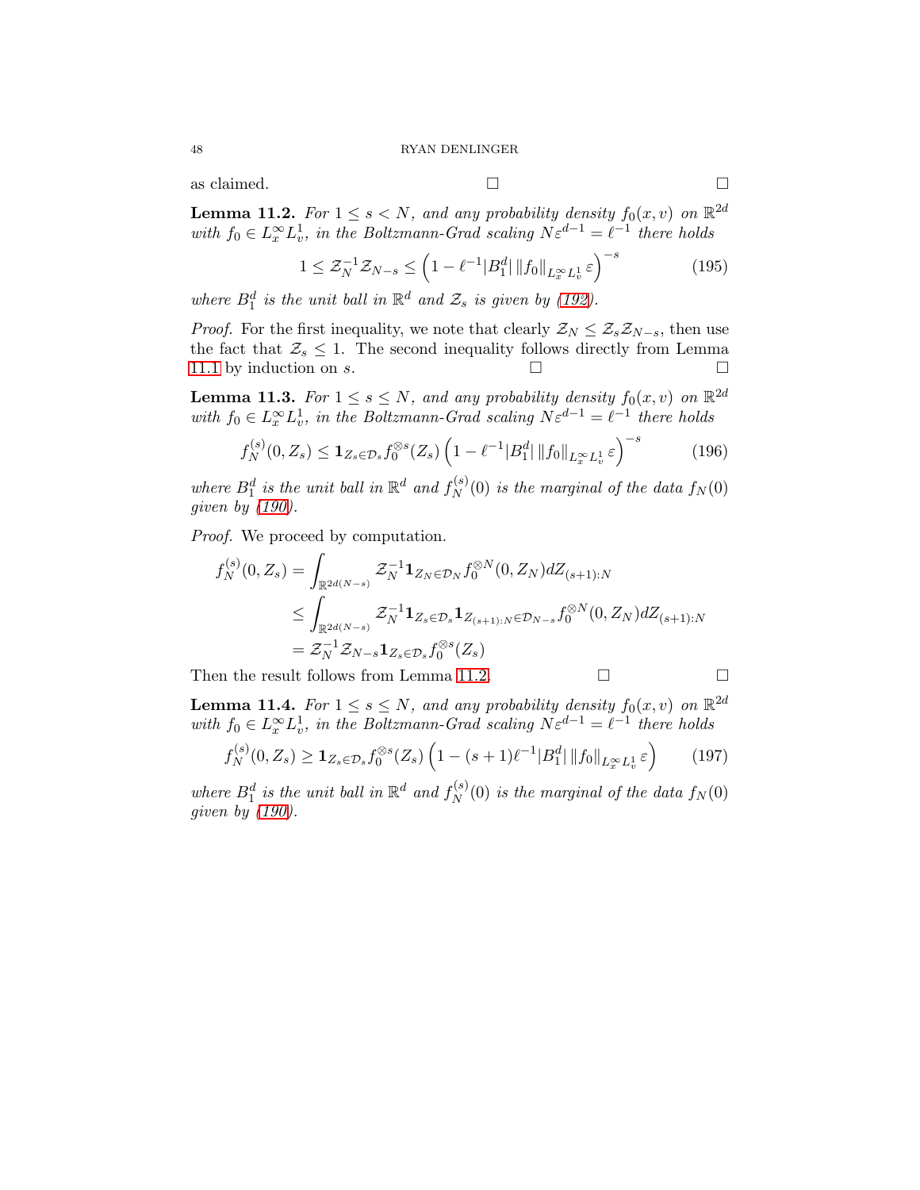as claimed. □ □

**Lemma 11.2.** *For $1 \leq s < N$, and any probability density $f_0(x,v)$ on $\mathbb{R}^{2d}$ with $f_0 \in L^\infty_x L^1_v$, in the Boltzmann-Grad scaling $N\varepsilon^{d-1} = \ell^{-1}$ there holds*

$$1 \leq \mathcal{Z}_N^{-1} \mathcal{Z}_{N-s} \leq \left(1 - \ell^{-1} |B_1^d| \, \|f_0\|_{L^\infty_x L^1_v} \, \varepsilon\right)^{-s} \tag{195}$$

*where $B_1^d$ is the unit ball in $\mathbb{R}^d$ and $\mathcal{Z}_s$ is given by (192).*

*Proof.* For the first inequality, we note that clearly $\mathcal{Z}_N \leq \mathcal{Z}_s \mathcal{Z}_{N-s}$, then use the fact that $\mathcal{Z}_s \leq 1$. The second inequality follows directly from Lemma 11.1 by induction on $s$. □ □

**Lemma 11.3.** *For $1 \leq s \leq N$, and any probability density $f_0(x,v)$ on $\mathbb{R}^{2d}$ with $f_0 \in L^\infty_x L^1_v$, in the Boltzmann-Grad scaling $N\varepsilon^{d-1} = \ell^{-1}$ there holds*

$$f_N^{(s)}(0, Z_s) \leq \mathbf{1}_{Z_s \in \mathcal{D}_s} f_0^{\otimes s}(Z_s) \left(1 - \ell^{-1} |B_1^d| \, \|f_0\|_{L^\infty_x L^1_v} \, \varepsilon\right)^{-s} \tag{196}$$

*where $B_1^d$ is the unit ball in $\mathbb{R}^d$ and $f_N^{(s)}(0)$ is the marginal of the data $f_N(0)$ given by (190).*

*Proof.* We proceed by computation.

$$\begin{aligned}
f_N^{(s)}(0, Z_s) &= \int_{\mathbb{R}^{2d(N-s)}} \mathcal{Z}_N^{-1} \mathbf{1}_{Z_N \in \mathcal{D}_N} f_0^{\otimes N}(0, Z_N) dZ_{(s+1):N} \\
&\leq \int_{\mathbb{R}^{2d(N-s)}} \mathcal{Z}_N^{-1} \mathbf{1}_{Z_s \in \mathcal{D}_s} \mathbf{1}_{Z_{(s+1):N} \in \mathcal{D}_{N-s}} f_0^{\otimes N}(0, Z_N) dZ_{(s+1):N} \\
&= \mathcal{Z}_N^{-1} \mathcal{Z}_{N-s} \mathbf{1}_{Z_s \in \mathcal{D}_s} f_0^{\otimes s}(Z_s)
\end{aligned}$$

Then the result follows from Lemma 11.2. □ □

**Lemma 11.4.** *For $1 \leq s \leq N$, and any probability density $f_0(x,v)$ on $\mathbb{R}^{2d}$ with $f_0 \in L^\infty_x L^1_v$, in the Boltzmann-Grad scaling $N\varepsilon^{d-1} = \ell^{-1}$ there holds*

$$f_N^{(s)}(0, Z_s) \geq \mathbf{1}_{Z_s \in \mathcal{D}_s} f_0^{\otimes s}(Z_s) \left(1 - (s+1)\ell^{-1} |B_1^d| \, \|f_0\|_{L^\infty_x L^1_v} \, \varepsilon\right) \tag{197}$$

*where $B_1^d$ is the unit ball in $\mathbb{R}^d$ and $f_N^{(s)}(0)$ is the marginal of the data $f_N(0)$ given by (190).*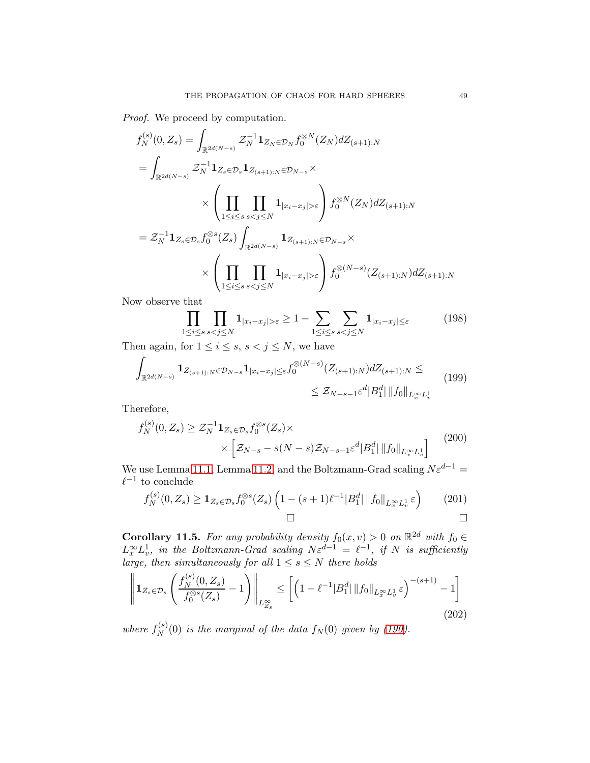*Proof.* We proceed by computation.

$$
\begin{aligned}
f_N^{(s)}(0,Z_s) &= \int_{\mathbb{R}^{2d(N-s)}} \mathcal{Z}_N^{-1} \mathbf{1}_{Z_N \in \mathcal{D}_N} f_0^{\otimes N}(Z_N) dZ_{(s+1):N} \\
&= \int_{\mathbb{R}^{2d(N-s)}} \mathcal{Z}_N^{-1} \mathbf{1}_{Z_s \in \mathcal{D}_s} \mathbf{1}_{Z_{(s+1):N} \in \mathcal{D}_{N-s}} \times \\
&\qquad \times \left( \prod_{1 \leq i \leq s} \prod_{s < j \leq N} \mathbf{1}_{|x_i - x_j| > \varepsilon} \right) f_0^{\otimes N}(Z_N) dZ_{(s+1):N} \\
&= \mathcal{Z}_N^{-1} \mathbf{1}_{Z_s \in \mathcal{D}_s} f_0^{\otimes s}(Z_s) \int_{\mathbb{R}^{2d(N-s)}} \mathbf{1}_{Z_{(s+1):N} \in \mathcal{D}_{N-s}} \times \\
&\qquad \times \left( \prod_{1 \leq i \leq s} \prod_{s < j \leq N} \mathbf{1}_{|x_i - x_j| > \varepsilon} \right) f_0^{\otimes (N-s)}(Z_{(s+1):N}) dZ_{(s+1):N}
\end{aligned}
$$

Now observe that

$$
\prod_{1 \leq i \leq s} \prod_{s < j \leq N} \mathbf{1}_{|x_i - x_j| > \varepsilon} \geq 1 - \sum_{1 \leq i \leq s} \sum_{s < j \leq N} \mathbf{1}_{|x_i - x_j| \leq \varepsilon} \tag{198}
$$

Then again, for $1 \leq i \leq s$, $s < j \leq N$, we have

$$
\begin{aligned}
\int_{\mathbb{R}^{2d(N-s)}} \mathbf{1}_{Z_{(s+1):N} \in \mathcal{D}_{N-s}} \mathbf{1}_{|x_i - x_j| \leq \varepsilon} f_0^{\otimes (N-s)}(Z_{(s+1):N}) dZ_{(s+1):N} \leq \\
\leq \mathcal{Z}_{N-s-1} \varepsilon^d |B_1^d| \, \|f_0\|_{L_x^\infty L_v^1}
\end{aligned} \tag{199}
$$

Therefore,

$$
\begin{aligned}
f_N^{(s)}(0,Z_s) \geq \mathcal{Z}_N^{-1} \mathbf{1}_{Z_s \in \mathcal{D}_s} f_0^{\otimes s}(Z_s) \times \\
\times \left[ \mathcal{Z}_{N-s} - s(N-s) \mathcal{Z}_{N-s-1} \varepsilon^d |B_1^d| \, \|f_0\|_{L_x^\infty L_v^1} \right]
\end{aligned} \tag{200}
$$

We use Lemma 11.1, Lemma 11.2, and the Boltzmann-Grad scaling $N\varepsilon^{d-1} = \ell^{-1}$ to conclude

$$
f_N^{(s)}(0,Z_s) \geq \mathbf{1}_{Z_s \in \mathcal{D}_s} f_0^{\otimes s}(Z_s) \left( 1 - (s+1)\ell^{-1} |B_1^d| \, \|f_0\|_{L_x^\infty L_v^1} \varepsilon \right) \tag{201}
$$

$\square$ $\square$

**Corollary 11.5.** *For any probability density $f_0(x,v) > 0$ on $\mathbb{R}^{2d}$ with $f_0 \in L_x^\infty L_v^1$, in the Boltzmann-Grad scaling $N\varepsilon^{d-1} = \ell^{-1}$, if $N$ is sufficiently large, then simultaneously for all $1 \leq s \leq N$ there holds*

$$
\left\| \mathbf{1}_{Z_s \in \mathcal{D}_s} \left( \frac{f_N^{(s)}(0,Z_s)}{f_0^{\otimes s}(Z_s)} - 1 \right) \right\|_{L_{Z_s}^\infty} \leq \left[ \left( 1 - \ell^{-1} |B_1^d| \, \|f_0\|_{L_x^\infty L_v^1} \varepsilon \right)^{-(s+1)} - 1 \right] \tag{202}
$$

*where $f_N^{(s)}(0)$ is the marginal of the data $f_N(0)$ given by (190).*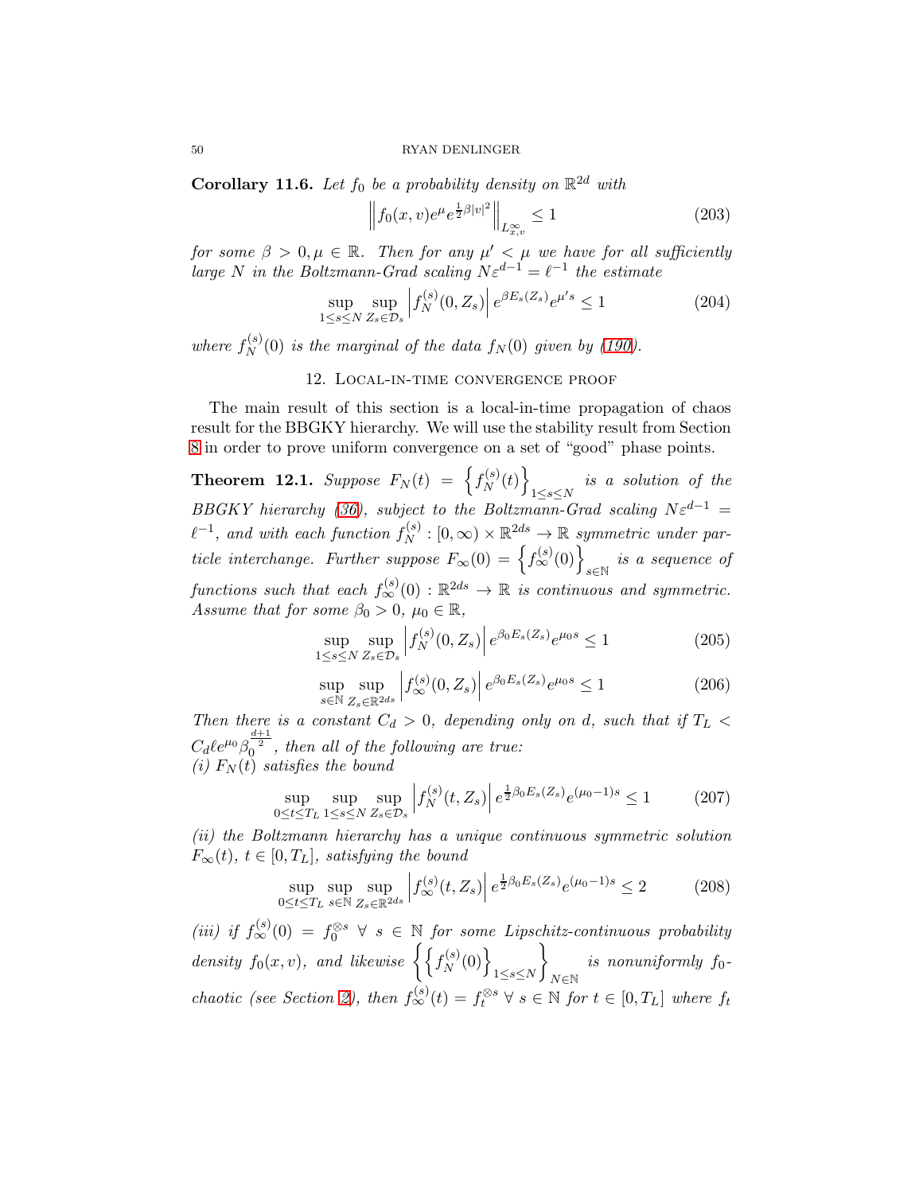**Corollary 11.6.** *Let $f_0$ be a probability density on $\mathbb{R}^{2d}$ with*

$$\left\| f_0(x,v) e^{\mu} e^{\frac{1}{2}\beta |v|^2} \right\|_{L^\infty_{x,v}} \leq 1 \tag{203}$$

*for some $\beta > 0, \mu \in \mathbb{R}$. Then for any $\mu' < \mu$ we have for all sufficiently large $N$ in the Boltzmann-Grad scaling $N\varepsilon^{d-1} = \ell^{-1}$ the estimate*

$$\sup_{1 \leq s \leq N} \sup_{Z_s \in \mathcal{D}_s} \left| f_N^{(s)}(0, Z_s) \right| e^{\beta E_s(Z_s)} e^{\mu' s} \leq 1 \tag{204}$$

*where $f_N^{(s)}(0)$ is the marginal of the data $f_N(0)$ given by (190).*

## 12. Local-in-time convergence proof

The main result of this section is a local-in-time propagation of chaos result for the BBGKY hierarchy. We will use the stability result from Section 8 in order to prove uniform convergence on a set of "good" phase points.

**Theorem 12.1.** *Suppose $F_N(t) = \left\{ f_N^{(s)}(t) \right\}_{1 \leq s \leq N}$ is a solution of the BBGKY hierarchy (36), subject to the Boltzmann-Grad scaling $N\varepsilon^{d-1} = \ell^{-1}$, and with each function $f_N^{(s)} : [0,\infty) \times \mathbb{R}^{2ds} \to \mathbb{R}$ symmetric under particle interchange. Further suppose $F_\infty(0) = \left\{ f_\infty^{(s)}(0) \right\}_{s \in \mathbb{N}}$ is a sequence of functions such that each $f_\infty^{(s)}(0) : \mathbb{R}^{2ds} \to \mathbb{R}$ is continuous and symmetric. Assume that for some $\beta_0 > 0$, $\mu_0 \in \mathbb{R}$,*

$$\sup_{1 \leq s \leq N} \sup_{Z_s \in \mathcal{D}_s} \left| f_N^{(s)}(0, Z_s) \right| e^{\beta_0 E_s(Z_s)} e^{\mu_0 s} \leq 1 \tag{205}$$

$$\sup_{s \in \mathbb{N}} \sup_{Z_s \in \mathbb{R}^{2ds}} \left| f_\infty^{(s)}(0, Z_s) \right| e^{\beta_0 E_s(Z_s)} e^{\mu_0 s} \leq 1 \tag{206}$$

*Then there is a constant $C_d > 0$, depending only on $d$, such that if $T_L < C_d \ell e^{\mu_0} \beta_0^{\frac{d+1}{2}}$, then all of the following are true:*
*(i) $F_N(t)$ satisfies the bound*

$$\sup_{0 \leq t \leq T_L} \sup_{1 \leq s \leq N} \sup_{Z_s \in \mathcal{D}_s} \left| f_N^{(s)}(t, Z_s) \right| e^{\frac{1}{2}\beta_0 E_s(Z_s)} e^{(\mu_0 - 1)s} \leq 1 \tag{207}$$

*(ii) the Boltzmann hierarchy has a unique continuous symmetric solution $F_\infty(t)$, $t \in [0, T_L]$, satisfying the bound*

$$\sup_{0 \leq t \leq T_L} \sup_{s \in \mathbb{N}} \sup_{Z_s \in \mathbb{R}^{2ds}} \left| f_\infty^{(s)}(t, Z_s) \right| e^{\frac{1}{2}\beta_0 E_s(Z_s)} e^{(\mu_0 - 1)s} \leq 2 \tag{208}$$

*(iii) if $f_\infty^{(s)}(0) = f_0^{\otimes s}$ $\forall$ $s \in \mathbb{N}$ for some Lipschitz-continuous probability density $f_0(x,v)$, and likewise $\left\{ \left\{ f_N^{(s)}(0) \right\}_{1 \leq s \leq N} \right\}_{N \in \mathbb{N}}$ is nonuniformly $f_0$-chaotic (see Section 2), then $f_\infty^{(s)}(t) = f_t^{\otimes s}$ $\forall$ $s \in \mathbb{N}$ for $t \in [0, T_L]$ where $f_t$*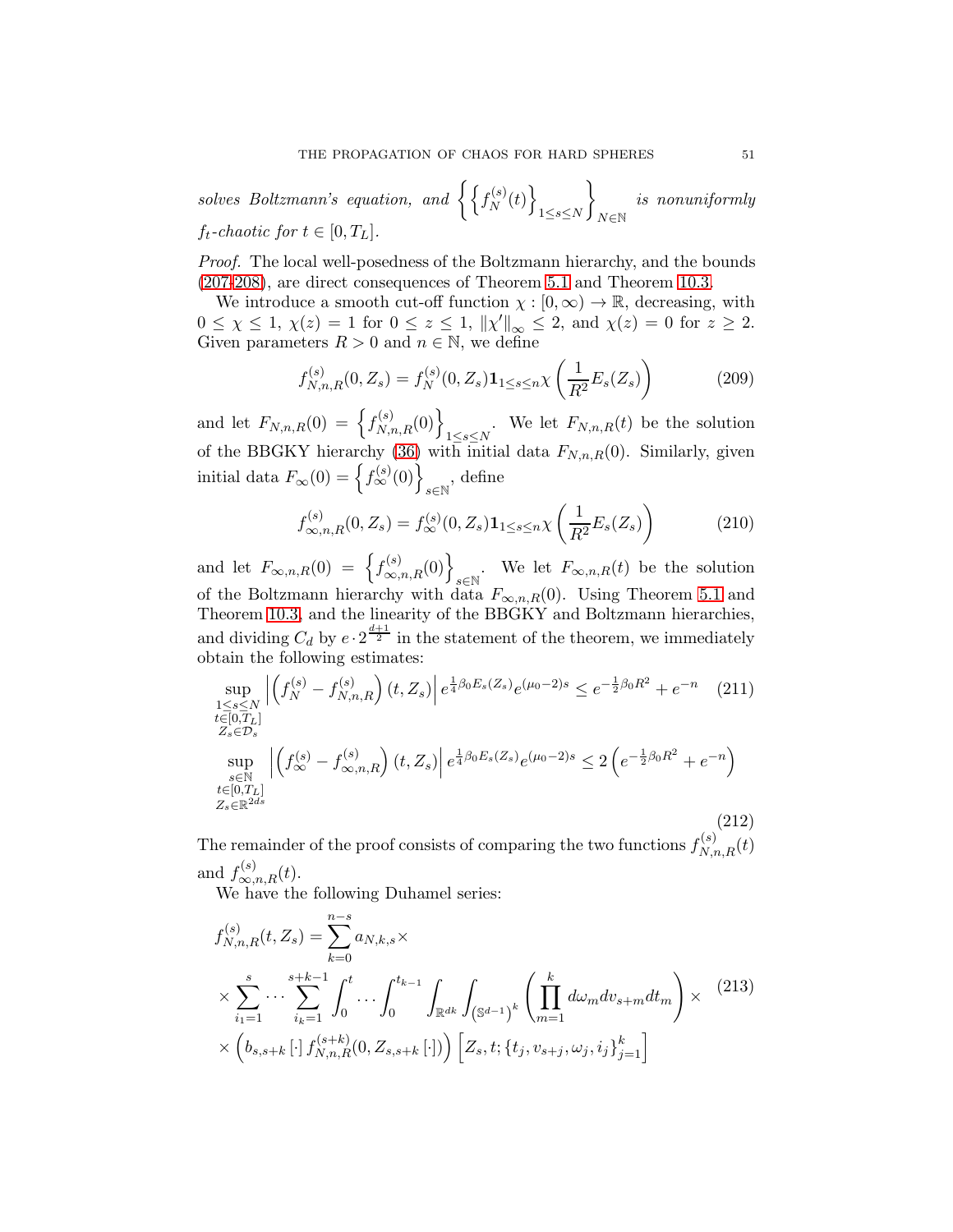*solves Boltzmann's equation, and* $\left\{ \left\{ f_N^{(s)}(t) \right\}_{1 \leq s \leq N} \right\}_{N \in \mathbb{N}}$ *is nonuniformly* $f_t$*-chaotic for* $t \in [0, T_L]$.

*Proof.* The local well-posedness of the Boltzmann hierarchy, and the bounds (207-208), are direct consequences of Theorem 5.1 and Theorem 10.3.

We introduce a smooth cut-off function $\chi : [0, \infty) \to \mathbb{R}$, decreasing, with $0 \leq \chi \leq 1$, $\chi(z) = 1$ for $0 \leq z \leq 1$, $\|\chi'\|_\infty \leq 2$, and $\chi(z) = 0$ for $z \geq 2$. Given parameters $R > 0$ and $n \in \mathbb{N}$, we define

$$f_{N,n,R}^{(s)}(0, Z_s) = f_N^{(s)}(0, Z_s) \mathbf{1}_{1 \leq s \leq n} \chi\left( \frac{1}{R^2} E_s(Z_s) \right) \tag{209}$$

and let $F_{N,n,R}(0) = \left\{ f_{N,n,R}^{(s)}(0) \right\}_{1 \leq s \leq N}$. We let $F_{N,n,R}(t)$ be the solution of the BBGKY hierarchy (36) with initial data $F_{N,n,R}(0)$. Similarly, given initial data $F_\infty(0) = \left\{ f_\infty^{(s)}(0) \right\}_{s \in \mathbb{N}}$, define

$$f_{\infty,n,R}^{(s)}(0, Z_s) = f_\infty^{(s)}(0, Z_s) \mathbf{1}_{1 \leq s \leq n} \chi\left( \frac{1}{R^2} E_s(Z_s) \right) \tag{210}$$

and let $F_{\infty,n,R}(0) = \left\{ f_{\infty,n,R}^{(s)}(0) \right\}_{s \in \mathbb{N}}$. We let $F_{\infty,n,R}(t)$ be the solution of the Boltzmann hierarchy with data $F_{\infty,n,R}(0)$. Using Theorem 5.1 and Theorem 10.3, and the linearity of the BBGKY and Boltzmann hierarchies, and dividing $C_d$ by $e \cdot 2^{\frac{d+1}{2}}$ in the statement of the theorem, we immediately obtain the following estimates:

$$\sup_{\substack{1 \leq s \leq N \\ t \in [0,T_L] \\ Z_s \in \mathcal{D}_s}} \left| \left( f_N^{(s)} - f_{N,n,R}^{(s)} \right)(t, Z_s) \right| e^{\frac{1}{4}\beta_0 E_s(Z_s)} e^{(\mu_0 - 2)s} \leq e^{-\frac{1}{2}\beta_0 R^2} + e^{-n} \tag{211}$$

$$\sup_{\substack{s \in \mathbb{N} \\ t \in [0,T_L] \\ Z_s \in \mathbb{R}^{2ds}}} \left| \left( f_\infty^{(s)} - f_{\infty,n,R}^{(s)} \right)(t, Z_s) \right| e^{\frac{1}{4}\beta_0 E_s(Z_s)} e^{(\mu_0 - 2)s} \leq 2\left( e^{-\frac{1}{2}\beta_0 R^2} + e^{-n} \right) \tag{212}$$

The remainder of the proof consists of comparing the two functions $f_{N,n,R}^{(s)}(t)$ and $f_{\infty,n,R}^{(s)}(t)$.

We have the following Duhamel series:

$$\begin{aligned} f_{N,n,R}^{(s)}(t, Z_s) &= \sum_{k=0}^{n-s} a_{N,k,s} \times \\ &\times \sum_{i_1=1}^{s} \cdots \sum_{i_k=1}^{s+k-1} \int_0^t \cdots \int_0^{t_{k-1}} \int_{\mathbb{R}^{dk}} \int_{\left(\mathbb{S}^{d-1}\right)^k} \left( \prod_{m=1}^k d\omega_m dv_{s+m} dt_m \right) \times \\ &\times \left( b_{s,s+k}\left[\cdot\right] f_{N,n,R}^{(s+k)}(0, Z_{s,s+k}\left[\cdot\right]) \right) \left[ Z_s, t; \{t_j, v_{s+j}, \omega_j, i_j\}_{j=1}^k \right] \end{aligned} \tag{213}$$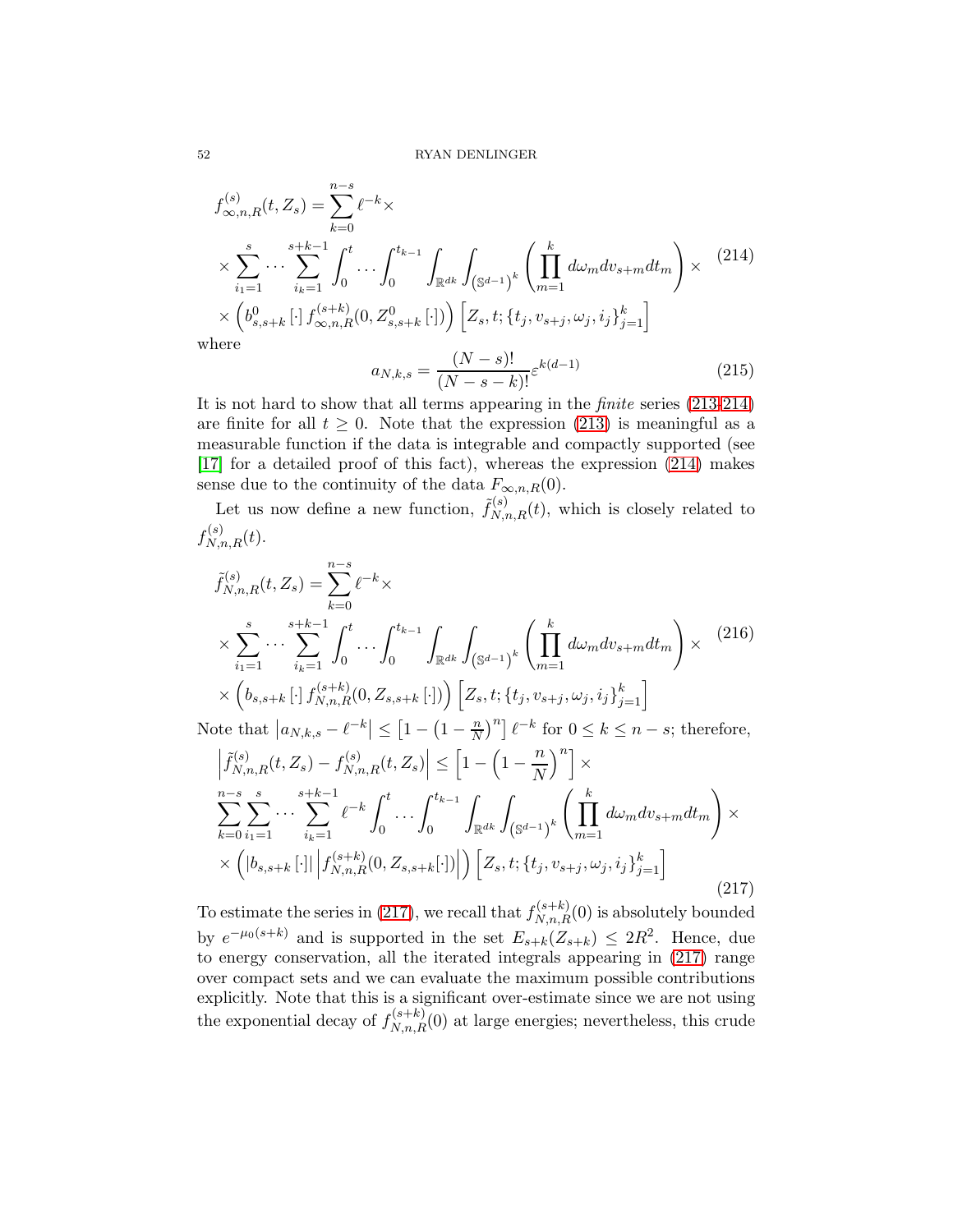$$
\begin{aligned}
f_{\infty,n,R}^{(s)}(t, Z_s) &= \sum_{k=0}^{n-s} \ell^{-k} \times \\
&\times \sum_{i_1=1}^{s} \cdots \sum_{i_k=1}^{s+k-1} \int_0^t \cdots \int_0^{t_{k-1}} \int_{\mathbb{R}^{dk}} \int_{\left(\mathbb{S}^{d-1}\right)^k} \left( \prod_{m=1}^{k} d\omega_m dv_{s+m} dt_m \right) \times \\
&\times \left( b_{s,s+k}^0 \left[\cdot\right] f_{\infty,n,R}^{(s+k)}(0, Z_{s,s+k}^0 \left[\cdot\right]) \right) \left[ Z_s, t; \{t_j, v_{s+j}, \omega_j, i_j\}_{j=1}^k \right]
\end{aligned}
\tag{214}
$$

where

$$
a_{N,k,s} = \frac{(N-s)!}{(N-s-k)!} \varepsilon^{k(d-1)} \tag{215}
$$

It is not hard to show that all terms appearing in the *finite* series (213-214) are finite for all $t \geq 0$. Note that the expression (213) is meaningful as a measurable function if the data is integrable and compactly supported (see [17] for a detailed proof of this fact), whereas the expression (214) makes sense due to the continuity of the data $F_{\infty,n,R}(0)$.

Let us now define a new function, $\tilde{f}_{N,n,R}^{(s)}(t)$, which is closely related to $f_{N,n,R}^{(s)}(t)$.

$$
\begin{aligned}
\tilde{f}_{N,n,R}^{(s)}(t, Z_s) &= \sum_{k=0}^{n-s} \ell^{-k} \times \\
&\times \sum_{i_1=1}^{s} \cdots \sum_{i_k=1}^{s+k-1} \int_0^t \cdots \int_0^{t_{k-1}} \int_{\mathbb{R}^{dk}} \int_{\left(\mathbb{S}^{d-1}\right)^k} \left( \prod_{m=1}^{k} d\omega_m dv_{s+m} dt_m \right) \times \\
&\times \left( b_{s,s+k} \left[\cdot\right] f_{N,n,R}^{(s+k)}(0, Z_{s,s+k} \left[\cdot\right]) \right) \left[ Z_s, t; \{t_j, v_{s+j}, \omega_j, i_j\}_{j=1}^k \right]
\end{aligned}
\tag{216}
$$

Note that $\left| a_{N,k,s} - \ell^{-k} \right| \leq \left[ 1 - \left(1 - \frac{n}{N}\right)^n \right] \ell^{-k}$ for $0 \leq k \leq n-s$; therefore,

$$
\begin{aligned}
&\left| \tilde{f}_{N,n,R}^{(s)}(t, Z_s) - f_{N,n,R}^{(s)}(t, Z_s) \right| \leq \left[ 1 - \left( 1 - \frac{n}{N} \right)^n \right] \times \\
&\sum_{k=0}^{n-s} \sum_{i_1=1}^{s} \cdots \sum_{i_k=1}^{s+k-1} \ell^{-k} \int_0^t \cdots \int_0^{t_{k-1}} \int_{\mathbb{R}^{dk}} \int_{\left(\mathbb{S}^{d-1}\right)^k} \left( \prod_{m=1}^{k} d\omega_m dv_{s+m} dt_m \right) \times \\
&\times \left( \left| b_{s,s+k} \left[\cdot\right] \right| \left| f_{N,n,R}^{(s+k)}(0, Z_{s,s+k}[\cdot]) \right| \right) \left[ Z_s, t; \{t_j, v_{s+j}, \omega_j, i_j\}_{j=1}^k \right]
\end{aligned}
\tag{217}
$$

To estimate the series in (217), we recall that $f_{N,n,R}^{(s+k)}(0)$ is absolutely bounded by $e^{-\mu_0 (s+k)}$ and is supported in the set $E_{s+k}(Z_{s+k}) \leq 2R^2$. Hence, due to energy conservation, all the iterated integrals appearing in (217) range over compact sets and we can evaluate the maximum possible contributions explicitly. Note that this is a significant over-estimate since we are not using the exponential decay of $f_{N,n,R}^{(s+k)}(0)$ at large energies; nevertheless, this crude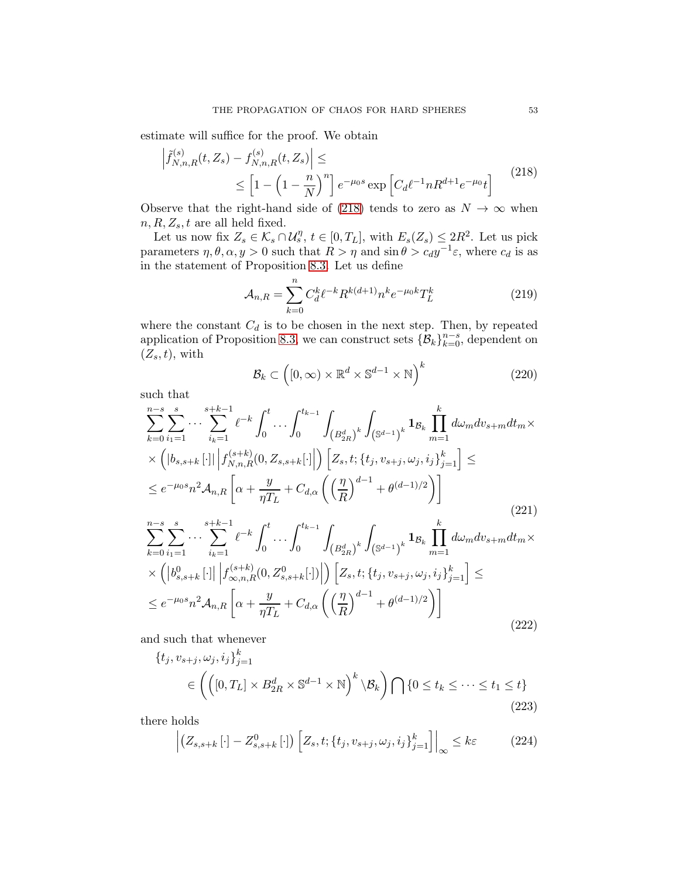estimate will suffice for the proof. We obtain

$$
\begin{aligned}
&\left| \tilde{f}^{(s)}_{N,n,R}(t,Z_s) - f^{(s)}_{N,n,R}(t,Z_s) \right| \leq \\
&\qquad \leq \left[ 1 - \left( 1 - \frac{n}{N} \right)^n \right] e^{-\mu_0 s} \exp\left[ C_d \ell^{-1} n R^{d+1} e^{-\mu_0} t \right]
\end{aligned}
\tag{218}
$$

Observe that the right-hand side of (218) tends to zero as $N \to \infty$ when $n, R, Z_s, t$ are all held fixed.

Let us now fix $Z_s \in \mathcal{K}_s \cap \mathcal{U}_s^\eta$, $t \in [0, T_L]$, with $E_s(Z_s) \leq 2R^2$. Let us pick parameters $\eta, \theta, \alpha, y > 0$ such that $R > \eta$ and $\sin\theta > c_d y^{-1} \varepsilon$, where $c_d$ is as in the statement of Proposition 8.3. Let us define

$$
\mathcal{A}_{n,R} = \sum_{k=0}^{n} C_d^k \ell^{-k} R^{k(d+1)} n^k e^{-\mu_0 k} T_L^k
\tag{219}
$$

where the constant $C_d$ is to be chosen in the next step. Then, by repeated application of Proposition 8.3, we can construct sets $\{\mathcal{B}_k\}_{k=0}^{n-s}$, dependent on $(Z_s, t)$, with

$$
\mathcal{B}_k \subset \left( [0,\infty) \times \mathbb{R}^d \times \mathbb{S}^{d-1} \times \mathbb{N} \right)^k
\tag{220}
$$

such that

$$
\begin{aligned}
&\sum_{k=0}^{n-s} \sum_{i_1=1}^{s} \cdots \sum_{i_k=1}^{s+k-1} \ell^{-k} \int_0^t \cdots \int_0^{t_{k-1}} \int_{\left(B_{2R}^d\right)^k} \int_{\left(\mathbb{S}^{d-1}\right)^k} \mathbf{1}_{\mathcal{B}_k} \prod_{m=1}^{k} d\omega_m dv_{s+m} dt_m \times \\
&\times \left( \left| b_{s,s+k}\left[\cdot\right] \right| \left| f^{(s+k)}_{N,n,R}(0, Z_{s,s+k}[\cdot]) \right| \right) \left[ Z_s, t; \{t_j, v_{s+j}, \omega_j, i_j\}_{j=1}^k \right] \leq \\
&\leq e^{-\mu_0 s} n^2 \mathcal{A}_{n,R} \left[ \alpha + \frac{y}{\eta T_L} + C_{d,\alpha} \left( \left( \frac{\eta}{R} \right)^{d-1} + \theta^{(d-1)/2} \right) \right]
\end{aligned}
\tag{221}
$$

$$
\begin{aligned}
&\sum_{k=0}^{n-s} \sum_{i_1=1}^{s} \cdots \sum_{i_k=1}^{s+k-1} \ell^{-k} \int_0^t \cdots \int_0^{t_{k-1}} \int_{\left(B_{2R}^d\right)^k} \int_{\left(\mathbb{S}^{d-1}\right)^k} \mathbf{1}_{\mathcal{B}_k} \prod_{m=1}^{k} d\omega_m dv_{s+m} dt_m \times \\
&\times \left( \left| b^0_{s,s+k}\left[\cdot\right] \right| \left| f^{(s+k)}_{\infty,n,R}(0, Z^0_{s,s+k}[\cdot]) \right| \right) \left[ Z_s, t; \{t_j, v_{s+j}, \omega_j, i_j\}_{j=1}^k \right] \leq \\
&\leq e^{-\mu_0 s} n^2 \mathcal{A}_{n,R} \left[ \alpha + \frac{y}{\eta T_L} + C_{d,\alpha} \left( \left( \frac{\eta}{R} \right)^{d-1} + \theta^{(d-1)/2} \right) \right]
\end{aligned}
\tag{222}
$$

and such that whenever

$$
\begin{aligned}
&\{t_j, v_{s+j}, \omega_j, i_j\}_{j=1}^k \\
&\qquad \in \left( \left( [0,T_L] \times B_{2R}^d \times \mathbb{S}^{d-1} \times \mathbb{N} \right)^k \setminus \mathcal{B}_k \right) \bigcap \{ 0 \leq t_k \leq \cdots \leq t_1 \leq t \}
\end{aligned}
\tag{223}
$$

there holds

$$
\left| \left( Z_{s,s+k}\left[\cdot\right] - Z^0_{s,s+k}\left[\cdot\right] \right) \left[ Z_s, t; \{t_j, v_{s+j}, \omega_j, i_j\}_{j=1}^k \right] \right|_\infty \leq k\varepsilon
\tag{224}
$$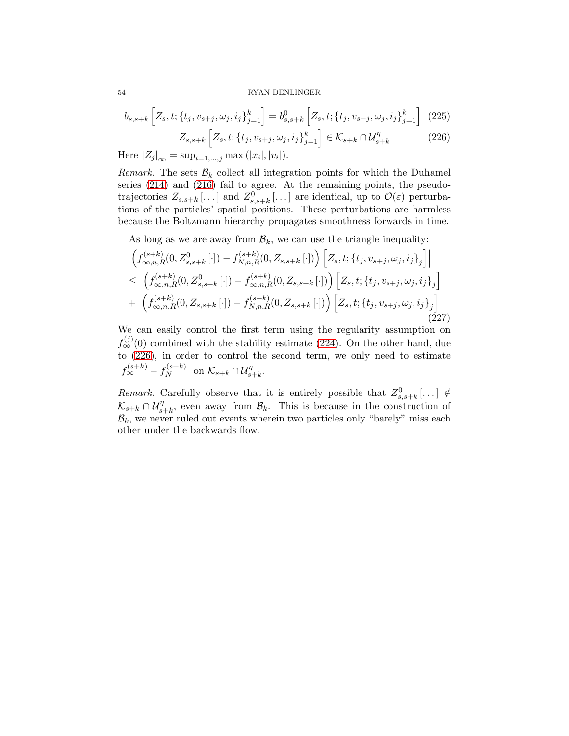$$b_{s,s+k}\left[Z_s, t; \{t_j, v_{s+j}, \omega_j, i_j\}_{j=1}^k\right] = b^0_{s,s+k}\left[Z_s, t; \{t_j, v_{s+j}, \omega_j, i_j\}_{j=1}^k\right] \quad (225)$$

$$Z_{s,s+k}\left[Z_s, t; \{t_j, v_{s+j}, \omega_j, i_j\}_{j=1}^k\right] \in \mathcal{K}_{s+k} \cap \mathcal{U}^\eta_{s+k} \quad (226)$$

Here $|Z_j|_\infty = \sup_{i=1,\dots,j} \max(|x_i|, |v_i|)$.

*Remark.* The sets $\mathcal{B}_k$ collect all integration points for which the Duhamel series (214) and (216) fail to agree. At the remaining points, the pseudo-trajectories $Z_{s,s+k}[\dots]$ and $Z^0_{s,s+k}[\dots]$ are identical, up to $\mathcal{O}(\varepsilon)$ perturbations of the particles' spatial positions. These perturbations are harmless because the Boltzmann hierarchy propagates smoothness forwards in time.

As long as we are away from $\mathcal{B}_k$, we can use the triangle inequality:

$$\begin{aligned}
&\left|\left(f^{(s+k)}_{\infty,n,R}(0, Z^0_{s,s+k}[\cdot]) - f^{(s+k)}_{N,n,R}(0, Z_{s,s+k}[\cdot])\right)\left[Z_s, t; \{t_j, v_{s+j}, \omega_j, i_j\}_j\right]\right| \\
&\leq \left|\left(f^{(s+k)}_{\infty,n,R}(0, Z^0_{s,s+k}[\cdot]) - f^{(s+k)}_{\infty,n,R}(0, Z_{s,s+k}[\cdot])\right)\left[Z_s, t; \{t_j, v_{s+j}, \omega_j, i_j\}_j\right]\right| \\
&+ \left|\left(f^{(s+k)}_{\infty,n,R}(0, Z_{s,s+k}[\cdot]) - f^{(s+k)}_{N,n,R}(0, Z_{s,s+k}[\cdot])\right)\left[Z_s, t; \{t_j, v_{s+j}, \omega_j, i_j\}_j\right]\right|
\end{aligned} \quad (227)$$

We can easily control the first term using the regularity assumption on $f^{(j)}_\infty(0)$ combined with the stability estimate (224). On the other hand, due to (226), in order to control the second term, we only need to estimate $\left|f^{(s+k)}_\infty - f^{(s+k)}_N\right|$ on $\mathcal{K}_{s+k} \cap \mathcal{U}^\eta_{s+k}$.

*Remark.* Carefully observe that it is entirely possible that $Z^0_{s,s+k}[\dots] \notin \mathcal{K}_{s+k} \cap \mathcal{U}^\eta_{s+k}$, even away from $\mathcal{B}_k$. This is because in the construction of $\mathcal{B}_k$, we never ruled out events wherein two particles only "barely" miss each other under the backwards flow.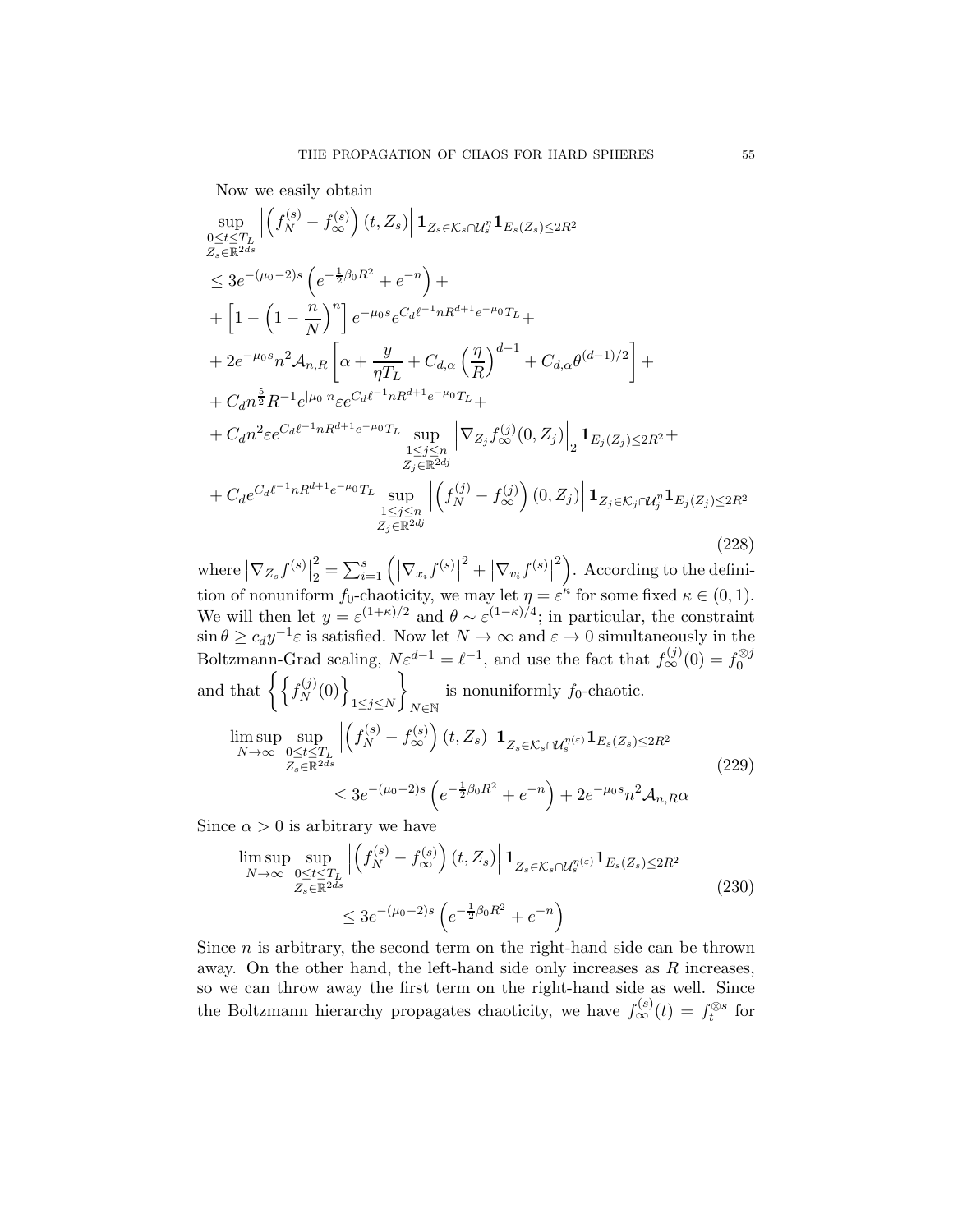Now we easily obtain

$$
\begin{aligned}
&\sup_{\substack{0\leq t\leq T_L\\ Z_s\in\mathbb{R}^{2ds}}} \left| \left( f_N^{(s)} - f_\infty^{(s)} \right)(t,Z_s) \right| \mathbf{1}_{Z_s\in\mathcal{K}_s\cap\mathcal{U}_s^\eta} \mathbf{1}_{E_s(Z_s)\leq 2R^2} \\
&\leq 3e^{-(\mu_0-2)s}\left( e^{-\frac{1}{2}\beta_0 R^2} + e^{-n} \right) + \\
&+ \left[ 1 - \left( 1 - \frac{n}{N} \right)^n \right] e^{-\mu_0 s} e^{C_d \ell^{-1} n R^{d+1} e^{-\mu_0 T_L}} + \\
&+ 2e^{-\mu_0 s} n^2 \mathcal{A}_{n,R} \left[ \alpha + \frac{y}{\eta T_L} + C_{d,\alpha}\left(\frac{\eta}{R}\right)^{d-1} + C_{d,\alpha}\theta^{(d-1)/2} \right] + \\
&+ C_d n^{\frac{5}{2}} R^{-1} e^{|\mu_0| n} \varepsilon e^{C_d \ell^{-1} n R^{d+1} e^{-\mu_0 T_L}} + \\
&+ C_d n^2 \varepsilon e^{C_d \ell^{-1} n R^{d+1} e^{-\mu_0 T_L}} \sup_{\substack{1\leq j\leq n\\ Z_j\in\mathbb{R}^{2dj}}} \left| \nabla_{Z_j} f_\infty^{(j)}(0,Z_j) \right|_2 \mathbf{1}_{E_j(Z_j)\leq 2R^2} + \\
&+ C_d e^{C_d \ell^{-1} n R^{d+1} e^{-\mu_0 T_L}} \sup_{\substack{1\leq j\leq n\\ Z_j\in\mathbb{R}^{2dj}}} \left| \left( f_N^{(j)} - f_\infty^{(j)} \right)(0,Z_j) \right| \mathbf{1}_{Z_j\in\mathcal{K}_j\cap\mathcal{U}_j^\eta} \mathbf{1}_{E_j(Z_j)\leq 2R^2}
\end{aligned}
\tag{228}
$$

where $\left|\nabla_{Z_s} f^{(s)}\right|_2^2 = \sum_{i=1}^s \left( \left|\nabla_{x_i} f^{(s)}\right|^2 + \left|\nabla_{v_i} f^{(s)}\right|^2 \right)$. According to the definition of nonuniform $f_0$-chaoticity, we may let $\eta = \varepsilon^\kappa$ for some fixed $\kappa \in (0,1)$. We will then let $y = \varepsilon^{(1+\kappa)/2}$ and $\theta \sim \varepsilon^{(1-\kappa)/4}$; in particular, the constraint $\sin\theta \geq c_d y^{-1}\varepsilon$ is satisfied. Now let $N\to\infty$ and $\varepsilon\to 0$ simultaneously in the Boltzmann-Grad scaling, $N\varepsilon^{d-1} = \ell^{-1}$, and use the fact that $f_\infty^{(j)}(0) = f_0^{\otimes j}$ and that $\left\{ \left\{ f_N^{(j)}(0) \right\}_{1\leq j\leq N} \right\}_{N\in\mathbb{N}}$ is nonuniformly $f_0$-chaotic.

$$
\begin{aligned}
\limsup_{N\to\infty} \sup_{\substack{0\leq t\leq T_L\\ Z_s\in\mathbb{R}^{2ds}}} &\left| \left( f_N^{(s)} - f_\infty^{(s)} \right)(t,Z_s) \right| \mathbf{1}_{Z_s\in\mathcal{K}_s\cap\mathcal{U}_s^{\eta(\varepsilon)}} \mathbf{1}_{E_s(Z_s)\leq 2R^2} \\
&\leq 3e^{-(\mu_0-2)s}\left( e^{-\frac{1}{2}\beta_0 R^2} + e^{-n} \right) + 2e^{-\mu_0 s} n^2 \mathcal{A}_{n,R}\alpha
\end{aligned}
\tag{229}
$$

Since $\alpha > 0$ is arbitrary we have

$$
\begin{aligned}
\limsup_{N\to\infty} \sup_{\substack{0\leq t\leq T_L\\ Z_s\in\mathbb{R}^{2ds}}} &\left| \left( f_N^{(s)} - f_\infty^{(s)} \right)(t,Z_s) \right| \mathbf{1}_{Z_s\in\mathcal{K}_s\cap\mathcal{U}_s^{\eta(\varepsilon)}} \mathbf{1}_{E_s(Z_s)\leq 2R^2} \\
&\leq 3e^{-(\mu_0-2)s}\left( e^{-\frac{1}{2}\beta_0 R^2} + e^{-n} \right)
\end{aligned}
\tag{230}
$$

Since $n$ is arbitrary, the second term on the right-hand side can be thrown away. On the other hand, the left-hand side only increases as $R$ increases, so we can throw away the first term on the right-hand side as well. Since the Boltzmann hierarchy propagates chaoticity, we have $f_\infty^{(s)}(t) = f_t^{\otimes s}$ for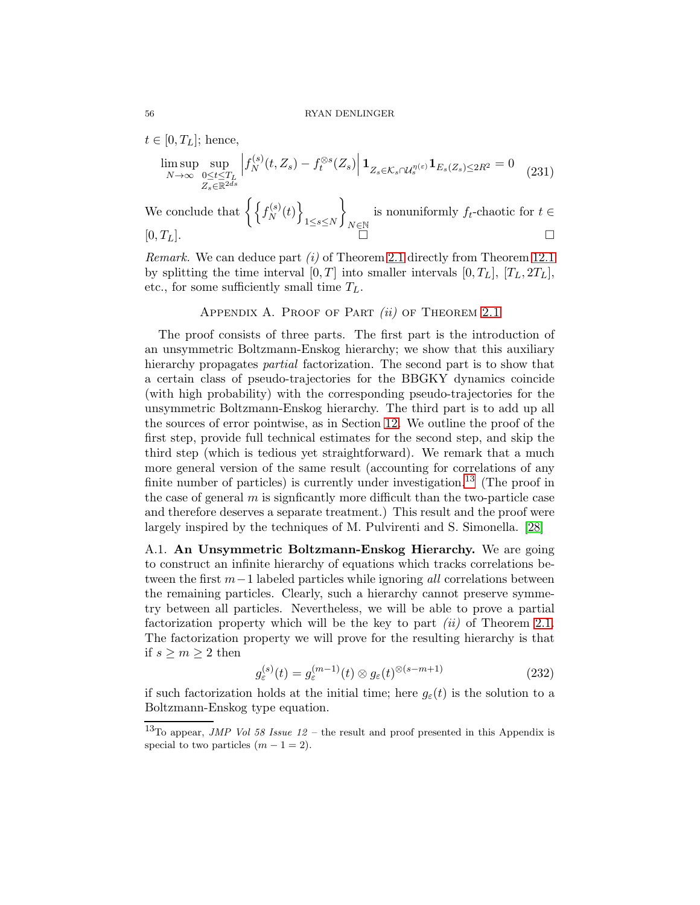$t \in [0, T_L]$; hence,

$$\limsup_{N\to\infty} \sup_{\substack{0\le t\le T_L \\ Z_s \in \mathbb{R}^{2ds}}} \left| f_N^{(s)}(t, Z_s) - f_t^{\otimes s}(Z_s) \right| \mathbf{1}_{Z_s \in \mathcal{K}_s \cap \mathcal{U}_s^{\eta(\varepsilon)}} \mathbf{1}_{E_s(Z_s) \le 2R^2} = 0 \tag{231}$$

We conclude that $\left\{ \left\{ f_N^{(s)}(t) \right\}_{1 \le s \le N} \right\}_{N \in \mathbb{N}}$ is nonuniformly $f_t$-chaotic for $t \in [0, T_L]$. □ □

*Remark.* We can deduce part *(i)* of Theorem 2.1 directly from Theorem 12.1 by splitting the time interval $[0, T]$ into smaller intervals $[0, T_L]$, $[T_L, 2T_L]$, etc., for some sufficiently small time $T_L$.

## Appendix A. Proof of Part *(ii)* of Theorem 2.1

The proof consists of three parts. The first part is the introduction of an unsymmetric Boltzmann-Enskog hierarchy; we show that this auxiliary hierarchy propagates *partial* factorization. The second part is to show that a certain class of pseudo-trajectories for the BBGKY dynamics coincide (with high probability) with the corresponding pseudo-trajectories for the unsymmetric Boltzmann-Enskog hierarchy. The third part is to add up all the sources of error pointwise, as in Section 12. We outline the proof of the first step, provide full technical estimates for the second step, and skip the third step (which is tedious yet straightforward). We remark that a much more general version of the same result (accounting for correlations of any finite number of particles) is currently under investigation.[13] (The proof in the case of general $m$ is signficantly more difficult than the two-particle case and therefore deserves a separate treatment.) This result and the proof were largely inspired by the techniques of M. Pulvirenti and S. Simonella. [28]

A.1. **An Unsymmetric Boltzmann-Enskog Hierarchy.** We are going to construct an infinite hierarchy of equations which tracks correlations between the first $m-1$ labeled particles while ignoring *all* correlations between the remaining particles. Clearly, such a hierarchy cannot preserve symmetry between all particles. Nevertheless, we will be able to prove a partial factorization property which will be the key to part *(ii)* of Theorem 2.1. The factorization property we will prove for the resulting hierarchy is that if $s \ge m \ge 2$ then

$$g_\varepsilon^{(s)}(t) = g_\varepsilon^{(m-1)}(t) \otimes g_\varepsilon(t)^{\otimes(s-m+1)} \tag{232}$$

if such factorization holds at the initial time; here $g_\varepsilon(t)$ is the solution to a Boltzmann-Enskog type equation.

[13] To appear, *JMP Vol 58 Issue 12* – the result and proof presented in this Appendix is special to two particles ($m - 1 = 2$).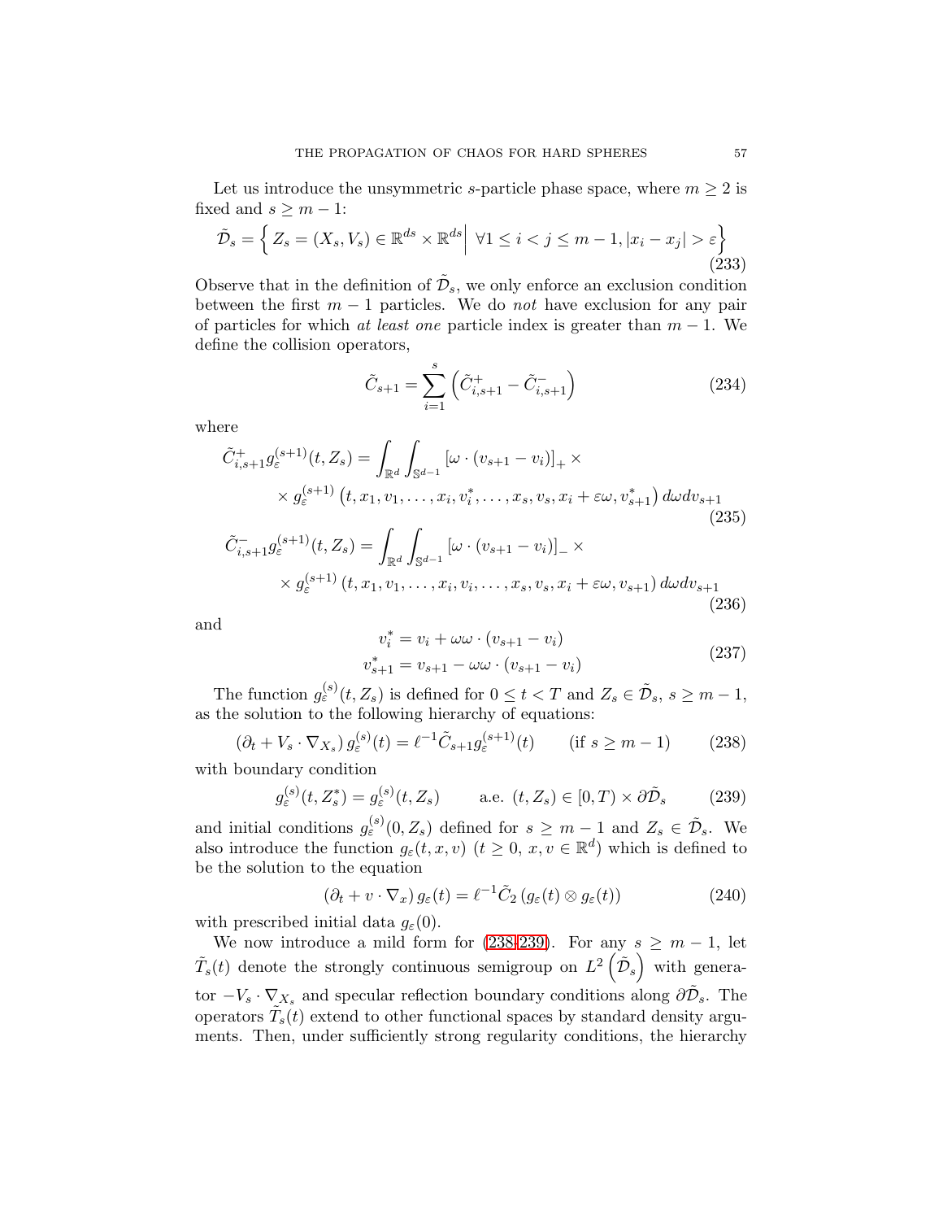Let us introduce the unsymmetric $s$-particle phase space, where $m \geq 2$ is fixed and $s \geq m-1$:

$$\tilde{\mathcal{D}}_s = \left\{ Z_s = (X_s, V_s) \in \mathbb{R}^{ds} \times \mathbb{R}^{ds} \middle| \; \forall 1 \leq i < j \leq m-1, |x_i - x_j| > \varepsilon \right\} \tag{233}$$

Observe that in the definition of $\tilde{\mathcal{D}}_s$, we only enforce an exclusion condition between the first $m-1$ particles. We do *not* have exclusion for any pair of particles for which *at least one* particle index is greater than $m-1$. We define the collision operators,

$$\tilde{C}_{s+1} = \sum_{i=1}^{s} \left( \tilde{C}^{+}_{i,s+1} - \tilde{C}^{-}_{i,s+1} \right) \tag{234}$$

where

$$\begin{aligned}\tilde{C}^{+}_{i,s+1} g_{\varepsilon}^{(s+1)}(t, Z_s) = & \int_{\mathbb{R}^d} \int_{\mathbb{S}^{d-1}} \left[\omega \cdot (v_{s+1} - v_i)\right]_{+} \times \\ & \times g_{\varepsilon}^{(s+1)} \left(t, x_1, v_1, \dots, x_i, v_i^*, \dots, x_s, v_s, x_i + \varepsilon\omega, v_{s+1}^*\right) d\omega dv_{s+1}\end{aligned} \tag{235}$$

$$\begin{aligned}\tilde{C}^{-}_{i,s+1} g_{\varepsilon}^{(s+1)}(t, Z_s) = & \int_{\mathbb{R}^d} \int_{\mathbb{S}^{d-1}} \left[\omega \cdot (v_{s+1} - v_i)\right]_{-} \times \\ & \times g_{\varepsilon}^{(s+1)} \left(t, x_1, v_1, \dots, x_i, v_i, \dots, x_s, v_s, x_i + \varepsilon\omega, v_{s+1}\right) d\omega dv_{s+1}\end{aligned} \tag{236}$$

and

$$\begin{aligned} v_i^* &= v_i + \omega\omega \cdot (v_{s+1} - v_i) \\ v_{s+1}^* &= v_{s+1} - \omega\omega \cdot (v_{s+1} - v_i) \end{aligned} \tag{237}$$

The function $g_{\varepsilon}^{(s)}(t, Z_s)$ is defined for $0 \leq t < T$ and $Z_s \in \tilde{\mathcal{D}}_s$, $s \geq m-1$, as the solution to the following hierarchy of equations:

$$\left(\partial_t + V_s \cdot \nabla_{X_s}\right) g_{\varepsilon}^{(s)}(t) = \ell^{-1} \tilde{C}_{s+1} g_{\varepsilon}^{(s+1)}(t) \qquad (\text{if } s \geq m-1) \tag{238}$$

with boundary condition

$$g_{\varepsilon}^{(s)}(t, Z_s^*) = g_{\varepsilon}^{(s)}(t, Z_s) \qquad \text{a.e. } (t, Z_s) \in [0, T) \times \partial\tilde{\mathcal{D}}_s \tag{239}$$

and initial conditions $g_{\varepsilon}^{(s)}(0, Z_s)$ defined for $s \geq m-1$ and $Z_s \in \tilde{\mathcal{D}}_s$. We also introduce the function $g_{\varepsilon}(t, x, v)$ ($t \geq 0$, $x, v \in \mathbb{R}^d$) which is defined to be the solution to the equation

$$\left(\partial_t + v \cdot \nabla_x\right) g_{\varepsilon}(t) = \ell^{-1} \tilde{C}_2 \left(g_{\varepsilon}(t) \otimes g_{\varepsilon}(t)\right) \tag{240}$$

with prescribed initial data $g_{\varepsilon}(0)$.

We now introduce a mild form for (238-239). For any $s \geq m-1$, let $\tilde{T}_s(t)$ denote the strongly continuous semigroup on $L^2\left(\tilde{\mathcal{D}}_s\right)$ with generator $-V_s \cdot \nabla_{X_s}$ and specular reflection boundary conditions along $\partial\tilde{\mathcal{D}}_s$. The operators $\tilde{T}_s(t)$ extend to other functional spaces by standard density arguments. Then, under sufficiently strong regularity conditions, the hierarchy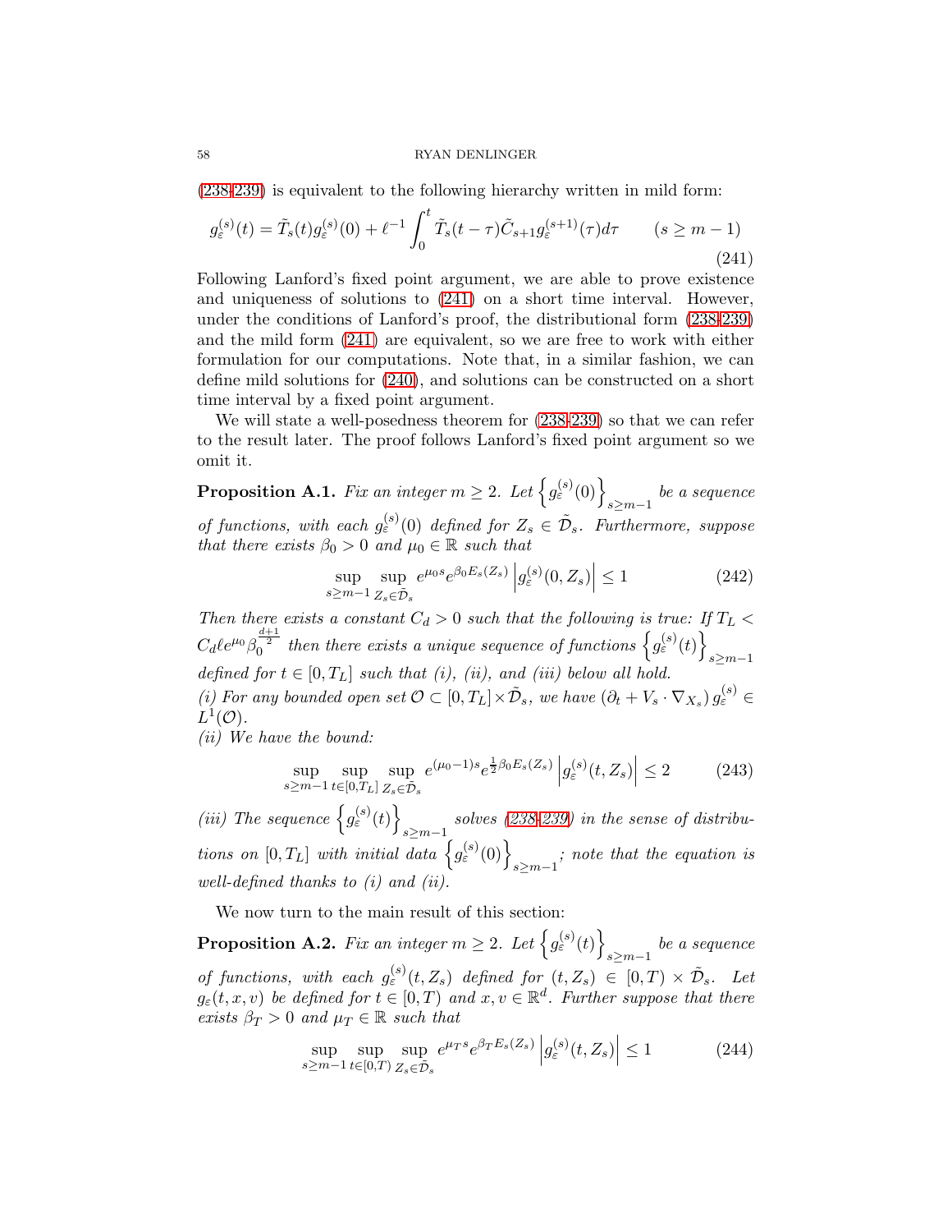(238-239) is equivalent to the following hierarchy written in mild form:

$$g_\varepsilon^{(s)}(t) = \tilde{T}_s(t) g_\varepsilon^{(s)}(0) + \ell^{-1} \int_0^t \tilde{T}_s(t-\tau) \tilde{C}_{s+1} g_\varepsilon^{(s+1)}(\tau) d\tau \qquad (s \geq m-1) \tag{241}$$

Following Lanford's fixed point argument, we are able to prove existence and uniqueness of solutions to (241) on a short time interval. However, under the conditions of Lanford's proof, the distributional form (238-239) and the mild form (241) are equivalent, so we are free to work with either formulation for our computations. Note that, in a similar fashion, we can define mild solutions for (240), and solutions can be constructed on a short time interval by a fixed point argument.

We will state a well-posedness theorem for (238-239) so that we can refer to the result later. The proof follows Lanford's fixed point argument so we omit it.

**Proposition A.1.** *Fix an integer $m \geq 2$. Let $\left\{ g_\varepsilon^{(s)}(0) \right\}_{s \geq m-1}$ be a sequence of functions, with each $g_\varepsilon^{(s)}(0)$ defined for $Z_s \in \tilde{\mathcal{D}}_s$. Furthermore, suppose that there exists $\beta_0 > 0$ and $\mu_0 \in \mathbb{R}$ such that*

$$\sup_{s \geq m-1} \sup_{Z_s \in \tilde{\mathcal{D}}_s} e^{\mu_0 s} e^{\beta_0 E_s(Z_s)} \left| g_\varepsilon^{(s)}(0, Z_s) \right| \leq 1 \tag{242}$$

*Then there exists a constant $C_d > 0$ such that the following is true: If $T_L < C_d \ell e^{\mu_0} \beta_0^{\frac{d+1}{2}}$ then there exists a unique sequence of functions $\left\{ g_\varepsilon^{(s)}(t) \right\}_{s \geq m-1}$ defined for $t \in [0, T_L]$ such that (i), (ii), and (iii) below all hold.*

*(i) For any bounded open set $\mathcal{O} \subset [0, T_L] \times \tilde{\mathcal{D}}_s$, we have $\left( \partial_t + V_s \cdot \nabla_{X_s} \right) g_\varepsilon^{(s)} \in L^1(\mathcal{O})$.*

*(ii) We have the bound:*

$$\sup_{s \geq m-1} \sup_{t \in [0, T_L]} \sup_{Z_s \in \tilde{\mathcal{D}}_s} e^{(\mu_0 - 1)s} e^{\frac{1}{2}\beta_0 E_s(Z_s)} \left| g_\varepsilon^{(s)}(t, Z_s) \right| \leq 2 \tag{243}$$

*(iii) The sequence $\left\{ g_\varepsilon^{(s)}(t) \right\}_{s \geq m-1}$ solves (238-239) in the sense of distributions on $[0, T_L]$ with initial data $\left\{ g_\varepsilon^{(s)}(0) \right\}_{s \geq m-1}$; note that the equation is well-defined thanks to (i) and (ii).*

We now turn to the main result of this section:

**Proposition A.2.** *Fix an integer $m \geq 2$. Let $\left\{ g_\varepsilon^{(s)}(t) \right\}_{s \geq m-1}$ be a sequence of functions, with each $g_\varepsilon^{(s)}(t, Z_s)$ defined for $(t, Z_s) \in [0, T) \times \tilde{\mathcal{D}}_s$. Let $g_\varepsilon(t, x, v)$ be defined for $t \in [0, T)$ and $x, v \in \mathbb{R}^d$. Further suppose that there exists $\beta_T > 0$ and $\mu_T \in \mathbb{R}$ such that*

$$\sup_{s \geq m-1} \sup_{t \in [0, T)} \sup_{Z_s \in \tilde{\mathcal{D}}_s} e^{\mu_T s} e^{\beta_T E_s(Z_s)} \left| g_\varepsilon^{(s)}(t, Z_s) \right| \leq 1 \tag{244}$$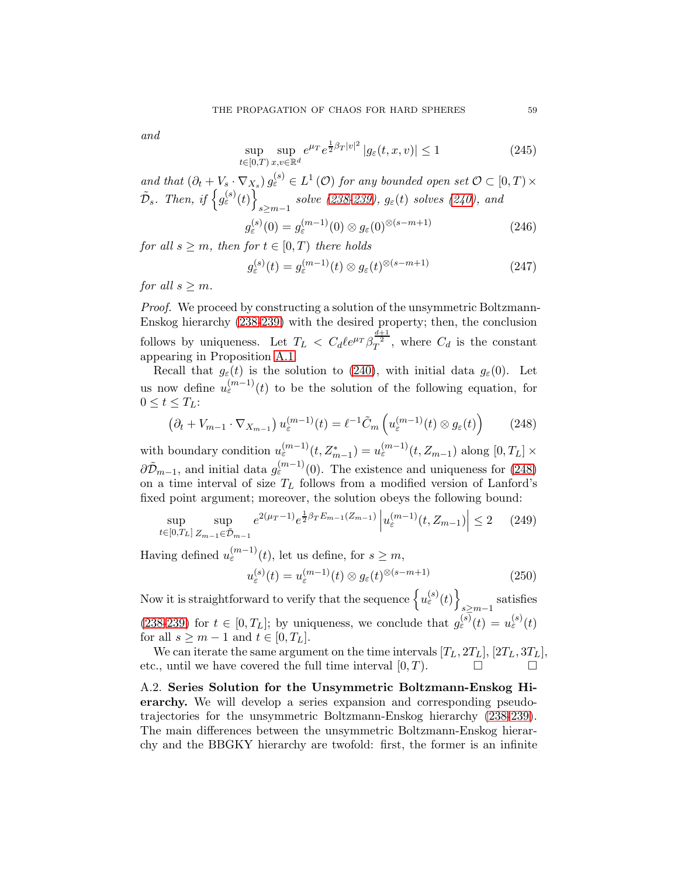*and*

$$\sup_{t\in[0,T)} \sup_{x,v\in\mathbb{R}^d} e^{\mu_T} e^{\frac{1}{2}\beta_T |v|^2} |g_\varepsilon(t,x,v)| \leq 1 \tag{245}$$

*and that* $(\partial_t + V_s \cdot \nabla_{X_s}) g_\varepsilon^{(s)} \in L^1(\mathcal{O})$ *for any bounded open set* $\mathcal{O} \subset [0,T) \times \tilde{\mathcal{D}}_s$. *Then, if* $\left\{g_\varepsilon^{(s)}(t)\right\}_{s\geq m-1}$ *solve (238-239),* $g_\varepsilon(t)$ *solves (240), and*

$$g_\varepsilon^{(s)}(0) = g_\varepsilon^{(m-1)}(0) \otimes g_\varepsilon(0)^{\otimes(s-m+1)} \tag{246}$$

*for all* $s \geq m$, *then for* $t \in [0,T)$ *there holds*

$$g_\varepsilon^{(s)}(t) = g_\varepsilon^{(m-1)}(t) \otimes g_\varepsilon(t)^{\otimes(s-m+1)} \tag{247}$$

*for all* $s \geq m$.

*Proof.* We proceed by constructing a solution of the unsymmetric Boltzmann-Enskog hierarchy (238-239) with the desired property; then, the conclusion follows by uniqueness. Let $T_L < C_d \ell e^{\mu_T} \beta_T^{\frac{d+1}{2}}$, where $C_d$ is the constant appearing in Proposition A.1.

Recall that $g_\varepsilon(t)$ is the solution to (240), with initial data $g_\varepsilon(0)$. Let us now define $u_\varepsilon^{(m-1)}(t)$ to be the solution of the following equation, for $0 \leq t \leq T_L$:

$$\left(\partial_t + V_{m-1} \cdot \nabla_{X_{m-1}}\right) u_\varepsilon^{(m-1)}(t) = \ell^{-1} \tilde{C}_m \left(u_\varepsilon^{(m-1)}(t) \otimes g_\varepsilon(t)\right) \tag{248}$$

with boundary condition $u_\varepsilon^{(m-1)}(t, Z_{m-1}^*) = u_\varepsilon^{(m-1)}(t, Z_{m-1})$ along $[0,T_L] \times \partial\tilde{\mathcal{D}}_{m-1}$, and initial data $g_\varepsilon^{(m-1)}(0)$. The existence and uniqueness for (248) on a time interval of size $T_L$ follows from a modified version of Lanford's fixed point argument; moreover, the solution obeys the following bound:

$$\sup_{t\in[0,T_L]} \sup_{Z_{m-1}\in\tilde{\mathcal{D}}_{m-1}} e^{2(\mu_T-1)} e^{\frac{1}{2}\beta_T E_{m-1}(Z_{m-1})} \left|u_\varepsilon^{(m-1)}(t, Z_{m-1})\right| \leq 2 \tag{249}$$

Having defined $u_\varepsilon^{(m-1)}(t)$, let us define, for $s \geq m$,

$$u_\varepsilon^{(s)}(t) = u_\varepsilon^{(m-1)}(t) \otimes g_\varepsilon(t)^{\otimes(s-m+1)} \tag{250}$$

Now it is straightforward to verify that the sequence $\left\{u_\varepsilon^{(s)}(t)\right\}_{s\geq m-1}$ satisfies (238-239) for $t \in [0,T_L]$; by uniqueness, we conclude that $g_\varepsilon^{(s)}(t) = u_\varepsilon^{(s)}(t)$ for all $s \geq m-1$ and $t \in [0,T_L]$.

We can iterate the same argument on the time intervals $[T_L, 2T_L]$, $[2T_L, 3T_L]$, etc., until we have covered the full time interval $[0,T)$. □ □

A.2. **Series Solution for the Unsymmetric Boltzmann-Enskog Hierarchy.** We will develop a series expansion and corresponding pseudo-trajectories for the unsymmetric Boltzmann-Enskog hierarchy (238-239). The main differences between the unsymmetric Boltzmann-Enskog hierarchy and the BBGKY hierarchy are twofold: first, the former is an infinite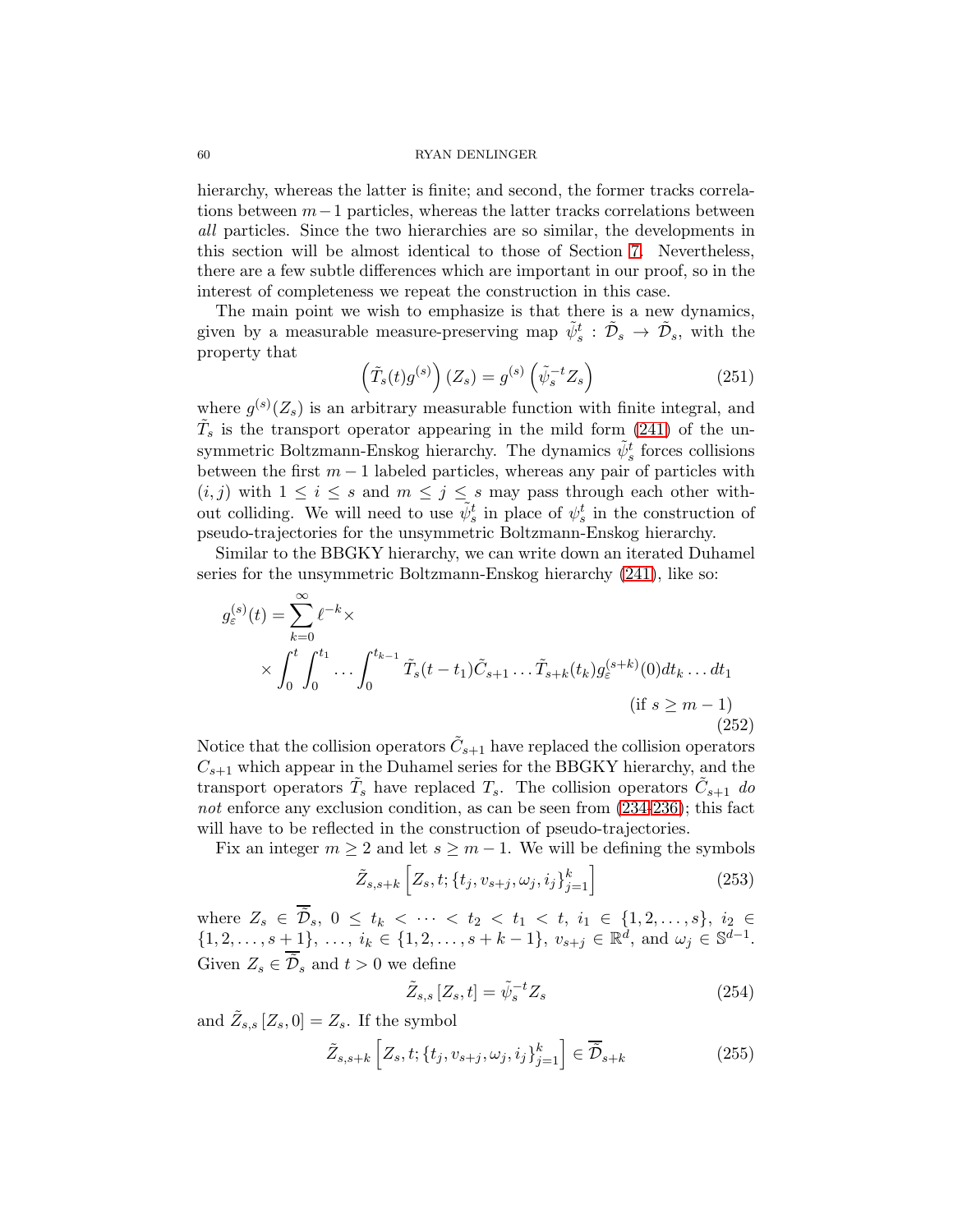hierarchy, whereas the latter is finite; and second, the former tracks correlations between $m-1$ particles, whereas the latter tracks correlations between *all* particles. Since the two hierarchies are so similar, the developments in this section will be almost identical to those of Section 7. Nevertheless, there are a few subtle differences which are important in our proof, so in the interest of completeness we repeat the construction in this case.

The main point we wish to emphasize is that there is a new dynamics, given by a measurable measure-preserving map $\tilde{\psi}_s^t : \tilde{\mathcal{D}}_s \to \tilde{\mathcal{D}}_s$, with the property that

$$\left(\tilde{T}_s(t) g^{(s)}\right)(Z_s) = g^{(s)}\left(\tilde{\psi}_s^{-t} Z_s\right) \tag{251}$$

where $g^{(s)}(Z_s)$ is an arbitrary measurable function with finite integral, and $\tilde{T}_s$ is the transport operator appearing in the mild form (241) of the unsymmetric Boltzmann-Enskog hierarchy. The dynamics $\tilde{\psi}_s^t$ forces collisions between the first $m-1$ labeled particles, whereas any pair of particles with $(i,j)$ with $1 \leq i \leq s$ and $m \leq j \leq s$ may pass through each other without colliding. We will need to use $\tilde{\psi}_s^t$ in place of $\psi_s^t$ in the construction of pseudo-trajectories for the unsymmetric Boltzmann-Enskog hierarchy.

Similar to the BBGKY hierarchy, we can write down an iterated Duhamel series for the unsymmetric Boltzmann-Enskog hierarchy (241), like so:

$$\begin{aligned} g_\varepsilon^{(s)}(t) = \sum_{k=0}^{\infty} \ell^{-k} \times \\ \times \int_0^t \int_0^{t_1} \dots \int_0^{t_{k-1}} \tilde{T}_s(t-t_1) \tilde{C}_{s+1} \dots \tilde{T}_{s+k}(t_k) g_\varepsilon^{(s+k)}(0) dt_k \dots dt_1 \\ (\text{if } s \geq m-1) \end{aligned} \tag{252}$$

Notice that the collision operators $\tilde{C}_{s+1}$ have replaced the collision operators $C_{s+1}$ which appear in the Duhamel series for the BBGKY hierarchy, and the transport operators $\tilde{T}_s$ have replaced $T_s$. The collision operators $\tilde{C}_{s+1}$ *do not* enforce any exclusion condition, as can be seen from (234-236); this fact will have to be reflected in the construction of pseudo-trajectories.

Fix an integer $m \geq 2$ and let $s \geq m-1$. We will be defining the symbols

$$\tilde{Z}_{s,s+k}\left[Z_s, t; \{t_j, v_{s+j}, \omega_j, i_j\}_{j=1}^k\right] \tag{253}$$

where $Z_s \in \overline{\tilde{\mathcal{D}}}_s$, $0 \leq t_k < \dots < t_2 < t_1 < t$, $i_1 \in \{1, 2, \dots, s\}$, $i_2 \in \{1, 2, \dots, s+1\}$, $\dots$, $i_k \in \{1, 2, \dots, s+k-1\}$, $v_{s+j} \in \mathbb{R}^d$, and $\omega_j \in \mathbb{S}^{d-1}$. Given $Z_s \in \overline{\tilde{\mathcal{D}}}_s$ and $t > 0$ we define

$$\tilde{Z}_{s,s}\left[Z_s, t\right] = \tilde{\psi}_s^{-t} Z_s \tag{254}$$

and $\tilde{Z}_{s,s}\left[Z_s, 0\right] = Z_s$. If the symbol

$$\tilde{Z}_{s,s+k}\left[Z_s, t; \{t_j, v_{s+j}, \omega_j, i_j\}_{j=1}^k\right] \in \overline{\tilde{\mathcal{D}}}_{s+k} \tag{255}$$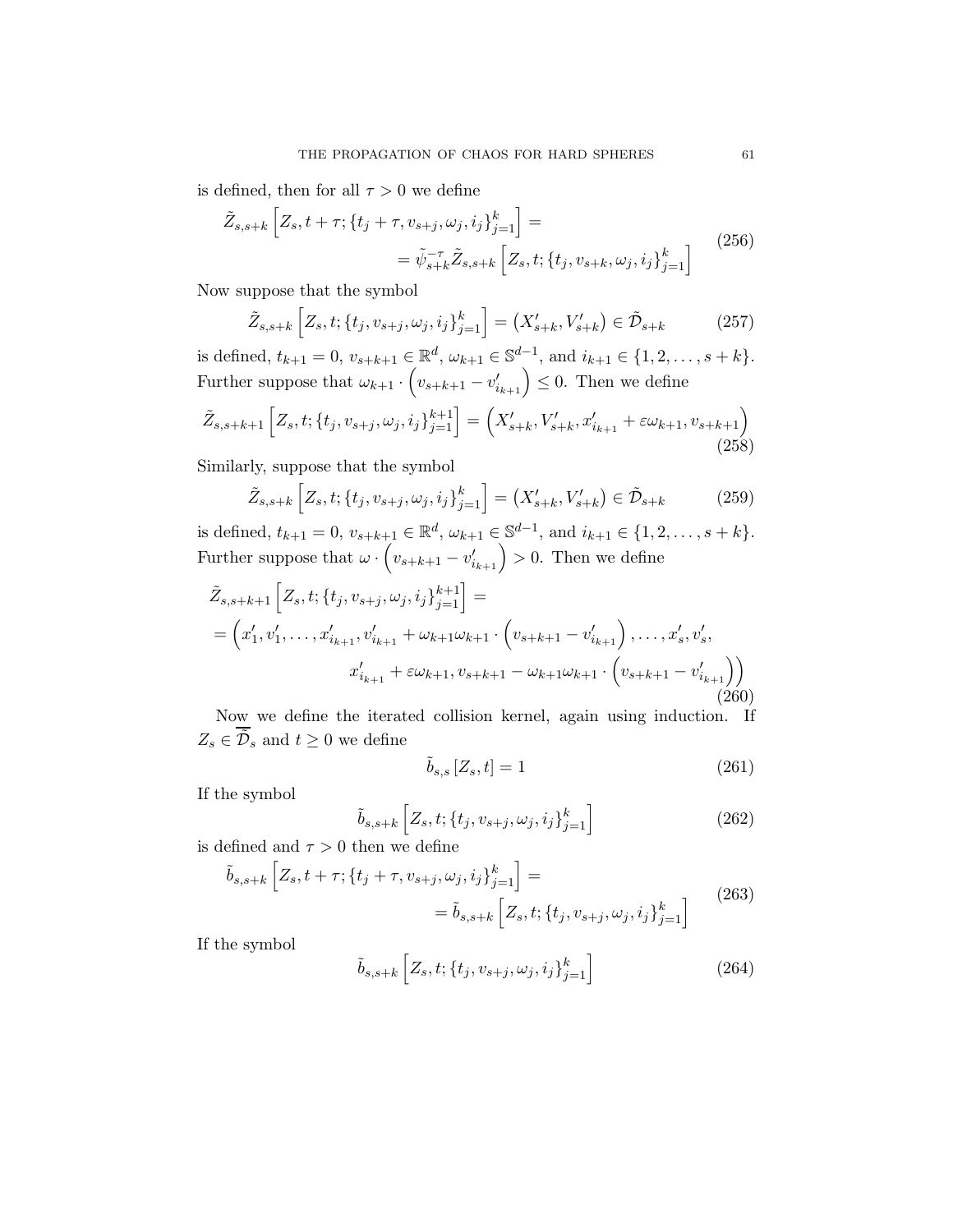is defined, then for all $\tau > 0$ we define

$$
\begin{aligned}
\tilde{Z}_{s,s+k}\left[Z_s, t+\tau; \{t_j+\tau, v_{s+j}, \omega_j, i_j\}_{j=1}^{k}\right] &= \\
&= \tilde{\psi}_{s+k}^{-\tau} \tilde{Z}_{s,s+k}\left[Z_s, t; \{t_j, v_{s+k}, \omega_j, i_j\}_{j=1}^{k}\right]
\end{aligned}
\tag{256}
$$

Now suppose that the symbol

$$
\tilde{Z}_{s,s+k}\left[Z_s, t; \{t_j, v_{s+j}, \omega_j, i_j\}_{j=1}^{k}\right] = \left(X'_{s+k}, V'_{s+k}\right) \in \tilde{\mathcal{D}}_{s+k} \tag{257}
$$

is defined, $t_{k+1} = 0$, $v_{s+k+1} \in \mathbb{R}^d$, $\omega_{k+1} \in \mathbb{S}^{d-1}$, and $i_{k+1} \in \{1, 2, \ldots, s+k\}$. Further suppose that $\omega_{k+1} \cdot \left(v_{s+k+1} - v'_{i_{k+1}}\right) \leq 0$. Then we define

$$
\tilde{Z}_{s,s+k+1}\left[Z_s, t; \{t_j, v_{s+j}, \omega_j, i_j\}_{j=1}^{k+1}\right] = \left(X'_{s+k}, V'_{s+k}, x'_{i_{k+1}} + \varepsilon\omega_{k+1}, v_{s+k+1}\right) \tag{258}
$$

Similarly, suppose that the symbol

$$
\tilde{Z}_{s,s+k}\left[Z_s, t; \{t_j, v_{s+j}, \omega_j, i_j\}_{j=1}^{k}\right] = \left(X'_{s+k}, V'_{s+k}\right) \in \tilde{\mathcal{D}}_{s+k} \tag{259}
$$

is defined, $t_{k+1} = 0$, $v_{s+k+1} \in \mathbb{R}^d$, $\omega_{k+1} \in \mathbb{S}^{d-1}$, and $i_{k+1} \in \{1, 2, \ldots, s+k\}$. Further suppose that $\omega \cdot \left(v_{s+k+1} - v'_{i_{k+1}}\right) > 0$. Then we define

$$
\begin{aligned}
&\tilde{Z}_{s,s+k+1}\left[Z_s, t; \{t_j, v_{s+j}, \omega_j, i_j\}_{j=1}^{k+1}\right] = \\
&= \Big(x'_1, v'_1, \ldots, x'_{i_{k+1}}, v'_{i_{k+1}} + \omega_{k+1}\omega_{k+1} \cdot \left(v_{s+k+1} - v'_{i_{k+1}}\right), \ldots, x'_s, v'_s, \\
&\qquad\qquad x'_{i_{k+1}} + \varepsilon\omega_{k+1}, v_{s+k+1} - \omega_{k+1}\omega_{k+1} \cdot \left(v_{s+k+1} - v'_{i_{k+1}}\right)\Big)
\end{aligned}
\tag{260}
$$

Now we define the iterated collision kernel, again using induction. If $Z_s \in \overline{\tilde{\mathcal{D}}}_s$ and $t \geq 0$ we define

$$
\tilde{b}_{s,s}\left[Z_s, t\right] = 1 \tag{261}
$$

If the symbol

$$
\tilde{b}_{s,s+k}\left[Z_s, t; \{t_j, v_{s+j}, \omega_j, i_j\}_{j=1}^{k}\right] \tag{262}
$$

is defined and $\tau > 0$ then we define

$$
\begin{aligned}
\tilde{b}_{s,s+k}\left[Z_s, t+\tau; \{t_j+\tau, v_{s+j}, \omega_j, i_j\}_{j=1}^{k}\right] &= \\
&= \tilde{b}_{s,s+k}\left[Z_s, t; \{t_j, v_{s+j}, \omega_j, i_j\}_{j=1}^{k}\right]
\end{aligned}
\tag{263}
$$

If the symbol

$$
\tilde{b}_{s,s+k}\left[Z_s, t; \{t_j, v_{s+j}, \omega_j, i_j\}_{j=1}^{k}\right] \tag{264}
$$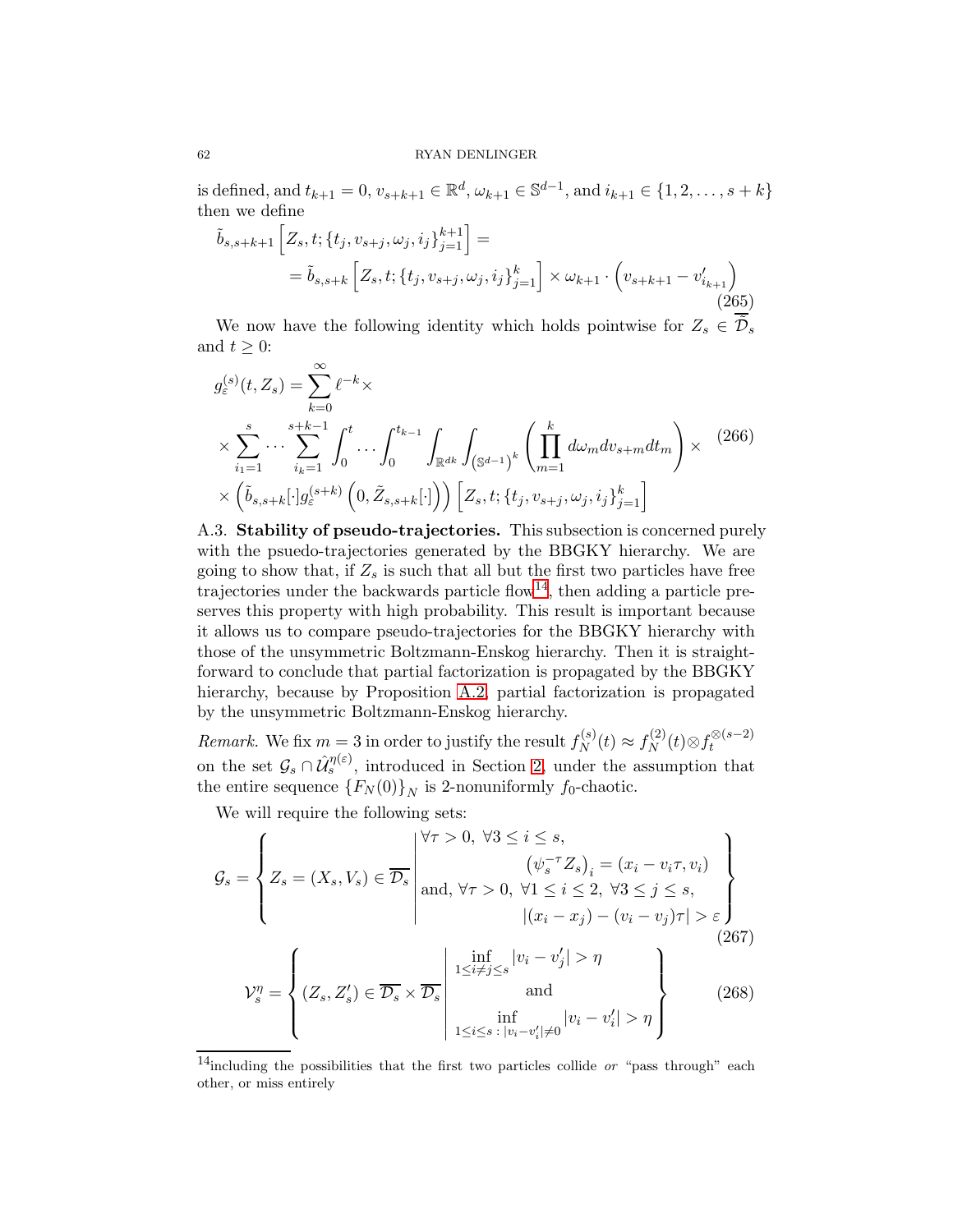is defined, and $t_{k+1} = 0$, $v_{s+k+1} \in \mathbb{R}^d$, $\omega_{k+1} \in \mathbb{S}^{d-1}$, and $i_{k+1} \in \{1, 2, \dots, s+k\}$ then we define

$$\tilde{b}_{s,s+k+1}\left[Z_s, t; \{t_j, v_{s+j}, \omega_j, i_j\}_{j=1}^{k+1}\right] = \\ = \tilde{b}_{s,s+k}\left[Z_s, t; \{t_j, v_{s+j}, \omega_j, i_j\}_{j=1}^{k}\right] \times \omega_{k+1} \cdot \left(v_{s+k+1} - v'_{i_{k+1}}\right) \tag{265}$$

We now have the following identity which holds pointwise for $Z_s \in \overline{\tilde{\mathcal{D}}}_s$ and $t \geq 0$:

$$g_\varepsilon^{(s)}(t, Z_s) = \sum_{k=0}^{\infty} \ell^{-k} \times \\ \times \sum_{i_1=1}^{s} \cdots \sum_{i_k=1}^{s+k-1} \int_0^t \cdots \int_0^{t_{k-1}} \int_{\mathbb{R}^{dk}} \int_{\left(\mathbb{S}^{d-1}\right)^k} \left( \prod_{m=1}^{k} d\omega_m dv_{s+m} dt_m \right) \times \\ \times \left( \tilde{b}_{s,s+k}[\cdot] g_\varepsilon^{(s+k)}\left(0, \tilde{Z}_{s,s+k}[\cdot]\right)\right) \left[Z_s, t; \{t_j, v_{s+j}, \omega_j, i_j\}_{j=1}^{k}\right] \tag{266}$$

A.3. **Stability of pseudo-trajectories.** This subsection is concerned purely with the psuedo-trajectories generated by the BBGKY hierarchy. We are going to show that, if $Z_s$ is such that all but the first two particles have free trajectories under the backwards particle flow[14], then adding a particle preserves this property with high probability. This result is important because it allows us to compare pseudo-trajectories for the BBGKY hierarchy with those of the unsymmetric Boltzmann-Enskog hierarchy. Then it is straightforward to conclude that partial factorization is propagated by the BBGKY hierarchy, because by Proposition A.2, partial factorization is propagated by the unsymmetric Boltzmann-Enskog hierarchy.

*Remark.* We fix $m = 3$ in order to justify the result $f_N^{(s)}(t) \approx f_N^{(2)}(t) \otimes f_t^{\otimes(s-2)}$ on the set $\mathcal{G}_s \cap \hat{\mathcal{U}}_s^{\eta(\varepsilon)}$, introduced in Section 2, under the assumption that the entire sequence $\{F_N(0)\}_N$ is 2-nonuniformly $f_0$-chaotic.

We will require the following sets:

$$\mathcal{G}_s = \left\{ Z_s = (X_s, V_s) \in \overline{\mathcal{D}_s} \;\middle|\; \begin{array}{l} \forall \tau > 0,\ \forall 3 \leq i \leq s, \\ \qquad\qquad \left(\psi_s^{-\tau} Z_s\right)_i = (x_i - v_i \tau, v_i) \\ \text{and, } \forall \tau > 0,\ \forall 1 \leq i \leq 2,\ \forall 3 \leq j \leq s, \\ \qquad\qquad |(x_i - x_j) - (v_i - v_j)\tau| > \varepsilon \end{array} \right\} \tag{267}$$

$$\mathcal{V}_s^\eta = \left\{ (Z_s, Z'_s) \in \overline{\mathcal{D}_s} \times \overline{\mathcal{D}_s} \;\middle|\; \begin{array}{c} \inf_{1 \leq i \neq j \leq s} |v_i - v'_j| > \eta \\ \text{and} \\ \inf_{1 \leq i \leq s \,:\, |v_i - v'_i| \neq 0} |v_i - v'_i| > \eta \end{array} \right\} \tag{268}$$

[14] including the possibilities that the first two particles collide *or* "pass through" each other, or miss entirely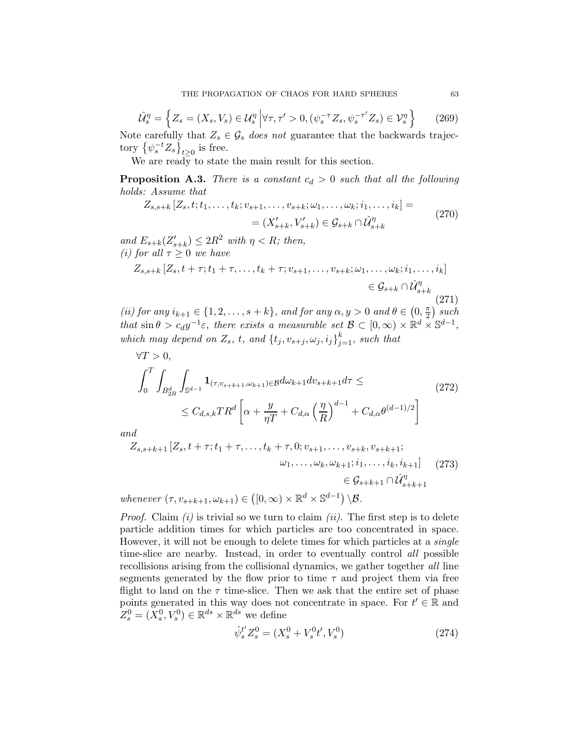$$\hat{\mathcal{U}}_s^\eta = \left\{ Z_s = (X_s, V_s) \in \mathcal{U}_s^\eta \,\middle|\, \forall \tau, \tau' > 0, (\psi_s^{-\tau} Z_s, \psi_s^{-\tau'} Z_s) \in \mathcal{V}_s^\eta \right\} \tag{269}$$

Note carefully that $Z_s \in \mathcal{G}_s$ *does not* guarantee that the backwards trajectory $\left\{\psi_s^{-t} Z_s\right\}_{t \geq 0}$ is free.

We are ready to state the main result for this section.

**Proposition A.3.** *There is a constant $c_d > 0$ such that all the following holds: Assume that*

$$\begin{aligned} Z_{s,s+k}\left[Z_s, t; t_1, \ldots, t_k; v_{s+1}, \ldots, v_{s+k}; \omega_1, \ldots, \omega_k; i_1, \ldots, i_k\right] = \\ = (X'_{s+k}, V'_{s+k}) \in \mathcal{G}_{s+k} \cap \hat{\mathcal{U}}_{s+k}^\eta \end{aligned} \tag{270}$$

*and $E_{s+k}(Z'_{s+k}) \leq 2R^2$ with $\eta < R$; then,*
*(i) for all $\tau \geq 0$ we have*

$$\begin{aligned} Z_{s,s+k}\left[Z_s, t+\tau; t_1+\tau, \ldots, t_k+\tau; v_{s+1}, \ldots, v_{s+k}; \omega_1, \ldots, \omega_k; i_1, \ldots, i_k\right] \\ \in \mathcal{G}_{s+k} \cap \hat{\mathcal{U}}_{s+k}^\eta \end{aligned} \tag{271}$$

*(ii) for any $i_{k+1} \in \{1, 2, \ldots, s+k\}$, and for any $\alpha, y > 0$ and $\theta \in \left(0, \frac{\pi}{2}\right)$ such that $\sin\theta > c_d y^{-1} \varepsilon$, there exists a measurable set $\mathcal{B} \subset [0,\infty) \times \mathbb{R}^d \times \mathbb{S}^{d-1}$, which may depend on $Z_s$, $t$, and $\left\{t_j, v_{s+j}, \omega_j, i_j\right\}_{j=1}^k$, such that*

$$\begin{aligned} &\forall T > 0, \\ &\int_0^T \int_{B_{2R}^d} \int_{\mathbb{S}^{d-1}} \mathbf{1}_{(\tau, v_{s+k+1}, \omega_{k+1}) \in \mathcal{B}} d\omega_{k+1} dv_{s+k+1} d\tau \leq \\ &\qquad \leq C_{d,s,k} T R^d \left[\alpha + \frac{y}{\eta T} + C_{d,\alpha}\left(\frac{\eta}{R}\right)^{d-1} + C_{d,\alpha}\theta^{(d-1)/2}\right] \end{aligned} \tag{272}$$

*and*

$$\begin{aligned} Z_{s,s+k+1}\left[Z_s, t+\tau; t_1+\tau, \ldots, t_k+\tau, 0; v_{s+1}, \ldots, v_{s+k}, v_{s+k+1};\right. \\ \left.\omega_1, \ldots, \omega_k, \omega_{k+1}; i_1, \ldots, i_k, i_{k+1}\right] \\ \in \mathcal{G}_{s+k+1} \cap \hat{\mathcal{U}}_{s+k+1}^\eta \end{aligned} \tag{273}$$

*whenever $(\tau, v_{s+k+1}, \omega_{k+1}) \in \left([0,\infty) \times \mathbb{R}^d \times \mathbb{S}^{d-1}\right) \backslash \mathcal{B}$.*

*Proof.* Claim *(i)* is trivial so we turn to claim *(ii)*. The first step is to delete particle addition times for which particles are too concentrated in space. However, it will not be enough to delete times for which particles at a *single* time-slice are nearby. Instead, in order to eventually control *all* possible recollisions arising from the collisional dynamics, we gather together *all* line segments generated by the flow prior to time $\tau$ and project them via free flight to land on the $\tau$ time-slice. Then we ask that the entire set of phase points generated in this way does not concentrate in space. For $t' \in \mathbb{R}$ and $Z_s^0 = (X_s^0, V_s^0) \in \mathbb{R}^{ds} \times \mathbb{R}^{ds}$ we define

$$\hat{\psi}_s^{t'} Z_s^0 = (X_s^0 + V_s^0 t', V_s^0) \tag{274}$$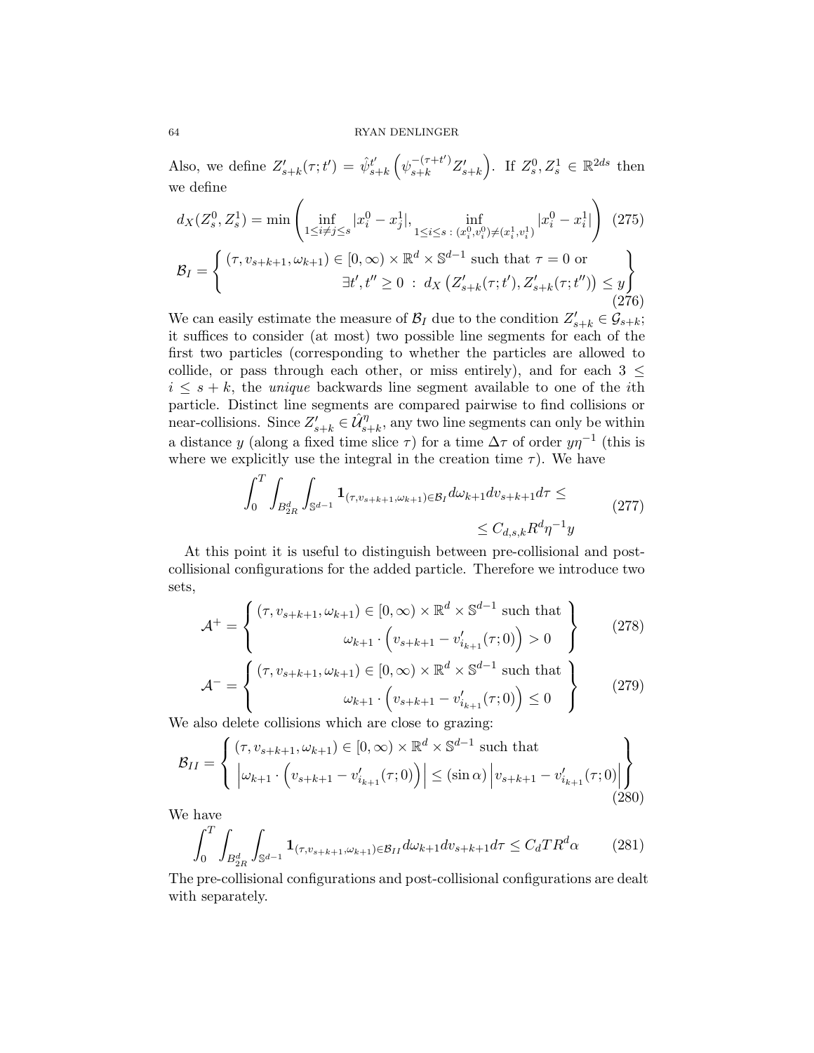Also, we define $Z'_{s+k}(\tau;t') = \hat{\psi}^{t'}_{s+k}\left(\psi^{-(\tau+t')}_{s+k} Z'_{s+k}\right)$. If $Z^0_s, Z^1_s \in \mathbb{R}^{2ds}$ then we define

$$d_X(Z^0_s, Z^1_s) = \min\left( \inf_{1\leq i\neq j\leq s} |x^0_i - x^1_j|, \inf_{1\leq i\leq s\,:\,(x^0_i,v^0_i)\neq(x^1_i,v^1_i)} |x^0_i - x^1_i| \right) \quad (275)$$

$$\mathcal{B}_I = \left\{ \begin{array}{r} (\tau, v_{s+k+1}, \omega_{k+1}) \in [0,\infty)\times\mathbb{R}^d\times\mathbb{S}^{d-1} \text{ such that } \tau = 0 \text{ or} \\ \exists t', t'' \geq 0 \;:\; d_X\left(Z'_{s+k}(\tau;t'), Z'_{s+k}(\tau;t'')\right) \leq y \end{array} \right\} \quad (276)$$

We can easily estimate the measure of $\mathcal{B}_I$ due to the condition $Z'_{s+k} \in \mathcal{G}_{s+k}$; it suffices to consider (at most) two possible line segments for each of the first two particles (corresponding to whether the particles are allowed to collide, or pass through each other, or miss entirely), and for each $3 \leq i \leq s+k$, the *unique* backwards line segment available to one of the $i$th particle. Distinct line segments are compared pairwise to find collisions or near-collisions. Since $Z'_{s+k} \in \hat{\mathcal{U}}^{\eta}_{s+k}$, any two line segments can only be within a distance $y$ (along a fixed time slice $\tau$) for a time $\Delta\tau$ of order $y\eta^{-1}$ (this is where we explicitly use the integral in the creation time $\tau$). We have

$$\int_0^T \int_{B^d_{2R}} \int_{\mathbb{S}^{d-1}} \mathbf{1}_{(\tau,v_{s+k+1},\omega_{k+1})\in\mathcal{B}_I} d\omega_{k+1} dv_{s+k+1} d\tau \leq \\ \leq C_{d,s,k} R^d \eta^{-1} y \quad (277)$$

At this point it is useful to distinguish between pre-collisional and post-collisional configurations for the added particle. Therefore we introduce two sets,

$$\mathcal{A}^+ = \left\{ \begin{array}{r} (\tau, v_{s+k+1}, \omega_{k+1}) \in [0,\infty)\times\mathbb{R}^d\times\mathbb{S}^{d-1} \text{ such that} \\ \omega_{k+1}\cdot\left(v_{s+k+1} - v'_{i_{k+1}}(\tau;0)\right) > 0 \end{array} \right\} \quad (278)$$

$$\mathcal{A}^- = \left\{ \begin{array}{r} (\tau, v_{s+k+1}, \omega_{k+1}) \in [0,\infty)\times\mathbb{R}^d\times\mathbb{S}^{d-1} \text{ such that} \\ \omega_{k+1}\cdot\left(v_{s+k+1} - v'_{i_{k+1}}(\tau;0)\right) \leq 0 \end{array} \right\} \quad (279)$$

We also delete collisions which are close to grazing:

$$\mathcal{B}_{II} = \left\{ \begin{array}{l} (\tau, v_{s+k+1}, \omega_{k+1}) \in [0,\infty)\times\mathbb{R}^d\times\mathbb{S}^{d-1} \text{ such that} \\ \left|\omega_{k+1}\cdot\left(v_{s+k+1} - v'_{i_{k+1}}(\tau;0)\right)\right| \leq (\sin\alpha)\left|v_{s+k+1} - v'_{i_{k+1}}(\tau;0)\right| \end{array} \right\} \quad (280)$$

We have

$$\int_0^T \int_{B^d_{2R}} \int_{\mathbb{S}^{d-1}} \mathbf{1}_{(\tau,v_{s+k+1},\omega_{k+1})\in\mathcal{B}_{II}} d\omega_{k+1} dv_{s+k+1} d\tau \leq C_d T R^d \alpha \quad (281)$$

The pre-collisional configurations and post-collisional configurations are dealt with separately.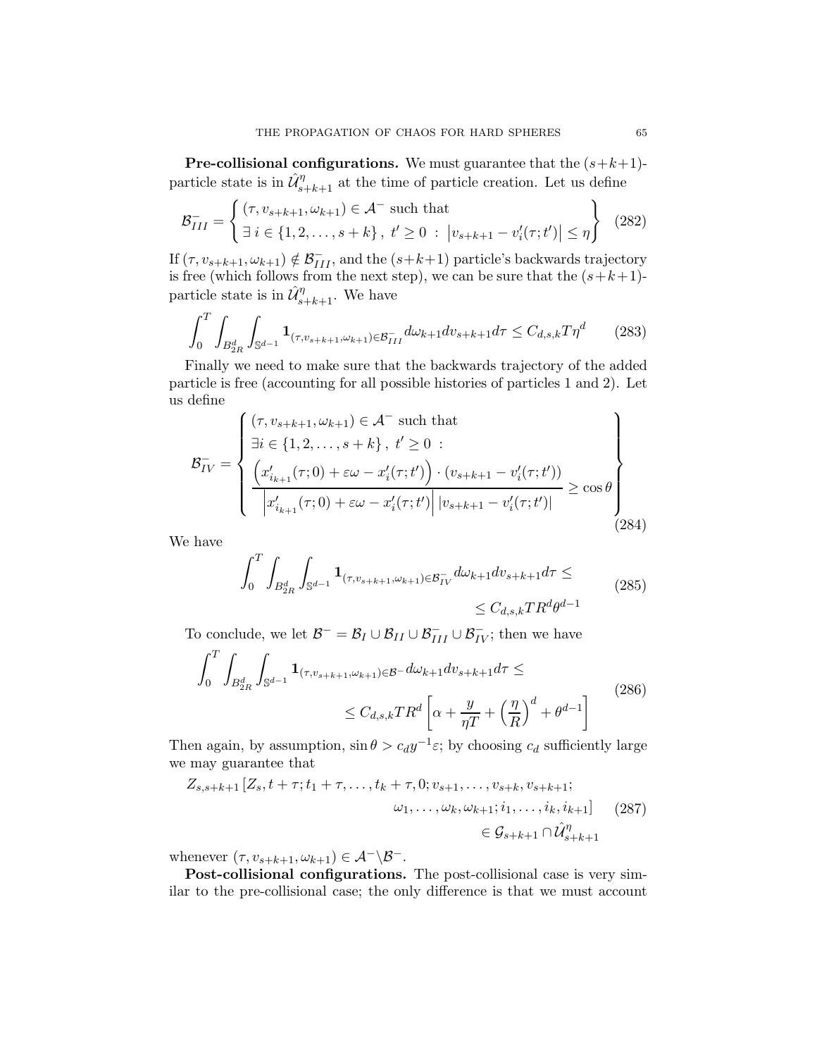**Pre-collisional configurations.** We must guarantee that the $(s+k+1)$-particle state is in $\hat{\mathcal{U}}^\eta_{s+k+1}$ at the time of particle creation. Let us define

$$\mathcal{B}^-_{III} = \left\{ \begin{array}{l} (\tau, v_{s+k+1}, \omega_{k+1}) \in \mathcal{A}^- \text{ such that} \\ \exists \; i \in \{1,2,\dots,s+k\} \, , \; t' \geq 0 \; : \; \left| v_{s+k+1} - v_i'(\tau;t') \right| \leq \eta \end{array} \right\} \tag{282}$$

If $(\tau, v_{s+k+1}, \omega_{k+1}) \notin \mathcal{B}^-_{III}$, and the $(s+k+1)$ particle's backwards trajectory is free (which follows from the next step), we can be sure that the $(s+k+1)$-particle state is in $\hat{\mathcal{U}}^\eta_{s+k+1}$. We have

$$\int_0^T \int_{B^d_{2R}} \int_{\mathbb{S}^{d-1}} \mathbf{1}_{(\tau, v_{s+k+1}, \omega_{k+1}) \in \mathcal{B}^-_{III}} d\omega_{k+1} dv_{s+k+1} d\tau \leq C_{d,s,k} T \eta^d \tag{283}$$

Finally we need to make sure that the backwards trajectory of the added particle is free (accounting for all possible histories of particles 1 and 2). Let us define

$$\mathcal{B}^-_{IV} = \left\{ \begin{array}{l} (\tau, v_{s+k+1}, \omega_{k+1}) \in \mathcal{A}^- \text{ such that} \\ \exists i \in \{1,2,\dots,s+k\} \, , \; t' \geq 0 \; : \\ \dfrac{\left( x'_{i_{k+1}}(\tau;0) + \varepsilon\omega - x_i'(\tau;t') \right) \cdot (v_{s+k+1} - v_i'(\tau;t'))}{\left| x'_{i_{k+1}}(\tau;0) + \varepsilon\omega - x_i'(\tau;t') \right| \left| v_{s+k+1} - v_i'(\tau;t') \right|} \geq \cos\theta \end{array} \right\} \tag{284}$$

We have

$$\int_0^T \int_{B^d_{2R}} \int_{\mathbb{S}^{d-1}} \mathbf{1}_{(\tau, v_{s+k+1}, \omega_{k+1}) \in \mathcal{B}^-_{IV}} d\omega_{k+1} dv_{s+k+1} d\tau \leq \leq C_{d,s,k} T R^d \theta^{d-1} \tag{285}$$

To conclude, we let $\mathcal{B}^- = \mathcal{B}_I \cup \mathcal{B}_{II} \cup \mathcal{B}^-_{III} \cup \mathcal{B}^-_{IV}$; then we have

$$\int_0^T \int_{B^d_{2R}} \int_{\mathbb{S}^{d-1}} \mathbf{1}_{(\tau, v_{s+k+1}, \omega_{k+1}) \in \mathcal{B}^-} d\omega_{k+1} dv_{s+k+1} d\tau \leq \leq C_{d,s,k} T R^d \left[ \alpha + \frac{y}{\eta T} + \left( \frac{\eta}{R} \right)^d + \theta^{d-1} \right] \tag{286}$$

Then again, by assumption, $\sin\theta > c_d y^{-1} \varepsilon$; by choosing $c_d$ sufficiently large we may guarantee that

$$\begin{aligned} Z_{s,s+k+1} [ Z_s, t+\tau; t_1+\tau, \dots, t_k+\tau, 0; v_{s+1}, \dots, v_{s+k}, v_{s+k+1}; \\ \omega_1, \dots, \omega_k, \omega_{k+1}; i_1, \dots, i_k, i_{k+1} ] \\ \in \mathcal{G}_{s+k+1} \cap \hat{\mathcal{U}}^\eta_{s+k+1} \end{aligned} \tag{287}$$

whenever $(\tau, v_{s+k+1}, \omega_{k+1}) \in \mathcal{A}^- \backslash \mathcal{B}^-$.

**Post-collisional configurations.** The post-collisional case is very similar to the pre-collisional case; the only difference is that we must account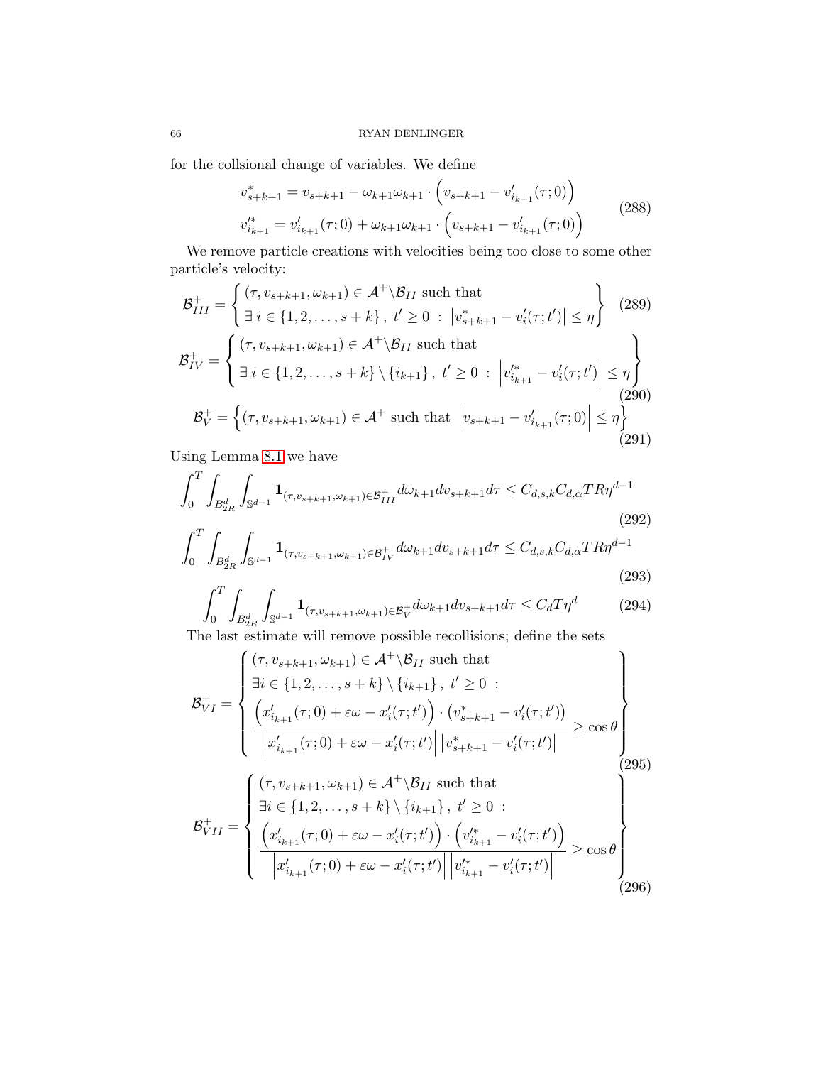for the collsional change of variables. We define

$$
\begin{aligned}
v^*_{s+k+1} &= v_{s+k+1} - \omega_{k+1}\omega_{k+1} \cdot \left( v_{s+k+1} - v'_{i_{k+1}}(\tau;0) \right) \\
v'^*_{i_{k+1}} &= v'_{i_{k+1}}(\tau;0) + \omega_{k+1}\omega_{k+1} \cdot \left( v_{s+k+1} - v'_{i_{k+1}}(\tau;0) \right)
\end{aligned}
\tag{288}
$$

We remove particle creations with velocities being too close to some other particle's velocity:

$$
\mathcal{B}^+_{III} = \left\{ \begin{array}{l} (\tau, v_{s+k+1}, \omega_{k+1}) \in \mathcal{A}^+ \backslash \mathcal{B}_{II} \text{ such that} \\ \exists\, i \in \{1,2,\ldots,s+k\}\,,\ t' \geq 0\ :\ \left| v^*_{s+k+1} - v'_i(\tau;t') \right| \leq \eta \end{array} \right\} \tag{289}
$$

$$
\mathcal{B}^+_{IV} = \left\{ \begin{array}{l} (\tau, v_{s+k+1}, \omega_{k+1}) \in \mathcal{A}^+ \backslash \mathcal{B}_{II} \text{ such that} \\ \exists\, i \in \{1,2,\ldots,s+k\} \setminus \{i_{k+1}\}\,,\ t' \geq 0\ :\ \left| v'^*_{i_{k+1}} - v'_i(\tau;t') \right| \leq \eta \end{array} \right\} \tag{290}
$$

$$
\mathcal{B}^+_V = \left\{ (\tau, v_{s+k+1}, \omega_{k+1}) \in \mathcal{A}^+ \text{ such that } \left| v_{s+k+1} - v'_{i_{k+1}}(\tau;0) \right| \leq \eta \right\} \tag{291}
$$

Using Lemma 8.1 we have

$$
\int_0^T \int_{B^d_{2R}} \int_{\mathbb{S}^{d-1}} \mathbf{1}_{(\tau, v_{s+k+1}, \omega_{k+1}) \in \mathcal{B}^+_{III}} d\omega_{k+1} dv_{s+k+1} d\tau \leq C_{d,s,k} C_{d,\alpha} T R \eta^{d-1} \tag{292}
$$

$$
\int_0^T \int_{B^d_{2R}} \int_{\mathbb{S}^{d-1}} \mathbf{1}_{(\tau, v_{s+k+1}, \omega_{k+1}) \in \mathcal{B}^+_{IV}} d\omega_{k+1} dv_{s+k+1} d\tau \leq C_{d,s,k} C_{d,\alpha} T R \eta^{d-1} \tag{293}
$$

$$
\int_0^T \int_{B^d_{2R}} \int_{\mathbb{S}^{d-1}} \mathbf{1}_{(\tau, v_{s+k+1}, \omega_{k+1}) \in \mathcal{B}^+_{V}} d\omega_{k+1} dv_{s+k+1} d\tau \leq C_d T \eta^{d} \tag{294}
$$

The last estimate will remove possible recollisions; define the sets

$$
\mathcal{B}^+_{VI} = \left\{ \begin{array}{l} (\tau, v_{s+k+1}, \omega_{k+1}) \in \mathcal{A}^+ \backslash \mathcal{B}_{II} \text{ such that} \\ \exists i \in \{1,2,\ldots,s+k\} \setminus \{i_{k+1}\}\,,\ t' \geq 0\ : \\ \dfrac{\left( x'_{i_{k+1}}(\tau;0) + \varepsilon\omega - x'_i(\tau;t') \right) \cdot \left( v^*_{s+k+1} - v'_i(\tau;t') \right)}{\left| x'_{i_{k+1}}(\tau;0) + \varepsilon\omega - x'_i(\tau;t') \right| \left| v^*_{s+k+1} - v'_i(\tau;t') \right|} \geq \cos\theta \end{array} \right\} \tag{295}
$$

$$
\mathcal{B}^+_{VII} = \left\{ \begin{array}{l} (\tau, v_{s+k+1}, \omega_{k+1}) \in \mathcal{A}^+ \backslash \mathcal{B}_{II} \text{ such that} \\ \exists i \in \{1,2,\ldots,s+k\} \setminus \{i_{k+1}\}\,,\ t' \geq 0\ : \\ \dfrac{\left( x'_{i_{k+1}}(\tau;0) + \varepsilon\omega - x'_i(\tau;t') \right) \cdot \left( v'^*_{i_{k+1}} - v'_i(\tau;t') \right)}{\left| x'_{i_{k+1}}(\tau;0) + \varepsilon\omega - x'_i(\tau;t') \right| \left| v'^*_{i_{k+1}} - v'_i(\tau;t') \right|} \geq \cos\theta \end{array} \right\} \tag{296}
$$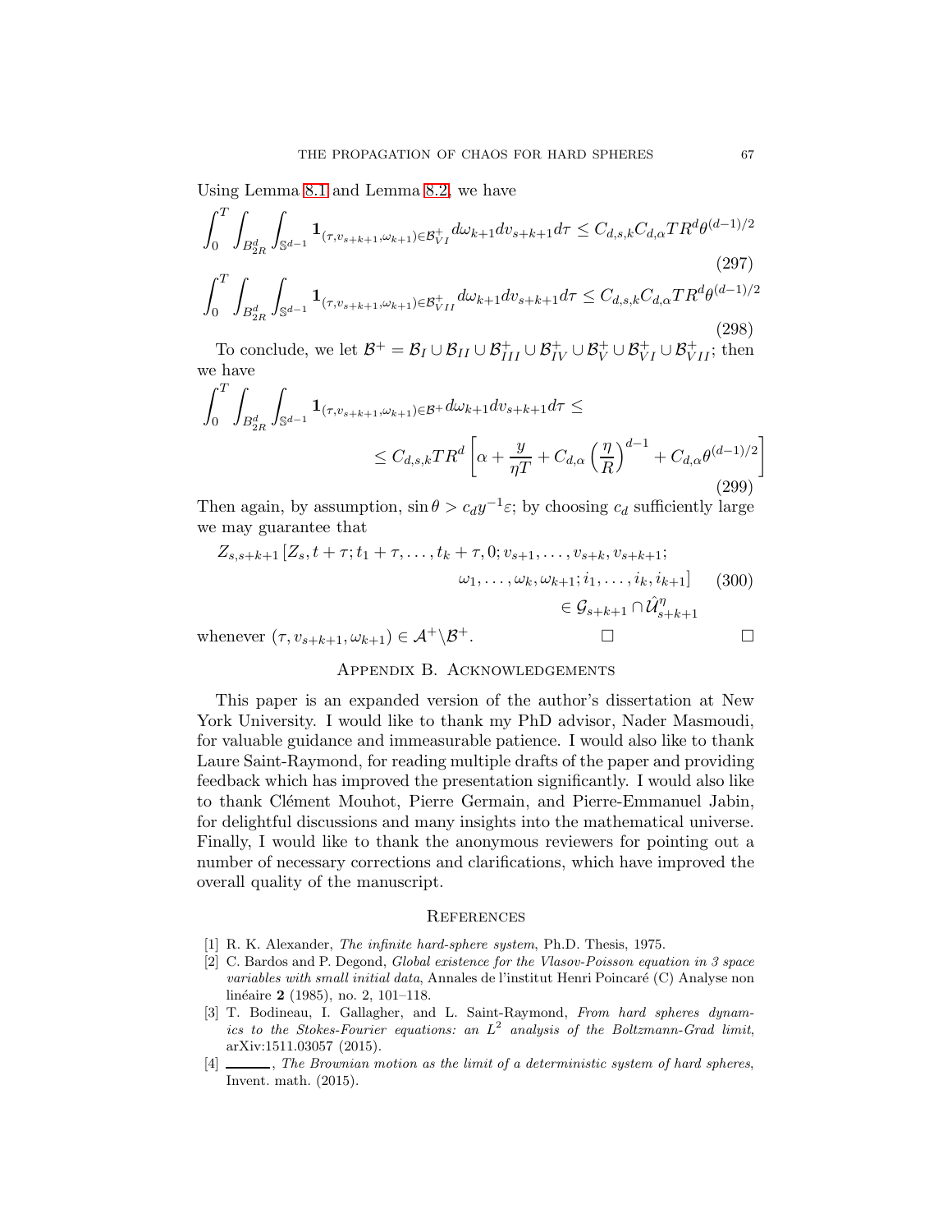Using Lemma 8.1 and Lemma 8.2, we have

$$\int_0^T \int_{B_{2R}^d} \int_{\mathbb{S}^{d-1}} \mathbf{1}_{(\tau, v_{s+k+1}, \omega_{k+1}) \in \mathcal{B}_{VI}^+} d\omega_{k+1} dv_{s+k+1} d\tau \leq C_{d,s,k} C_{d,\alpha} T R^d \theta^{(d-1)/2} \tag{297}$$

$$\int_0^T \int_{B_{2R}^d} \int_{\mathbb{S}^{d-1}} \mathbf{1}_{(\tau, v_{s+k+1}, \omega_{k+1}) \in \mathcal{B}_{VII}^+} d\omega_{k+1} dv_{s+k+1} d\tau \leq C_{d,s,k} C_{d,\alpha} T R^d \theta^{(d-1)/2} \tag{298}$$

To conclude, we let $\mathcal{B}^+ = \mathcal{B}_I \cup \mathcal{B}_{II} \cup \mathcal{B}_{III}^+ \cup \mathcal{B}_{IV}^+ \cup \mathcal{B}_V^+ \cup \mathcal{B}_{VI}^+ \cup \mathcal{B}_{VII}^+$; then we have

$$\int_0^T \int_{B_{2R}^d} \int_{\mathbb{S}^{d-1}} \mathbf{1}_{(\tau, v_{s+k+1}, \omega_{k+1}) \in \mathcal{B}^+} d\omega_{k+1} dv_{s+k+1} d\tau \leq$$
$$\leq C_{d,s,k} T R^d \left[ \alpha + \frac{y}{\eta T} + C_{d,\alpha} \left( \frac{\eta}{R} \right)^{d-1} + C_{d,\alpha} \theta^{(d-1)/2} \right] \tag{299}$$

Then again, by assumption, $\sin \theta > c_d y^{-1} \varepsilon$; by choosing $c_d$ sufficiently large we may guarantee that

$$\begin{aligned} Z_{s,s+k+1} [Z_s, t+\tau; t_1 + \tau, \ldots, t_k + \tau, 0; v_{s+1}, \ldots, v_{s+k}, v_{s+k+1}; \\ \omega_1, \ldots, \omega_k, \omega_{k+1}; i_1, \ldots, i_k, i_{k+1}] \\ \in \mathcal{G}_{s+k+1} \cap \hat{\mathcal{U}}^{\eta}_{s+k+1} \end{aligned} \tag{300}$$

whenever $(\tau, v_{s+k+1}, \omega_{k+1}) \in \mathcal{A}^+ \backslash \mathcal{B}^+$. □ □

## Appendix B. Acknowledgements

This paper is an expanded version of the author's dissertation at New York University. I would like to thank my PhD advisor, Nader Masmoudi, for valuable guidance and immeasurable patience. I would also like to thank Laure Saint-Raymond, for reading multiple drafts of the paper and providing feedback which has improved the presentation significantly. I would also like to thank Clément Mouhot, Pierre Germain, and Pierre-Emmanuel Jabin, for delightful discussions and many insights into the mathematical universe. Finally, I would like to thank the anonymous reviewers for pointing out a number of necessary corrections and clarifications, which have improved the overall quality of the manuscript.

## References

[1] R. K. Alexander, *The infinite hard-sphere system*, Ph.D. Thesis, 1975.

[2] C. Bardos and P. Degond, *Global existence for the Vlasov-Poisson equation in 3 space variables with small initial data*, Annales de l'institut Henri Poincaré (C) Analyse non linéaire **2** (1985), no. 2, 101–118.

[3] T. Bodineau, I. Gallagher, and L. Saint-Raymond, *From hard spheres dynamics to the Stokes-Fourier equations: an $L^2$ analysis of the Boltzmann-Grad limit*, arXiv:1511.03057 (2015).

[4] ———, *The Brownian motion as the limit of a deterministic system of hard spheres*, Invent. math. (2015).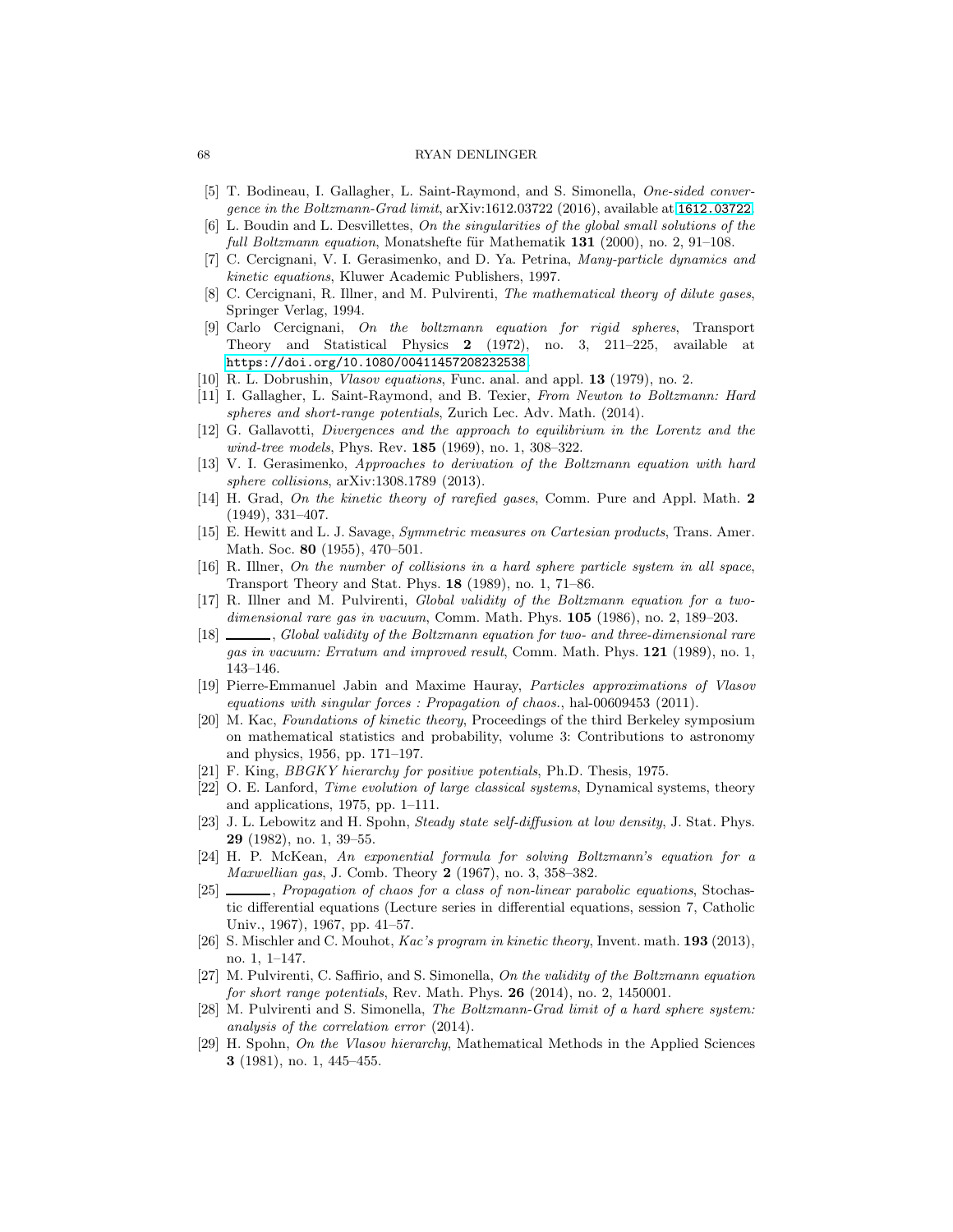[5] T. Bodineau, I. Gallagher, L. Saint-Raymond, and S. Simonella, *One-sided convergence in the Boltzmann-Grad limit*, arXiv:1612.03722 (2016), available at 1612.03722.

[6] L. Boudin and L. Desvillettes, *On the singularities of the global small solutions of the full Boltzmann equation*, Monatshefte für Mathematik **131** (2000), no. 2, 91–108.

[7] C. Cercignani, V. I. Gerasimenko, and D. Ya. Petrina, *Many-particle dynamics and kinetic equations*, Kluwer Academic Publishers, 1997.

[8] C. Cercignani, R. Illner, and M. Pulvirenti, *The mathematical theory of dilute gases*, Springer Verlag, 1994.

[9] Carlo Cercignani, *On the boltzmann equation for rigid spheres*, Transport Theory and Statistical Physics **2** (1972), no. 3, 211–225, available at https://doi.org/10.1080/00411457208232538.

[10] R. L. Dobrushin, *Vlasov equations*, Func. anal. and appl. **13** (1979), no. 2.

[11] I. Gallagher, L. Saint-Raymond, and B. Texier, *From Newton to Boltzmann: Hard spheres and short-range potentials*, Zurich Lec. Adv. Math. (2014).

[12] G. Gallavotti, *Divergences and the approach to equilibrium in the Lorentz and the wind-tree models*, Phys. Rev. **185** (1969), no. 1, 308–322.

[13] V. I. Gerasimenko, *Approaches to derivation of the Boltzmann equation with hard sphere collisions*, arXiv:1308.1789 (2013).

[14] H. Grad, *On the kinetic theory of rarefied gases*, Comm. Pure and Appl. Math. **2** (1949), 331–407.

[15] E. Hewitt and L. J. Savage, *Symmetric measures on Cartesian products*, Trans. Amer. Math. Soc. **80** (1955), 470–501.

[16] R. Illner, *On the number of collisions in a hard sphere particle system in all space*, Transport Theory and Stat. Phys. **18** (1989), no. 1, 71–86.

[17] R. Illner and M. Pulvirenti, *Global validity of the Boltzmann equation for a two-dimensional rare gas in vacuum*, Comm. Math. Phys. **105** (1986), no. 2, 189–203.

[18] ———, *Global validity of the Boltzmann equation for two- and three-dimensional rare gas in vacuum: Erratum and improved result*, Comm. Math. Phys. **121** (1989), no. 1, 143–146.

[19] Pierre-Emmanuel Jabin and Maxime Hauray, *Particles approximations of Vlasov equations with singular forces : Propagation of chaos.*, hal-00609453 (2011).

[20] M. Kac, *Foundations of kinetic theory*, Proceedings of the third Berkeley symposium on mathematical statistics and probability, volume 3: Contributions to astronomy and physics, 1956, pp. 171–197.

[21] F. King, *BBGKY hierarchy for positive potentials*, Ph.D. Thesis, 1975.

[22] O. E. Lanford, *Time evolution of large classical systems*, Dynamical systems, theory and applications, 1975, pp. 1–111.

[23] J. L. Lebowitz and H. Spohn, *Steady state self-diffusion at low density*, J. Stat. Phys. **29** (1982), no. 1, 39–55.

[24] H. P. McKean, *An exponential formula for solving Boltzmann's equation for a Maxwellian gas*, J. Comb. Theory **2** (1967), no. 3, 358–382.

[25] ———, *Propagation of chaos for a class of non-linear parabolic equations*, Stochastic differential equations (Lecture series in differential equations, session 7, Catholic Univ., 1967), 1967, pp. 41–57.

[26] S. Mischler and C. Mouhot, *Kac's program in kinetic theory*, Invent. math. **193** (2013), no. 1, 1–147.

[27] M. Pulvirenti, C. Saffirio, and S. Simonella, *On the validity of the Boltzmann equation for short range potentials*, Rev. Math. Phys. **26** (2014), no. 2, 1450001.

[28] M. Pulvirenti and S. Simonella, *The Boltzmann-Grad limit of a hard sphere system: analysis of the correlation error* (2014).

[29] H. Spohn, *On the Vlasov hierarchy*, Mathematical Methods in the Applied Sciences **3** (1981), no. 1, 445–455.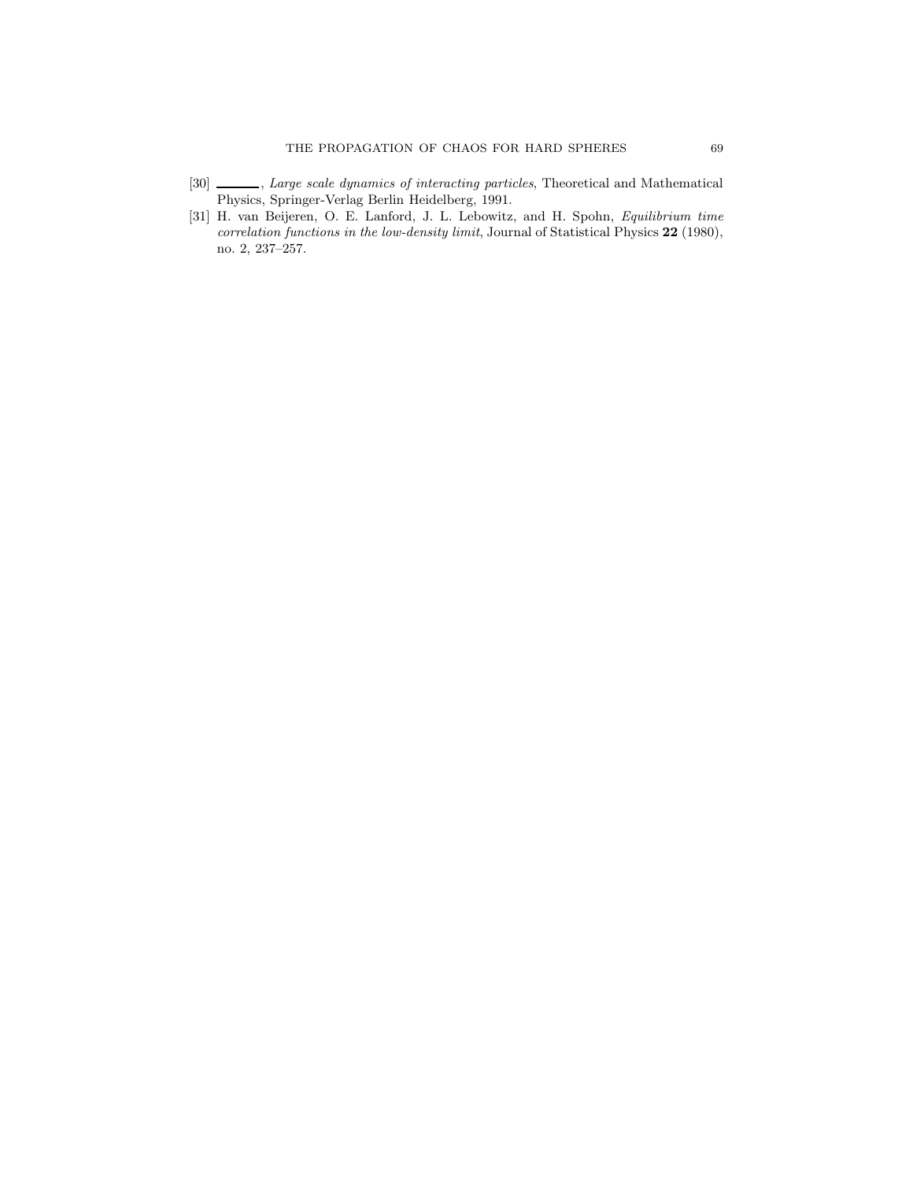[30] ———, *Large scale dynamics of interacting particles*, Theoretical and Mathematical Physics, Springer-Verlag Berlin Heidelberg, 1991.

[31] H. van Beijeren, O. E. Lanford, J. L. Lebowitz, and H. Spohn, *Equilibrium time correlation functions in the low-density limit*, Journal of Statistical Physics **22** (1980), no. 2, 237–257.